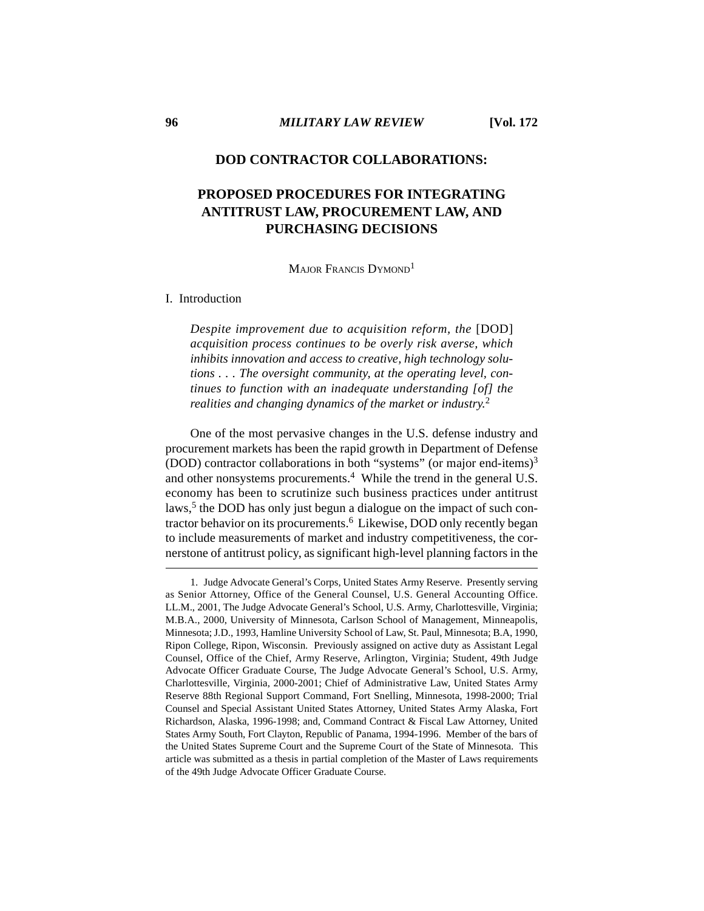# DOD CONTRACTOR COLLABORATIONS:

## PROPOSED PROCEDURES FOR INTEGRATING ANTITRUST LAW, PROCUREMENT LAW, AND PURCHASING DECISIONS

MAJOR FRANCIS DYMOND[1]

### I. Introduction

> *Despite improvement due to acquisition reform, the* [DOD] *acquisition process continues to be overly risk averse, which inhibits innovation and access to creative, high technology solutions . . . The oversight community, at the operating level, continues to function with an inadequate understanding [of] the realities and changing dynamics of the market or industry.*[2]

One of the most pervasive changes in the U.S. defense industry and procurement markets has been the rapid growth in Department of Defense (DOD) contractor collaborations in both "systems" (or major end-items)[3] and other nonsystems procurements.[4] While the trend in the general U.S. economy has been to scrutinize such business practices under antitrust laws,[5] the DOD has only just begun a dialogue on the impact of such contractor behavior on its procurements.[6] Likewise, DOD only recently began to include measurements of market and industry competitiveness, the cornerstone of antitrust policy, as significant high-level planning factors in the

---

1. Judge Advocate General's Corps, United States Army Reserve. Presently serving as Senior Attorney, Office of the General Counsel, U.S. General Accounting Office. LL.M., 2001, The Judge Advocate General's School, U.S. Army, Charlottesville, Virginia; M.B.A., 2000, University of Minnesota, Carlson School of Management, Minneapolis, Minnesota; J.D., 1993, Hamline University School of Law, St. Paul, Minnesota; B.A, 1990, Ripon College, Ripon, Wisconsin. Previously assigned on active duty as Assistant Legal Counsel, Office of the Chief, Army Reserve, Arlington, Virginia; Student, 49th Judge Advocate Officer Graduate Course, The Judge Advocate General's School, U.S. Army, Charlottesville, Virginia, 2000-2001; Chief of Administrative Law, United States Army Reserve 88th Regional Support Command, Fort Snelling, Minnesota, 1998-2000; Trial Counsel and Special Assistant United States Attorney, United States Army Alaska, Fort Richardson, Alaska, 1996-1998; and, Command Contract & Fiscal Law Attorney, United States Army South, Fort Clayton, Republic of Panama, 1994-1996. Member of the bars of the United States Supreme Court and the Supreme Court of the State of Minnesota. This article was submitted as a thesis in partial completion of the Master of Laws requirements of the 49th Judge Advocate Officer Graduate Course.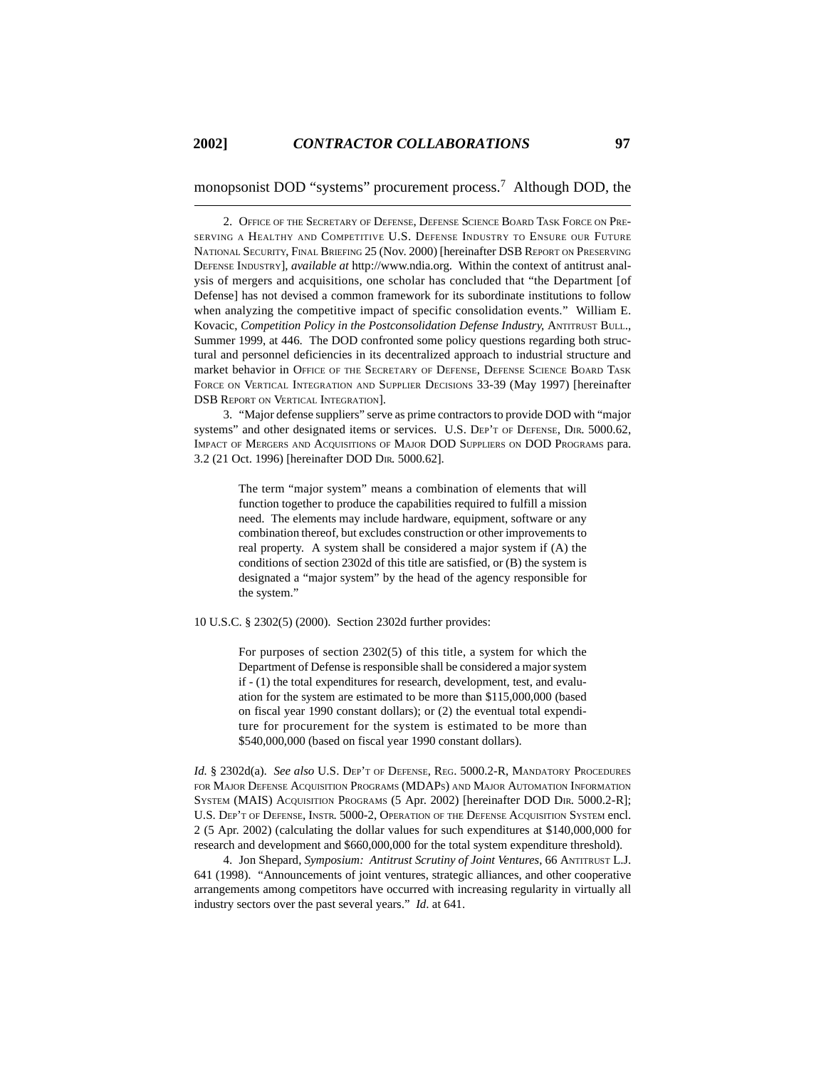monopsonist DOD "systems" procurement process.[7] Although DOD, the

---

2. Office of the Secretary of Defense, Defense Science Board Task Force on Preserving a Healthy and Competitive U.S. Defense Industry to Ensure our Future National Security, Final Briefing 25 (Nov. 2000) [hereinafter DSB Report on Preserving Defense Industry], *available at* http://www.ndia.org. Within the context of antitrust analysis of mergers and acquisitions, one scholar has concluded that "the Department [of Defense] has not devised a common framework for its subordinate institutions to follow when analyzing the competitive impact of specific consolidation events." William E. Kovacic, *Competition Policy in the Postconsolidation Defense Industry,* Antitrust Bull., Summer 1999, at 446. The DOD confronted some policy questions regarding both structural and personnel deficiencies in its decentralized approach to industrial structure and market behavior in Office of the Secretary of Defense, Defense Science Board Task Force on Vertical Integration and Supplier Decisions 33-39 (May 1997) [hereinafter DSB Report on Vertical Integration].

3. "Major defense suppliers" serve as prime contractors to provide DOD with "major systems" and other designated items or services. U.S. Dep't of Defense, Dir. 5000.62, Impact of Mergers and Acquisitions of Major DOD Suppliers on DOD Programs para. 3.2 (21 Oct. 1996) [hereinafter DOD Dir. 5000.62].

> The term "major system" means a combination of elements that will function together to produce the capabilities required to fulfill a mission need. The elements may include hardware, equipment, software or any combination thereof, but excludes construction or other improvements to real property. A system shall be considered a major system if (A) the conditions of section 2302d of this title are satisfied, or (B) the system is designated a "major system" by the head of the agency responsible for the system."

10 U.S.C. § 2302(5) (2000). Section 2302d further provides:

> For purposes of section 2302(5) of this title, a system for which the Department of Defense is responsible shall be considered a major system if - (1) the total expenditures for research, development, test, and evaluation for the system are estimated to be more than $115,000,000 (based on fiscal year 1990 constant dollars); or (2) the eventual total expenditure for procurement for the system is estimated to be more than $540,000,000 (based on fiscal year 1990 constant dollars).

*Id.* § 2302d(a). *See also* U.S. Dep't of Defense, Reg. 5000.2-R, Mandatory Procedures for Major Defense Acquisition Programs (MDAPs) and Major Automation Information System (MAIS) Acquisition Programs (5 Apr. 2002) [hereinafter DOD Dir. 5000.2-R]; U.S. Dep't of Defense, Instr. 5000-2, Operation of the Defense Acquisition System encl. 2 (5 Apr. 2002) (calculating the dollar values for such expenditures at $140,000,000 for research and development and $660,000,000 for the total system expenditure threshold).

4. Jon Shepard, *Symposium: Antitrust Scrutiny of Joint Ventures*, 66 Antitrust L.J. 641 (1998). "Announcements of joint ventures, strategic alliances, and other cooperative arrangements among competitors have occurred with increasing regularity in virtually all industry sectors over the past several years." *Id.* at 641.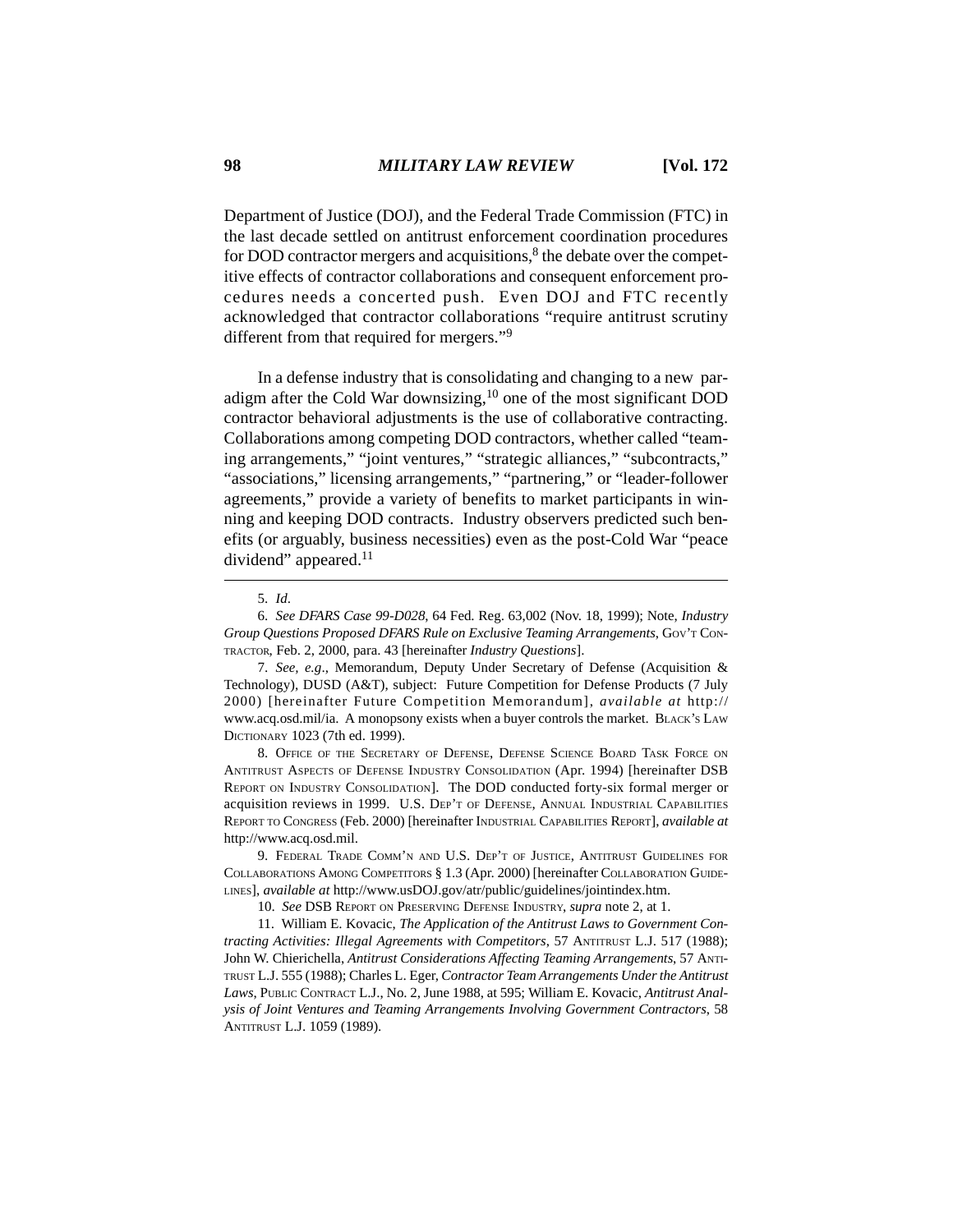Department of Justice (DOJ), and the Federal Trade Commission (FTC) in the last decade settled on antitrust enforcement coordination procedures for DOD contractor mergers and acquisitions,[8] the debate over the competitive effects of contractor collaborations and consequent enforcement procedures needs a concerted push. Even DOJ and FTC recently acknowledged that contractor collaborations "require antitrust scrutiny different from that required for mergers."[9]

In a defense industry that is consolidating and changing to a new paradigm after the Cold War downsizing,[10] one of the most significant DOD contractor behavioral adjustments is the use of collaborative contracting. Collaborations among competing DOD contractors, whether called "teaming arrangements," "joint ventures," "strategic alliances," "subcontracts," "associations," licensing arrangements," "partnering," or "leader-follower agreements," provide a variety of benefits to market participants in winning and keeping DOD contracts. Industry observers predicted such benefits (or arguably, business necessities) even as the post-Cold War "peace dividend" appeared.[11]

---

5. *Id*.

6. *See DFARS Case 99-D028*, 64 Fed. Reg. 63,002 (Nov. 18, 1999); Note, *Industry Group Questions Proposed DFARS Rule on Exclusive Teaming Arrangements*, GOV'T CONTRACTOR, Feb. 2, 2000, para. 43 [hereinafter *Industry Questions*].

7. *See*, *e.g*., Memorandum, Deputy Under Secretary of Defense (Acquisition & Technology), DUSD (A&T), subject: Future Competition for Defense Products (7 July 2000) [hereinafter Future Competition Memorandum], *available at* http://www.acq.osd.mil/ia. A monopsony exists when a buyer controls the market. BLACK'S LAW DICTIONARY 1023 (7th ed. 1999).

8. OFFICE OF THE SECRETARY OF DEFENSE, DEFENSE SCIENCE BOARD TASK FORCE ON ANTITRUST ASPECTS OF DEFENSE INDUSTRY CONSOLIDATION (Apr. 1994) [hereinafter DSB REPORT ON INDUSTRY CONSOLIDATION]. The DOD conducted forty-six formal merger or acquisition reviews in 1999. U.S. DEP'T OF DEFENSE, ANNUAL INDUSTRIAL CAPABILITIES REPORT TO CONGRESS (Feb. 2000) [hereinafter INDUSTRIAL CAPABILITIES REPORT], *available at* http://www.acq.osd.mil.

9. FEDERAL TRADE COMM'N AND U.S. DEP'T OF JUSTICE, ANTITRUST GUIDELINES FOR COLLABORATIONS AMONG COMPETITORS § 1.3 (Apr. 2000) [hereinafter COLLABORATION GUIDELINES], *available at* http://www.usDOJ.gov/atr/public/guidelines/jointindex.htm.

10. *See* DSB REPORT ON PRESERVING DEFENSE INDUSTRY, *supra* note 2, at 1.

11. William E. Kovacic, *The Application of the Antitrust Laws to Government Contracting Activities: Illegal Agreements with Competitors*, 57 ANTITRUST L.J. 517 (1988); John W. Chierichella, *Antitrust Considerations Affecting Teaming Arrangements*, 57 ANTITRUST L.J. 555 (1988); Charles L. Eger, *Contractor Team Arrangements Under the Antitrust Laws*, PUBLIC CONTRACT L.J., No. 2, June 1988, at 595; William E. Kovacic, *Antitrust Analysis of Joint Ventures and Teaming Arrangements Involving Government Contractors*, 58 ANTITRUST L.J. 1059 (1989).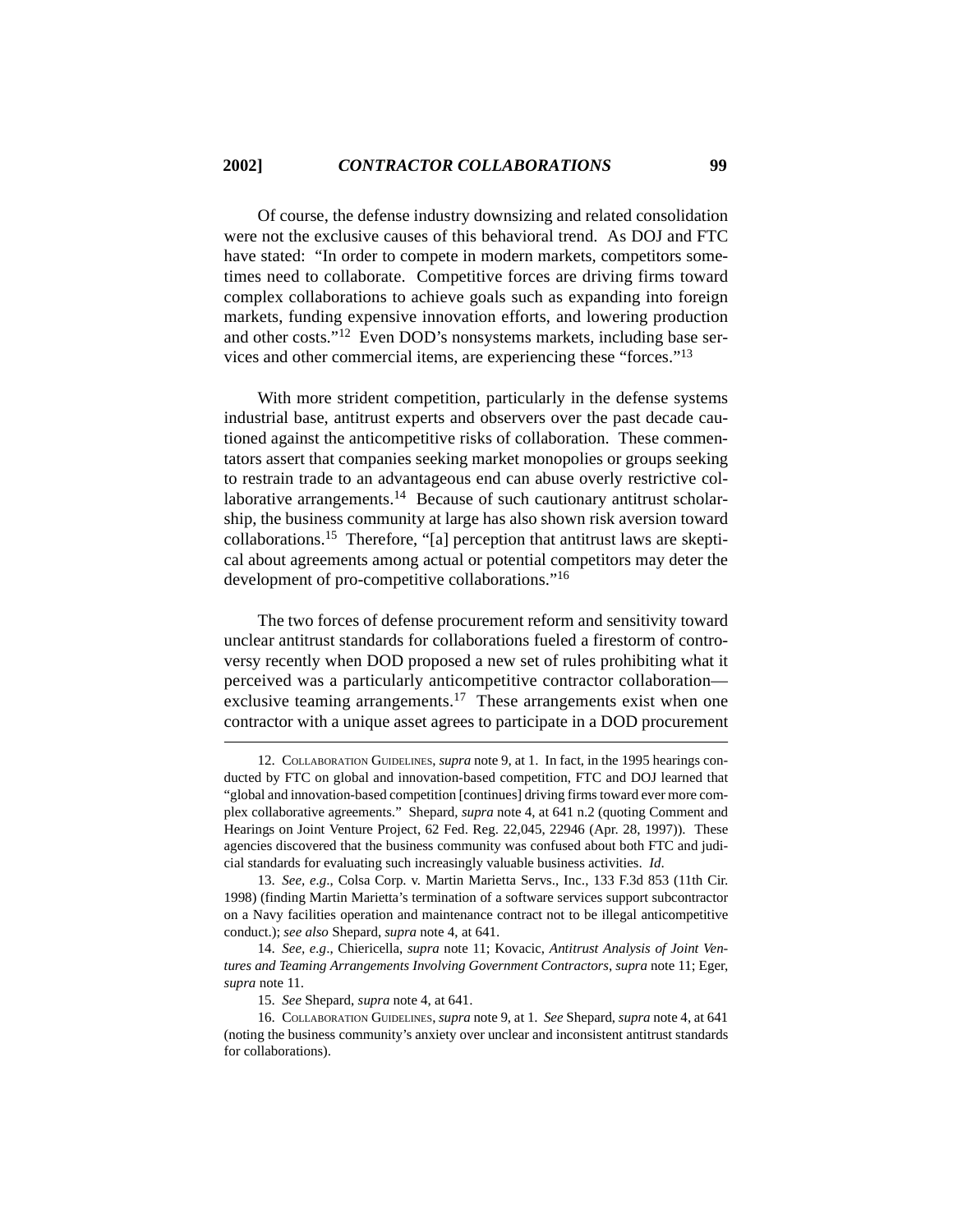Of course, the defense industry downsizing and related consolidation were not the exclusive causes of this behavioral trend. As DOJ and FTC have stated: "In order to compete in modern markets, competitors sometimes need to collaborate. Competitive forces are driving firms toward complex collaborations to achieve goals such as expanding into foreign markets, funding expensive innovation efforts, and lowering production and other costs."[12] Even DOD's nonsystems markets, including base services and other commercial items, are experiencing these "forces."[13]

With more strident competition, particularly in the defense systems industrial base, antitrust experts and observers over the past decade cautioned against the anticompetitive risks of collaboration. These commentators assert that companies seeking market monopolies or groups seeking to restrain trade to an advantageous end can abuse overly restrictive collaborative arrangements.[14] Because of such cautionary antitrust scholarship, the business community at large has also shown risk aversion toward collaborations.[15] Therefore, "[a] perception that antitrust laws are skeptical about agreements among actual or potential competitors may deter the development of pro-competitive collaborations."[16]

The two forces of defense procurement reform and sensitivity toward unclear antitrust standards for collaborations fueled a firestorm of controversy recently when DOD proposed a new set of rules prohibiting what it perceived was a particularly anticompetitive contractor collaboration—exclusive teaming arrangements.[17] These arrangements exist when one contractor with a unique asset agrees to participate in a DOD procurement

---

12. COLLABORATION GUIDELINES, *supra* note 9, at 1. In fact, in the 1995 hearings conducted by FTC on global and innovation-based competition, FTC and DOJ learned that "global and innovation-based competition [continues] driving firms toward ever more complex collaborative agreements." Shepard, *supra* note 4, at 641 n.2 (quoting Comment and Hearings on Joint Venture Project, 62 Fed. Reg. 22,045, 22946 (Apr. 28, 1997)). These agencies discovered that the business community was confused about both FTC and judicial standards for evaluating such increasingly valuable business activities. *Id*.

13. *See, e.g*., Colsa Corp. v. Martin Marietta Servs., Inc., 133 F.3d 853 (11th Cir. 1998) (finding Martin Marietta's termination of a software services support subcontractor on a Navy facilities operation and maintenance contract not to be illegal anticompetitive conduct.); *see also* Shepard, *supra* note 4, at 641.

14. *See, e.g*., Chiericella, *supra* note 11; Kovacic, *Antitrust Analysis of Joint Ventures and Teaming Arrangements Involving Government Contractors*, *supra* note 11; Eger, *supra* note 11.

15. *See* Shepard, *supra* note 4, at 641.

16. COLLABORATION GUIDELINES, *supra* note 9, at 1. *See* Shepard, *supra* note 4, at 641 (noting the business community's anxiety over unclear and inconsistent antitrust standards for collaborations).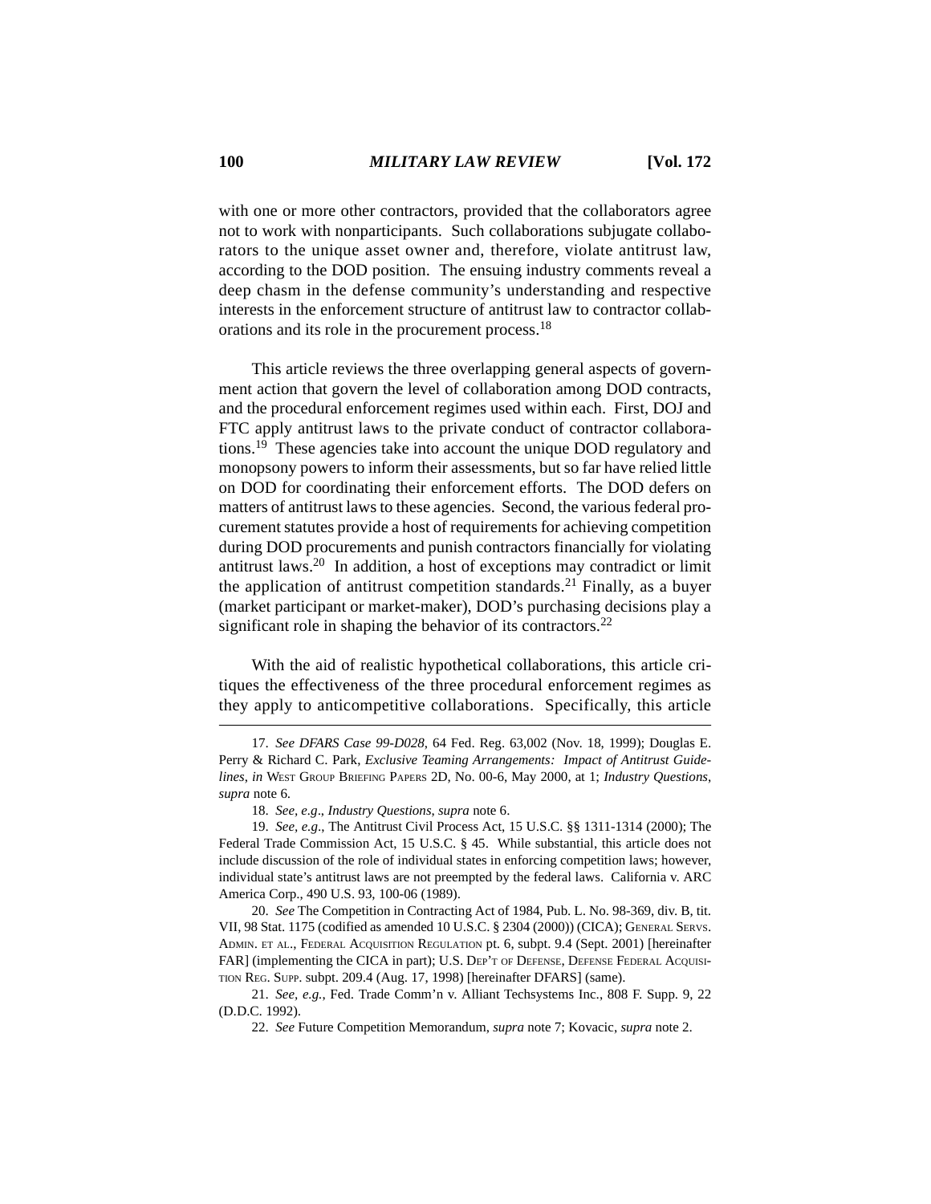with one or more other contractors, provided that the collaborators agree not to work with nonparticipants. Such collaborations subjugate collaborators to the unique asset owner and, therefore, violate antitrust law, according to the DOD position. The ensuing industry comments reveal a deep chasm in the defense community's understanding and respective interests in the enforcement structure of antitrust law to contractor collaborations and its role in the procurement process.[18]

This article reviews the three overlapping general aspects of government action that govern the level of collaboration among DOD contracts, and the procedural enforcement regimes used within each. First, DOJ and FTC apply antitrust laws to the private conduct of contractor collaborations.[19] These agencies take into account the unique DOD regulatory and monopsony powers to inform their assessments, but so far have relied little on DOD for coordinating their enforcement efforts. The DOD defers on matters of antitrust laws to these agencies. Second, the various federal procurement statutes provide a host of requirements for achieving competition during DOD procurements and punish contractors financially for violating antitrust laws.[20] In addition, a host of exceptions may contradict or limit the application of antitrust competition standards.[21] Finally, as a buyer (market participant or market-maker), DOD's purchasing decisions play a significant role in shaping the behavior of its contractors.[22]

With the aid of realistic hypothetical collaborations, this article critiques the effectiveness of the three procedural enforcement regimes as they apply to anticompetitive collaborations. Specifically, this article

---

17. *See DFARS Case 99-D028*, 64 Fed. Reg. 63,002 (Nov. 18, 1999); Douglas E. Perry & Richard C. Park, *Exclusive Teaming Arrangements: Impact of Antitrust Guidelines*, *in* West Group Briefing Papers 2D, No. 00-6, May 2000, at 1; *Industry Questions*, *supra* note 6.

18. *See, e.g*., *Industry Questions*, *supra* note 6.

19. *See, e.g*., The Antitrust Civil Process Act, 15 U.S.C. §§ 1311-1314 (2000); The Federal Trade Commission Act, 15 U.S.C. § 45. While substantial, this article does not include discussion of the role of individual states in enforcing competition laws; however, individual state's antitrust laws are not preempted by the federal laws. California v. ARC America Corp., 490 U.S. 93, 100-06 (1989).

20. *See* The Competition in Contracting Act of 1984, Pub. L. No. 98-369, div. B, tit. VII, 98 Stat. 1175 (codified as amended 10 U.S.C. § 2304 (2000)) (CICA); General Servs. Admin. et al., Federal Acquisition Regulation pt. 6, subpt. 9.4 (Sept. 2001) [hereinafter FAR] (implementing the CICA in part); U.S. Dep't of Defense, Defense Federal Acquisition Reg. Supp. subpt. 209.4 (Aug. 17, 1998) [hereinafter DFARS] (same).

21. *See, e.g.*, Fed. Trade Comm'n v. Alliant Techsystems Inc., 808 F. Supp. 9, 22 (D.D.C. 1992).

22. *See* Future Competition Memorandum, *supra* note 7; Kovacic, *supra* note 2.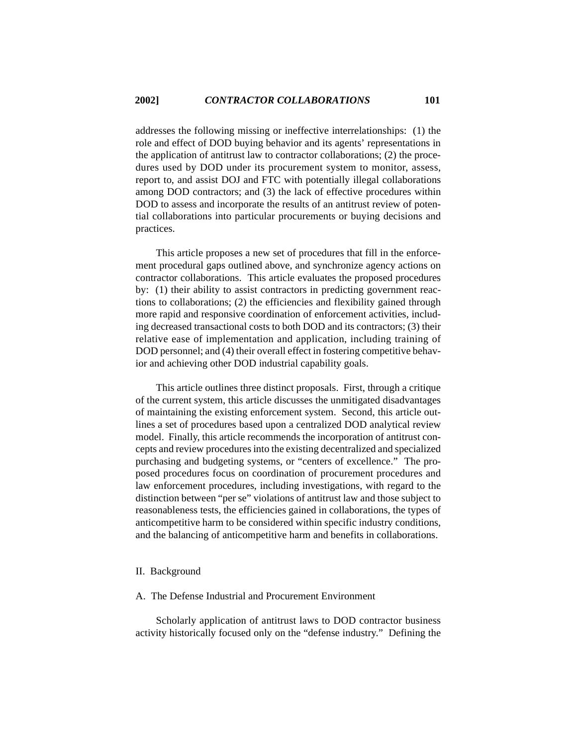addresses the following missing or ineffective interrelationships: (1) the role and effect of DOD buying behavior and its agents' representations in the application of antitrust law to contractor collaborations; (2) the procedures used by DOD under its procurement system to monitor, assess, report to, and assist DOJ and FTC with potentially illegal collaborations among DOD contractors; and (3) the lack of effective procedures within DOD to assess and incorporate the results of an antitrust review of potential collaborations into particular procurements or buying decisions and practices.

This article proposes a new set of procedures that fill in the enforcement procedural gaps outlined above, and synchronize agency actions on contractor collaborations. This article evaluates the proposed procedures by: (1) their ability to assist contractors in predicting government reactions to collaborations; (2) the efficiencies and flexibility gained through more rapid and responsive coordination of enforcement activities, including decreased transactional costs to both DOD and its contractors; (3) their relative ease of implementation and application, including training of DOD personnel; and (4) their overall effect in fostering competitive behavior and achieving other DOD industrial capability goals.

This article outlines three distinct proposals. First, through a critique of the current system, this article discusses the unmitigated disadvantages of maintaining the existing enforcement system. Second, this article outlines a set of procedures based upon a centralized DOD analytical review model. Finally, this article recommends the incorporation of antitrust concepts and review procedures into the existing decentralized and specialized purchasing and budgeting systems, or "centers of excellence." The proposed procedures focus on coordination of procurement procedures and law enforcement procedures, including investigations, with regard to the distinction between "per se" violations of antitrust law and those subject to reasonableness tests, the efficiencies gained in collaborations, the types of anticompetitive harm to be considered within specific industry conditions, and the balancing of anticompetitive harm and benefits in collaborations.

## II. Background

### A. The Defense Industrial and Procurement Environment

Scholarly application of antitrust laws to DOD contractor business activity historically focused only on the "defense industry." Defining the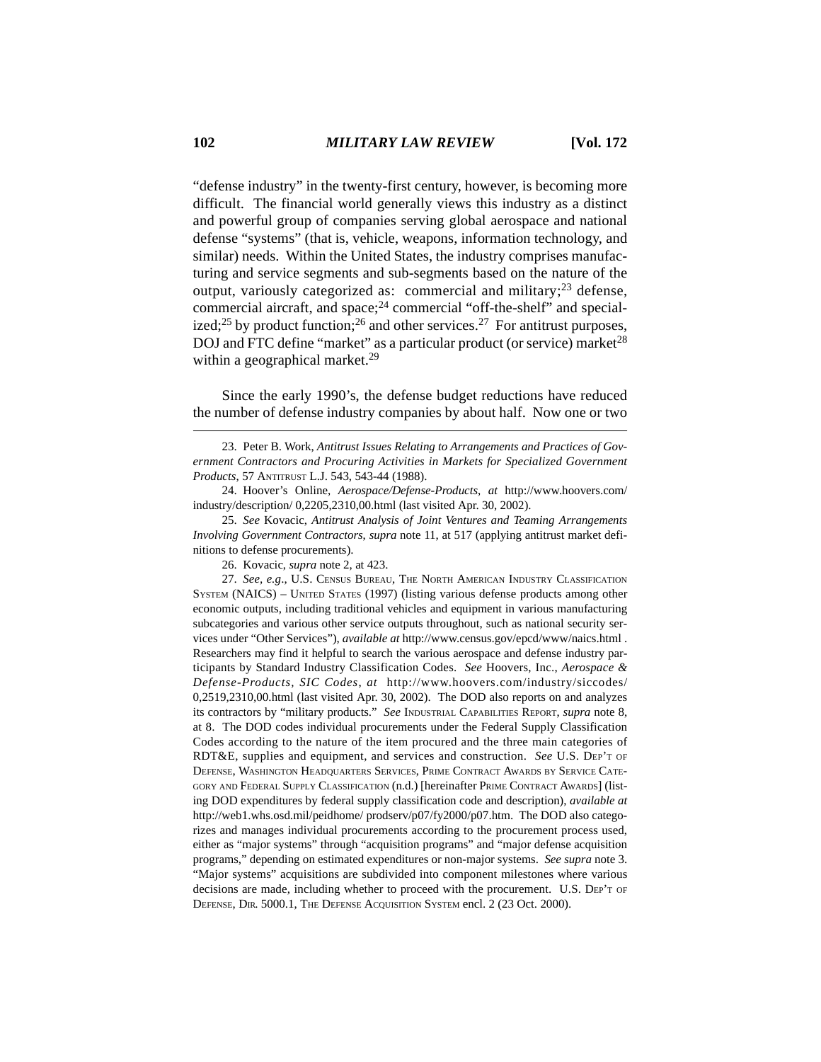"defense industry" in the twenty-first century, however, is becoming more difficult. The financial world generally views this industry as a distinct and powerful group of companies serving global aerospace and national defense "systems" (that is, vehicle, weapons, information technology, and similar) needs. Within the United States, the industry comprises manufacturing and service segments and sub-segments based on the nature of the output, variously categorized as: commercial and military;[23] defense, commercial aircraft, and space;[24] commercial "off-the-shelf" and specialized;[25] by product function;[26] and other services.[27] For antitrust purposes, DOJ and FTC define "market" as a particular product (or service) market[28] within a geographical market.[29]

Since the early 1990's, the defense budget reductions have reduced the number of defense industry companies by about half. Now one or two

---

23. Peter B. Work, *Antitrust Issues Relating to Arrangements and Practices of Government Contractors and Procuring Activities in Markets for Specialized Government Products*, 57 ANTITRUST L.J. 543, 543-44 (1988).

24. Hoover's Online, *Aerospace/Defense-Products*, *at* http://www.hoovers.com/industry/description/ 0,2205,2310,00.html (last visited Apr. 30, 2002).

25. *See* Kovacic, *Antitrust Analysis of Joint Ventures and Teaming Arrangements Involving Government Contractors*, *supra* note 11, at 517 (applying antitrust market definitions to defense procurements).

26. Kovacic, *supra* note 2, at 423.

27. *See, e.g.*, U.S. CENSUS BUREAU, THE NORTH AMERICAN INDUSTRY CLASSIFICATION SYSTEM (NAICS) – UNITED STATES (1997) (listing various defense products among other economic outputs, including traditional vehicles and equipment in various manufacturing subcategories and various other service outputs throughout, such as national security services under "Other Services"), *available at* http://www.census.gov/epcd/www/naics.html . Researchers may find it helpful to search the various aerospace and defense industry participants by Standard Industry Classification Codes. *See* Hoovers, Inc., *Aerospace & Defense-Products, SIC Codes*, *at* http://www.hoovers.com/industry/siccodes/ 0,2519,2310,00.html (last visited Apr. 30, 2002). The DOD also reports on and analyzes its contractors by "military products." *See* INDUSTRIAL CAPABILITIES REPORT, *supra* note 8, at 8. The DOD codes individual procurements under the Federal Supply Classification Codes according to the nature of the item procured and the three main categories of RDT&E, supplies and equipment, and services and construction. *See* U.S. DEP'T OF DEFENSE, WASHINGTON HEADQUARTERS SERVICES, PRIME CONTRACT AWARDS BY SERVICE CATEGORY AND FEDERAL SUPPLY CLASSIFICATION (n.d.) [hereinafter PRIME CONTRACT AWARDS] (listing DOD expenditures by federal supply classification code and description), *available at* http://web1.whs.osd.mil/peidhome/ prodserv/p07/fy2000/p07.htm. The DOD also categorizes and manages individual procurements according to the procurement process used, either as "major systems" through "acquisition programs" and "major defense acquisition programs," depending on estimated expenditures or non-major systems. *See supra* note 3. "Major systems" acquisitions are subdivided into component milestones where various decisions are made, including whether to proceed with the procurement. U.S. DEP'T OF DEFENSE, DIR. 5000.1, THE DEFENSE ACQUISITION SYSTEM encl. 2 (23 Oct. 2000).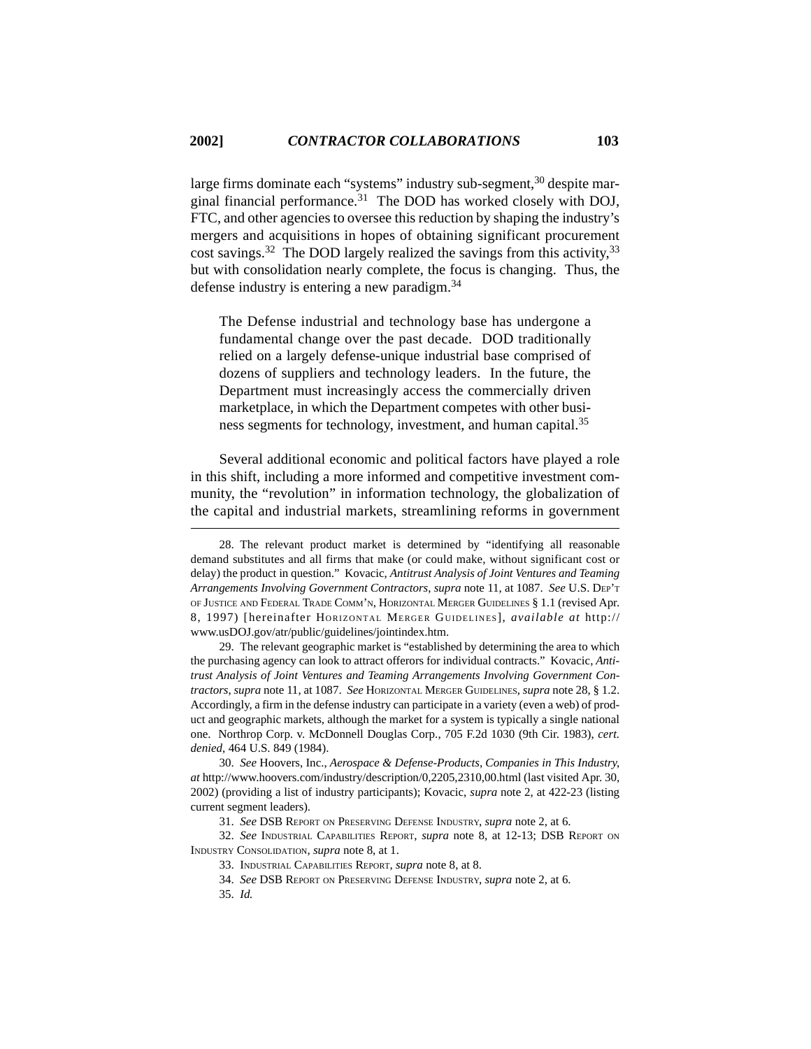large firms dominate each "systems" industry sub-segment,[30] despite marginal financial performance.[31] The DOD has worked closely with DOJ, FTC, and other agencies to oversee this reduction by shaping the industry's mergers and acquisitions in hopes of obtaining significant procurement cost savings.[32] The DOD largely realized the savings from this activity,[33] but with consolidation nearly complete, the focus is changing. Thus, the defense industry is entering a new paradigm.[34]

> The Defense industrial and technology base has undergone a fundamental change over the past decade. DOD traditionally relied on a largely defense-unique industrial base comprised of dozens of suppliers and technology leaders. In the future, the Department must increasingly access the commercially driven marketplace, in which the Department competes with other business segments for technology, investment, and human capital.[35]

Several additional economic and political factors have played a role in this shift, including a more informed and competitive investment community, the "revolution" in information technology, the globalization of the capital and industrial markets, streamlining reforms in government

---

28. The relevant product market is determined by "identifying all reasonable demand substitutes and all firms that make (or could make, without significant cost or delay) the product in question." Kovacic, *Antitrust Analysis of Joint Ventures and Teaming Arrangements Involving Government Contractors*, *supra* note 11, at 1087. *See* U.S. DEP'T OF JUSTICE AND FEDERAL TRADE COMM'N, HORIZONTAL MERGER GUIDELINES § 1.1 (revised Apr. 8, 1997) [hereinafter HORIZONTAL MERGER GUIDELINES], *available at* http://www.usDOJ.gov/atr/public/guidelines/jointindex.htm.

29. The relevant geographic market is "established by determining the area to which the purchasing agency can look to attract offerors for individual contracts." Kovacic, *Antitrust Analysis of Joint Ventures and Teaming Arrangements Involving Government Contractors*, *supra* note 11, at 1087. *See* HORIZONTAL MERGER GUIDELINES, *supra* note 28, § 1.2. Accordingly, a firm in the defense industry can participate in a variety (even a web) of product and geographic markets, although the market for a system is typically a single national one. Northrop Corp. v. McDonnell Douglas Corp., 705 F.2d 1030 (9th Cir. 1983), *cert. denied*, 464 U.S. 849 (1984).

30. *See* Hoovers, Inc., *Aerospace & Defense-Products, Companies in This Industry*, *at* http://www.hoovers.com/industry/description/0,2205,2310,00.html (last visited Apr. 30, 2002) (providing a list of industry participants); Kovacic, *supra* note 2, at 422-23 (listing current segment leaders).

31. *See* DSB REPORT ON PRESERVING DEFENSE INDUSTRY, *supra* note 2, at 6.

32. *See* INDUSTRIAL CAPABILITIES REPORT, *supra* note 8, at 12-13; DSB REPORT ON INDUSTRY CONSOLIDATION, *supra* note 8, at 1.

33. INDUSTRIAL CAPABILITIES REPORT, *supra* note 8, at 8.

34. *See* DSB REPORT ON PRESERVING DEFENSE INDUSTRY, *supra* note 2, at 6.

35. *Id.*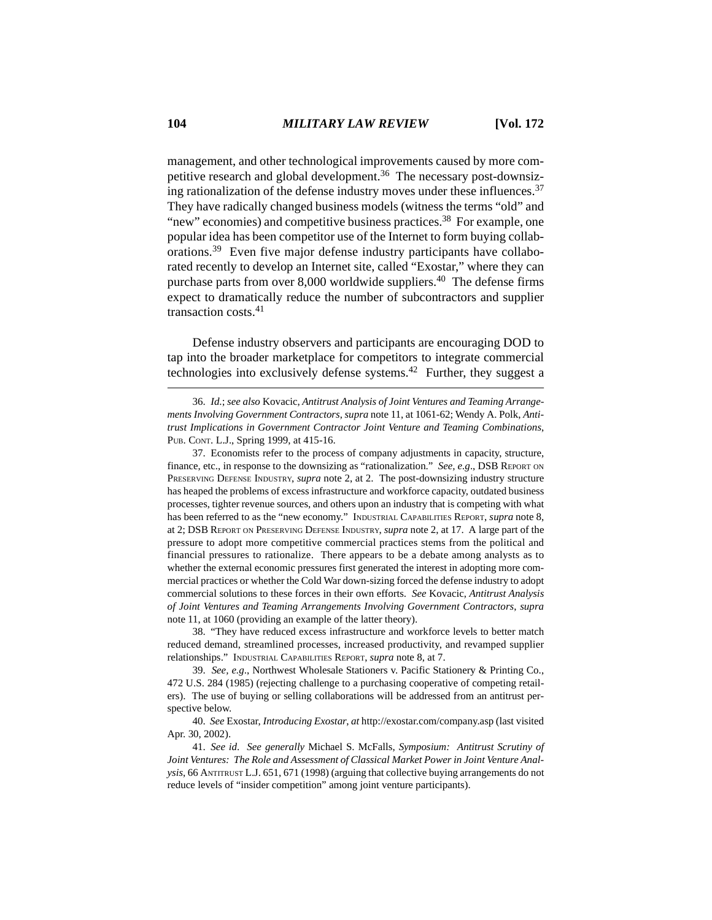management, and other technological improvements caused by more competitive research and global development.[36] The necessary post-downsizing rationalization of the defense industry moves under these influences.[37] They have radically changed business models (witness the terms "old" and "new" economies) and competitive business practices.[38] For example, one popular idea has been competitor use of the Internet to form buying collaborations.[39] Even five major defense industry participants have collaborated recently to develop an Internet site, called "Exostar," where they can purchase parts from over 8,000 worldwide suppliers.[40] The defense firms expect to dramatically reduce the number of subcontractors and supplier transaction costs.[41]

Defense industry observers and participants are encouraging DOD to tap into the broader marketplace for competitors to integrate commercial technologies into exclusively defense systems.[42] Further, they suggest a

---

36. *Id.*; *see also* Kovacic, *Antitrust Analysis of Joint Ventures and Teaming Arrangements Involving Government Contractors*, *supra* note 11, at 1061-62; Wendy A. Polk, *Antitrust Implications in Government Contractor Joint Venture and Teaming Combinations*, PUB. CONT. L.J., Spring 1999, at 415-16.

37. Economists refer to the process of company adjustments in capacity, structure, finance, etc., in response to the downsizing as "rationalization." *See, e.g.*, DSB REPORT ON PRESERVING DEFENSE INDUSTRY, *supra* note 2, at 2. The post-downsizing industry structure has heaped the problems of excess infrastructure and workforce capacity, outdated business processes, tighter revenue sources, and others upon an industry that is competing with what has been referred to as the "new economy." INDUSTRIAL CAPABILITIES REPORT, *supra* note 8, at 2; DSB REPORT ON PRESERVING DEFENSE INDUSTRY, *supra* note 2, at 17. A large part of the pressure to adopt more competitive commercial practices stems from the political and financial pressures to rationalize. There appears to be a debate among analysts as to whether the external economic pressures first generated the interest in adopting more commercial practices or whether the Cold War down-sizing forced the defense industry to adopt commercial solutions to these forces in their own efforts. *See* Kovacic, *Antitrust Analysis of Joint Ventures and Teaming Arrangements Involving Government Contractors*, *supra* note 11, at 1060 (providing an example of the latter theory).

38. "They have reduced excess infrastructure and workforce levels to better match reduced demand, streamlined processes, increased productivity, and revamped supplier relationships." INDUSTRIAL CAPABILITIES REPORT, *supra* note 8, at 7.

39. *See, e.g.*, Northwest Wholesale Stationers v. Pacific Stationery & Printing Co., 472 U.S. 284 (1985) (rejecting challenge to a purchasing cooperative of competing retailers). The use of buying or selling collaborations will be addressed from an antitrust perspective below.

40. *See* Exostar, *Introducing Exostar*, *at* http://exostar.com/company.asp (last visited Apr. 30, 2002).

41. *See id*. *See generally* Michael S. McFalls, *Symposium: Antitrust Scrutiny of Joint Ventures: The Role and Assessment of Classical Market Power in Joint Venture Analysis*, 66 ANTITRUST L.J. 651, 671 (1998) (arguing that collective buying arrangements do not reduce levels of "insider competition" among joint venture participants).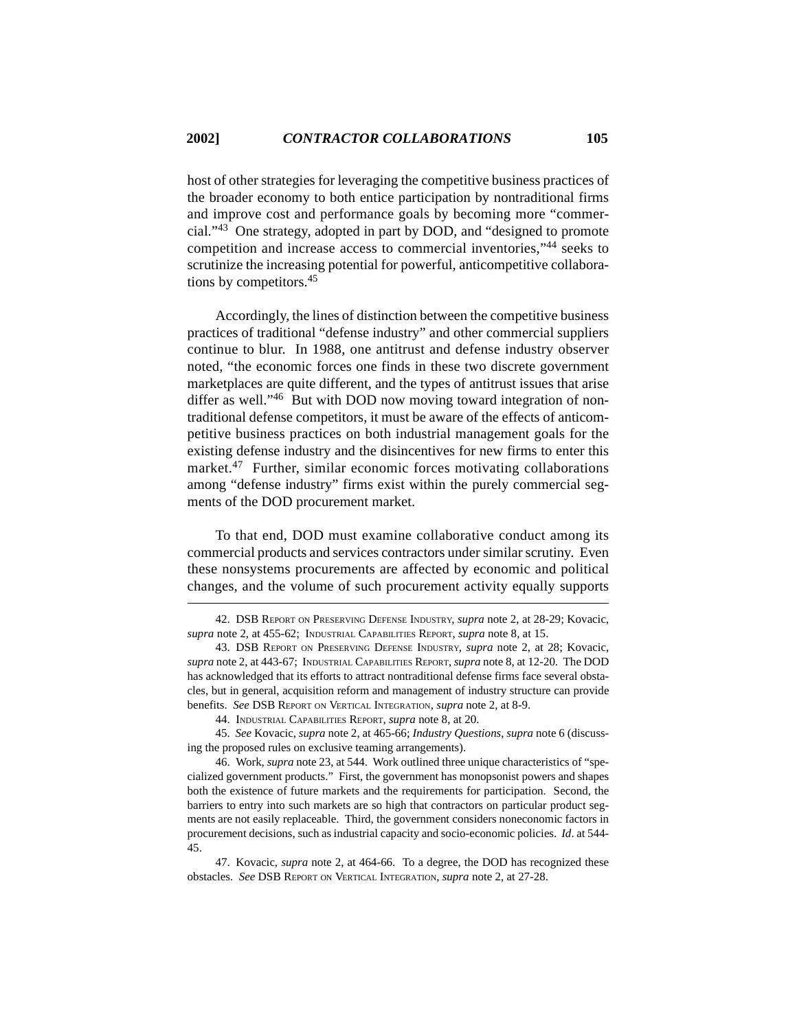host of other strategies for leveraging the competitive business practices of the broader economy to both entice participation by nontraditional firms and improve cost and performance goals by becoming more "commercial."[43] One strategy, adopted in part by DOD, and "designed to promote competition and increase access to commercial inventories,"[44] seeks to scrutinize the increasing potential for powerful, anticompetitive collaborations by competitors.[45]

Accordingly, the lines of distinction between the competitive business practices of traditional "defense industry" and other commercial suppliers continue to blur. In 1988, one antitrust and defense industry observer noted, "the economic forces one finds in these two discrete government marketplaces are quite different, and the types of antitrust issues that arise differ as well."[46] But with DOD now moving toward integration of nontraditional defense competitors, it must be aware of the effects of anticompetitive business practices on both industrial management goals for the existing defense industry and the disincentives for new firms to enter this market.[47] Further, similar economic forces motivating collaborations among "defense industry" firms exist within the purely commercial segments of the DOD procurement market.

To that end, DOD must examine collaborative conduct among its commercial products and services contractors under similar scrutiny. Even these nonsystems procurements are affected by economic and political changes, and the volume of such procurement activity equally supports

---

42. DSB REPORT ON PRESERVING DEFENSE INDUSTRY, *supra* note 2, at 28-29; Kovacic, *supra* note 2, at 455-62; INDUSTRIAL CAPABILITIES REPORT, *supra* note 8, at 15.

43. DSB REPORT ON PRESERVING DEFENSE INDUSTRY, *supra* note 2, at 28; Kovacic, *supra* note 2, at 443-67; INDUSTRIAL CAPABILITIES REPORT, *supra* note 8, at 12-20. The DOD has acknowledged that its efforts to attract nontraditional defense firms face several obstacles, but in general, acquisition reform and management of industry structure can provide benefits. *See* DSB REPORT ON VERTICAL INTEGRATION, *supra* note 2, at 8-9.

44. INDUSTRIAL CAPABILITIES REPORT, *supra* note 8, at 20.

45. *See* Kovacic, *supra* note 2, at 465-66; *Industry Questions*, *supra* note 6 (discussing the proposed rules on exclusive teaming arrangements).

46. Work, *supra* note 23, at 544. Work outlined three unique characteristics of "specialized government products." First, the government has monopsonist powers and shapes both the existence of future markets and the requirements for participation. Second, the barriers to entry into such markets are so high that contractors on particular product segments are not easily replaceable. Third, the government considers noneconomic factors in procurement decisions, such as industrial capacity and socio-economic policies. *Id*. at 544-45.

47. Kovacic, *supra* note 2, at 464-66. To a degree, the DOD has recognized these obstacles. *See* DSB REPORT ON VERTICAL INTEGRATION, *supra* note 2, at 27-28.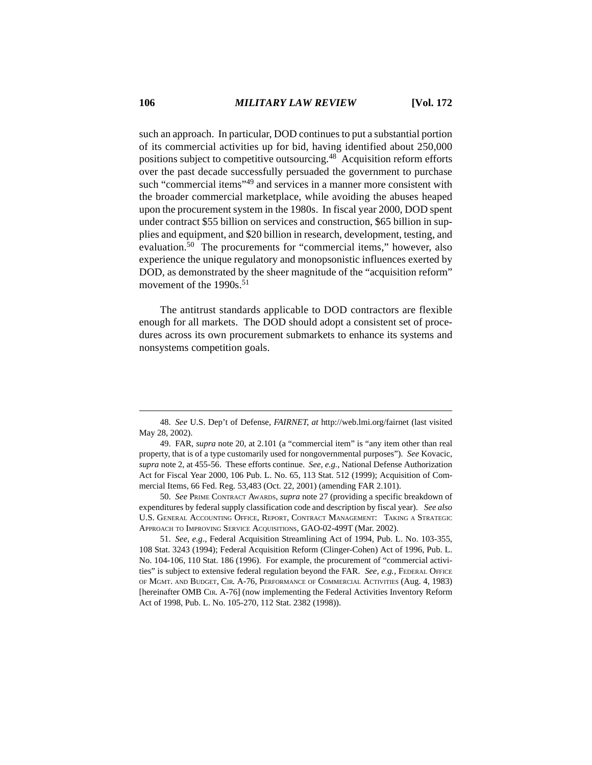such an approach. In particular, DOD continues to put a substantial portion of its commercial activities up for bid, having identified about 250,000 positions subject to competitive outsourcing.[48] Acquisition reform efforts over the past decade successfully persuaded the government to purchase such "commercial items"[49] and services in a manner more consistent with the broader commercial marketplace, while avoiding the abuses heaped upon the procurement system in the 1980s. In fiscal year 2000, DOD spent under contract $55 billion on services and construction, $65 billion in supplies and equipment, and $20 billion in research, development, testing, and evaluation.[50] The procurements for "commercial items," however, also experience the unique regulatory and monopsonistic influences exerted by DOD, as demonstrated by the sheer magnitude of the "acquisition reform" movement of the 1990s.[51]

The antitrust standards applicable to DOD contractors are flexible enough for all markets. The DOD should adopt a consistent set of procedures across its own procurement submarkets to enhance its systems and nonsystems competition goals.

---

48. *See* U.S. Dep't of Defense, *FAIRNET*, *at* http://web.lmi.org/fairnet (last visited May 28, 2002).

49. FAR, *supra* note 20, at 2.101 (a "commercial item" is "any item other than real property, that is of a type customarily used for nongovernmental purposes"). *See* Kovacic, *supra* note 2, at 455-56. These efforts continue. *See, e.g.*, National Defense Authorization Act for Fiscal Year 2000, 106 Pub. L. No. 65, 113 Stat. 512 (1999); Acquisition of Commercial Items, 66 Fed. Reg. 53,483 (Oct. 22, 2001) (amending FAR 2.101).

50. *See* PRIME CONTRACT AWARDS, *supra* note 27 (providing a specific breakdown of expenditures by federal supply classification code and description by fiscal year). *See also* U.S. GENERAL ACCOUNTING OFFICE, REPORT, CONTRACT MANAGEMENT: TAKING A STRATEGIC APPROACH TO IMPROVING SERVICE ACQUISITIONS, GAO-02-499T (Mar. 2002).

51. *See, e.g*., Federal Acquisition Streamlining Act of 1994, Pub. L. No. 103-355, 108 Stat. 3243 (1994); Federal Acquisition Reform (Clinger-Cohen) Act of 1996, Pub. L. No. 104-106, 110 Stat. 186 (1996). For example, the procurement of "commercial activities" is subject to extensive federal regulation beyond the FAR. *See, e.g.*, FEDERAL OFFICE OF MGMT. AND BUDGET, CIR. A-76, PERFORMANCE OF COMMERCIAL ACTIVITIES (Aug. 4, 1983) [hereinafter OMB CIR. A-76] (now implementing the Federal Activities Inventory Reform Act of 1998, Pub. L. No. 105-270, 112 Stat. 2382 (1998)).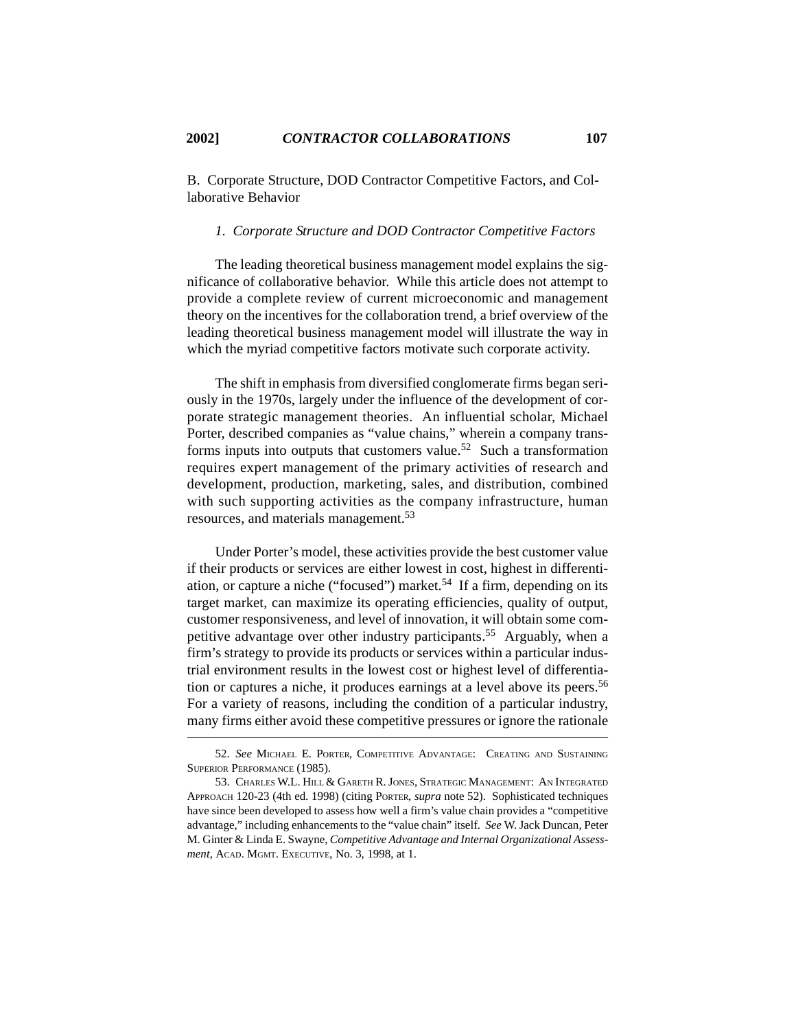B. Corporate Structure, DOD Contractor Competitive Factors, and Collaborative Behavior

### *1. Corporate Structure and DOD Contractor Competitive Factors*

The leading theoretical business management model explains the significance of collaborative behavior. While this article does not attempt to provide a complete review of current microeconomic and management theory on the incentives for the collaboration trend, a brief overview of the leading theoretical business management model will illustrate the way in which the myriad competitive factors motivate such corporate activity.

The shift in emphasis from diversified conglomerate firms began seriously in the 1970s, largely under the influence of the development of corporate strategic management theories. An influential scholar, Michael Porter, described companies as "value chains," wherein a company transforms inputs into outputs that customers value.[52] Such a transformation requires expert management of the primary activities of research and development, production, marketing, sales, and distribution, combined with such supporting activities as the company infrastructure, human resources, and materials management.[53]

Under Porter's model, these activities provide the best customer value if their products or services are either lowest in cost, highest in differentiation, or capture a niche ("focused") market.[54] If a firm, depending on its target market, can maximize its operating efficiencies, quality of output, customer responsiveness, and level of innovation, it will obtain some competitive advantage over other industry participants.[55] Arguably, when a firm's strategy to provide its products or services within a particular industrial environment results in the lowest cost or highest level of differentiation or captures a niche, it produces earnings at a level above its peers.[56] For a variety of reasons, including the condition of a particular industry, many firms either avoid these competitive pressures or ignore the rationale

---

52. *See* Michael E. Porter, Competitive Advantage: Creating and Sustaining Superior Performance (1985).

53. Charles W.L. Hill & Gareth R. Jones, Strategic Management: An Integrated Approach 120-23 (4th ed. 1998) (citing Porter, *supra* note 52). Sophisticated techniques have since been developed to assess how well a firm's value chain provides a "competitive advantage," including enhancements to the "value chain" itself. *See* W. Jack Duncan, Peter M. Ginter & Linda E. Swayne, *Competitive Advantage and Internal Organizational Assessment*, Acad. Mgmt. Executive, No. 3, 1998, at 1.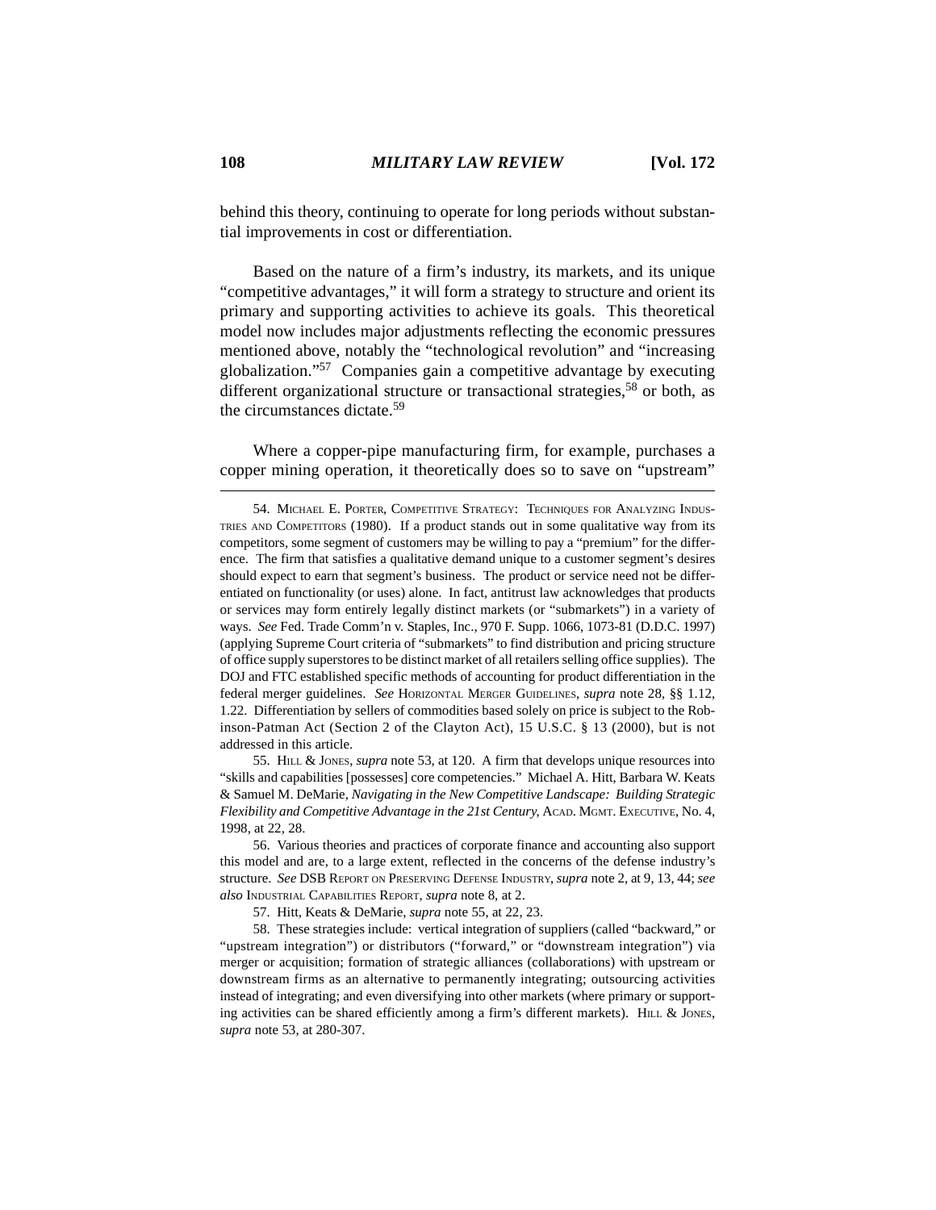behind this theory, continuing to operate for long periods without substantial improvements in cost or differentiation.

Based on the nature of a firm's industry, its markets, and its unique "competitive advantages," it will form a strategy to structure and orient its primary and supporting activities to achieve its goals. This theoretical model now includes major adjustments reflecting the economic pressures mentioned above, notably the "technological revolution" and "increasing globalization."[57] Companies gain a competitive advantage by executing different organizational structure or transactional strategies,[58] or both, as the circumstances dictate.[59]

Where a copper-pipe manufacturing firm, for example, purchases a copper mining operation, it theoretically does so to save on "upstream"

---

54. MICHAEL E. PORTER, COMPETITIVE STRATEGY: TECHNIQUES FOR ANALYZING INDUSTRIES AND COMPETITORS (1980). If a product stands out in some qualitative way from its competitors, some segment of customers may be willing to pay a "premium" for the difference. The firm that satisfies a qualitative demand unique to a customer segment's desires should expect to earn that segment's business. The product or service need not be differentiated on functionality (or uses) alone. In fact, antitrust law acknowledges that products or services may form entirely legally distinct markets (or "submarkets") in a variety of ways. *See* Fed. Trade Comm'n v. Staples, Inc., 970 F. Supp. 1066, 1073-81 (D.D.C. 1997) (applying Supreme Court criteria of "submarkets" to find distribution and pricing structure of office supply superstores to be distinct market of all retailers selling office supplies). The DOJ and FTC established specific methods of accounting for product differentiation in the federal merger guidelines. *See* HORIZONTAL MERGER GUIDELINES, *supra* note 28, §§ 1.12, 1.22. Differentiation by sellers of commodities based solely on price is subject to the Robinson-Patman Act (Section 2 of the Clayton Act), 15 U.S.C. § 13 (2000), but is not addressed in this article.

55. HILL & JONES, *supra* note 53, at 120. A firm that develops unique resources into "skills and capabilities [possesses] core competencies." Michael A. Hitt, Barbara W. Keats & Samuel M. DeMarie, *Navigating in the New Competitive Landscape: Building Strategic Flexibility and Competitive Advantage in the 21st Century*, ACAD. MGMT. EXECUTIVE, No. 4, 1998, at 22, 28.

56. Various theories and practices of corporate finance and accounting also support this model and are, to a large extent, reflected in the concerns of the defense industry's structure. *See* DSB REPORT ON PRESERVING DEFENSE INDUSTRY, *supra* note 2, at 9, 13, 44; *see also* INDUSTRIAL CAPABILITIES REPORT, *supra* note 8, at 2.

57. Hitt, Keats & DeMarie, *supra* note 55, at 22, 23.

58. These strategies include: vertical integration of suppliers (called "backward," or "upstream integration") or distributors ("forward," or "downstream integration") via merger or acquisition; formation of strategic alliances (collaborations) with upstream or downstream firms as an alternative to permanently integrating; outsourcing activities instead of integrating; and even diversifying into other markets (where primary or supporting activities can be shared efficiently among a firm's different markets). HILL & JONES, *supra* note 53, at 280-307.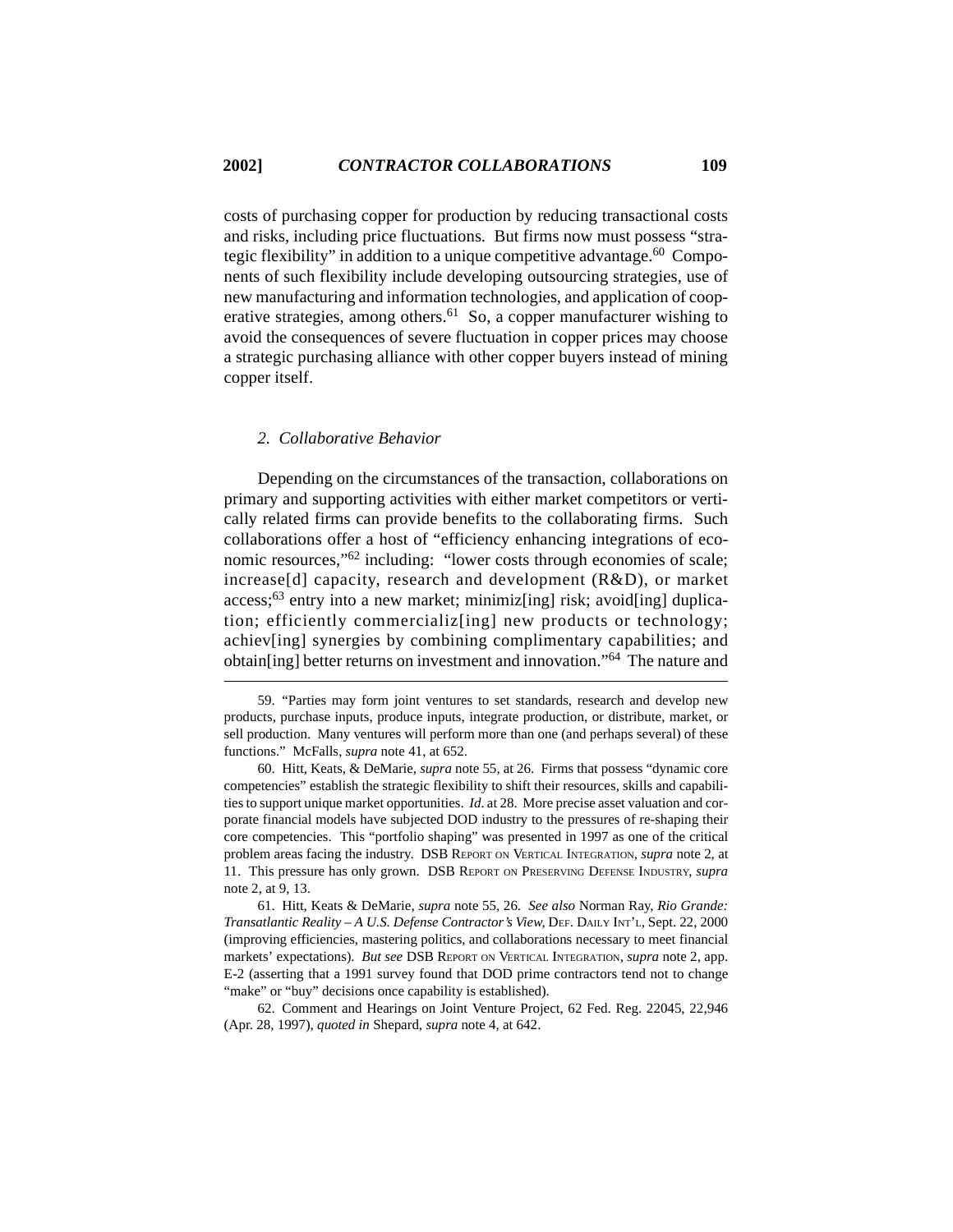costs of purchasing copper for production by reducing transactional costs and risks, including price fluctuations. But firms now must possess "strategic flexibility" in addition to a unique competitive advantage.[60] Components of such flexibility include developing outsourcing strategies, use of new manufacturing and information technologies, and application of cooperative strategies, among others.[61] So, a copper manufacturer wishing to avoid the consequences of severe fluctuation in copper prices may choose a strategic purchasing alliance with other copper buyers instead of mining copper itself.

### *2. Collaborative Behavior*

Depending on the circumstances of the transaction, collaborations on primary and supporting activities with either market competitors or vertically related firms can provide benefits to the collaborating firms. Such collaborations offer a host of "efficiency enhancing integrations of economic resources,"[62] including: "lower costs through economies of scale; increase[d] capacity, research and development (R&D), or market access;[63] entry into a new market; minimiz[ing] risk; avoid[ing] duplication; efficiently commercializ[ing] new products or technology; achiev[ing] synergies by combining complimentary capabilities; and obtain[ing] better returns on investment and innovation."[64] The nature and

---

59. "Parties may form joint ventures to set standards, research and develop new products, purchase inputs, produce inputs, integrate production, or distribute, market, or sell production. Many ventures will perform more than one (and perhaps several) of these functions." McFalls, *supra* note 41, at 652.

60. Hitt, Keats, & DeMarie, *supra* note 55, at 26. Firms that possess "dynamic core competencies" establish the strategic flexibility to shift their resources, skills and capabilities to support unique market opportunities. *Id.* at 28. More precise asset valuation and corporate financial models have subjected DOD industry to the pressures of re-shaping their core competencies. This "portfolio shaping" was presented in 1997 as one of the critical problem areas facing the industry. DSB REPORT ON VERTICAL INTEGRATION, *supra* note 2, at 11. This pressure has only grown. DSB REPORT ON PRESERVING DEFENSE INDUSTRY, *supra* note 2, at 9, 13.

61. Hitt, Keats & DeMarie, *supra* note 55, 26. *See also* Norman Ray, *Rio Grande: Transatlantic Reality – A U.S. Defense Contractor's View*, DEF. DAILY INT'L, Sept. 22, 2000 (improving efficiencies, mastering politics, and collaborations necessary to meet financial markets' expectations). *But see* DSB REPORT ON VERTICAL INTEGRATION, *supra* note 2, app. E-2 (asserting that a 1991 survey found that DOD prime contractors tend not to change "make" or "buy" decisions once capability is established).

62. Comment and Hearings on Joint Venture Project, 62 Fed. Reg. 22045, 22,946 (Apr. 28, 1997), *quoted in* Shepard, *supra* note 4, at 642.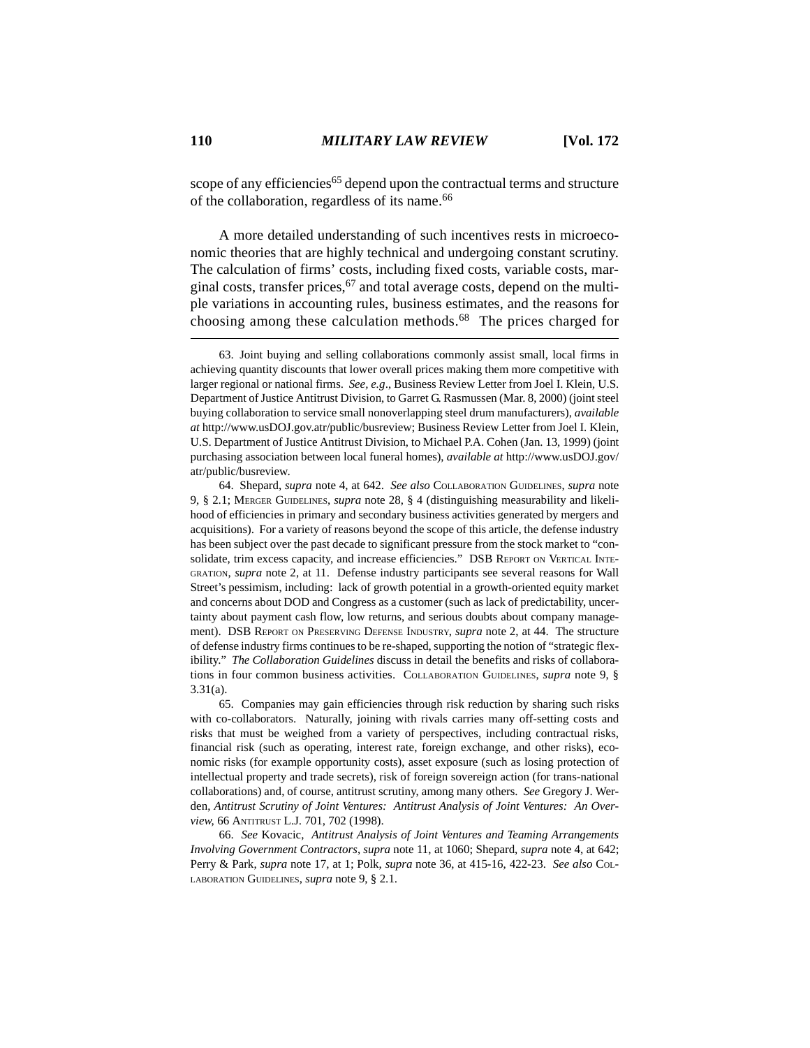scope of any efficiencies[65] depend upon the contractual terms and structure of the collaboration, regardless of its name.[66]

A more detailed understanding of such incentives rests in microeconomic theories that are highly technical and undergoing constant scrutiny. The calculation of firms' costs, including fixed costs, variable costs, marginal costs, transfer prices,[67] and total average costs, depend on the multiple variations in accounting rules, business estimates, and the reasons for choosing among these calculation methods.[68] The prices charged for

---

63. Joint buying and selling collaborations commonly assist small, local firms in achieving quantity discounts that lower overall prices making them more competitive with larger regional or national firms. *See, e.g*., Business Review Letter from Joel I. Klein, U.S. Department of Justice Antitrust Division, to Garret G. Rasmussen (Mar. 8, 2000) (joint steel buying collaboration to service small nonoverlapping steel drum manufacturers), *available at* http://www.usDOJ.gov.atr/public/busreview; Business Review Letter from Joel I. Klein, U.S. Department of Justice Antitrust Division, to Michael P.A. Cohen (Jan. 13, 1999) (joint purchasing association between local funeral homes), *available at* http://www.usDOJ.gov/atr/public/busreview.

64. Shepard, *supra* note 4, at 642. *See also* COLLABORATION GUIDELINES, *supra* note 9, § 2.1; MERGER GUIDELINES, *supra* note 28, § 4 (distinguishing measurability and likelihood of efficiencies in primary and secondary business activities generated by mergers and acquisitions). For a variety of reasons beyond the scope of this article, the defense industry has been subject over the past decade to significant pressure from the stock market to "consolidate, trim excess capacity, and increase efficiencies." DSB REPORT ON VERTICAL INTEGRATION, *supra* note 2, at 11. Defense industry participants see several reasons for Wall Street's pessimism, including: lack of growth potential in a growth-oriented equity market and concerns about DOD and Congress as a customer (such as lack of predictability, uncertainty about payment cash flow, low returns, and serious doubts about company management). DSB REPORT ON PRESERVING DEFENSE INDUSTRY, *supra* note 2, at 44. The structure of defense industry firms continues to be re-shaped, supporting the notion of "strategic flexibility." *The Collaboration Guidelines* discuss in detail the benefits and risks of collaborations in four common business activities. COLLABORATION GUIDELINES, *supra* note 9, § 3.31(a).

65. Companies may gain efficiencies through risk reduction by sharing such risks with co-collaborators. Naturally, joining with rivals carries many off-setting costs and risks that must be weighed from a variety of perspectives, including contractual risks, financial risk (such as operating, interest rate, foreign exchange, and other risks), economic risks (for example opportunity costs), asset exposure (such as losing protection of intellectual property and trade secrets), risk of foreign sovereign action (for trans-national collaborations) and, of course, antitrust scrutiny, among many others. *See* Gregory J. Werden, *Antitrust Scrutiny of Joint Ventures: Antitrust Analysis of Joint Ventures: An Overview*, 66 ANTITRUST L.J. 701, 702 (1998).

66. *See* Kovacic, *Antitrust Analysis of Joint Ventures and Teaming Arrangements Involving Government Contractors*, *supra* note 11, at 1060; Shepard, *supra* note 4, at 642; Perry & Park, *supra* note 17, at 1; Polk, *supra* note 36, at 415-16, 422-23. *See also* COLLABORATION GUIDELINES, *supra* note 9, § 2.1.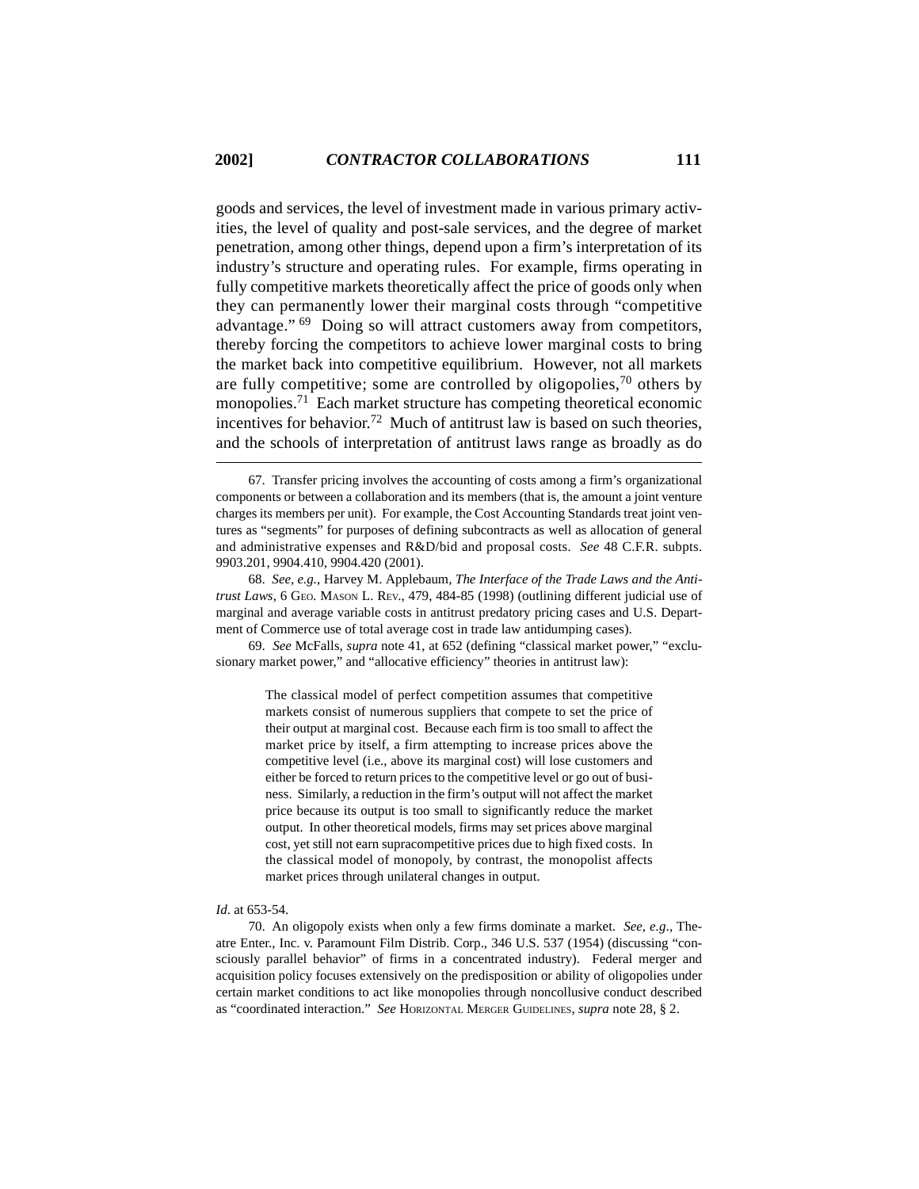goods and services, the level of investment made in various primary activities, the level of quality and post-sale services, and the degree of market penetration, among other things, depend upon a firm's interpretation of its industry's structure and operating rules. For example, firms operating in fully competitive markets theoretically affect the price of goods only when they can permanently lower their marginal costs through "competitive advantage." [69] Doing so will attract customers away from competitors, thereby forcing the competitors to achieve lower marginal costs to bring the market back into competitive equilibrium. However, not all markets are fully competitive; some are controlled by oligopolies,[70] others by monopolies.[71] Each market structure has competing theoretical economic incentives for behavior.[72] Much of antitrust law is based on such theories, and the schools of interpretation of antitrust laws range as broadly as do

---

67. Transfer pricing involves the accounting of costs among a firm's organizational components or between a collaboration and its members (that is, the amount a joint venture charges its members per unit). For example, the Cost Accounting Standards treat joint ventures as "segments" for purposes of defining subcontracts as well as allocation of general and administrative expenses and R&D/bid and proposal costs. *See* 48 C.F.R. subpts. 9903.201, 9904.410, 9904.420 (2001).

68. *See, e.g.*, Harvey M. Applebaum, *The Interface of the Trade Laws and the Antitrust Laws*, 6 GEO. MASON L. REV., 479, 484-85 (1998) (outlining different judicial use of marginal and average variable costs in antitrust predatory pricing cases and U.S. Department of Commerce use of total average cost in trade law antidumping cases).

69. *See* McFalls, *supra* note 41, at 652 (defining "classical market power," "exclusionary market power," and "allocative efficiency" theories in antitrust law):

> The classical model of perfect competition assumes that competitive markets consist of numerous suppliers that compete to set the price of their output at marginal cost. Because each firm is too small to affect the market price by itself, a firm attempting to increase prices above the competitive level (i.e., above its marginal cost) will lose customers and either be forced to return prices to the competitive level or go out of business. Similarly, a reduction in the firm's output will not affect the market price because its output is too small to significantly reduce the market output. In other theoretical models, firms may set prices above marginal cost, yet still not earn supracompetitive prices due to high fixed costs. In the classical model of monopoly, by contrast, the monopolist affects market prices through unilateral changes in output.

*Id*. at 653-54.

70. An oligopoly exists when only a few firms dominate a market. *See, e.g*., Theatre Enter., Inc. v. Paramount Film Distrib. Corp., 346 U.S. 537 (1954) (discussing "consciously parallel behavior" of firms in a concentrated industry). Federal merger and acquisition policy focuses extensively on the predisposition or ability of oligopolies under certain market conditions to act like monopolies through noncollusive conduct described as "coordinated interaction." *See* HORIZONTAL MERGER GUIDELINES, *supra* note 28, § 2.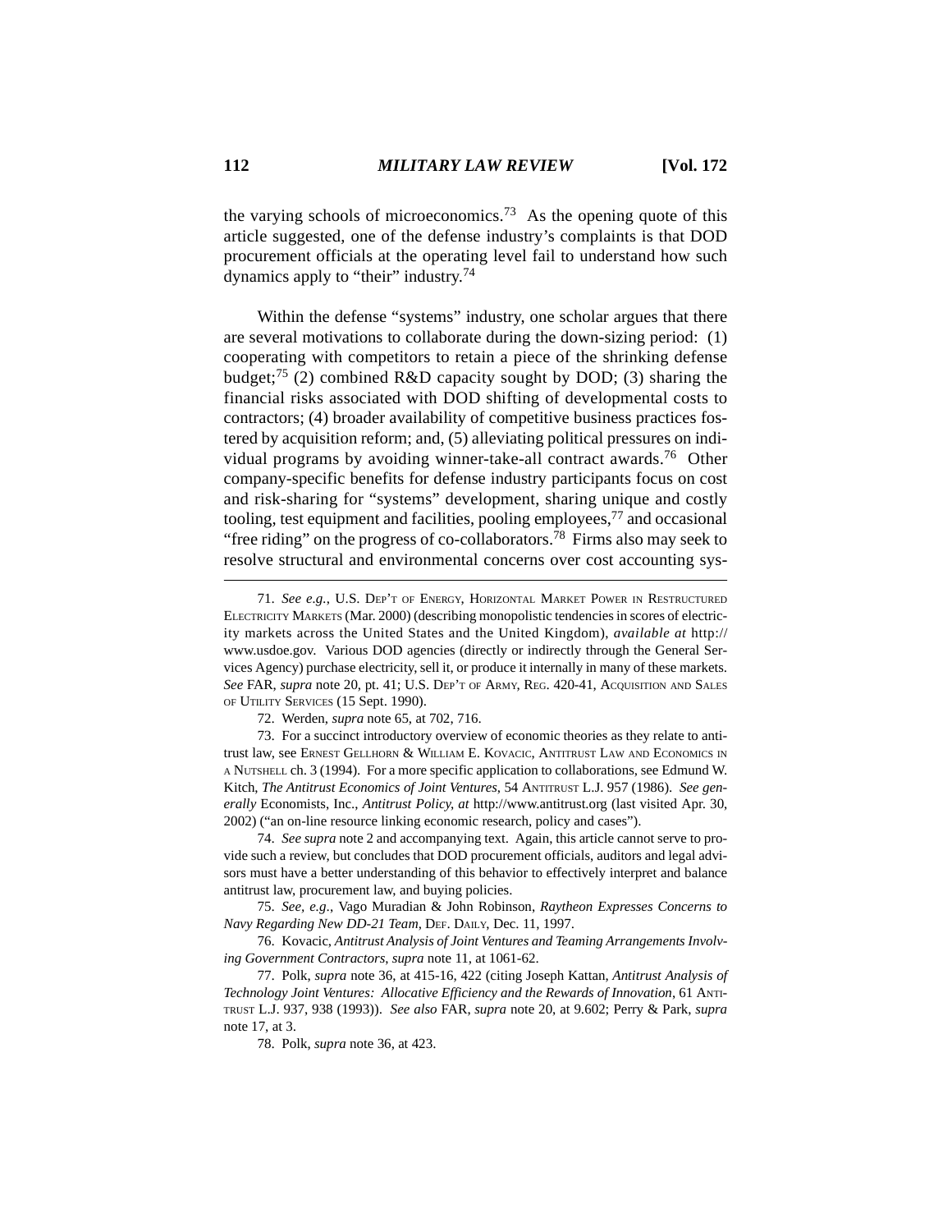the varying schools of microeconomics.[73] As the opening quote of this article suggested, one of the defense industry's complaints is that DOD procurement officials at the operating level fail to understand how such dynamics apply to "their" industry.[74]

Within the defense "systems" industry, one scholar argues that there are several motivations to collaborate during the down-sizing period: (1) cooperating with competitors to retain a piece of the shrinking defense budget;[75] (2) combined R&D capacity sought by DOD; (3) sharing the financial risks associated with DOD shifting of developmental costs to contractors; (4) broader availability of competitive business practices fostered by acquisition reform; and, (5) alleviating political pressures on individual programs by avoiding winner-take-all contract awards.[76] Other company-specific benefits for defense industry participants focus on cost and risk-sharing for "systems" development, sharing unique and costly tooling, test equipment and facilities, pooling employees,[77] and occasional "free riding" on the progress of co-collaborators.[78] Firms also may seek to resolve structural and environmental concerns over cost accounting sys-

---

71. *See e.g.*, U.S. DEP'T OF ENERGY, HORIZONTAL MARKET POWER IN RESTRUCTURED ELECTRICITY MARKETS (Mar. 2000) (describing monopolistic tendencies in scores of electricity markets across the United States and the United Kingdom), *available at* http://www.usdoe.gov. Various DOD agencies (directly or indirectly through the General Services Agency) purchase electricity, sell it, or produce it internally in many of these markets. *See* FAR, *supra* note 20, pt. 41; U.S. DEP'T OF ARMY, REG. 420-41, ACQUISITION AND SALES OF UTILITY SERVICES (15 Sept. 1990).

72. Werden, *supra* note 65, at 702, 716.

73. For a succinct introductory overview of economic theories as they relate to antitrust law, see ERNEST GELLHORN & WILLIAM E. KOVACIC, ANTITRUST LAW AND ECONOMICS IN A NUTSHELL ch. 3 (1994). For a more specific application to collaborations, see Edmund W. Kitch, *The Antitrust Economics of Joint Ventures*, 54 ANTITRUST L.J. 957 (1986). *See generally* Economists, Inc., *Antitrust Policy*, *at* http://www.antitrust.org (last visited Apr. 30, 2002) ("an on-line resource linking economic research, policy and cases").

74. *See supra* note 2 and accompanying text. Again, this article cannot serve to provide such a review, but concludes that DOD procurement officials, auditors and legal advisors must have a better understanding of this behavior to effectively interpret and balance antitrust law, procurement law, and buying policies.

75. *See, e.g.*, Vago Muradian & John Robinson, *Raytheon Expresses Concerns to Navy Regarding New DD-21 Team*, DEF. DAILY, Dec. 11, 1997.

76. Kovacic, *Antitrust Analysis of Joint Ventures and Teaming Arrangements Involving Government Contractors*, *supra* note 11, at 1061-62.

77. Polk, *supra* note 36, at 415-16, 422 (citing Joseph Kattan, *Antitrust Analysis of Technology Joint Ventures: Allocative Efficiency and the Rewards of Innovation*, 61 ANTITRUST L.J. 937, 938 (1993)). *See also* FAR, *supra* note 20, at 9.602; Perry & Park, *supra* note 17, at 3.

78. Polk, *supra* note 36, at 423.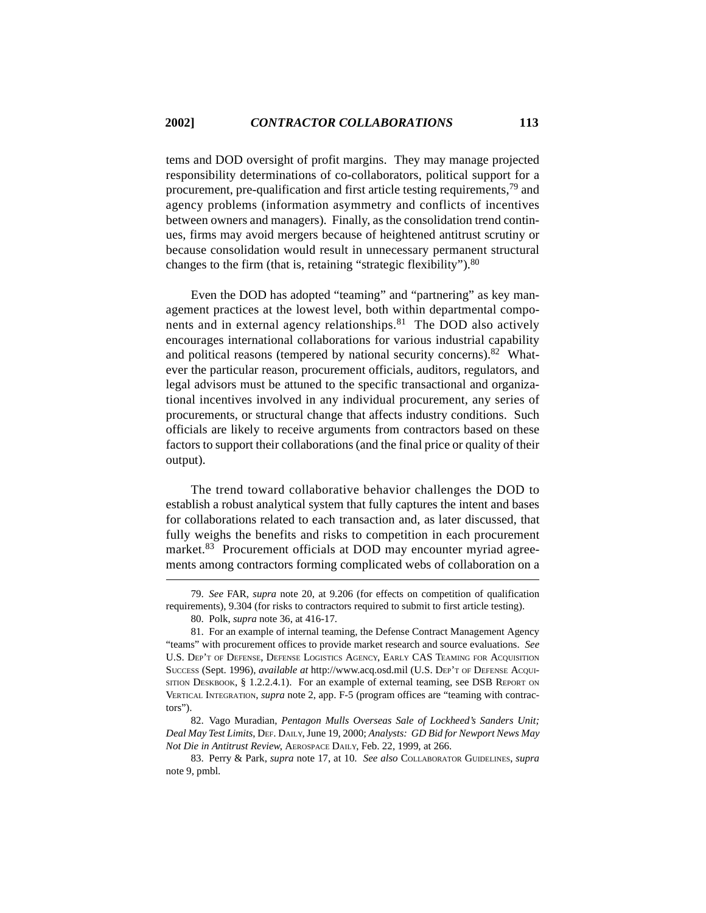tems and DOD oversight of profit margins. They may manage projected responsibility determinations of co-collaborators, political support for a procurement, pre-qualification and first article testing requirements,[79] and agency problems (information asymmetry and conflicts of incentives between owners and managers). Finally, as the consolidation trend continues, firms may avoid mergers because of heightened antitrust scrutiny or because consolidation would result in unnecessary permanent structural changes to the firm (that is, retaining "strategic flexibility").[80]

Even the DOD has adopted "teaming" and "partnering" as key management practices at the lowest level, both within departmental components and in external agency relationships.[81] The DOD also actively encourages international collaborations for various industrial capability and political reasons (tempered by national security concerns).[82] Whatever the particular reason, procurement officials, auditors, regulators, and legal advisors must be attuned to the specific transactional and organizational incentives involved in any individual procurement, any series of procurements, or structural change that affects industry conditions. Such officials are likely to receive arguments from contractors based on these factors to support their collaborations (and the final price or quality of their output).

The trend toward collaborative behavior challenges the DOD to establish a robust analytical system that fully captures the intent and bases for collaborations related to each transaction and, as later discussed, that fully weighs the benefits and risks to competition in each procurement market.[83] Procurement officials at DOD may encounter myriad agreements among contractors forming complicated webs of collaboration on a

---

79. *See* FAR, *supra* note 20, at 9.206 (for effects on competition of qualification requirements), 9.304 (for risks to contractors required to submit to first article testing).

80. Polk, *supra* note 36, at 416-17.

81. For an example of internal teaming, the Defense Contract Management Agency "teams" with procurement offices to provide market research and source evaluations. *See* U.S. DEP'T OF DEFENSE, DEFENSE LOGISTICS AGENCY, EARLY CAS TEAMING FOR ACQUISITION SUCCESS (Sept. 1996), *available at* http://www.acq.osd.mil (U.S. DEP'T OF DEFENSE ACQUISITION DESKBOOK, § 1.2.2.4.1). For an example of external teaming, see DSB REPORT ON VERTICAL INTEGRATION, *supra* note 2, app. F-5 (program offices are "teaming with contractors").

82. Vago Muradian, *Pentagon Mulls Overseas Sale of Lockheed's Sanders Unit; Deal May Test Limits*, DEF. DAILY, June 19, 2000; *Analysts: GD Bid for Newport News May Not Die in Antitrust Review*, AEROSPACE DAILY, Feb. 22, 1999, at 266.

83. Perry & Park, *supra* note 17, at 10. *See also* COLLABORATOR GUIDELINES, *supra* note 9, pmbl.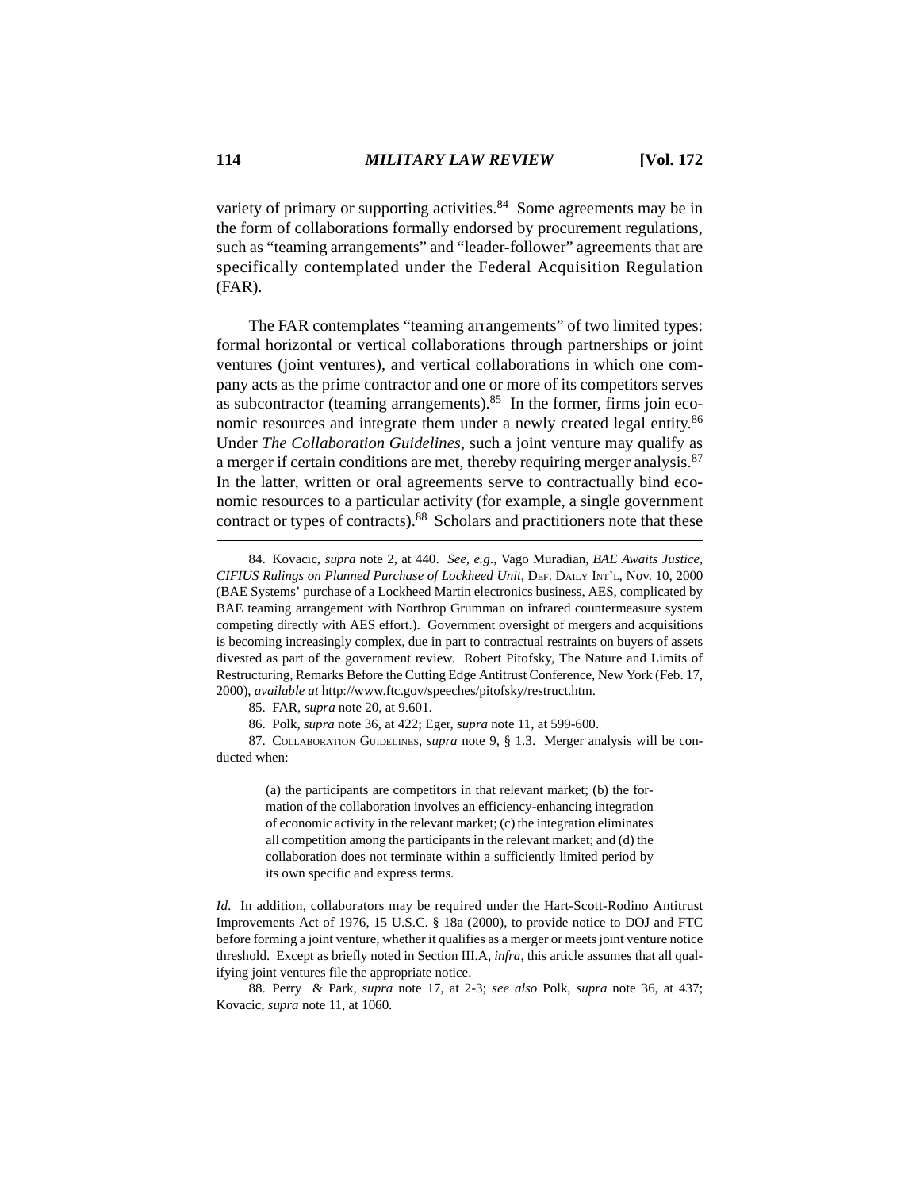variety of primary or supporting activities.[84] Some agreements may be in the form of collaborations formally endorsed by procurement regulations, such as "teaming arrangements" and "leader-follower" agreements that are specifically contemplated under the Federal Acquisition Regulation (FAR).

The FAR contemplates "teaming arrangements" of two limited types: formal horizontal or vertical collaborations through partnerships or joint ventures (joint ventures), and vertical collaborations in which one company acts as the prime contractor and one or more of its competitors serves as subcontractor (teaming arrangements).[85] In the former, firms join economic resources and integrate them under a newly created legal entity.[86] Under *The Collaboration Guidelines*, such a joint venture may qualify as a merger if certain conditions are met, thereby requiring merger analysis.[87] In the latter, written or oral agreements serve to contractually bind economic resources to a particular activity (for example, a single government contract or types of contracts).[88] Scholars and practitioners note that these

---

84. Kovacic, *supra* note 2, at 440. *See, e.g.*, Vago Muradian, *BAE Awaits Justice, CIFIUS Rulings on Planned Purchase of Lockheed Unit*, DEF. DAILY INT'L, Nov. 10, 2000 (BAE Systems' purchase of a Lockheed Martin electronics business, AES, complicated by BAE teaming arrangement with Northrop Grumman on infrared countermeasure system competing directly with AES effort.). Government oversight of mergers and acquisitions is becoming increasingly complex, due in part to contractual restraints on buyers of assets divested as part of the government review. Robert Pitofsky, The Nature and Limits of Restructuring, Remarks Before the Cutting Edge Antitrust Conference, New York (Feb. 17, 2000), *available at* http://www.ftc.gov/speeches/pitofsky/restruct.htm.

85. FAR, *supra* note 20, at 9.601.

86. Polk, *supra* note 36, at 422; Eger, *supra* note 11, at 599-600.

87. COLLABORATION GUIDELINES, *supra* note 9, § 1.3. Merger analysis will be conducted when:

> (a) the participants are competitors in that relevant market; (b) the formation of the collaboration involves an efficiency-enhancing integration of economic activity in the relevant market; (c) the integration eliminates all competition among the participants in the relevant market; and (d) the collaboration does not terminate within a sufficiently limited period by its own specific and express terms.

*Id*. In addition, collaborators may be required under the Hart-Scott-Rodino Antitrust Improvements Act of 1976, 15 U.S.C. § 18a (2000), to provide notice to DOJ and FTC before forming a joint venture, whether it qualifies as a merger or meets joint venture notice threshold. Except as briefly noted in Section III.A, *infra*, this article assumes that all qualifying joint ventures file the appropriate notice.

88. Perry & Park, *supra* note 17, at 2-3; *see also* Polk, *supra* note 36, at 437; Kovacic, *supra* note 11, at 1060.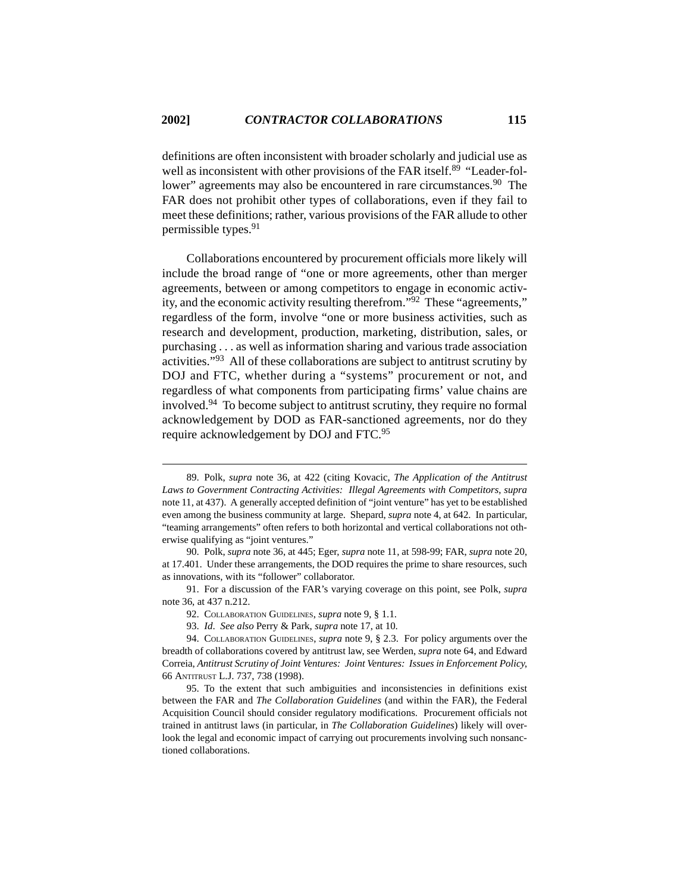definitions are often inconsistent with broader scholarly and judicial use as well as inconsistent with other provisions of the FAR itself.[89] "Leader-follower" agreements may also be encountered in rare circumstances.[90] The FAR does not prohibit other types of collaborations, even if they fail to meet these definitions; rather, various provisions of the FAR allude to other permissible types.[91]

Collaborations encountered by procurement officials more likely will include the broad range of "one or more agreements, other than merger agreements, between or among competitors to engage in economic activity, and the economic activity resulting therefrom."[92] These "agreements," regardless of the form, involve "one or more business activities, such as research and development, production, marketing, distribution, sales, or purchasing . . . as well as information sharing and various trade association activities."[93] All of these collaborations are subject to antitrust scrutiny by DOJ and FTC, whether during a "systems" procurement or not, and regardless of what components from participating firms' value chains are involved.[94] To become subject to antitrust scrutiny, they require no formal acknowledgement by DOD as FAR-sanctioned agreements, nor do they require acknowledgement by DOJ and FTC.[95]

---

89. Polk, *supra* note 36, at 422 (citing Kovacic, *The Application of the Antitrust Laws to Government Contracting Activities: Illegal Agreements with Competitors*, *supra* note 11, at 437). A generally accepted definition of "joint venture" has yet to be established even among the business community at large. Shepard, *supra* note 4, at 642. In particular, "teaming arrangements" often refers to both horizontal and vertical collaborations not otherwise qualifying as "joint ventures."

90. Polk, *supra* note 36, at 445; Eger, *supra* note 11, at 598-99; FAR, *supra* note 20, at 17.401. Under these arrangements, the DOD requires the prime to share resources, such as innovations, with its "follower" collaborator.

91. For a discussion of the FAR's varying coverage on this point, see Polk, *supra* note 36, at 437 n.212.

92. COLLABORATION GUIDELINES, *supra* note 9, § 1.1.

93. *Id*. *See also* Perry & Park, *supra* note 17, at 10.

94. COLLABORATION GUIDELINES, *supra* note 9, § 2.3. For policy arguments over the breadth of collaborations covered by antitrust law, see Werden, *supra* note 64, and Edward Correia, *Antitrust Scrutiny of Joint Ventures: Joint Ventures: Issues in Enforcement Policy*, 66 ANTITRUST L.J. 737, 738 (1998).

95. To the extent that such ambiguities and inconsistencies in definitions exist between the FAR and *The Collaboration Guidelines* (and within the FAR), the Federal Acquisition Council should consider regulatory modifications. Procurement officials not trained in antitrust laws (in particular, in *The Collaboration Guidelines*) likely will overlook the legal and economic impact of carrying out procurements involving such nonsanctioned collaborations.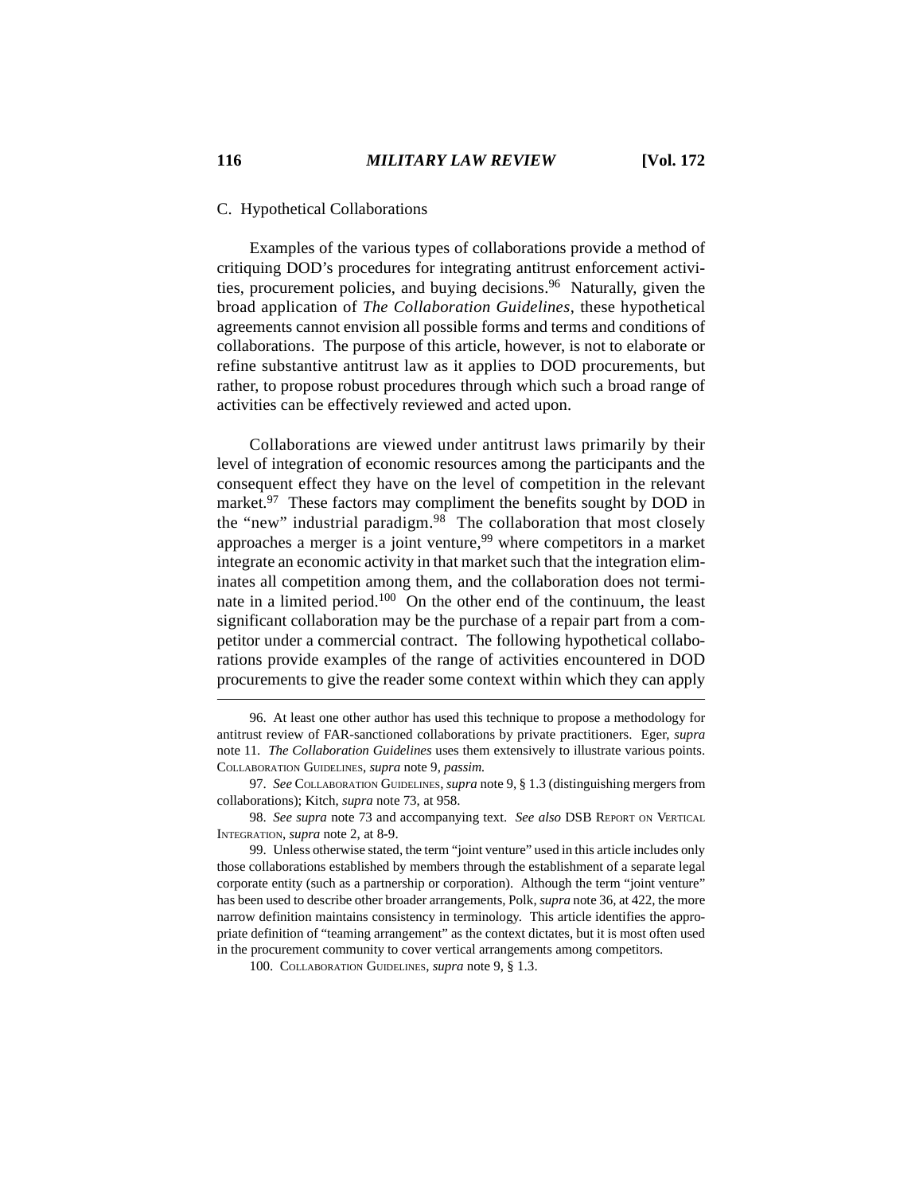### C. Hypothetical Collaborations

Examples of the various types of collaborations provide a method of critiquing DOD's procedures for integrating antitrust enforcement activities, procurement policies, and buying decisions.[96] Naturally, given the broad application of *The Collaboration Guidelines*, these hypothetical agreements cannot envision all possible forms and terms and conditions of collaborations. The purpose of this article, however, is not to elaborate or refine substantive antitrust law as it applies to DOD procurements, but rather, to propose robust procedures through which such a broad range of activities can be effectively reviewed and acted upon.

Collaborations are viewed under antitrust laws primarily by their level of integration of economic resources among the participants and the consequent effect they have on the level of competition in the relevant market.[97] These factors may compliment the benefits sought by DOD in the "new" industrial paradigm.[98] The collaboration that most closely approaches a merger is a joint venture,[99] where competitors in a market integrate an economic activity in that market such that the integration eliminates all competition among them, and the collaboration does not terminate in a limited period.[100] On the other end of the continuum, the least significant collaboration may be the purchase of a repair part from a competitor under a commercial contract. The following hypothetical collaborations provide examples of the range of activities encountered in DOD procurements to give the reader some context within which they can apply

---

96. At least one other author has used this technique to propose a methodology for antitrust review of FAR-sanctioned collaborations by private practitioners. Eger, *supra* note 11. *The Collaboration Guidelines* uses them extensively to illustrate various points. COLLABORATION GUIDELINES, *supra* note 9, *passim.*

97. *See* COLLABORATION GUIDELINES, *supra* note 9, § 1.3 (distinguishing mergers from collaborations); Kitch, *supra* note 73, at 958.

98. *See supra* note 73 and accompanying text. *See also* DSB REPORT ON VERTICAL INTEGRATION, *supra* note 2, at 8-9.

99. Unless otherwise stated, the term "joint venture" used in this article includes only those collaborations established by members through the establishment of a separate legal corporate entity (such as a partnership or corporation). Although the term "joint venture" has been used to describe other broader arrangements, Polk, *supra* note 36, at 422, the more narrow definition maintains consistency in terminology. This article identifies the appropriate definition of "teaming arrangement" as the context dictates, but it is most often used in the procurement community to cover vertical arrangements among competitors.

100. COLLABORATION GUIDELINES, *supra* note 9, § 1.3.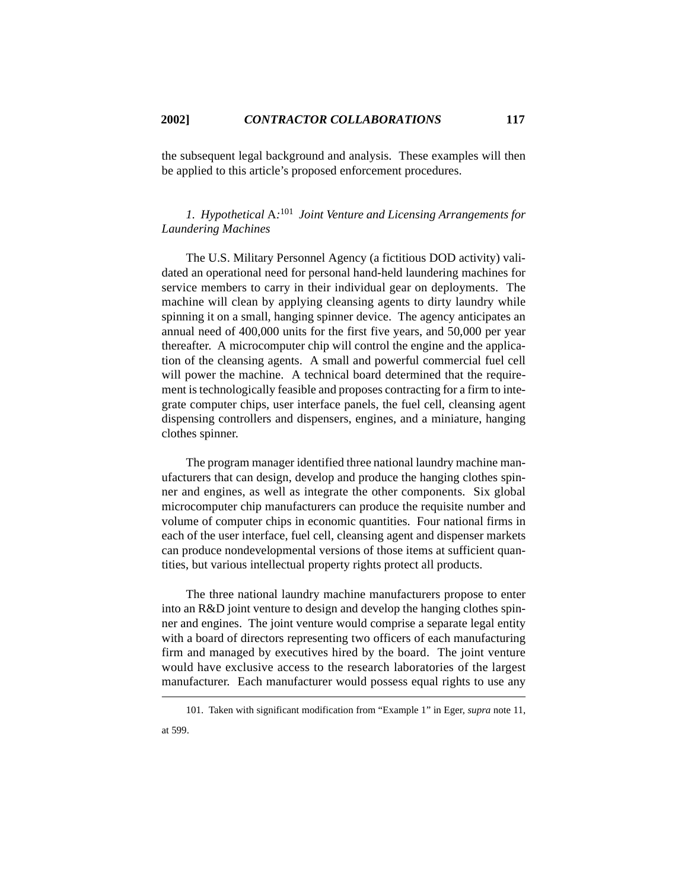the subsequent legal background and analysis. These examples will then be applied to this article's proposed enforcement procedures.

### *1. Hypothetical* A.:[101] *Joint Venture and Licensing Arrangements for Laundering Machines*

The U.S. Military Personnel Agency (a fictitious DOD activity) validated an operational need for personal hand-held laundering machines for service members to carry in their individual gear on deployments. The machine will clean by applying cleansing agents to dirty laundry while spinning it on a small, hanging spinner device. The agency anticipates an annual need of 400,000 units for the first five years, and 50,000 per year thereafter. A microcomputer chip will control the engine and the application of the cleansing agents. A small and powerful commercial fuel cell will power the machine. A technical board determined that the requirement is technologically feasible and proposes contracting for a firm to integrate computer chips, user interface panels, the fuel cell, cleansing agent dispensing controllers and dispensers, engines, and a miniature, hanging clothes spinner.

The program manager identified three national laundry machine manufacturers that can design, develop and produce the hanging clothes spinner and engines, as well as integrate the other components. Six global microcomputer chip manufacturers can produce the requisite number and volume of computer chips in economic quantities. Four national firms in each of the user interface, fuel cell, cleansing agent and dispenser markets can produce nondevelopmental versions of those items at sufficient quantities, but various intellectual property rights protect all products.

The three national laundry machine manufacturers propose to enter into an R&D joint venture to design and develop the hanging clothes spinner and engines. The joint venture would comprise a separate legal entity with a board of directors representing two officers of each manufacturing firm and managed by executives hired by the board. The joint venture would have exclusive access to the research laboratories of the largest manufacturer. Each manufacturer would possess equal rights to use any

---

101. Taken with significant modification from "Example 1" in Eger, *supra* note 11, at 599.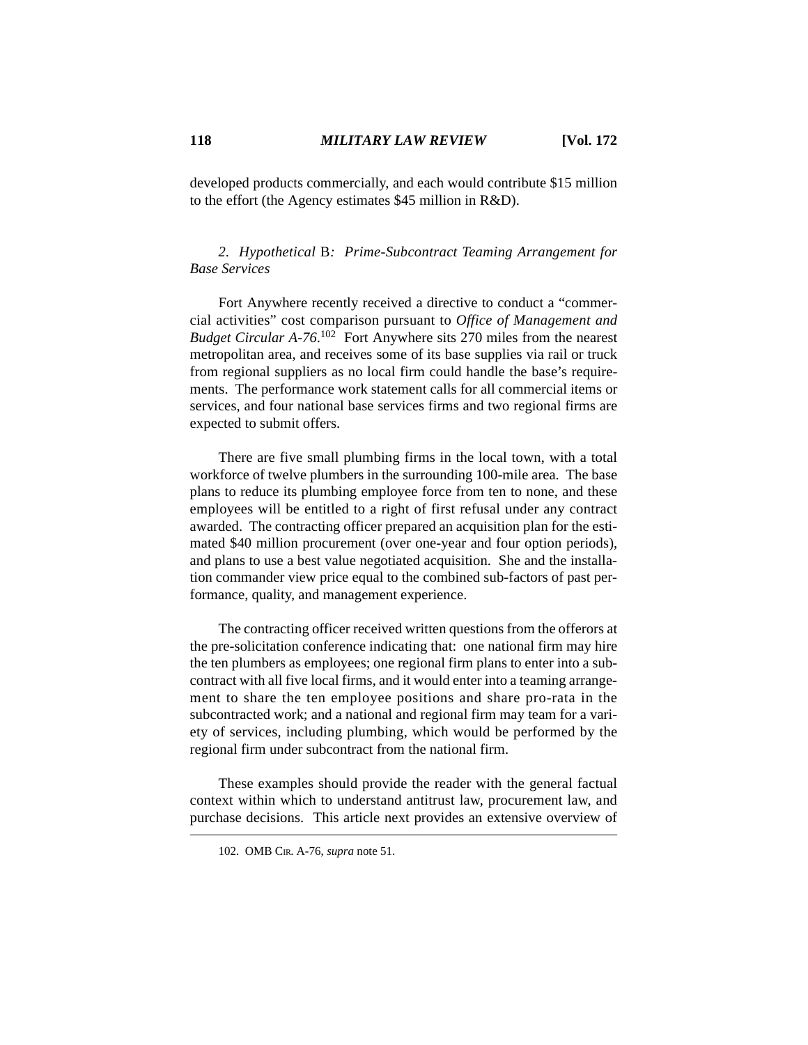developed products commercially, and each would contribute $15 million to the effort (the Agency estimates $45 million in R&D).

### *2. Hypothetical* B*: Prime-Subcontract Teaming Arrangement for Base Services*

Fort Anywhere recently received a directive to conduct a "commercial activities" cost comparison pursuant to *Office of Management and Budget Circular A-76*.[102] Fort Anywhere sits 270 miles from the nearest metropolitan area, and receives some of its base supplies via rail or truck from regional suppliers as no local firm could handle the base's requirements. The performance work statement calls for all commercial items or services, and four national base services firms and two regional firms are expected to submit offers.

There are five small plumbing firms in the local town, with a total workforce of twelve plumbers in the surrounding 100-mile area. The base plans to reduce its plumbing employee force from ten to none, and these employees will be entitled to a right of first refusal under any contract awarded. The contracting officer prepared an acquisition plan for the estimated $40 million procurement (over one-year and four option periods), and plans to use a best value negotiated acquisition. She and the installation commander view price equal to the combined sub-factors of past performance, quality, and management experience.

The contracting officer received written questions from the offerors at the pre-solicitation conference indicating that: one national firm may hire the ten plumbers as employees; one regional firm plans to enter into a subcontract with all five local firms, and it would enter into a teaming arrangement to share the ten employee positions and share pro-rata in the subcontracted work; and a national and regional firm may team for a variety of services, including plumbing, which would be performed by the regional firm under subcontract from the national firm.

These examples should provide the reader with the general factual context within which to understand antitrust law, procurement law, and purchase decisions. This article next provides an extensive overview of

102. OMB CIR. A-76, *supra* note 51.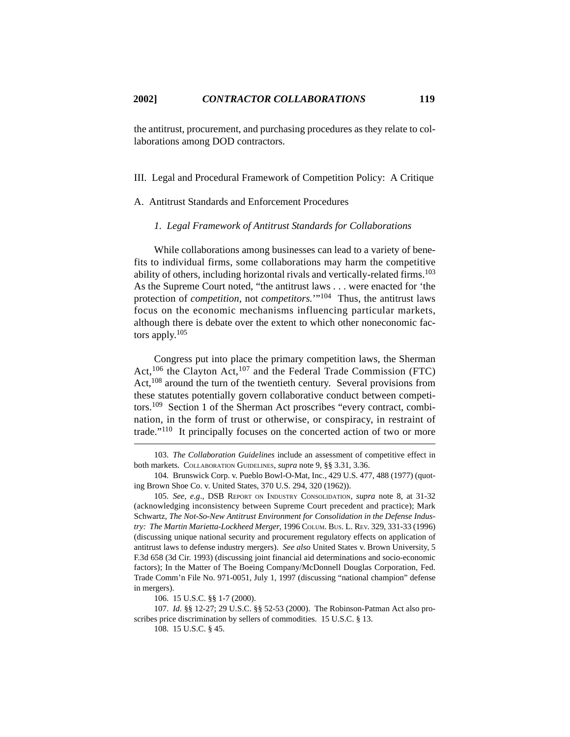the antitrust, procurement, and purchasing procedures as they relate to collaborations among DOD contractors.

## III. Legal and Procedural Framework of Competition Policy: A Critique

### A. Antitrust Standards and Enforcement Procedures

#### *1. Legal Framework of Antitrust Standards for Collaborations*

While collaborations among businesses can lead to a variety of benefits to individual firms, some collaborations may harm the competitive ability of others, including horizontal rivals and vertically-related firms.[103] As the Supreme Court noted, "the antitrust laws . . . were enacted for 'the protection of *competition*, not *competitors*.'"[104] Thus, the antitrust laws focus on the economic mechanisms influencing particular markets, although there is debate over the extent to which other noneconomic factors apply.[105]

Congress put into place the primary competition laws, the Sherman Act,[106] the Clayton Act,[107] and the Federal Trade Commission (FTC) Act,[108] around the turn of the twentieth century. Several provisions from these statutes potentially govern collaborative conduct between competitors.[109] Section 1 of the Sherman Act proscribes "every contract, combination, in the form of trust or otherwise, or conspiracy, in restraint of trade."[110] It principally focuses on the concerted action of two or more

---

103. *The Collaboration Guidelines* include an assessment of competitive effect in both markets. COLLABORATION GUIDELINES, *supra* note 9, §§ 3.31, 3.36.

104. Brunswick Corp. v. Pueblo Bowl-O-Mat, Inc., 429 U.S. 477, 488 (1977) (quoting Brown Shoe Co. v. United States, 370 U.S. 294, 320 (1962)).

105. *See, e.g*., DSB REPORT ON INDUSTRY CONSOLIDATION, *supra* note 8, at 31-32 (acknowledging inconsistency between Supreme Court precedent and practice); Mark Schwartz, *The Not-So-New Antitrust Environment for Consolidation in the Defense Industry: The Martin Marietta-Lockheed Merger*, 1996 COLUM. BUS. L. REV. 329, 331-33 (1996) (discussing unique national security and procurement regulatory effects on application of antitrust laws to defense industry mergers). *See also* United States v. Brown University, 5 F.3d 658 (3d Cir. 1993) (discussing joint financial aid determinations and socio-economic factors); In the Matter of The Boeing Company/McDonnell Douglas Corporation, Fed. Trade Comm'n File No. 971-0051, July 1, 1997 (discussing "national champion" defense in mergers).

106. 15 U.S.C. §§ 1-7 (2000).

107. *Id.* §§ 12-27; 29 U.S.C. §§ 52-53 (2000). The Robinson-Patman Act also proscribes price discrimination by sellers of commodities. 15 U.S.C. § 13.

108. 15 U.S.C. § 45.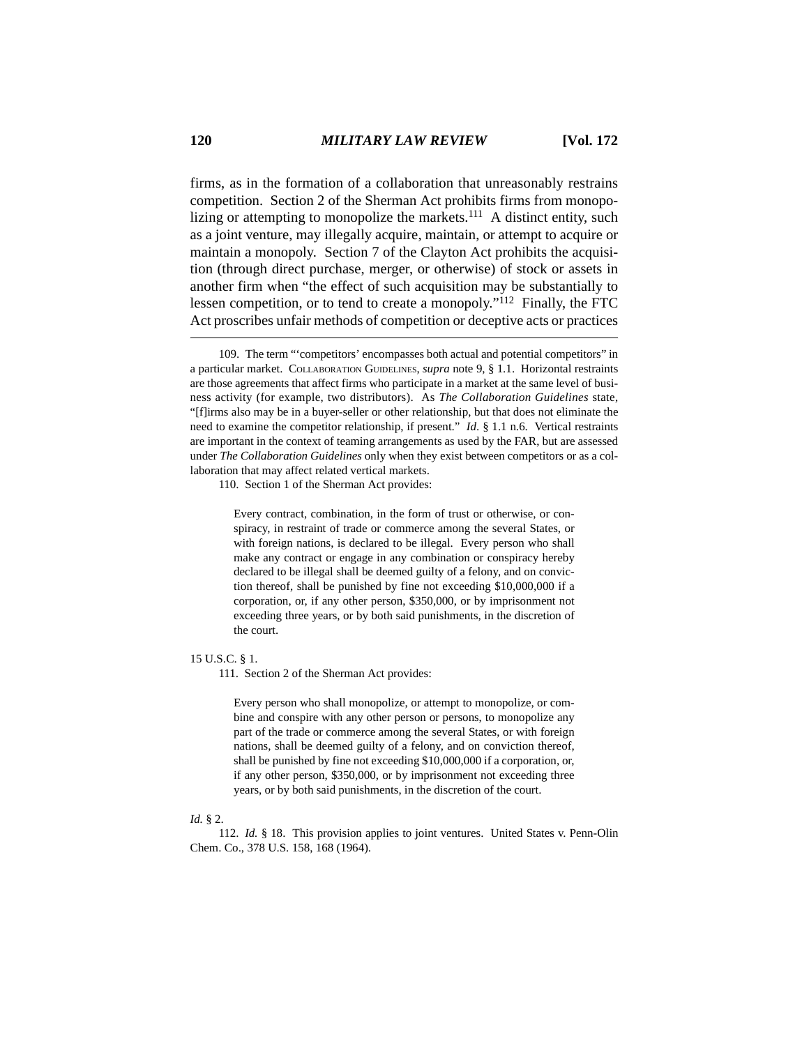firms, as in the formation of a collaboration that unreasonably restrains competition. Section 2 of the Sherman Act prohibits firms from monopolizing or attempting to monopolize the markets.[111] A distinct entity, such as a joint venture, may illegally acquire, maintain, or attempt to acquire or maintain a monopoly. Section 7 of the Clayton Act prohibits the acquisition (through direct purchase, merger, or otherwise) of stock or assets in another firm when "the effect of such acquisition may be substantially to lessen competition, or to tend to create a monopoly."[112] Finally, the FTC Act proscribes unfair methods of competition or deceptive acts or practices

---

109. The term "'competitors' encompasses both actual and potential competitors" in a particular market. COLLABORATION GUIDELINES, *supra* note 9, § 1.1. Horizontal restraints are those agreements that affect firms who participate in a market at the same level of business activity (for example, two distributors). As *The Collaboration Guidelines* state, "[f]irms also may be in a buyer-seller or other relationship, but that does not eliminate the need to examine the competitor relationship, if present." *Id.* § 1.1 n.6. Vertical restraints are important in the context of teaming arrangements as used by the FAR, but are assessed under *The Collaboration Guidelines* only when they exist between competitors or as a collaboration that may affect related vertical markets.

110. Section 1 of the Sherman Act provides:

> Every contract, combination, in the form of trust or otherwise, or conspiracy, in restraint of trade or commerce among the several States, or with foreign nations, is declared to be illegal. Every person who shall make any contract or engage in any combination or conspiracy hereby declared to be illegal shall be deemed guilty of a felony, and on conviction thereof, shall be punished by fine not exceeding $10,000,000 if a corporation, or, if any other person, $350,000, or by imprisonment not exceeding three years, or by both said punishments, in the discretion of the court.

15 U.S.C. § 1.

111. Section 2 of the Sherman Act provides:

> Every person who shall monopolize, or attempt to monopolize, or combine and conspire with any other person or persons, to monopolize any part of the trade or commerce among the several States, or with foreign nations, shall be deemed guilty of a felony, and on conviction thereof, shall be punished by fine not exceeding $10,000,000 if a corporation, or, if any other person, $350,000, or by imprisonment not exceeding three years, or by both said punishments, in the discretion of the court.

*Id.* § 2.

112. *Id.* § 18. This provision applies to joint ventures. United States v. Penn-Olin Chem. Co., 378 U.S. 158, 168 (1964).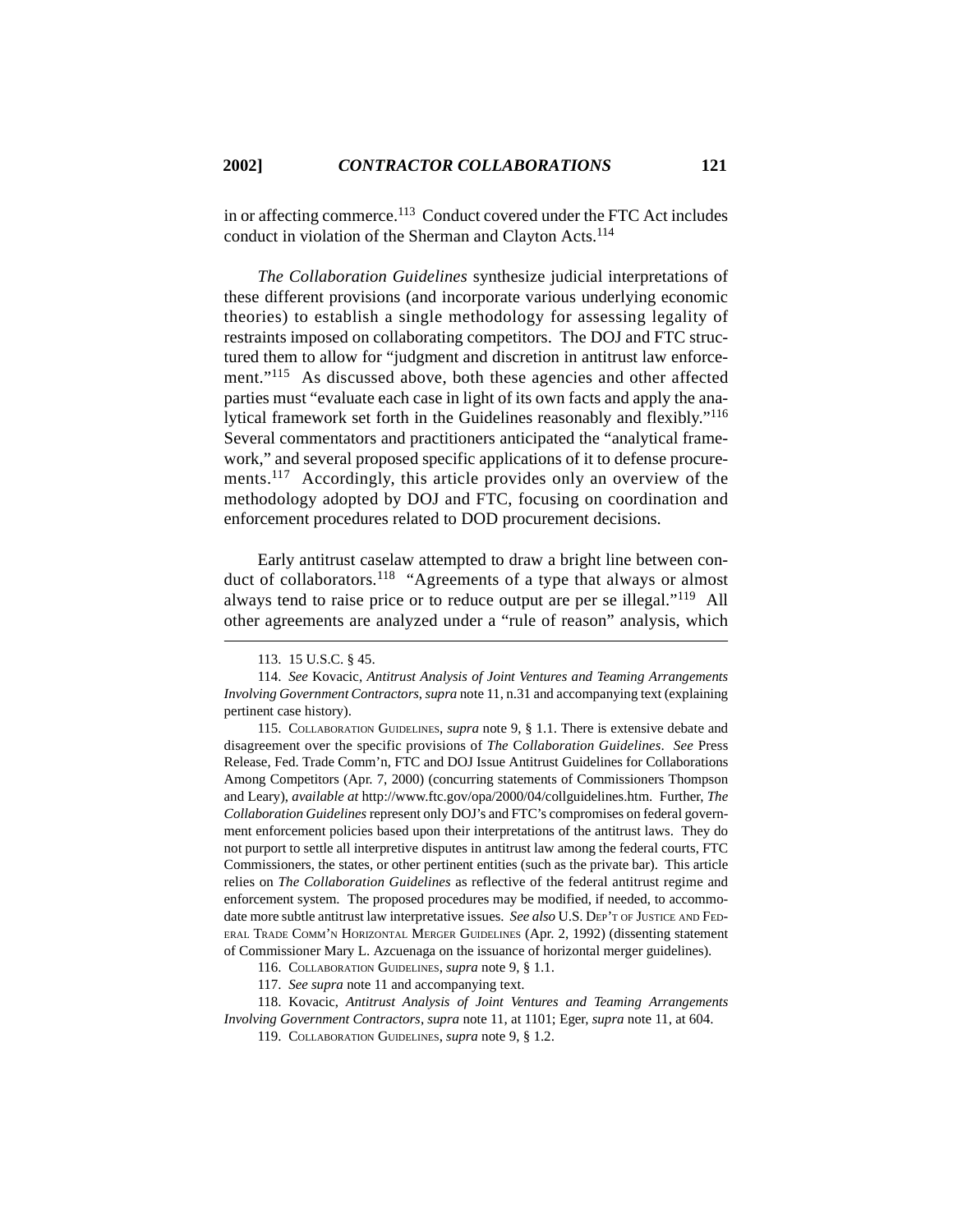in or affecting commerce.[113] Conduct covered under the FTC Act includes conduct in violation of the Sherman and Clayton Acts.[114]

*The Collaboration Guidelines* synthesize judicial interpretations of these different provisions (and incorporate various underlying economic theories) to establish a single methodology for assessing legality of restraints imposed on collaborating competitors. The DOJ and FTC structured them to allow for "judgment and discretion in antitrust law enforcement."[115] As discussed above, both these agencies and other affected parties must "evaluate each case in light of its own facts and apply the analytical framework set forth in the Guidelines reasonably and flexibly."[116] Several commentators and practitioners anticipated the "analytical framework," and several proposed specific applications of it to defense procurements.[117] Accordingly, this article provides only an overview of the methodology adopted by DOJ and FTC, focusing on coordination and enforcement procedures related to DOD procurement decisions.

Early antitrust caselaw attempted to draw a bright line between conduct of collaborators.[118] "Agreements of a type that always or almost always tend to raise price or to reduce output are per se illegal."[119] All other agreements are analyzed under a "rule of reason" analysis, which

---

113. 15 U.S.C. § 45.

114. *See* Kovacic, *Antitrust Analysis of Joint Ventures and Teaming Arrangements Involving Government Contractors*, *supra* note 11, n.31 and accompanying text (explaining pertinent case history).

115. COLLABORATION GUIDELINES, *supra* note 9, § 1.1. There is extensive debate and disagreement over the specific provisions of *The Collaboration Guidelines*. *See* Press Release, Fed. Trade Comm'n, FTC and DOJ Issue Antitrust Guidelines for Collaborations Among Competitors (Apr. 7, 2000) (concurring statements of Commissioners Thompson and Leary), *available at* http://www.ftc.gov/opa/2000/04/collguidelines.htm. Further, *The Collaboration Guidelines* represent only DOJ's and FTC's compromises on federal government enforcement policies based upon their interpretations of the antitrust laws. They do not purport to settle all interpretive disputes in antitrust law among the federal courts, FTC Commissioners, the states, or other pertinent entities (such as the private bar). This article relies on *The Collaboration Guidelines* as reflective of the federal antitrust regime and enforcement system. The proposed procedures may be modified, if needed, to accommodate more subtle antitrust law interpretative issues. *See also* U.S. DEP'T OF JUSTICE AND FEDERAL TRADE COMM'N HORIZONTAL MERGER GUIDELINES (Apr. 2, 1992) (dissenting statement of Commissioner Mary L. Azcuenaga on the issuance of horizontal merger guidelines).

116. COLLABORATION GUIDELINES, *supra* note 9, § 1.1.

117. *See supra* note 11 and accompanying text.

118. Kovacic, *Antitrust Analysis of Joint Ventures and Teaming Arrangements Involving Government Contractors*, *supra* note 11, at 1101; Eger, *supra* note 11, at 604.

119. COLLABORATION GUIDELINES, *supra* note 9, § 1.2.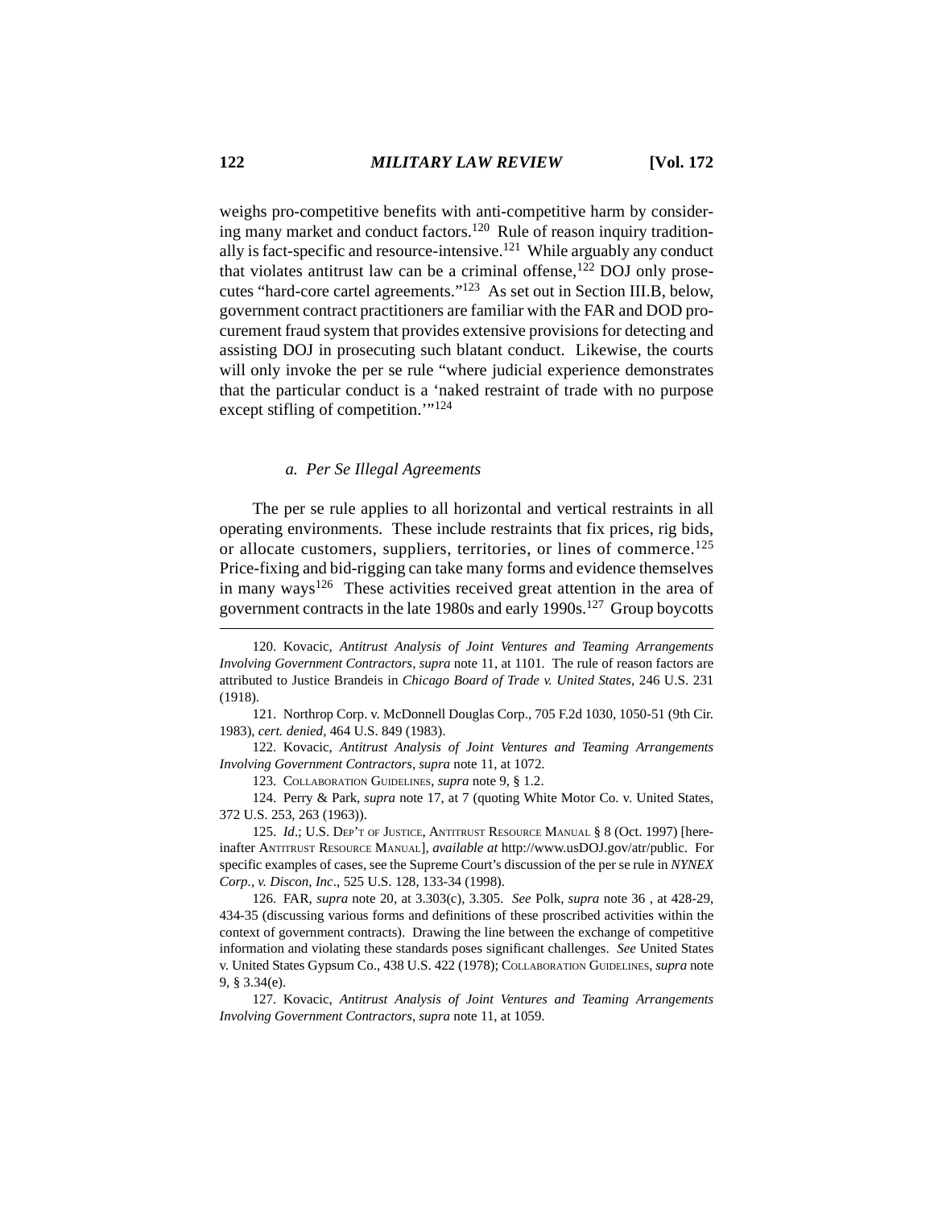weighs pro-competitive benefits with anti-competitive harm by considering many market and conduct factors.[120] Rule of reason inquiry traditionally is fact-specific and resource-intensive.[121] While arguably any conduct that violates antitrust law can be a criminal offense,[122] DOJ only prosecutes "hard-core cartel agreements."[123] As set out in Section III.B, below, government contract practitioners are familiar with the FAR and DOD procurement fraud system that provides extensive provisions for detecting and assisting DOJ in prosecuting such blatant conduct. Likewise, the courts will only invoke the per se rule "where judicial experience demonstrates that the particular conduct is a 'naked restraint of trade with no purpose except stifling of competition.'"[124]

#### *a. Per Se Illegal Agreements*

The per se rule applies to all horizontal and vertical restraints in all operating environments. These include restraints that fix prices, rig bids, or allocate customers, suppliers, territories, or lines of commerce.[125] Price-fixing and bid-rigging can take many forms and evidence themselves in many ways[126] These activities received great attention in the area of government contracts in the late 1980s and early 1990s.[127] Group boycotts

---

120. Kovacic, *Antitrust Analysis of Joint Ventures and Teaming Arrangements Involving Government Contractors*, *supra* note 11, at 1101. The rule of reason factors are attributed to Justice Brandeis in *Chicago Board of Trade v. United States*, 246 U.S. 231 (1918).

121. Northrop Corp. v. McDonnell Douglas Corp., 705 F.2d 1030, 1050-51 (9th Cir. 1983), *cert. denied*, 464 U.S. 849 (1983).

122. Kovacic, *Antitrust Analysis of Joint Ventures and Teaming Arrangements Involving Government Contractors*, *supra* note 11, at 1072.

123. COLLABORATION GUIDELINES, *supra* note 9, § 1.2.

124. Perry & Park, *supra* note 17, at 7 (quoting White Motor Co. v. United States, 372 U.S. 253, 263 (1963)).

125. *Id*.; U.S. DEP'T OF JUSTICE, ANTITRUST RESOURCE MANUAL § 8 (Oct. 1997) [hereinafter ANTITRUST RESOURCE MANUAL], *available at* http://www.usDOJ.gov/atr/public. For specific examples of cases, see the Supreme Court's discussion of the per se rule in *NYNEX Corp., v. Discon, Inc*., 525 U.S. 128, 133-34 (1998).

126. FAR, *supra* note 20, at 3.303(c), 3.305. *See* Polk, *supra* note 36 , at 428-29, 434-35 (discussing various forms and definitions of these proscribed activities within the context of government contracts). Drawing the line between the exchange of competitive information and violating these standards poses significant challenges. *See* United States v. United States Gypsum Co., 438 U.S. 422 (1978); COLLABORATION GUIDELINES, *supra* note 9, § 3.34(e).

127. Kovacic, *Antitrust Analysis of Joint Ventures and Teaming Arrangements Involving Government Contractors*, *supra* note 11, at 1059.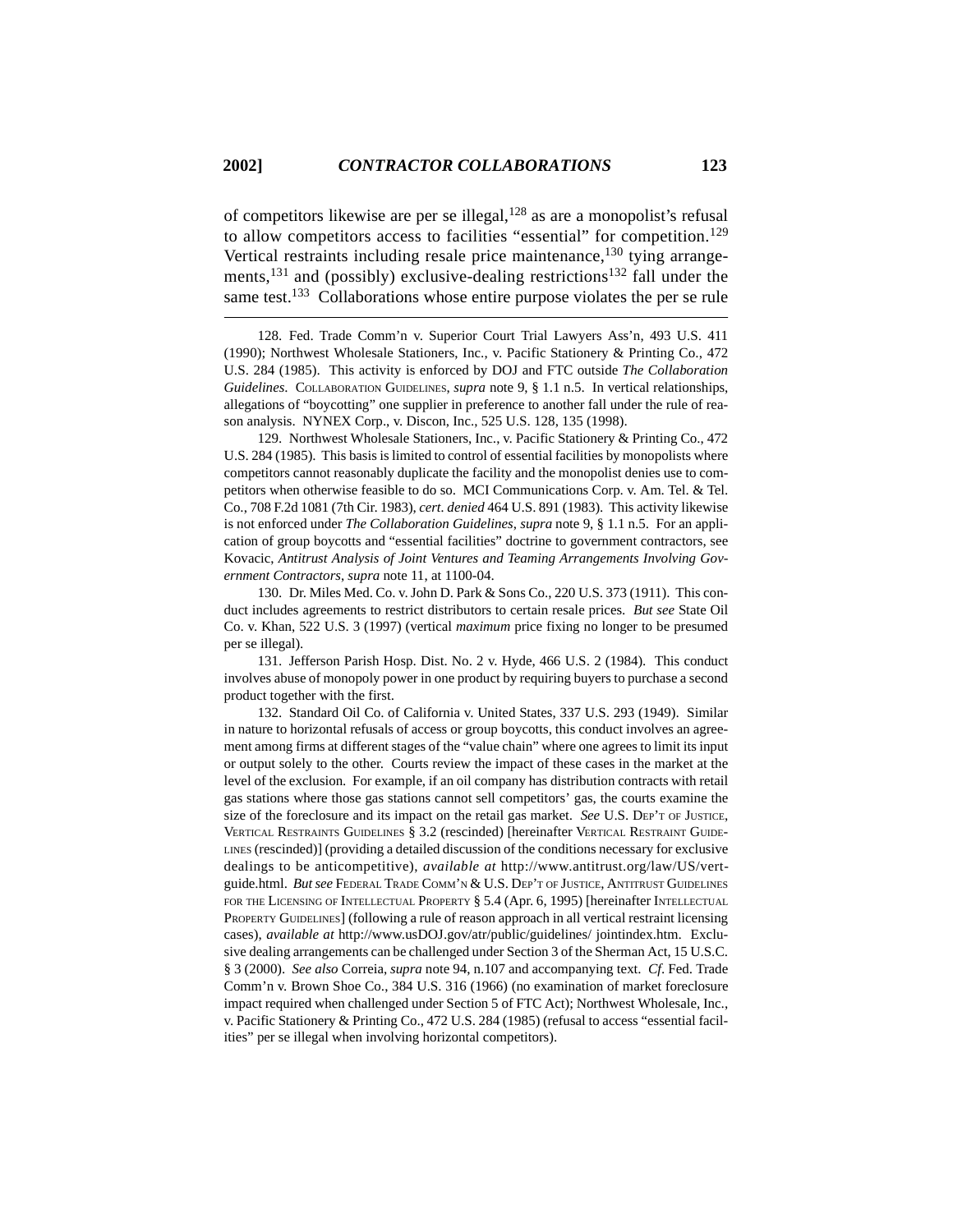of competitors likewise are per se illegal,[128] as are a monopolist's refusal to allow competitors access to facilities "essential" for competition.[129] Vertical restraints including resale price maintenance,[130] tying arrangements,[131] and (possibly) exclusive-dealing restrictions[132] fall under the same test.[133] Collaborations whose entire purpose violates the per se rule

---

128. Fed. Trade Comm'n v. Superior Court Trial Lawyers Ass'n, 493 U.S. 411 (1990); Northwest Wholesale Stationers, Inc., v. Pacific Stationery & Printing Co., 472 U.S. 284 (1985). This activity is enforced by DOJ and FTC outside *The Collaboration Guidelines*. COLLABORATION GUIDELINES, *supra* note 9, § 1.1 n.5. In vertical relationships, allegations of "boycotting" one supplier in preference to another fall under the rule of reason analysis. NYNEX Corp., v. Discon, Inc., 525 U.S. 128, 135 (1998).

129. Northwest Wholesale Stationers, Inc., v. Pacific Stationery & Printing Co., 472 U.S. 284 (1985). This basis is limited to control of essential facilities by monopolists where competitors cannot reasonably duplicate the facility and the monopolist denies use to competitors when otherwise feasible to do so. MCI Communications Corp. v. Am. Tel. & Tel. Co., 708 F.2d 1081 (7th Cir. 1983), *cert. denied* 464 U.S. 891 (1983). This activity likewise is not enforced under *The Collaboration Guidelines*, *supra* note 9, § 1.1 n.5. For an application of group boycotts and "essential facilities" doctrine to government contractors, see Kovacic, *Antitrust Analysis of Joint Ventures and Teaming Arrangements Involving Government Contractors*, *supra* note 11, at 1100-04.

130. Dr. Miles Med. Co. v. John D. Park & Sons Co., 220 U.S. 373 (1911). This conduct includes agreements to restrict distributors to certain resale prices. *But see* State Oil Co. v. Khan, 522 U.S. 3 (1997) (vertical *maximum* price fixing no longer to be presumed per se illegal).

131. Jefferson Parish Hosp. Dist. No. 2 v. Hyde, 466 U.S. 2 (1984). This conduct involves abuse of monopoly power in one product by requiring buyers to purchase a second product together with the first.

132. Standard Oil Co. of California v. United States, 337 U.S. 293 (1949). Similar in nature to horizontal refusals of access or group boycotts, this conduct involves an agreement among firms at different stages of the "value chain" where one agrees to limit its input or output solely to the other. Courts review the impact of these cases in the market at the level of the exclusion. For example, if an oil company has distribution contracts with retail gas stations where those gas stations cannot sell competitors' gas, the courts examine the size of the foreclosure and its impact on the retail gas market. *See* U.S. DEP'T OF JUSTICE, VERTICAL RESTRAINTS GUIDELINES § 3.2 (rescinded) [hereinafter VERTICAL RESTRAINT GUIDELINES (rescinded)] (providing a detailed discussion of the conditions necessary for exclusive dealings to be anticompetitive), *available at* http://www.antitrust.org/law/US/vertguide.html. *But see* FEDERAL TRADE COMM'N & U.S. DEP'T OF JUSTICE, ANTITRUST GUIDELINES FOR THE LICENSING OF INTELLECTUAL PROPERTY § 5.4 (Apr. 6, 1995) [hereinafter INTELLECTUAL PROPERTY GUIDELINES] (following a rule of reason approach in all vertical restraint licensing cases), *available at* http://www.usDOJ.gov/atr/public/guidelines/ jointindex.htm. Exclusive dealing arrangements can be challenged under Section 3 of the Sherman Act, 15 U.S.C. § 3 (2000). *See also* Correia, *supra* note 94, n.107 and accompanying text. *Cf*. Fed. Trade Comm'n v. Brown Shoe Co., 384 U.S. 316 (1966) (no examination of market foreclosure impact required when challenged under Section 5 of FTC Act); Northwest Wholesale, Inc., v. Pacific Stationery & Printing Co., 472 U.S. 284 (1985) (refusal to access "essential facilities" per se illegal when involving horizontal competitors).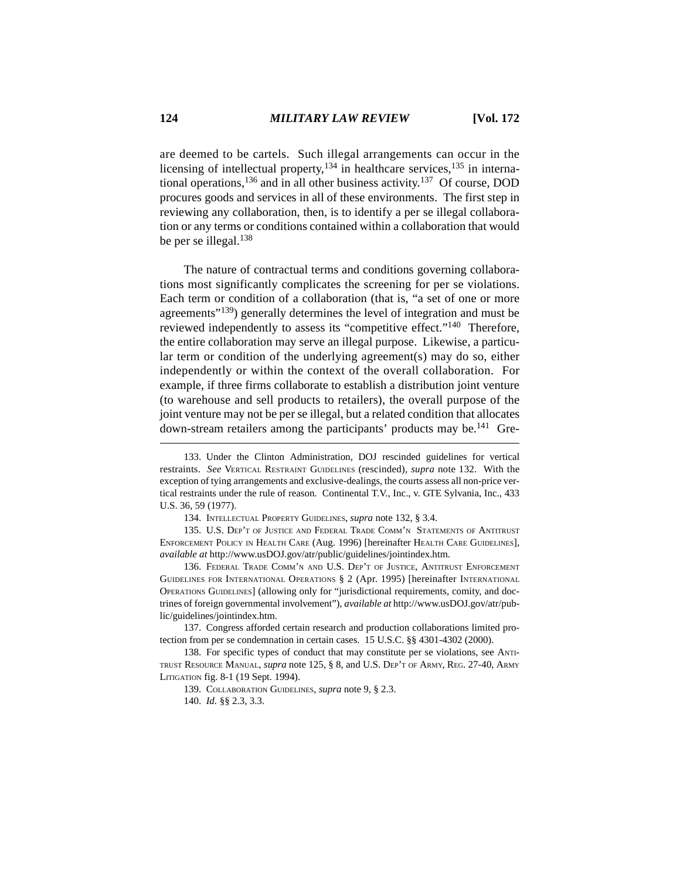are deemed to be cartels. Such illegal arrangements can occur in the licensing of intellectual property,[134] in healthcare services,[135] in international operations,[136] and in all other business activity.[137] Of course, DOD procures goods and services in all of these environments. The first step in reviewing any collaboration, then, is to identify a per se illegal collaboration or any terms or conditions contained within a collaboration that would be per se illegal.[138]

The nature of contractual terms and conditions governing collaborations most significantly complicates the screening for per se violations. Each term or condition of a collaboration (that is, "a set of one or more agreements"[139]) generally determines the level of integration and must be reviewed independently to assess its "competitive effect."[140] Therefore, the entire collaboration may serve an illegal purpose. Likewise, a particular term or condition of the underlying agreement(s) may do so, either independently or within the context of the overall collaboration. For example, if three firms collaborate to establish a distribution joint venture (to warehouse and sell products to retailers), the overall purpose of the joint venture may not be per se illegal, but a related condition that allocates down-stream retailers among the participants' products may be.[141] Gre-

---

133. Under the Clinton Administration, DOJ rescinded guidelines for vertical restraints. *See* VERTICAL RESTRAINT GUIDELINES (rescinded), *supra* note 132. With the exception of tying arrangements and exclusive-dealings, the courts assess all non-price vertical restraints under the rule of reason. Continental T.V., Inc., v. GTE Sylvania, Inc., 433 U.S. 36, 59 (1977).

134. INTELLECTUAL PROPERTY GUIDELINES, *supra* note 132, § 3.4.

135. U.S. DEP'T OF JUSTICE AND FEDERAL TRADE COMM'N STATEMENTS OF ANTITRUST ENFORCEMENT POLICY IN HEALTH CARE (Aug. 1996) [hereinafter HEALTH CARE GUIDELINES], *available at* http://www.usDOJ.gov/atr/public/guidelines/jointindex.htm.

136. FEDERAL TRADE COMM'N AND U.S. DEP'T OF JUSTICE, ANTITRUST ENFORCEMENT GUIDELINES FOR INTERNATIONAL OPERATIONS § 2 (Apr. 1995) [hereinafter INTERNATIONAL OPERATIONS GUIDELINES] (allowing only for "jurisdictional requirements, comity, and doctrines of foreign governmental involvement"), *available at* http://www.usDOJ.gov/atr/public/guidelines/jointindex.htm.

137. Congress afforded certain research and production collaborations limited protection from per se condemnation in certain cases. 15 U.S.C. §§ 4301-4302 (2000).

138. For specific types of conduct that may constitute per se violations, see ANTITRUST RESOURCE MANUAL, *supra* note 125, § 8, and U.S. DEP'T OF ARMY, REG. 27-40, ARMY LITIGATION fig. 8-1 (19 Sept. 1994).

139. COLLABORATION GUIDELINES, *supra* note 9, § 2.3.

140. *Id.* §§ 2.3, 3.3.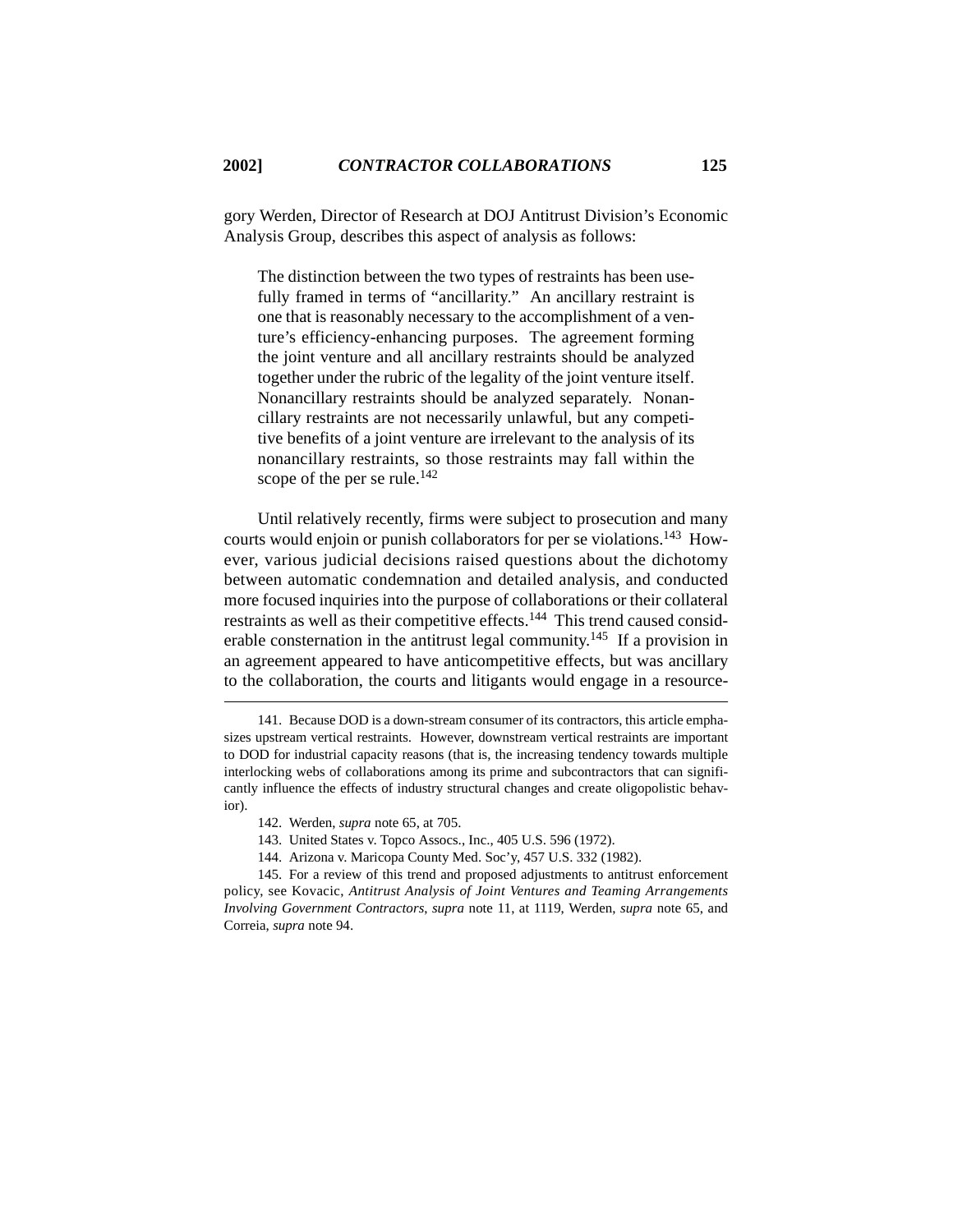gory Werden, Director of Research at DOJ Antitrust Division's Economic Analysis Group, describes this aspect of analysis as follows:

> The distinction between the two types of restraints has been usefully framed in terms of "ancillarity." An ancillary restraint is one that is reasonably necessary to the accomplishment of a venture's efficiency-enhancing purposes. The agreement forming the joint venture and all ancillary restraints should be analyzed together under the rubric of the legality of the joint venture itself. Nonancillary restraints should be analyzed separately. Nonancillary restraints are not necessarily unlawful, but any competitive benefits of a joint venture are irrelevant to the analysis of its nonancillary restraints, so those restraints may fall within the scope of the per se rule.[142]

Until relatively recently, firms were subject to prosecution and many courts would enjoin or punish collaborators for per se violations.[143] However, various judicial decisions raised questions about the dichotomy between automatic condemnation and detailed analysis, and conducted more focused inquiries into the purpose of collaborations or their collateral restraints as well as their competitive effects.[144] This trend caused considerable consternation in the antitrust legal community.[145] If a provision in an agreement appeared to have anticompetitive effects, but was ancillary to the collaboration, the courts and litigants would engage in a resource-

---

141. Because DOD is a down-stream consumer of its contractors, this article emphasizes upstream vertical restraints. However, downstream vertical restraints are important to DOD for industrial capacity reasons (that is, the increasing tendency towards multiple interlocking webs of collaborations among its prime and subcontractors that can significantly influence the effects of industry structural changes and create oligopolistic behavior).

142. Werden, *supra* note 65, at 705.

143. United States v. Topco Assocs., Inc., 405 U.S. 596 (1972).

144. Arizona v. Maricopa County Med. Soc'y, 457 U.S. 332 (1982).

145. For a review of this trend and proposed adjustments to antitrust enforcement policy, see Kovacic, *Antitrust Analysis of Joint Ventures and Teaming Arrangements Involving Government Contractors*, *supra* note 11, at 1119, Werden, *supra* note 65, and Correia, *supra* note 94.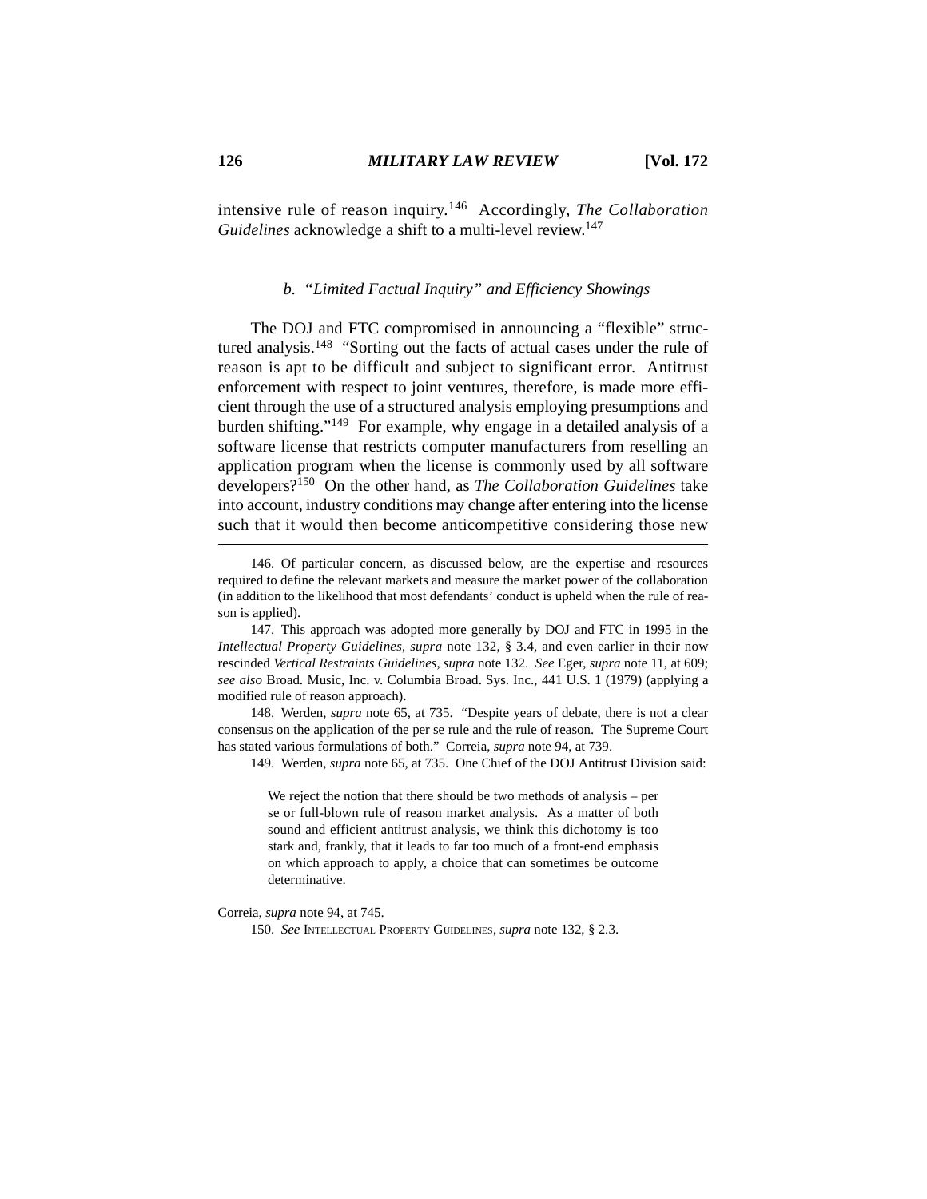intensive rule of reason inquiry.[146] Accordingly, *The Collaboration Guidelines* acknowledge a shift to a multi-level review.[147]

#### *b. "Limited Factual Inquiry" and Efficiency Showings*

The DOJ and FTC compromised in announcing a "flexible" structured analysis.[148] "Sorting out the facts of actual cases under the rule of reason is apt to be difficult and subject to significant error. Antitrust enforcement with respect to joint ventures, therefore, is made more efficient through the use of a structured analysis employing presumptions and burden shifting."[149] For example, why engage in a detailed analysis of a software license that restricts computer manufacturers from reselling an application program when the license is commonly used by all software developers?[150] On the other hand, as *The Collaboration Guidelines* take into account, industry conditions may change after entering into the license such that it would then become anticompetitive considering those new

---

146. Of particular concern, as discussed below, are the expertise and resources required to define the relevant markets and measure the market power of the collaboration (in addition to the likelihood that most defendants' conduct is upheld when the rule of reason is applied).

147. This approach was adopted more generally by DOJ and FTC in 1995 in the *Intellectual Property Guidelines*, *supra* note 132, § 3.4, and even earlier in their now rescinded *Vertical Restraints Guidelines*, *supra* note 132. *See* Eger, *supra* note 11, at 609; *see also* Broad. Music, Inc. v. Columbia Broad. Sys. Inc., 441 U.S. 1 (1979) (applying a modified rule of reason approach).

148. Werden, *supra* note 65, at 735. "Despite years of debate, there is not a clear consensus on the application of the per se rule and the rule of reason. The Supreme Court has stated various formulations of both." Correia, *supra* note 94, at 739.

149. Werden, *supra* note 65, at 735. One Chief of the DOJ Antitrust Division said:

> We reject the notion that there should be two methods of analysis – per se or full-blown rule of reason market analysis. As a matter of both sound and efficient antitrust analysis, we think this dichotomy is too stark and, frankly, that it leads to far too much of a front-end emphasis on which approach to apply, a choice that can sometimes be outcome determinative.

Correia, *supra* note 94, at 745.

150. *See* Intellectual Property Guidelines, *supra* note 132, § 2.3.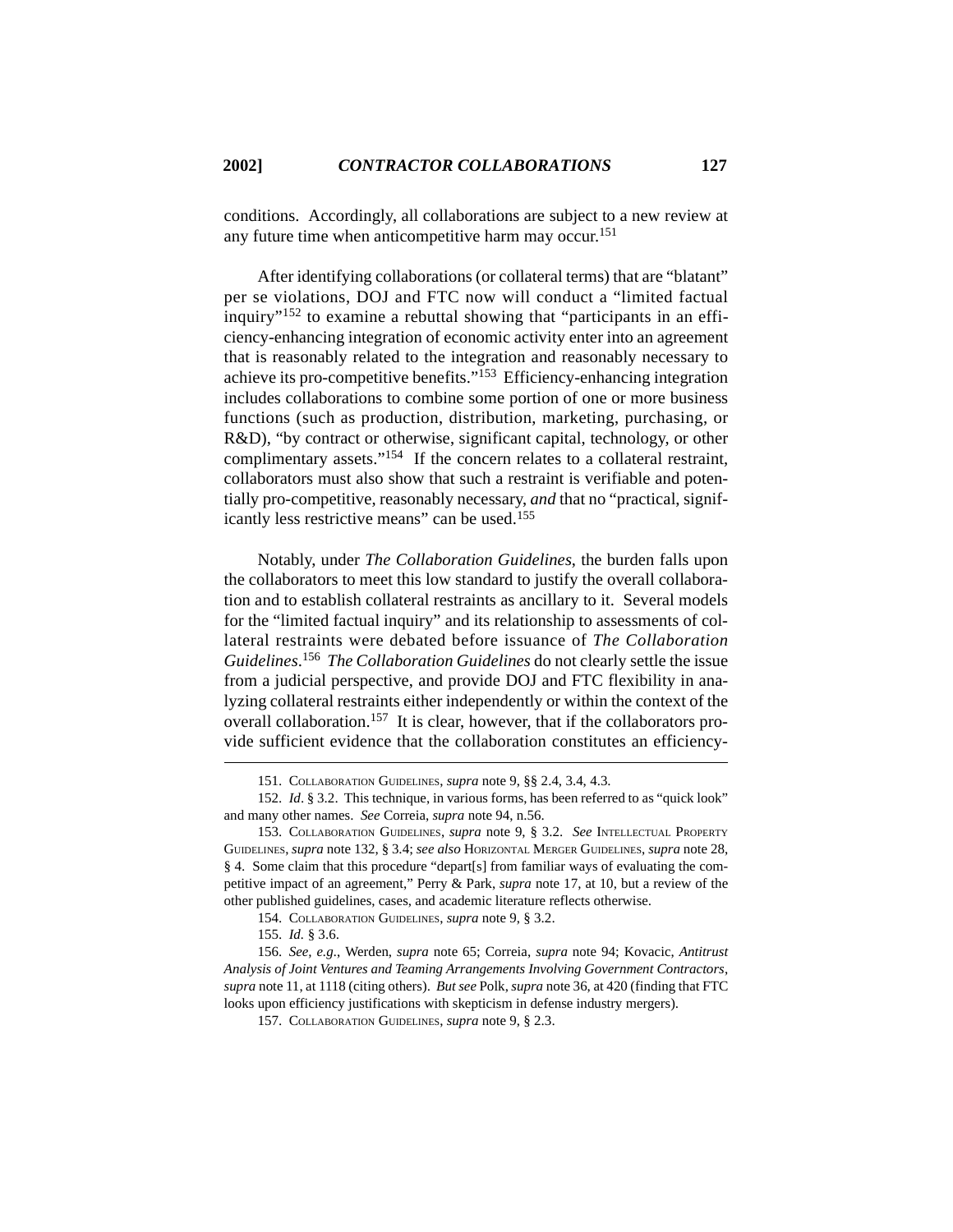conditions. Accordingly, all collaborations are subject to a new review at any future time when anticompetitive harm may occur.[151]

After identifying collaborations (or collateral terms) that are "blatant" per se violations, DOJ and FTC now will conduct a "limited factual inquiry"[152] to examine a rebuttal showing that "participants in an efficiency-enhancing integration of economic activity enter into an agreement that is reasonably related to the integration and reasonably necessary to achieve its pro-competitive benefits."[153] Efficiency-enhancing integration includes collaborations to combine some portion of one or more business functions (such as production, distribution, marketing, purchasing, or R&D), "by contract or otherwise, significant capital, technology, or other complimentary assets."[154] If the concern relates to a collateral restraint, collaborators must also show that such a restraint is verifiable and potentially pro-competitive, reasonably necessary, *and* that no "practical, significantly less restrictive means" can be used.[155]

Notably, under *The Collaboration Guidelines*, the burden falls upon the collaborators to meet this low standard to justify the overall collaboration and to establish collateral restraints as ancillary to it. Several models for the "limited factual inquiry" and its relationship to assessments of collateral restraints were debated before issuance of *The Collaboration Guidelines*.[156] *The Collaboration Guidelines* do not clearly settle the issue from a judicial perspective, and provide DOJ and FTC flexibility in analyzing collateral restraints either independently or within the context of the overall collaboration.[157] It is clear, however, that if the collaborators provide sufficient evidence that the collaboration constitutes an efficiency-

---

151. COLLABORATION GUIDELINES, *supra* note 9, §§ 2.4, 3.4, 4.3.

152. *Id*. § 3.2. This technique, in various forms, has been referred to as "quick look" and many other names. *See* Correia, *supra* note 94, n.56.

153. COLLABORATION GUIDELINES, *supra* note 9, § 3.2. *See* INTELLECTUAL PROPERTY GUIDELINES, *supra* note 132, § 3.4; *see also* HORIZONTAL MERGER GUIDELINES, *supra* note 28, § 4. Some claim that this procedure "depart[s] from familiar ways of evaluating the competitive impact of an agreement," Perry & Park, *supra* note 17, at 10, but a review of the other published guidelines, cases, and academic literature reflects otherwise.

154. COLLABORATION GUIDELINES, *supra* note 9, § 3.2.

155. *Id.* § 3.6.

156. *See, e.g.*, Werden, *supra* note 65; Correia, *supra* note 94; Kovacic, *Antitrust Analysis of Joint Ventures and Teaming Arrangements Involving Government Contractors*, *supra* note 11, at 1118 (citing others). *But see* Polk, *supra* note 36, at 420 (finding that FTC looks upon efficiency justifications with skepticism in defense industry mergers).

157. COLLABORATION GUIDELINES, *supra* note 9, § 2.3.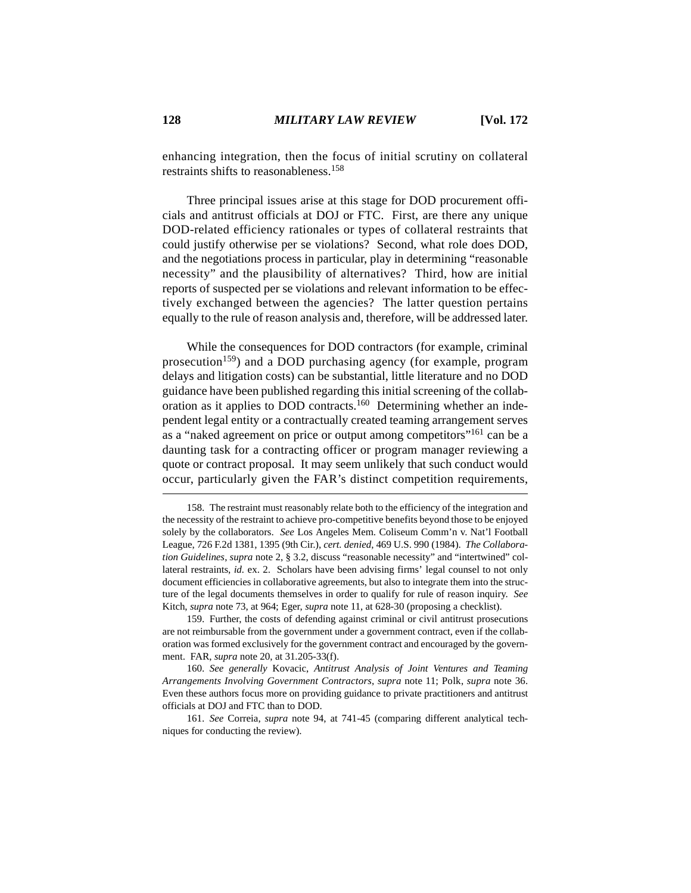enhancing integration, then the focus of initial scrutiny on collateral restraints shifts to reasonableness.[158]

Three principal issues arise at this stage for DOD procurement officials and antitrust officials at DOJ or FTC. First, are there any unique DOD-related efficiency rationales or types of collateral restraints that could justify otherwise per se violations? Second, what role does DOD, and the negotiations process in particular, play in determining "reasonable necessity" and the plausibility of alternatives? Third, how are initial reports of suspected per se violations and relevant information to be effectively exchanged between the agencies? The latter question pertains equally to the rule of reason analysis and, therefore, will be addressed later.

While the consequences for DOD contractors (for example, criminal prosecution[159]) and a DOD purchasing agency (for example, program delays and litigation costs) can be substantial, little literature and no DOD guidance have been published regarding this initial screening of the collaboration as it applies to DOD contracts.[160] Determining whether an independent legal entity or a contractually created teaming arrangement serves as a "naked agreement on price or output among competitors"[161] can be a daunting task for a contracting officer or program manager reviewing a quote or contract proposal. It may seem unlikely that such conduct would occur, particularly given the FAR's distinct competition requirements,

---

158. The restraint must reasonably relate both to the efficiency of the integration and the necessity of the restraint to achieve pro-competitive benefits beyond those to be enjoyed solely by the collaborators. *See* Los Angeles Mem. Coliseum Comm'n v. Nat'l Football League, 726 F.2d 1381, 1395 (9th Cir.), *cert. denied*, 469 U.S. 990 (1984). *The Collaboration Guidelines*, *supra* note 2, § 3.2, discuss "reasonable necessity" and "intertwined" collateral restraints, *id.* ex. 2. Scholars have been advising firms' legal counsel to not only document efficiencies in collaborative agreements, but also to integrate them into the structure of the legal documents themselves in order to qualify for rule of reason inquiry. *See* Kitch, *supra* note 73, at 964; Eger, *supra* note 11, at 628-30 (proposing a checklist).

159. Further, the costs of defending against criminal or civil antitrust prosecutions are not reimbursable from the government under a government contract, even if the collaboration was formed exclusively for the government contract and encouraged by the government. FAR, *supra* note 20, at 31.205-33(f).

160. *See generally* Kovacic, *Antitrust Analysis of Joint Ventures and Teaming Arrangements Involving Government Contractors*, *supra* note 11; Polk, *supra* note 36. Even these authors focus more on providing guidance to private practitioners and antitrust officials at DOJ and FTC than to DOD.

161. *See* Correia, *supra* note 94, at 741-45 (comparing different analytical techniques for conducting the review).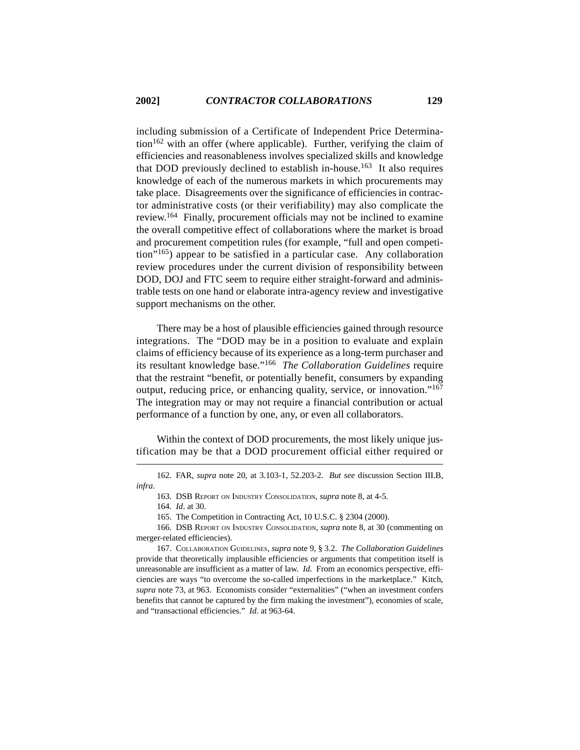including submission of a Certificate of Independent Price Determination[162] with an offer (where applicable). Further, verifying the claim of efficiencies and reasonableness involves specialized skills and knowledge that DOD previously declined to establish in-house.[163] It also requires knowledge of each of the numerous markets in which procurements may take place. Disagreements over the significance of efficiencies in contractor administrative costs (or their verifiability) may also complicate the review.[164] Finally, procurement officials may not be inclined to examine the overall competitive effect of collaborations where the market is broad and procurement competition rules (for example, "full and open competition"[165]) appear to be satisfied in a particular case. Any collaboration review procedures under the current division of responsibility between DOD, DOJ and FTC seem to require either straight-forward and administrable tests on one hand or elaborate intra-agency review and investigative support mechanisms on the other.

There may be a host of plausible efficiencies gained through resource integrations. The "DOD may be in a position to evaluate and explain claims of efficiency because of its experience as a long-term purchaser and its resultant knowledge base."[166] *The Collaboration Guidelines* require that the restraint "benefit, or potentially benefit, consumers by expanding output, reducing price, or enhancing quality, service, or innovation."[167] The integration may or may not require a financial contribution or actual performance of a function by one, any, or even all collaborators.

Within the context of DOD procurements, the most likely unique justification may be that a DOD procurement official either required or

---

162. FAR, *supra* note 20, at 3.103-1, 52.203-2. *But see* discussion Section III.B, *infra*.

163. DSB Report on Industry Consolidation, *supra* note 8, at 4-5.

164. *Id*. at 30.

165. The Competition in Contracting Act, 10 U.S.C. § 2304 (2000).

166. DSB Report on Industry Consolidation, *supra* note 8, at 30 (commenting on merger-related efficiencies).

167. Collaboration Guidelines, *supra* note 9, § 3.2. *The Collaboration Guidelines* provide that theoretically implausible efficiencies or arguments that competition itself is unreasonable are insufficient as a matter of law. *Id.* From an economics perspective, efficiencies are ways "to overcome the so-called imperfections in the marketplace." Kitch, *supra* note 73, at 963. Economists consider "externalities" ("when an investment confers benefits that cannot be captured by the firm making the investment"), economies of scale, and "transactional efficiencies." *Id.* at 963-64.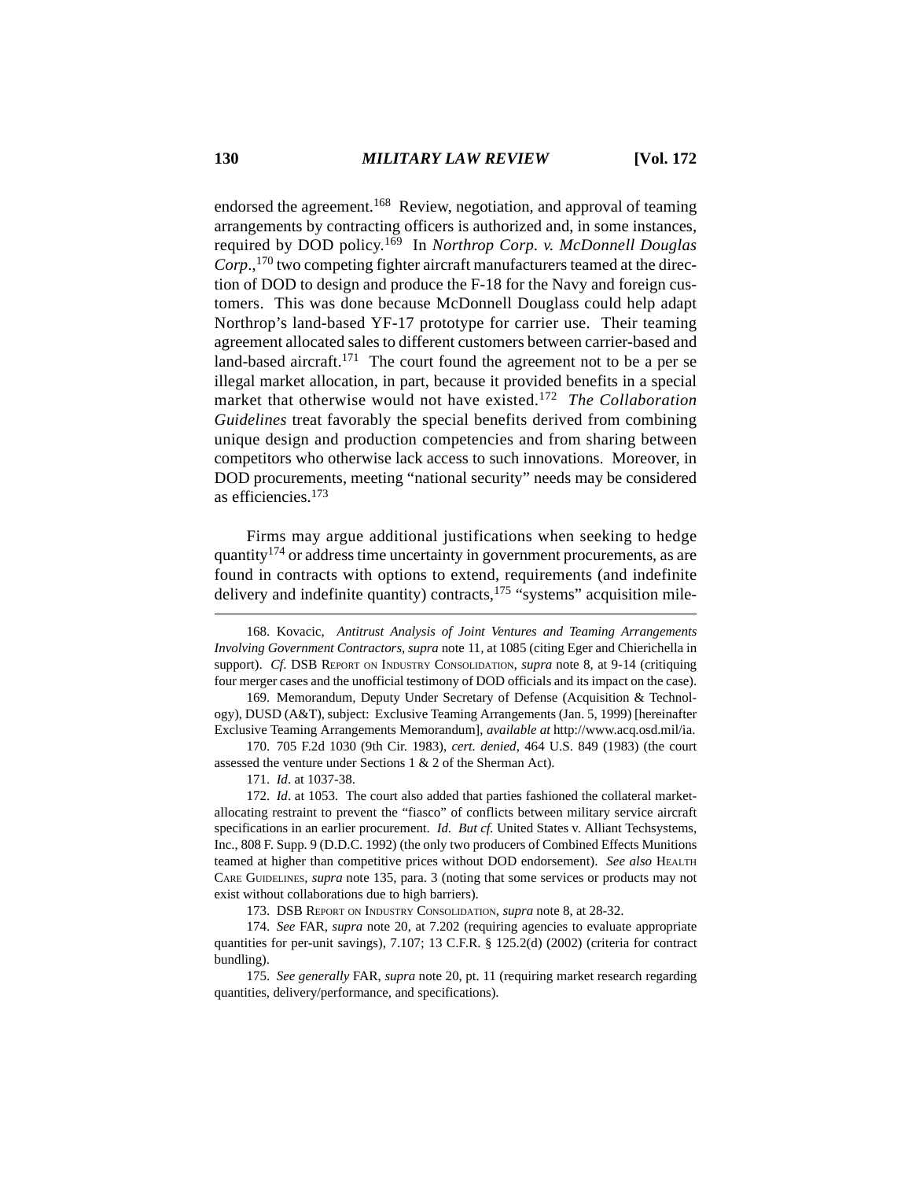endorsed the agreement.[168] Review, negotiation, and approval of teaming arrangements by contracting officers is authorized and, in some instances, required by DOD policy.[169] In *Northrop Corp. v. McDonnell Douglas Corp.*,[170] two competing fighter aircraft manufacturers teamed at the direction of DOD to design and produce the F-18 for the Navy and foreign customers. This was done because McDonnell Douglass could help adapt Northrop's land-based YF-17 prototype for carrier use. Their teaming agreement allocated sales to different customers between carrier-based and land-based aircraft.[171] The court found the agreement not to be a per se illegal market allocation, in part, because it provided benefits in a special market that otherwise would not have existed.[172] *The Collaboration Guidelines* treat favorably the special benefits derived from combining unique design and production competencies and from sharing between competitors who otherwise lack access to such innovations. Moreover, in DOD procurements, meeting "national security" needs may be considered as efficiencies.[173]

Firms may argue additional justifications when seeking to hedge quantity[174] or address time uncertainty in government procurements, as are found in contracts with options to extend, requirements (and indefinite delivery and indefinite quantity) contracts,[175] "systems" acquisition mile-

---

168. Kovacic, *Antitrust Analysis of Joint Ventures and Teaming Arrangements Involving Government Contractors*, *supra* note 11, at 1085 (citing Eger and Chierichella in support). *Cf*. DSB Report on Industry Consolidation, *supra* note 8, at 9-14 (critiquing four merger cases and the unofficial testimony of DOD officials and its impact on the case).

169. Memorandum, Deputy Under Secretary of Defense (Acquisition & Technology), DUSD (A&T), subject: Exclusive Teaming Arrangements (Jan. 5, 1999) [hereinafter Exclusive Teaming Arrangements Memorandum], *available at* http://www.acq.osd.mil/ia.

170. 705 F.2d 1030 (9th Cir. 1983), *cert. denied*, 464 U.S. 849 (1983) (the court assessed the venture under Sections 1 & 2 of the Sherman Act).

171. *Id*. at 1037-38.

172. *Id*. at 1053. The court also added that parties fashioned the collateral market-allocating restraint to prevent the "fiasco" of conflicts between military service aircraft specifications in an earlier procurement. *Id*. *But cf*. United States v. Alliant Techsystems, Inc., 808 F. Supp. 9 (D.D.C. 1992) (the only two producers of Combined Effects Munitions teamed at higher than competitive prices without DOD endorsement). *See also* Health Care Guidelines, *supra* note 135, para. 3 (noting that some services or products may not exist without collaborations due to high barriers).

173. DSB Report on Industry Consolidation, *supra* note 8, at 28-32.

174. *See* FAR, *supra* note 20, at 7.202 (requiring agencies to evaluate appropriate quantities for per-unit savings), 7.107; 13 C.F.R. § 125.2(d) (2002) (criteria for contract bundling).

175. *See generally* FAR, *supra* note 20, pt. 11 (requiring market research regarding quantities, delivery/performance, and specifications).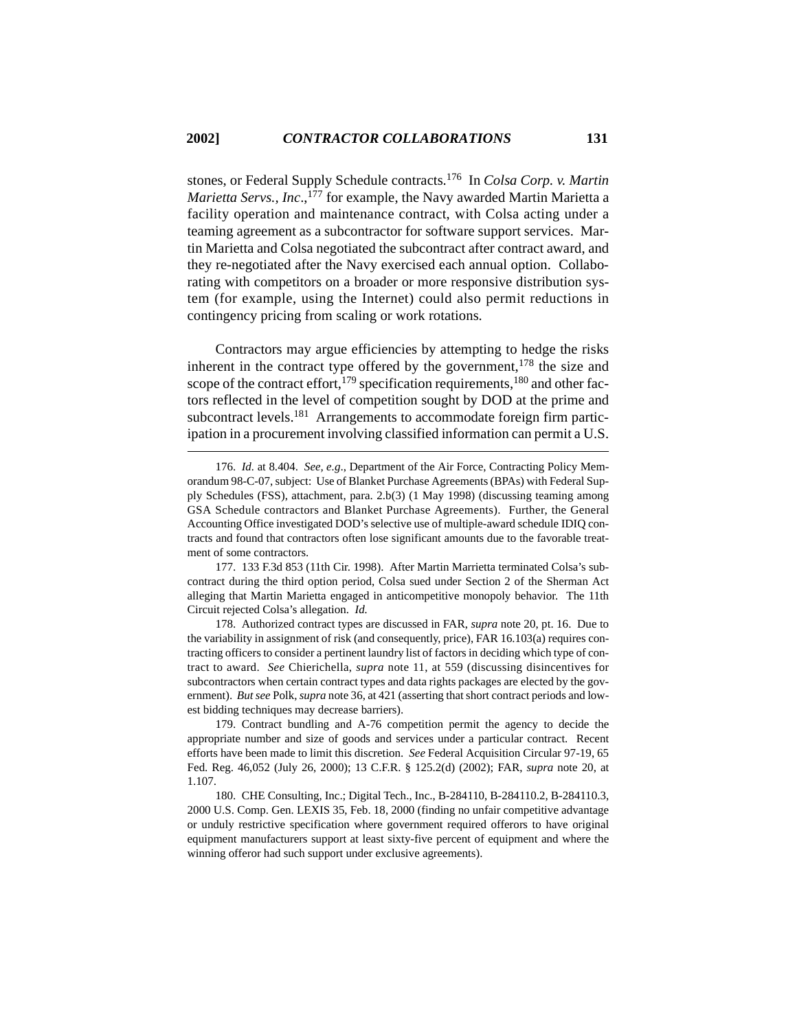stones, or Federal Supply Schedule contracts.[176] In *Colsa Corp. v. Martin Marietta Servs., Inc.*,[177] for example, the Navy awarded Martin Marietta a facility operation and maintenance contract, with Colsa acting under a teaming agreement as a subcontractor for software support services. Martin Marietta and Colsa negotiated the subcontract after contract award, and they re-negotiated after the Navy exercised each annual option. Collaborating with competitors on a broader or more responsive distribution system (for example, using the Internet) could also permit reductions in contingency pricing from scaling or work rotations.

Contractors may argue efficiencies by attempting to hedge the risks inherent in the contract type offered by the government,[178] the size and scope of the contract effort,[179] specification requirements,[180] and other factors reflected in the level of competition sought by DOD at the prime and subcontract levels.[181] Arrangements to accommodate foreign firm participation in a procurement involving classified information can permit a U.S.

---

176. *Id.* at 8.404. *See, e.g.*, Department of the Air Force, Contracting Policy Memorandum 98-C-07, subject: Use of Blanket Purchase Agreements (BPAs) with Federal Supply Schedules (FSS), attachment, para. 2.b(3) (1 May 1998) (discussing teaming among GSA Schedule contractors and Blanket Purchase Agreements). Further, the General Accounting Office investigated DOD's selective use of multiple-award schedule IDIQ contracts and found that contractors often lose significant amounts due to the favorable treatment of some contractors.

177. 133 F.3d 853 (11th Cir. 1998). After Martin Marrietta terminated Colsa's subcontract during the third option period, Colsa sued under Section 2 of the Sherman Act alleging that Martin Marietta engaged in anticompetitive monopoly behavior. The 11th Circuit rejected Colsa's allegation. *Id.*

178. Authorized contract types are discussed in FAR, *supra* note 20, pt. 16. Due to the variability in assignment of risk (and consequently, price), FAR 16.103(a) requires contracting officers to consider a pertinent laundry list of factors in deciding which type of contract to award. *See* Chierichella, *supra* note 11, at 559 (discussing disincentives for subcontractors when certain contract types and data rights packages are elected by the government). *But see* Polk, *supra* note 36, at 421 (asserting that short contract periods and lowest bidding techniques may decrease barriers).

179. Contract bundling and A-76 competition permit the agency to decide the appropriate number and size of goods and services under a particular contract. Recent efforts have been made to limit this discretion. *See* Federal Acquisition Circular 97-19, 65 Fed. Reg. 46,052 (July 26, 2000); 13 C.F.R. § 125.2(d) (2002); FAR, *supra* note 20, at 1.107.

180. CHE Consulting, Inc.; Digital Tech., Inc., B-284110, B-284110.2, B-284110.3, 2000 U.S. Comp. Gen. LEXIS 35, Feb. 18, 2000 (finding no unfair competitive advantage or unduly restrictive specification where government required offerors to have original equipment manufacturers support at least sixty-five percent of equipment and where the winning offeror had such support under exclusive agreements).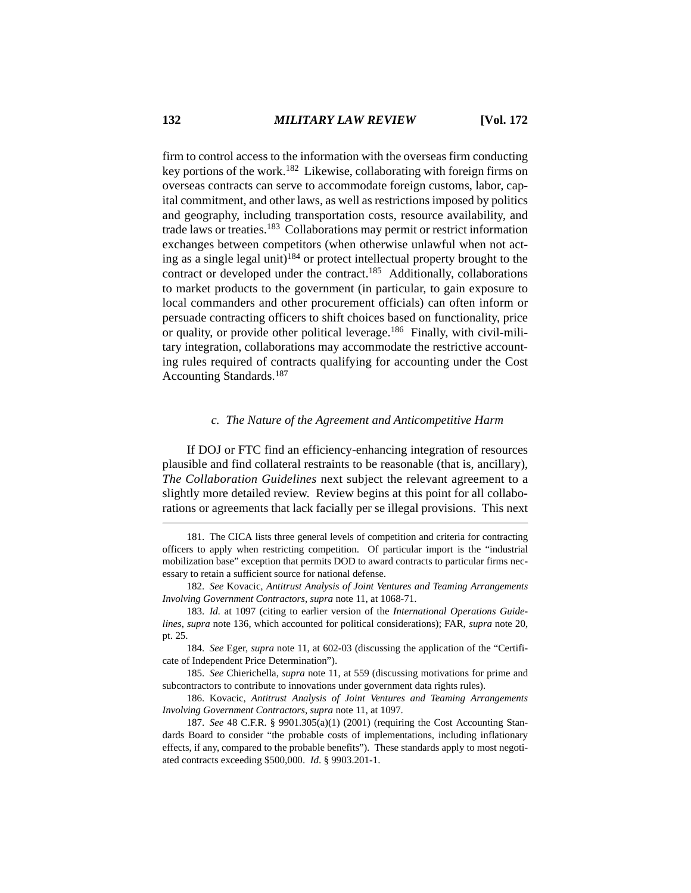firm to control access to the information with the overseas firm conducting key portions of the work.[182] Likewise, collaborating with foreign firms on overseas contracts can serve to accommodate foreign customs, labor, capital commitment, and other laws, as well as restrictions imposed by politics and geography, including transportation costs, resource availability, and trade laws or treaties.[183] Collaborations may permit or restrict information exchanges between competitors (when otherwise unlawful when not acting as a single legal unit)[184] or protect intellectual property brought to the contract or developed under the contract.[185] Additionally, collaborations to market products to the government (in particular, to gain exposure to local commanders and other procurement officials) can often inform or persuade contracting officers to shift choices based on functionality, price or quality, or provide other political leverage.[186] Finally, with civil-military integration, collaborations may accommodate the restrictive accounting rules required of contracts qualifying for accounting under the Cost Accounting Standards.[187]

#### *c. The Nature of the Agreement and Anticompetitive Harm*

If DOJ or FTC find an efficiency-enhancing integration of resources plausible and find collateral restraints to be reasonable (that is, ancillary), *The Collaboration Guidelines* next subject the relevant agreement to a slightly more detailed review. Review begins at this point for all collaborations or agreements that lack facially per se illegal provisions. This next

---

181. The CICA lists three general levels of competition and criteria for contracting officers to apply when restricting competition. Of particular import is the "industrial mobilization base" exception that permits DOD to award contracts to particular firms necessary to retain a sufficient source for national defense.

182. *See* Kovacic, *Antitrust Analysis of Joint Ventures and Teaming Arrangements Involving Government Contractors*, *supra* note 11, at 1068-71.

183. *Id.* at 1097 (citing to earlier version of the *International Operations Guidelines*, *supra* note 136, which accounted for political considerations); FAR, *supra* note 20, pt. 25.

184. *See* Eger, *supra* note 11, at 602-03 (discussing the application of the "Certificate of Independent Price Determination").

185. *See* Chierichella, *supra* note 11, at 559 (discussing motivations for prime and subcontractors to contribute to innovations under government data rights rules).

186. Kovacic, *Antitrust Analysis of Joint Ventures and Teaming Arrangements Involving Government Contractors*, *supra* note 11, at 1097.

187. *See* 48 C.F.R. § 9901.305(a)(1) (2001) (requiring the Cost Accounting Standards Board to consider "the probable costs of implementations, including inflationary effects, if any, compared to the probable benefits"). These standards apply to most negotiated contracts exceeding $500,000. *Id.* § 9903.201-1.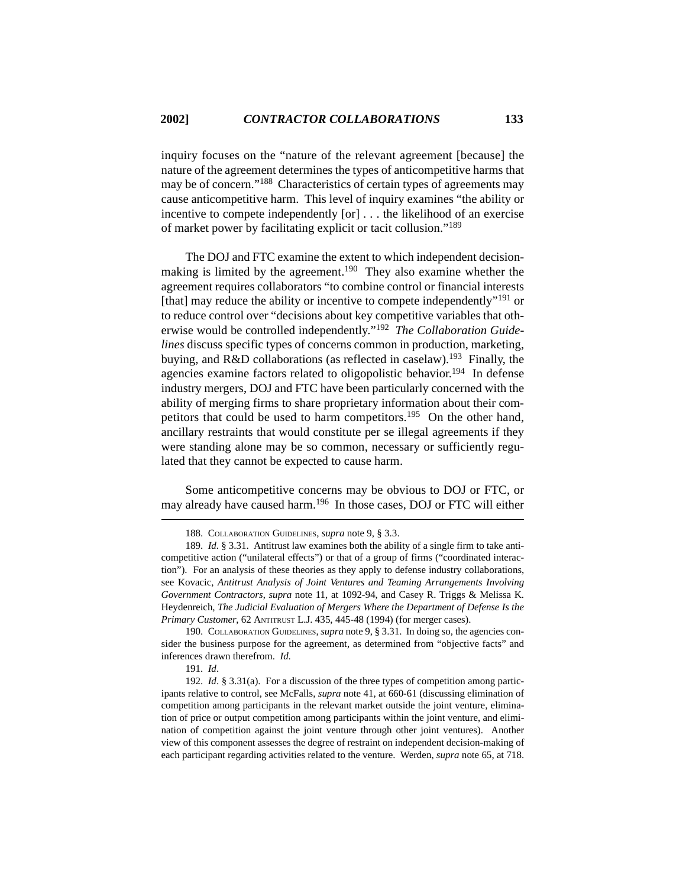inquiry focuses on the "nature of the relevant agreement [because] the nature of the agreement determines the types of anticompetitive harms that may be of concern."[188] Characteristics of certain types of agreements may cause anticompetitive harm. This level of inquiry examines "the ability or incentive to compete independently [or] . . . the likelihood of an exercise of market power by facilitating explicit or tacit collusion."[189]

The DOJ and FTC examine the extent to which independent decision-making is limited by the agreement.[190] They also examine whether the agreement requires collaborators "to combine control or financial interests [that] may reduce the ability or incentive to compete independently"[191] or to reduce control over "decisions about key competitive variables that otherwise would be controlled independently."[192] *The Collaboration Guidelines* discuss specific types of concerns common in production, marketing, buying, and R&D collaborations (as reflected in caselaw).[193] Finally, the agencies examine factors related to oligopolistic behavior.[194] In defense industry mergers, DOJ and FTC have been particularly concerned with the ability of merging firms to share proprietary information about their competitors that could be used to harm competitors.[195] On the other hand, ancillary restraints that would constitute per se illegal agreements if they were standing alone may be so common, necessary or sufficiently regulated that they cannot be expected to cause harm.

Some anticompetitive concerns may be obvious to DOJ or FTC, or may already have caused harm.[196] In those cases, DOJ or FTC will either

---

188. COLLABORATION GUIDELINES, *supra* note 9, § 3.3.

189. *Id.* § 3.31. Antitrust law examines both the ability of a single firm to take anticompetitive action ("unilateral effects") or that of a group of firms ("coordinated interaction"). For an analysis of these theories as they apply to defense industry collaborations, see Kovacic, *Antitrust Analysis of Joint Ventures and Teaming Arrangements Involving Government Contractors*, *supra* note 11, at 1092-94, and Casey R. Triggs & Melissa K. Heydenreich, *The Judicial Evaluation of Mergers Where the Department of Defense Is the Primary Customer*, 62 ANTITRUST L.J. 435, 445-48 (1994) (for merger cases).

190. COLLABORATION GUIDELINES, *supra* note 9, § 3.31. In doing so, the agencies consider the business purpose for the agreement, as determined from "objective facts" and inferences drawn therefrom. *Id.*

191. *Id.*

192. *Id*. § 3.31(a). For a discussion of the three types of competition among participants relative to control, see McFalls, *supra* note 41, at 660-61 (discussing elimination of competition among participants in the relevant market outside the joint venture, elimination of price or output competition among participants within the joint venture, and elimination of competition against the joint venture through other joint ventures). Another view of this component assesses the degree of restraint on independent decision-making of each participant regarding activities related to the venture. Werden, *supra* note 65, at 718.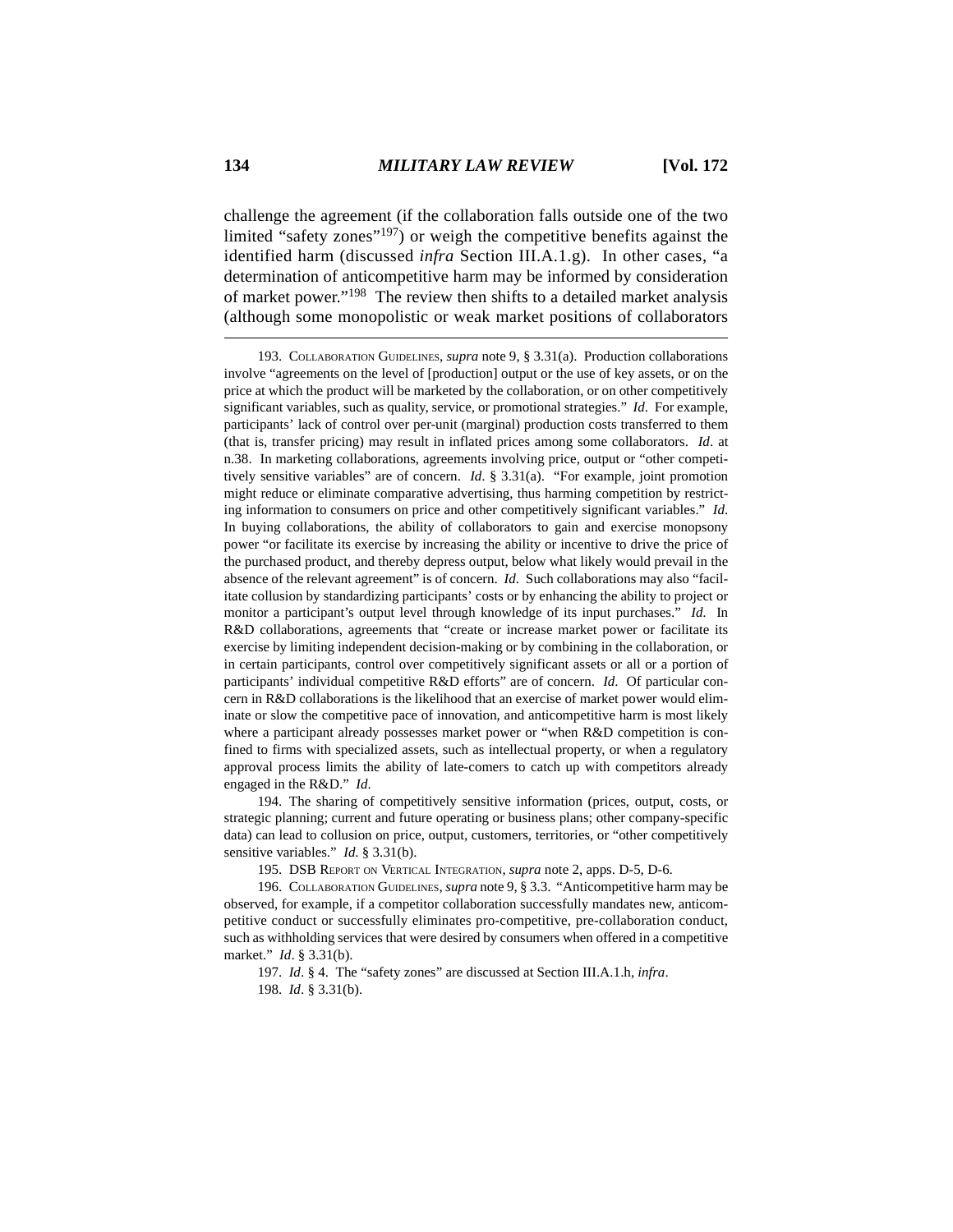challenge the agreement (if the collaboration falls outside one of the two limited "safety zones"[197]) or weigh the competitive benefits against the identified harm (discussed *infra* Section III.A.1.g). In other cases, "a determination of anticompetitive harm may be informed by consideration of market power."[198] The review then shifts to a detailed market analysis (although some monopolistic or weak market positions of collaborators

---

193. COLLABORATION GUIDELINES, *supra* note 9, § 3.31(a). Production collaborations involve "agreements on the level of [production] output or the use of key assets, or on the price at which the product will be marketed by the collaboration, or on other competitively significant variables, such as quality, service, or promotional strategies." *Id*. For example, participants' lack of control over per-unit (marginal) production costs transferred to them (that is, transfer pricing) may result in inflated prices among some collaborators. *Id*. at n.38. In marketing collaborations, agreements involving price, output or "other competitively sensitive variables" are of concern. *Id*. § 3.31(a). "For example, joint promotion might reduce or eliminate comparative advertising, thus harming competition by restricting information to consumers on price and other competitively significant variables." *Id*. In buying collaborations, the ability of collaborators to gain and exercise monopsony power "or facilitate its exercise by increasing the ability or incentive to drive the price of the purchased product, and thereby depress output, below what likely would prevail in the absence of the relevant agreement" is of concern. *Id*. Such collaborations may also "facilitate collusion by standardizing participants' costs or by enhancing the ability to project or monitor a participant's output level through knowledge of its input purchases." *Id.* In R&D collaborations, agreements that "create or increase market power or facilitate its exercise by limiting independent decision-making or by combining in the collaboration, or in certain participants, control over competitively significant assets or all or a portion of participants' individual competitive R&D efforts" are of concern. *Id*. Of particular concern in R&D collaborations is the likelihood that an exercise of market power would eliminate or slow the competitive pace of innovation, and anticompetitive harm is most likely where a participant already possesses market power or "when R&D competition is confined to firms with specialized assets, such as intellectual property, or when a regulatory approval process limits the ability of late-comers to catch up with competitors already engaged in the R&D." *Id*.

194. The sharing of competitively sensitive information (prices, output, costs, or strategic planning; current and future operating or business plans; other company-specific data) can lead to collusion on price, output, customers, territories, or "other competitively sensitive variables." *Id.* § 3.31(b).

195. DSB REPORT ON VERTICAL INTEGRATION, *supra* note 2, apps. D-5, D-6.

196. COLLABORATION GUIDELINES, *supra* note 9, § 3.3. "Anticompetitive harm may be observed, for example, if a competitor collaboration successfully mandates new, anticompetitive conduct or successfully eliminates pro-competitive, pre-collaboration conduct, such as withholding services that were desired by consumers when offered in a competitive market." *Id*. § 3.31(b).

197. *Id*. § 4. The "safety zones" are discussed at Section III.A.1.h, *infra*.

198. *Id*. § 3.31(b).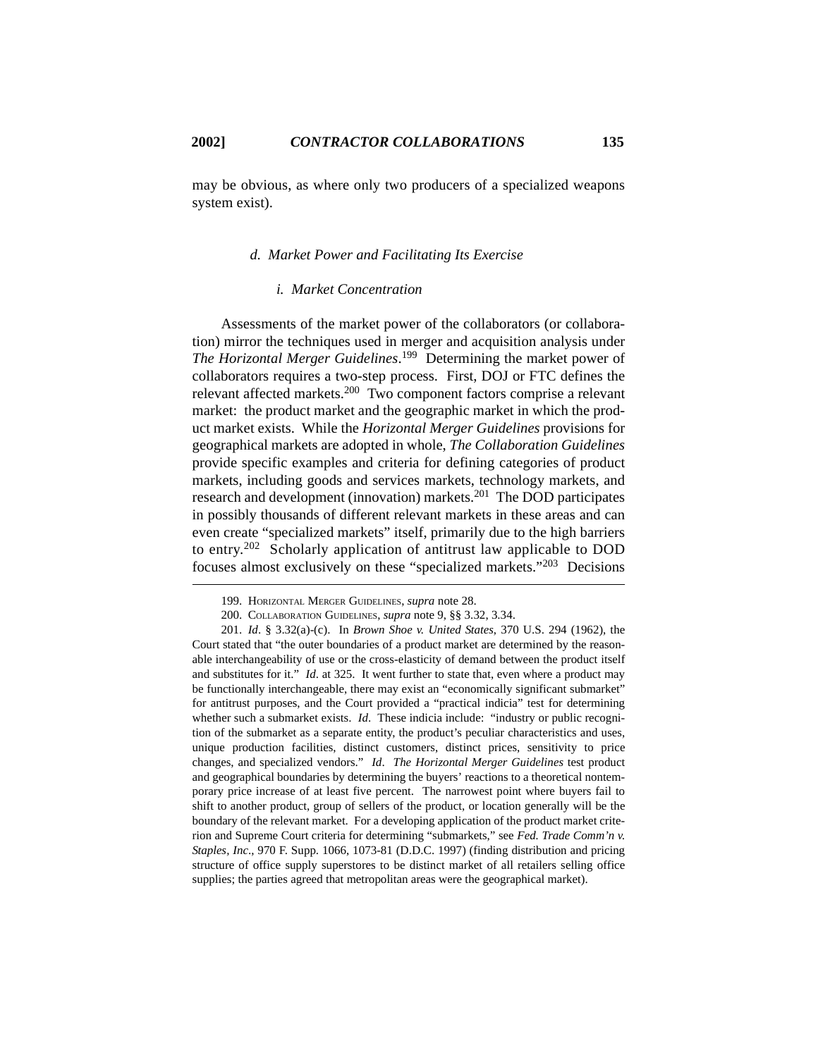may be obvious, as where only two producers of a specialized weapons system exist).

#### *d. Market Power and Facilitating Its Exercise*

##### *i. Market Concentration*

Assessments of the market power of the collaborators (or collaboration) mirror the techniques used in merger and acquisition analysis under *The Horizontal Merger Guidelines*.[199] Determining the market power of collaborators requires a two-step process. First, DOJ or FTC defines the relevant affected markets.[200] Two component factors comprise a relevant market: the product market and the geographic market in which the product market exists. While the *Horizontal Merger Guidelines* provisions for geographical markets are adopted in whole, *The Collaboration Guidelines* provide specific examples and criteria for defining categories of product markets, including goods and services markets, technology markets, and research and development (innovation) markets.[201] The DOD participates in possibly thousands of different relevant markets in these areas and can even create "specialized markets" itself, primarily due to the high barriers to entry.[202] Scholarly application of antitrust law applicable to DOD focuses almost exclusively on these "specialized markets."[203] Decisions

---

199. HORIZONTAL MERGER GUIDELINES, *supra* note 28.

200. COLLABORATION GUIDELINES, *supra* note 9, §§ 3.32, 3.34.

201. *Id*. § 3.32(a)-(c). In *Brown Shoe v. United States*, 370 U.S. 294 (1962), the Court stated that "the outer boundaries of a product market are determined by the reasonable interchangeability of use or the cross-elasticity of demand between the product itself and substitutes for it." *Id*. at 325. It went further to state that, even where a product may be functionally interchangeable, there may exist an "economically significant submarket" for antitrust purposes, and the Court provided a "practical indicia" test for determining whether such a submarket exists. *Id*. These indicia include: "industry or public recognition of the submarket as a separate entity, the product's peculiar characteristics and uses, unique production facilities, distinct customers, distinct prices, sensitivity to price changes, and specialized vendors." *Id*. *The Horizontal Merger Guidelines* test product and geographical boundaries by determining the buyers' reactions to a theoretical nontemporary price increase of at least five percent. The narrowest point where buyers fail to shift to another product, group of sellers of the product, or location generally will be the boundary of the relevant market. For a developing application of the product market criterion and Supreme Court criteria for determining "submarkets," see *Fed. Trade Comm'n v. Staples, Inc*., 970 F. Supp. 1066, 1073-81 (D.D.C. 1997) (finding distribution and pricing structure of office supply superstores to be distinct market of all retailers selling office supplies; the parties agreed that metropolitan areas were the geographical market).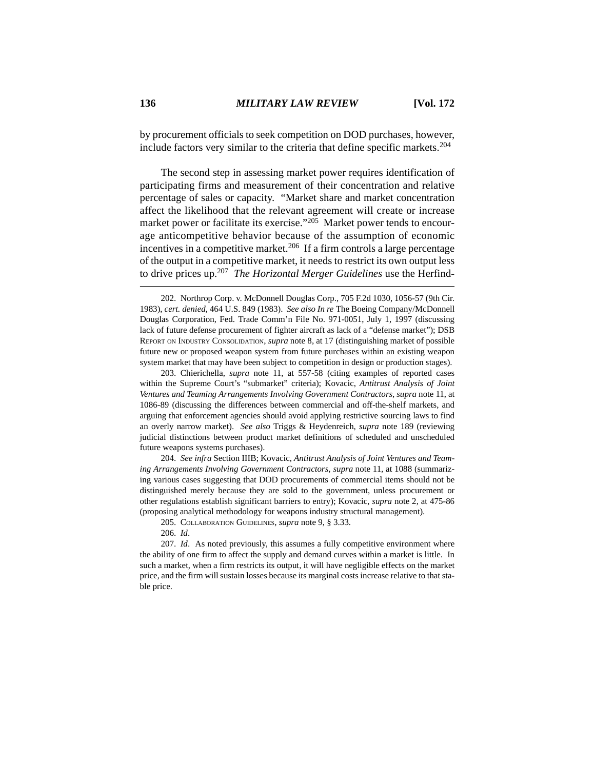by procurement officials to seek competition on DOD purchases, however, include factors very similar to the criteria that define specific markets.[204]

The second step in assessing market power requires identification of participating firms and measurement of their concentration and relative percentage of sales or capacity. "Market share and market concentration affect the likelihood that the relevant agreement will create or increase market power or facilitate its exercise."[205] Market power tends to encourage anticompetitive behavior because of the assumption of economic incentives in a competitive market.[206] If a firm controls a large percentage of the output in a competitive market, it needs to restrict its own output less to drive prices up.[207] *The Horizontal Merger Guidelines* use the Herfind-

---

202. Northrop Corp. v. McDonnell Douglas Corp., 705 F.2d 1030, 1056-57 (9th Cir. 1983), *cert. denied*, 464 U.S. 849 (1983). *See also In re* The Boeing Company/McDonnell Douglas Corporation, Fed. Trade Comm'n File No. 971-0051, July 1, 1997 (discussing lack of future defense procurement of fighter aircraft as lack of a "defense market"); DSB REPORT ON INDUSTRY CONSOLIDATION, *supra* note 8, at 17 (distinguishing market of possible future new or proposed weapon system from future purchases within an existing weapon system market that may have been subject to competition in design or production stages).

203. Chierichella, *supra* note 11, at 557-58 (citing examples of reported cases within the Supreme Court's "submarket" criteria); Kovacic, *Antitrust Analysis of Joint Ventures and Teaming Arrangements Involving Government Contractors*, *supra* note 11, at 1086-89 (discussing the differences between commercial and off-the-shelf markets, and arguing that enforcement agencies should avoid applying restrictive sourcing laws to find an overly narrow market). *See also* Triggs & Heydenreich, *supra* note 189 (reviewing judicial distinctions between product market definitions of scheduled and unscheduled future weapons systems purchases).

204. *See infra* Section IIIB; Kovacic, *Antitrust Analysis of Joint Ventures and Teaming Arrangements Involving Government Contractors*, *supra* note 11, at 1088 (summarizing various cases suggesting that DOD procurements of commercial items should not be distinguished merely because they are sold to the government, unless procurement or other regulations establish significant barriers to entry); Kovacic, *supra* note 2, at 475-86 (proposing analytical methodology for weapons industry structural management).

205. COLLABORATION GUIDELINES, *supra* note 9, § 3.33.

206. *Id*.

207. *Id*. As noted previously, this assumes a fully competitive environment where the ability of one firm to affect the supply and demand curves within a market is little. In such a market, when a firm restricts its output, it will have negligible effects on the market price, and the firm will sustain losses because its marginal costs increase relative to that stable price.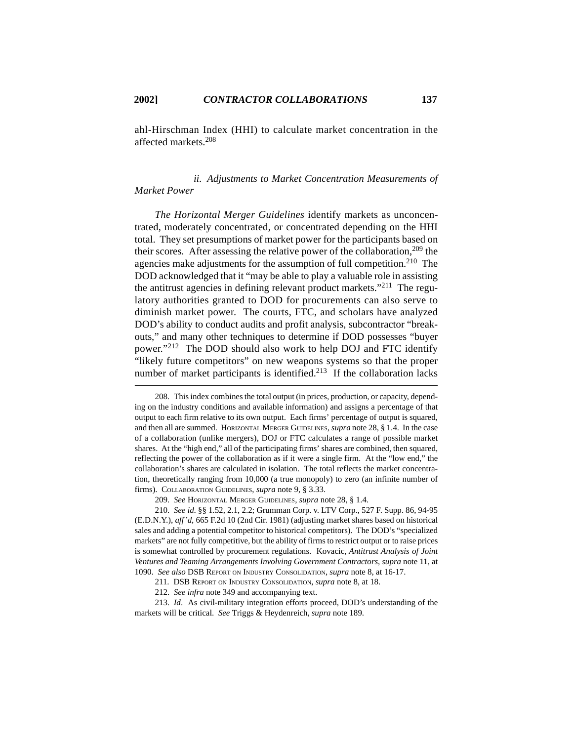ahl-Hirschman Index (HHI) to calculate market concentration in the affected markets.[208]

#### *ii. Adjustments to Market Concentration Measurements of Market Power*

*The Horizontal Merger Guidelines* identify markets as unconcentrated, moderately concentrated, or concentrated depending on the HHI total. They set presumptions of market power for the participants based on their scores. After assessing the relative power of the collaboration,[209] the agencies make adjustments for the assumption of full competition.[210] The DOD acknowledged that it "may be able to play a valuable role in assisting the antitrust agencies in defining relevant product markets."[211] The regulatory authorities granted to DOD for procurements can also serve to diminish market power. The courts, FTC, and scholars have analyzed DOD's ability to conduct audits and profit analysis, subcontractor "breakouts," and many other techniques to determine if DOD possesses "buyer power."[212] The DOD should also work to help DOJ and FTC identify "likely future competitors" on new weapons systems so that the proper number of market participants is identified.[213] If the collaboration lacks

---

208. This index combines the total output (in prices, production, or capacity, depending on the industry conditions and available information) and assigns a percentage of that output to each firm relative to its own output. Each firms' percentage of output is squared, and then all are summed. HORIZONTAL MERGER GUIDELINES, *supra* note 28, § 1.4. In the case of a collaboration (unlike mergers), DOJ or FTC calculates a range of possible market shares. At the "high end," all of the participating firms' shares are combined, then squared, reflecting the power of the collaboration as if it were a single firm. At the "low end," the collaboration's shares are calculated in isolation. The total reflects the market concentration, theoretically ranging from 10,000 (a true monopoly) to zero (an infinite number of firms). COLLABORATION GUIDELINES, *supra* note 9, § 3.33.

209. *See* HORIZONTAL MERGER GUIDELINES, *supra* note 28, § 1.4.

210. *See id*. §§ 1.52, 2.1, 2.2; Grumman Corp. v. LTV Corp., 527 F. Supp. 86, 94-95 (E.D.N.Y.), *aff'd*, 665 F.2d 10 (2nd Cir. 1981) (adjusting market shares based on historical sales and adding a potential competitor to historical competitors). The DOD's "specialized markets" are not fully competitive, but the ability of firms to restrict output or to raise prices is somewhat controlled by procurement regulations. Kovacic, *Antitrust Analysis of Joint Ventures and Teaming Arrangements Involving Government Contractors*, *supra* note 11, at 1090. *See also* DSB REPORT ON INDUSTRY CONSOLIDATION, *supra* note 8, at 16-17.

211. DSB REPORT ON INDUSTRY CONSOLIDATION, *supra* note 8, at 18.

212. *See infra* note 349 and accompanying text.

213. *Id*. As civil-military integration efforts proceed, DOD's understanding of the markets will be critical. *See* Triggs & Heydenreich, *supra* note 189.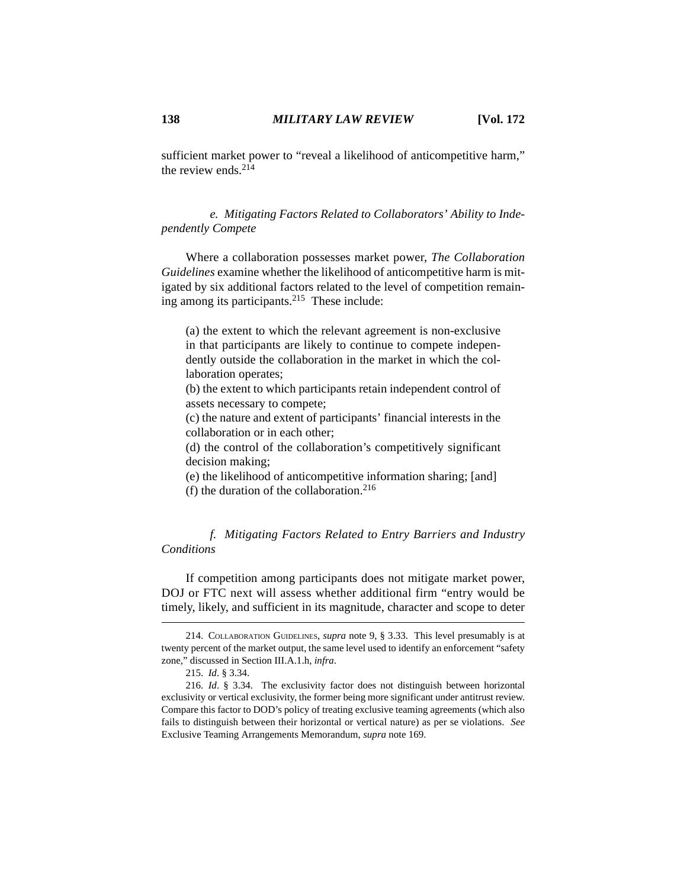sufficient market power to "reveal a likelihood of anticompetitive harm," the review ends.[214]

*e. Mitigating Factors Related to Collaborators' Ability to Independently Compete*

Where a collaboration possesses market power, *The Collaboration Guidelines* examine whether the likelihood of anticompetitive harm is mitigated by six additional factors related to the level of competition remaining among its participants.[215] These include:

> (a) the extent to which the relevant agreement is non-exclusive in that participants are likely to continue to compete independently outside the collaboration in the market in which the collaboration operates;
> (b) the extent to which participants retain independent control of assets necessary to compete;
> (c) the nature and extent of participants' financial interests in the collaboration or in each other;
> (d) the control of the collaboration's competitively significant decision making;
> (e) the likelihood of anticompetitive information sharing; [and]
> (f) the duration of the collaboration.[216]

*f. Mitigating Factors Related to Entry Barriers and Industry Conditions*

If competition among participants does not mitigate market power, DOJ or FTC next will assess whether additional firm "entry would be timely, likely, and sufficient in its magnitude, character and scope to deter

---

214. COLLABORATION GUIDELINES, *supra* note 9, § 3.33. This level presumably is at twenty percent of the market output, the same level used to identify an enforcement "safety zone," discussed in Section III.A.1.h, *infra*.

215. *Id*. § 3.34.

216. *Id*. § 3.34. The exclusivity factor does not distinguish between horizontal exclusivity or vertical exclusivity, the former being more significant under antitrust review. Compare this factor to DOD's policy of treating exclusive teaming agreements (which also fails to distinguish between their horizontal or vertical nature) as per se violations. *See* Exclusive Teaming Arrangements Memorandum, *supra* note 169.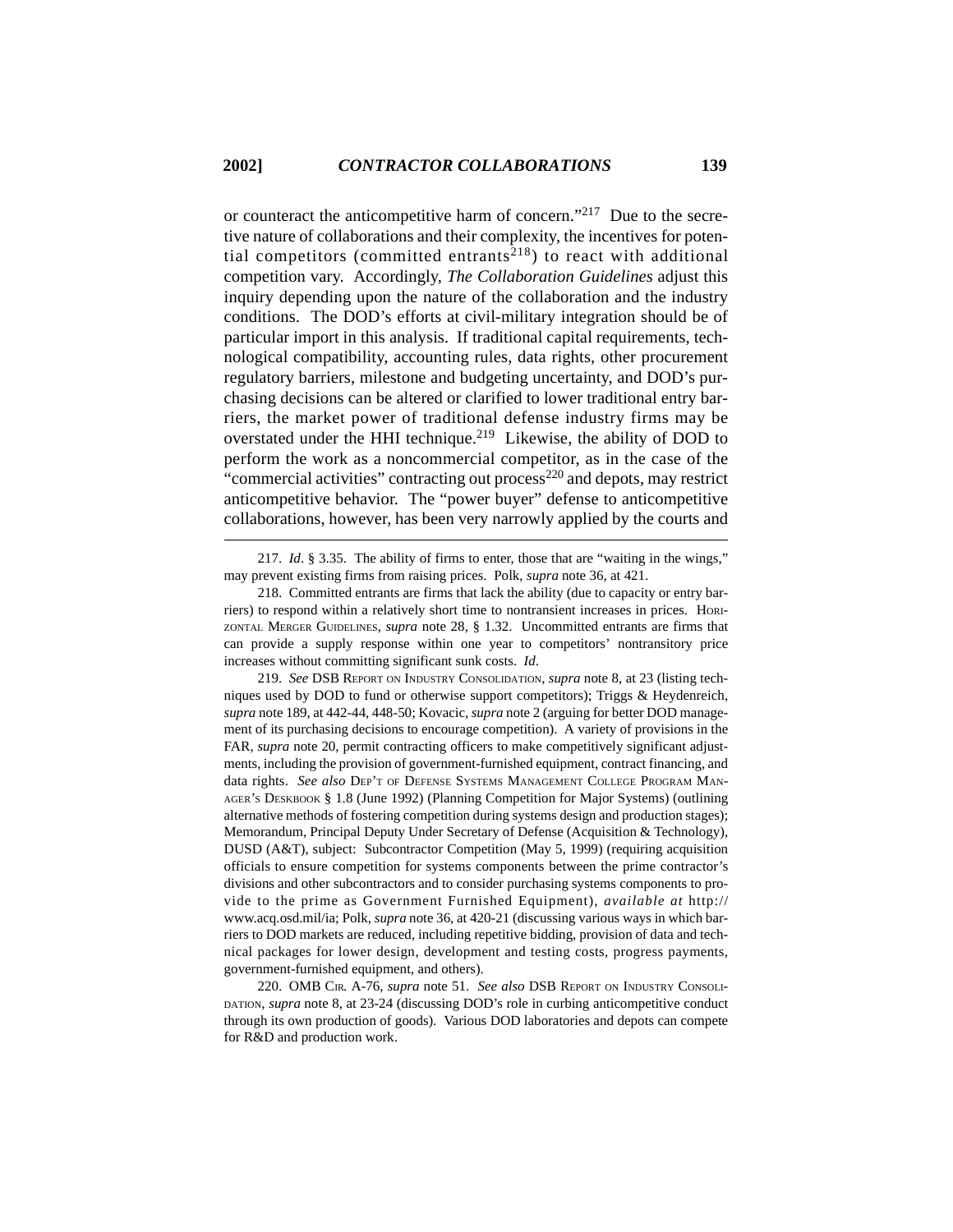or counteract the anticompetitive harm of concern."[217] Due to the secretive nature of collaborations and their complexity, the incentives for potential competitors (committed entrants[218]) to react with additional competition vary. Accordingly, *The Collaboration Guidelines* adjust this inquiry depending upon the nature of the collaboration and the industry conditions. The DOD's efforts at civil-military integration should be of particular import in this analysis. If traditional capital requirements, technological compatibility, accounting rules, data rights, other procurement regulatory barriers, milestone and budgeting uncertainty, and DOD's purchasing decisions can be altered or clarified to lower traditional entry barriers, the market power of traditional defense industry firms may be overstated under the HHI technique.[219] Likewise, the ability of DOD to perform the work as a noncommercial competitor, as in the case of the "commercial activities" contracting out process[220] and depots, may restrict anticompetitive behavior. The "power buyer" defense to anticompetitive collaborations, however, has been very narrowly applied by the courts and

---

217. *Id*. § 3.35. The ability of firms to enter, those that are "waiting in the wings," may prevent existing firms from raising prices. Polk, *supra* note 36, at 421.

218. Committed entrants are firms that lack the ability (due to capacity or entry barriers) to respond within a relatively short time to nontransient increases in prices. HORIZONTAL MERGER GUIDELINES, *supra* note 28, § 1.32. Uncommitted entrants are firms that can provide a supply response within one year to competitors' nontransitory price increases without committing significant sunk costs. *Id*.

219. *See* DSB REPORT ON INDUSTRY CONSOLIDATION, *supra* note 8, at 23 (listing techniques used by DOD to fund or otherwise support competitors); Triggs & Heydenreich, *supra* note 189, at 442-44, 448-50; Kovacic, *supra* note 2 (arguing for better DOD management of its purchasing decisions to encourage competition). A variety of provisions in the FAR, *supra* note 20, permit contracting officers to make competitively significant adjustments, including the provision of government-furnished equipment, contract financing, and data rights. *See also* DEP'T OF DEFENSE SYSTEMS MANAGEMENT COLLEGE PROGRAM MANAGER'S DESKBOOK § 1.8 (June 1992) (Planning Competition for Major Systems) (outlining alternative methods of fostering competition during systems design and production stages); Memorandum, Principal Deputy Under Secretary of Defense (Acquisition & Technology), DUSD (A&T), subject: Subcontractor Competition (May 5, 1999) (requiring acquisition officials to ensure competition for systems components between the prime contractor's divisions and other subcontractors and to consider purchasing systems components to provide to the prime as Government Furnished Equipment), *available at* http://www.acq.osd.mil/ia; Polk, *supra* note 36, at 420-21 (discussing various ways in which barriers to DOD markets are reduced, including repetitive bidding, provision of data and technical packages for lower design, development and testing costs, progress payments, government-furnished equipment, and others).

220. OMB CIR. A-76, *supra* note 51. *See also* DSB REPORT ON INDUSTRY CONSOLIDATION, *supra* note 8, at 23-24 (discussing DOD's role in curbing anticompetitive conduct through its own production of goods). Various DOD laboratories and depots can compete for R&D and production work.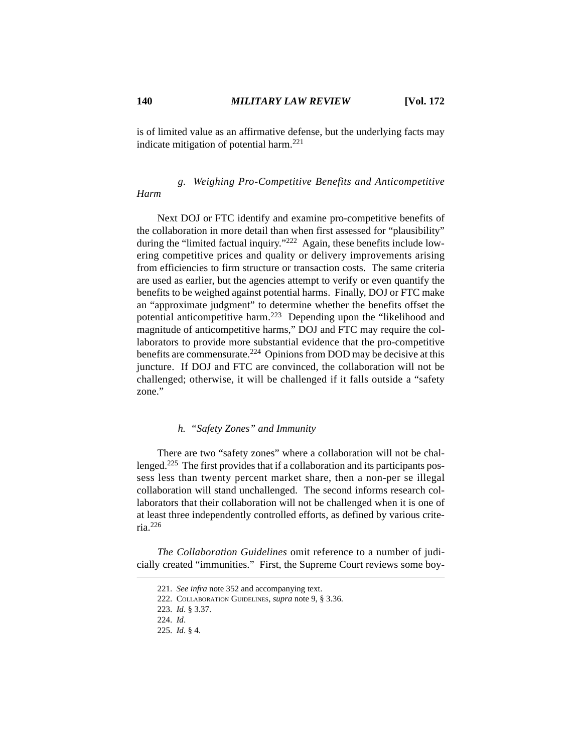is of limited value as an affirmative defense, but the underlying facts may indicate mitigation of potential harm.[221]

*g. Weighing Pro-Competitive Benefits and Anticompetitive Harm*

Next DOJ or FTC identify and examine pro-competitive benefits of the collaboration in more detail than when first assessed for "plausibility" during the "limited factual inquiry."[222] Again, these benefits include lowering competitive prices and quality or delivery improvements arising from efficiencies to firm structure or transaction costs. The same criteria are used as earlier, but the agencies attempt to verify or even quantify the benefits to be weighed against potential harms. Finally, DOJ or FTC make an "approximate judgment" to determine whether the benefits offset the potential anticompetitive harm.[223] Depending upon the "likelihood and magnitude of anticompetitive harms," DOJ and FTC may require the collaborators to provide more substantial evidence that the pro-competitive benefits are commensurate.[224] Opinions from DOD may be decisive at this juncture. If DOJ and FTC are convinced, the collaboration will not be challenged; otherwise, it will be challenged if it falls outside a "safety zone."

*h. "Safety Zones" and Immunity*

There are two "safety zones" where a collaboration will not be challenged.[225] The first provides that if a collaboration and its participants possess less than twenty percent market share, then a non-per se illegal collaboration will stand unchallenged. The second informs research collaborators that their collaboration will not be challenged when it is one of at least three independently controlled efforts, as defined by various criteria.[226]

*The Collaboration Guidelines* omit reference to a number of judicially created "immunities." First, the Supreme Court reviews some boy-

---

221. *See infra* note 352 and accompanying text.

222. COLLABORATION GUIDELINES, *supra* note 9, § 3.36.

223. *Id*. § 3.37.

224. *Id*.

225. *Id*. § 4.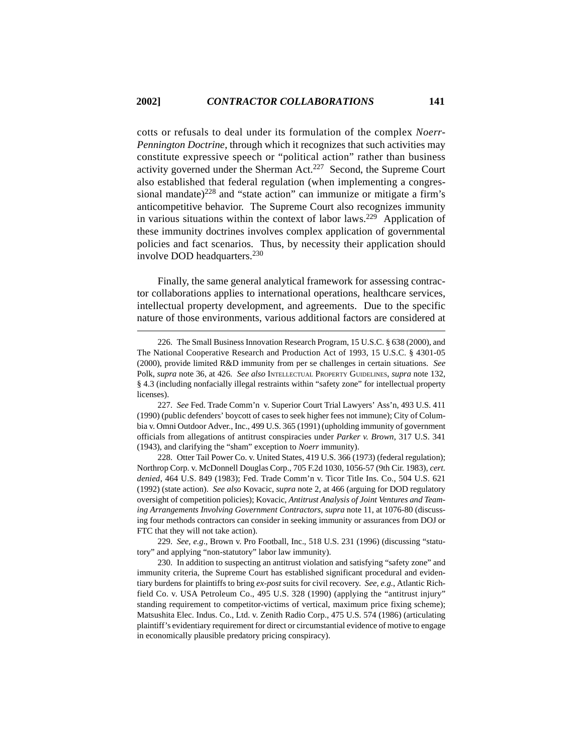cotts or refusals to deal under its formulation of the complex *Noerr-Pennington Doctrine*, through which it recognizes that such activities may constitute expressive speech or "political action" rather than business activity governed under the Sherman Act.[227] Second, the Supreme Court also established that federal regulation (when implementing a congressional mandate)[228] and "state action" can immunize or mitigate a firm's anticompetitive behavior. The Supreme Court also recognizes immunity in various situations within the context of labor laws.[229] Application of these immunity doctrines involves complex application of governmental policies and fact scenarios. Thus, by necessity their application should involve DOD headquarters.[230]

Finally, the same general analytical framework for assessing contractor collaborations applies to international operations, healthcare services, intellectual property development, and agreements. Due to the specific nature of those environments, various additional factors are considered at

---

226. The Small Business Innovation Research Program, 15 U.S.C. § 638 (2000), and The National Cooperative Research and Production Act of 1993, 15 U.S.C. § 4301-05 (2000), provide limited R&D immunity from per se challenges in certain situations. *See* Polk, *supra* note 36, at 426. *See also* Intellectual Property Guidelines, *supra* note 132, § 4.3 (including nonfacially illegal restraints within "safety zone" for intellectual property licenses).

227. *See* Fed. Trade Comm'n v. Superior Court Trial Lawyers' Ass'n, 493 U.S. 411 (1990) (public defenders' boycott of cases to seek higher fees not immune); City of Columbia v. Omni Outdoor Adver., Inc., 499 U.S. 365 (1991) (upholding immunity of government officials from allegations of antitrust conspiracies under *Parker v. Brown*, 317 U.S. 341 (1943), and clarifying the "sham" exception to *Noerr* immunity).

228. Otter Tail Power Co. v. United States, 419 U.S. 366 (1973) (federal regulation); Northrop Corp. v. McDonnell Douglas Corp., 705 F.2d 1030, 1056-57 (9th Cir. 1983), *cert. denied*, 464 U.S. 849 (1983); Fed. Trade Comm'n v. Ticor Title Ins. Co., 504 U.S. 621 (1992) (state action). *See also* Kovacic, *supra* note 2, at 466 (arguing for DOD regulatory oversight of competition policies); Kovacic, *Antitrust Analysis of Joint Ventures and Teaming Arrangements Involving Government Contractors*, *supra* note 11, at 1076-80 (discussing four methods contractors can consider in seeking immunity or assurances from DOJ or FTC that they will not take action).

229. *See, e.g.*, Brown v. Pro Football, Inc., 518 U.S. 231 (1996) (discussing "statutory" and applying "non-statutory" labor law immunity).

230. In addition to suspecting an antitrust violation and satisfying "safety zone" and immunity criteria, the Supreme Court has established significant procedural and evidentiary burdens for plaintiffs to bring *ex-post* suits for civil recovery. *See, e.g.*, Atlantic Richfield Co. v. USA Petroleum Co., 495 U.S. 328 (1990) (applying the "antitrust injury" standing requirement to competitor-victims of vertical, maximum price fixing scheme); Matsushita Elec. Indus. Co., Ltd. v. Zenith Radio Corp., 475 U.S. 574 (1986) (articulating plaintiff's evidentiary requirement for direct or circumstantial evidence of motive to engage in economically plausible predatory pricing conspiracy).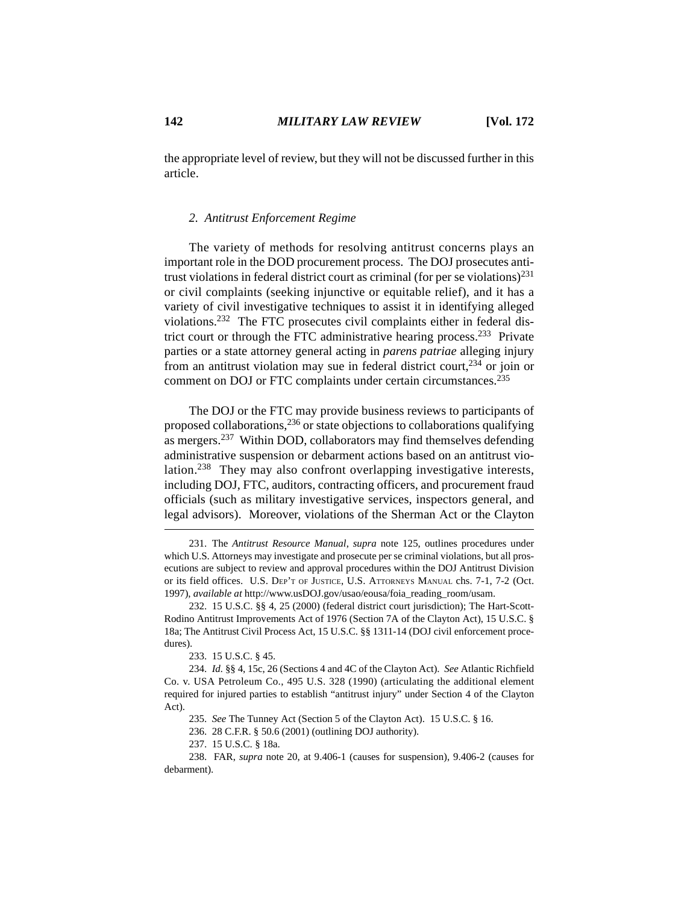the appropriate level of review, but they will not be discussed further in this article.

### *2. Antitrust Enforcement Regime*

The variety of methods for resolving antitrust concerns plays an important role in the DOD procurement process. The DOJ prosecutes antitrust violations in federal district court as criminal (for per se violations)[231] or civil complaints (seeking injunctive or equitable relief), and it has a variety of civil investigative techniques to assist it in identifying alleged violations.[232] The FTC prosecutes civil complaints either in federal district court or through the FTC administrative hearing process.[233] Private parties or a state attorney general acting in *parens patriae* alleging injury from an antitrust violation may sue in federal district court,[234] or join or comment on DOJ or FTC complaints under certain circumstances.[235]

The DOJ or the FTC may provide business reviews to participants of proposed collaborations,[236] or state objections to collaborations qualifying as mergers.[237] Within DOD, collaborators may find themselves defending administrative suspension or debarment actions based on an antitrust violation.[238] They may also confront overlapping investigative interests, including DOJ, FTC, auditors, contracting officers, and procurement fraud officials (such as military investigative services, inspectors general, and legal advisors). Moreover, violations of the Sherman Act or the Clayton

---

231. The *Antitrust Resource Manual*, *supra* note 125, outlines procedures under which U.S. Attorneys may investigate and prosecute per se criminal violations, but all prosecutions are subject to review and approval procedures within the DOJ Antitrust Division or its field offices. U.S. DEP'T OF JUSTICE, U.S. ATTORNEYS MANUAL chs. 7-1, 7-2 (Oct. 1997), *available at* http://www.usDOJ.gov/usao/eousa/foia_reading_room/usam.

232. 15 U.S.C. §§ 4, 25 (2000) (federal district court jurisdiction); The Hart-Scott-Rodino Antitrust Improvements Act of 1976 (Section 7A of the Clayton Act), 15 U.S.C. § 18a; The Antitrust Civil Process Act, 15 U.S.C. §§ 1311-14 (DOJ civil enforcement procedures).

233. 15 U.S.C. § 45.

234. *Id.* §§ 4, 15c, 26 (Sections 4 and 4C of the Clayton Act). *See* Atlantic Richfield Co. v. USA Petroleum Co., 495 U.S. 328 (1990) (articulating the additional element required for injured parties to establish "antitrust injury" under Section 4 of the Clayton Act).

235. *See* The Tunney Act (Section 5 of the Clayton Act). 15 U.S.C. § 16.

236. 28 C.F.R. § 50.6 (2001) (outlining DOJ authority).

237. 15 U.S.C. § 18a.

238. FAR, *supra* note 20, at 9.406-1 (causes for suspension), 9.406-2 (causes for debarment).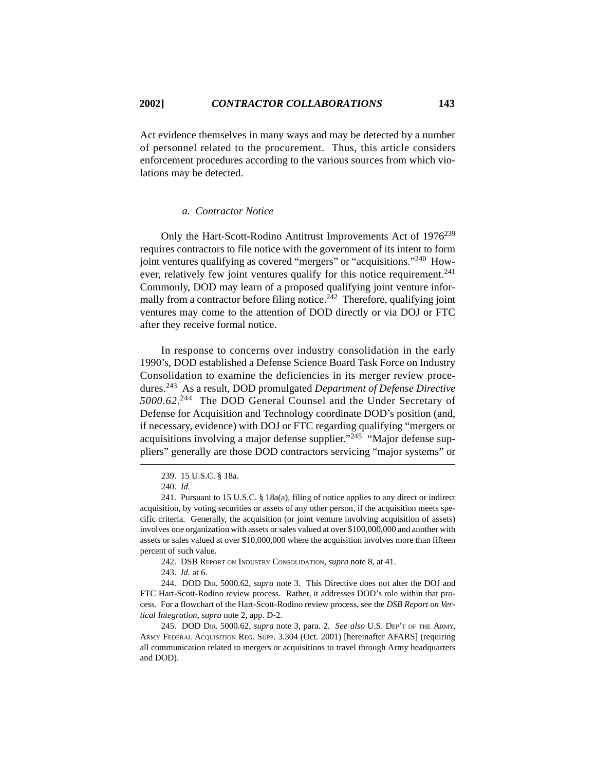Act evidence themselves in many ways and may be detected by a number of personnel related to the procurement. Thus, this article considers enforcement procedures according to the various sources from which violations may be detected.

*a. Contractor Notice*

Only the Hart-Scott-Rodino Antitrust Improvements Act of 1976[239] requires contractors to file notice with the government of its intent to form joint ventures qualifying as covered "mergers" or "acquisitions."[240] However, relatively few joint ventures qualify for this notice requirement.[241] Commonly, DOD may learn of a proposed qualifying joint venture informally from a contractor before filing notice.[242] Therefore, qualifying joint ventures may come to the attention of DOD directly or via DOJ or FTC after they receive formal notice.

In response to concerns over industry consolidation in the early 1990's, DOD established a Defense Science Board Task Force on Industry Consolidation to examine the deficiencies in its merger review procedures.[243] As a result, DOD promulgated *Department of Defense Directive 5000.62*.[244] The DOD General Counsel and the Under Secretary of Defense for Acquisition and Technology coordinate DOD's position (and, if necessary, evidence) with DOJ or FTC regarding qualifying "mergers or acquisitions involving a major defense supplier."[245] "Major defense suppliers" generally are those DOD contractors servicing "major systems" or

---

239. 15 U.S.C. § 18a.

240. *Id.*

241. Pursuant to 15 U.S.C. § 18a(a), filing of notice applies to any direct or indirect acquisition, by voting securities or assets of any other person, if the acquisition meets specific criteria. Generally, the acquisition (or joint venture involving acquisition of assets) involves one organization with assets or sales valued at over $100,000,000 and another with assets or sales valued at over $10,000,000 where the acquisition involves more than fifteen percent of such value.

242. DSB REPORT ON INDUSTRY CONSOLIDATION, *supra* note 8, at 41.

243. *Id.* at 6.

244. DOD DIR. 5000.62, *supra* note 3. This Directive does not alter the DOJ and FTC Hart-Scott-Rodino review process. Rather, it addresses DOD's role within that process. For a flowchart of the Hart-Scott-Rodino review process, see the *DSB Report on Vertical Integration*, *supra* note 2, app. D-2.

245. DOD DIR. 5000.62, *supra* note 3, para. 2. *See also* U.S. DEP'T OF THE ARMY, ARMY FEDERAL ACQUISITION REG. SUPP. 3.304 (Oct. 2001) [hereinafter AFARS] (requiring all communication related to mergers or acquisitions to travel through Army headquarters and DOD).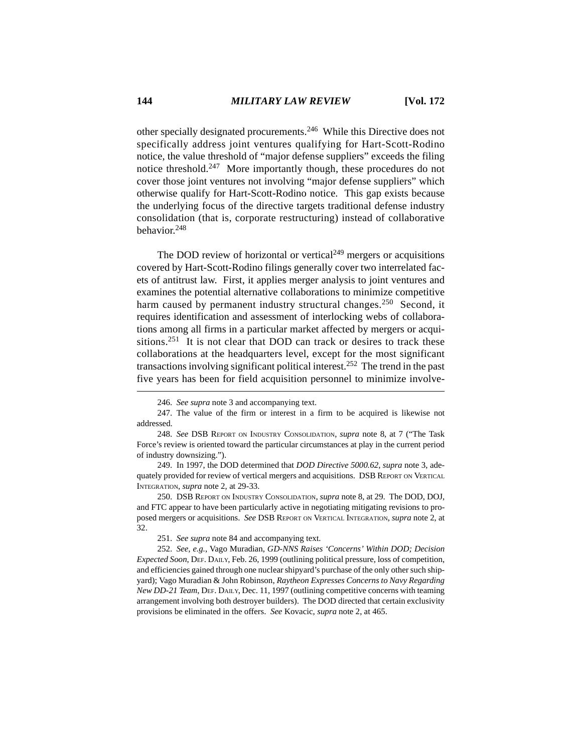other specially designated procurements.[246] While this Directive does not specifically address joint ventures qualifying for Hart-Scott-Rodino notice, the value threshold of "major defense suppliers" exceeds the filing notice threshold.[247] More importantly though, these procedures do not cover those joint ventures not involving "major defense suppliers" which otherwise qualify for Hart-Scott-Rodino notice. This gap exists because the underlying focus of the directive targets traditional defense industry consolidation (that is, corporate restructuring) instead of collaborative behavior.[248]

The DOD review of horizontal or vertical[249] mergers or acquisitions covered by Hart-Scott-Rodino filings generally cover two interrelated facets of antitrust law. First, it applies merger analysis to joint ventures and examines the potential alternative collaborations to minimize competitive harm caused by permanent industry structural changes.[250] Second, it requires identification and assessment of interlocking webs of collaborations among all firms in a particular market affected by mergers or acquisitions.[251] It is not clear that DOD can track or desires to track these collaborations at the headquarters level, except for the most significant transactions involving significant political interest.[252] The trend in the past five years has been for field acquisition personnel to minimize involve-

---

246. *See supra* note 3 and accompanying text.

247. The value of the firm or interest in a firm to be acquired is likewise not addressed.

248. *See* DSB Report on Industry Consolidation, *supra* note 8, at 7 ("The Task Force's review is oriented toward the particular circumstances at play in the current period of industry downsizing.").

249. In 1997, the DOD determined that *DOD Directive 5000.62*, *supra* note 3, adequately provided for review of vertical mergers and acquisitions. DSB Report on Vertical Integration, *supra* note 2, at 29-33.

250. DSB Report on Industry Consolidation, *supra* note 8, at 29. The DOD, DOJ, and FTC appear to have been particularly active in negotiating mitigating revisions to proposed mergers or acquisitions. *See* DSB Report on Vertical Integration, *supra* note 2, at 32.

251. *See supra* note 84 and accompanying text.

252. *See, e.g.*, Vago Muradian, *GD-NNS Raises 'Concerns' Within DOD; Decision Expected Soon*, Def. Daily, Feb. 26, 1999 (outlining political pressure, loss of competition, and efficiencies gained through one nuclear shipyard's purchase of the only other such shipyard); Vago Muradian & John Robinson, *Raytheon Expresses Concerns to Navy Regarding New DD-21 Team*, Def. Daily, Dec. 11, 1997 (outlining competitive concerns with teaming arrangement involving both destroyer builders). The DOD directed that certain exclusivity provisions be eliminated in the offers. *See* Kovacic, *supra* note 2, at 465.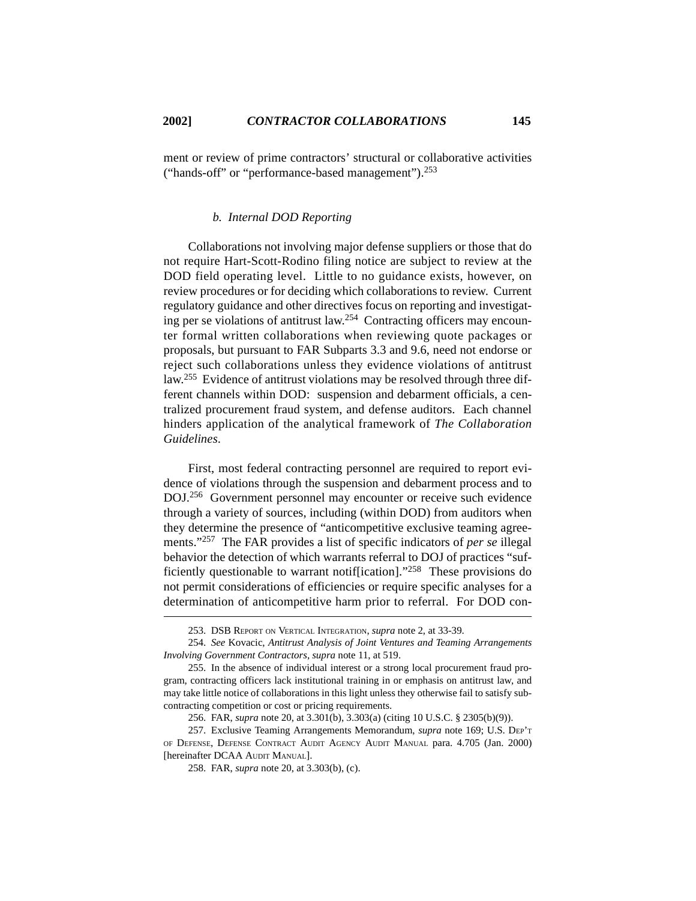ment or review of prime contractors' structural or collaborative activities ("hands-off" or "performance-based management").[253]

#### *b. Internal DOD Reporting*

Collaborations not involving major defense suppliers or those that do not require Hart-Scott-Rodino filing notice are subject to review at the DOD field operating level. Little to no guidance exists, however, on review procedures or for deciding which collaborations to review. Current regulatory guidance and other directives focus on reporting and investigating per se violations of antitrust law.[254] Contracting officers may encounter formal written collaborations when reviewing quote packages or proposals, but pursuant to FAR Subparts 3.3 and 9.6, need not endorse or reject such collaborations unless they evidence violations of antitrust law.[255] Evidence of antitrust violations may be resolved through three different channels within DOD: suspension and debarment officials, a centralized procurement fraud system, and defense auditors. Each channel hinders application of the analytical framework of *The Collaboration Guidelines*.

First, most federal contracting personnel are required to report evidence of violations through the suspension and debarment process and to DOJ.[256] Government personnel may encounter or receive such evidence through a variety of sources, including (within DOD) from auditors when they determine the presence of "anticompetitive exclusive teaming agreements."[257] The FAR provides a list of specific indicators of *per se* illegal behavior the detection of which warrants referral to DOJ of practices "sufficiently questionable to warrant notif[ication]."[258] These provisions do not permit considerations of efficiencies or require specific analyses for a determination of anticompetitive harm prior to referral. For DOD con-

---

253. DSB Report on Vertical Integration, *supra* note 2, at 33-39.

254. *See* Kovacic, *Antitrust Analysis of Joint Ventures and Teaming Arrangements Involving Government Contractors*, *supra* note 11, at 519.

255. In the absence of individual interest or a strong local procurement fraud program, contracting officers lack institutional training in or emphasis on antitrust law, and may take little notice of collaborations in this light unless they otherwise fail to satisfy subcontracting competition or cost or pricing requirements.

256. FAR, *supra* note 20, at 3.301(b), 3.303(a) (citing 10 U.S.C. § 2305(b)(9)).

257. Exclusive Teaming Arrangements Memorandum, *supra* note 169; U.S. Dep't of Defense, Defense Contract Audit Agency Audit Manual para. 4.705 (Jan. 2000) [hereinafter DCAA Audit Manual].

258. FAR, *supra* note 20, at 3.303(b), (c).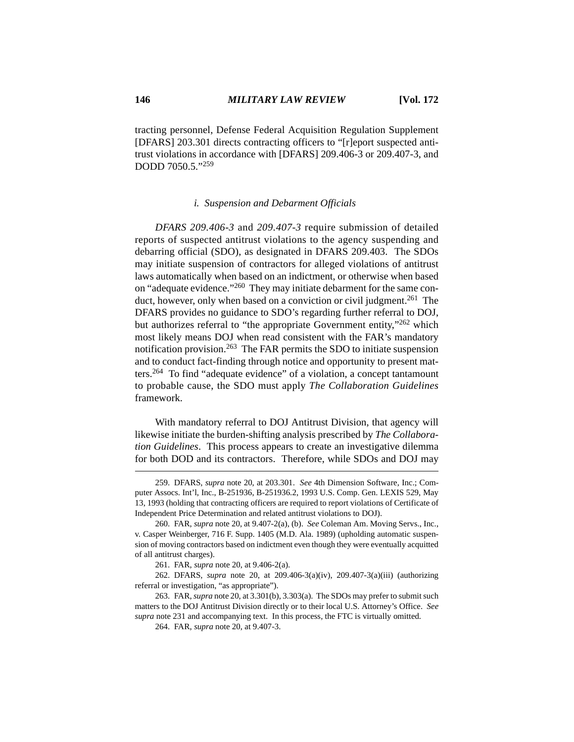tracting personnel, Defense Federal Acquisition Regulation Supplement [DFARS] 203.301 directs contracting officers to "[r]eport suspected antitrust violations in accordance with [DFARS] 209.406-3 or 209.407-3, and DODD 7050.5."[259]

*i. Suspension and Debarment Officials*

*DFARS 209.406-3* and *209.407-3* require submission of detailed reports of suspected antitrust violations to the agency suspending and debarring official (SDO), as designated in DFARS 209.403. The SDOs may initiate suspension of contractors for alleged violations of antitrust laws automatically when based on an indictment, or otherwise when based on "adequate evidence."[260] They may initiate debarment for the same conduct, however, only when based on a conviction or civil judgment.[261] The DFARS provides no guidance to SDO's regarding further referral to DOJ, but authorizes referral to "the appropriate Government entity,"[262] which most likely means DOJ when read consistent with the FAR's mandatory notification provision.[263] The FAR permits the SDO to initiate suspension and to conduct fact-finding through notice and opportunity to present matters.[264] To find "adequate evidence" of a violation, a concept tantamount to probable cause, the SDO must apply *The Collaboration Guidelines* framework.

With mandatory referral to DOJ Antitrust Division, that agency will likewise initiate the burden-shifting analysis prescribed by *The Collaboration Guidelines*. This process appears to create an investigative dilemma for both DOD and its contractors. Therefore, while SDOs and DOJ may

---

259. DFARS, *supra* note 20, at 203.301. *See* 4th Dimension Software, Inc.; Computer Assocs. Int'l, Inc., B-251936, B-251936.2, 1993 U.S. Comp. Gen. LEXIS 529, May 13, 1993 (holding that contracting officers are required to report violations of Certificate of Independent Price Determination and related antitrust violations to DOJ).

260. FAR, *supra* note 20, at 9.407-2(a), (b). *See* Coleman Am. Moving Servs., Inc., v. Casper Weinberger, 716 F. Supp. 1405 (M.D. Ala. 1989) (upholding automatic suspension of moving contractors based on indictment even though they were eventually acquitted of all antitrust charges).

261. FAR, *supra* note 20, at 9.406-2(a).

262. DFARS, *supra* note 20, at 209.406-3(a)(iv), 209.407-3(a)(iii) (authorizing referral or investigation, "as appropriate").

263. FAR, *supra* note 20, at 3.301(b), 3.303(a). The SDOs may prefer to submit such matters to the DOJ Antitrust Division directly or to their local U.S. Attorney's Office. *See supra* note 231 and accompanying text. In this process, the FTC is virtually omitted.

264. FAR, *supra* note 20, at 9.407-3.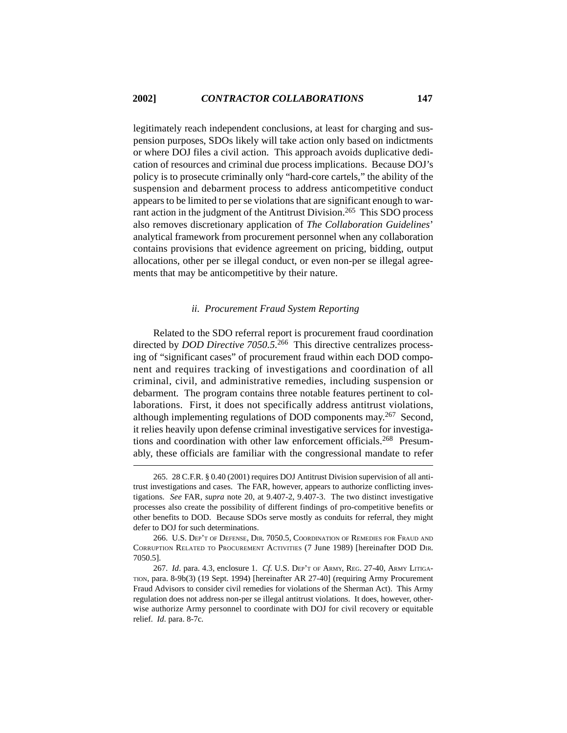legitimately reach independent conclusions, at least for charging and suspension purposes, SDOs likely will take action only based on indictments or where DOJ files a civil action. This approach avoids duplicative dedication of resources and criminal due process implications. Because DOJ's policy is to prosecute criminally only "hard-core cartels," the ability of the suspension and debarment process to address anticompetitive conduct appears to be limited to per se violations that are significant enough to warrant action in the judgment of the Antitrust Division.[265] This SDO process also removes discretionary application of *The Collaboration Guidelines*' analytical framework from procurement personnel when any collaboration contains provisions that evidence agreement on pricing, bidding, output allocations, other per se illegal conduct, or even non-per se illegal agreements that may be anticompetitive by their nature.

### *ii. Procurement Fraud System Reporting*

Related to the SDO referral report is procurement fraud coordination directed by *DOD Directive 7050.5*.[266] This directive centralizes processing of "significant cases" of procurement fraud within each DOD component and requires tracking of investigations and coordination of all criminal, civil, and administrative remedies, including suspension or debarment. The program contains three notable features pertinent to collaborations. First, it does not specifically address antitrust violations, although implementing regulations of DOD components may.[267] Second, it relies heavily upon defense criminal investigative services for investigations and coordination with other law enforcement officials.[268] Presumably, these officials are familiar with the congressional mandate to refer

---

265. 28 C.F.R. § 0.40 (2001) requires DOJ Antitrust Division supervision of all antitrust investigations and cases. The FAR, however, appears to authorize conflicting investigations. *See* FAR, *supra* note 20, at 9.407-2, 9.407-3. The two distinct investigative processes also create the possibility of different findings of pro-competitive benefits or other benefits to DOD. Because SDOs serve mostly as conduits for referral, they might defer to DOJ for such determinations.

266. U.S. DEP'T OF DEFENSE, DIR. 7050.5, COORDINATION OF REMEDIES FOR FRAUD AND CORRUPTION RELATED TO PROCUREMENT ACTIVITIES (7 June 1989) [hereinafter DOD DIR. 7050.5].

267. *Id*. para. 4.3, enclosure 1. *Cf*. U.S. DEP'T OF ARMY, REG. 27-40, ARMY LITIGATION, para. 8-9b(3) (19 Sept. 1994) [hereinafter AR 27-40] (requiring Army Procurement Fraud Advisors to consider civil remedies for violations of the Sherman Act). This Army regulation does not address non-per se illegal antitrust violations. It does, however, otherwise authorize Army personnel to coordinate with DOJ for civil recovery or equitable relief. *Id*. para. 8-7c.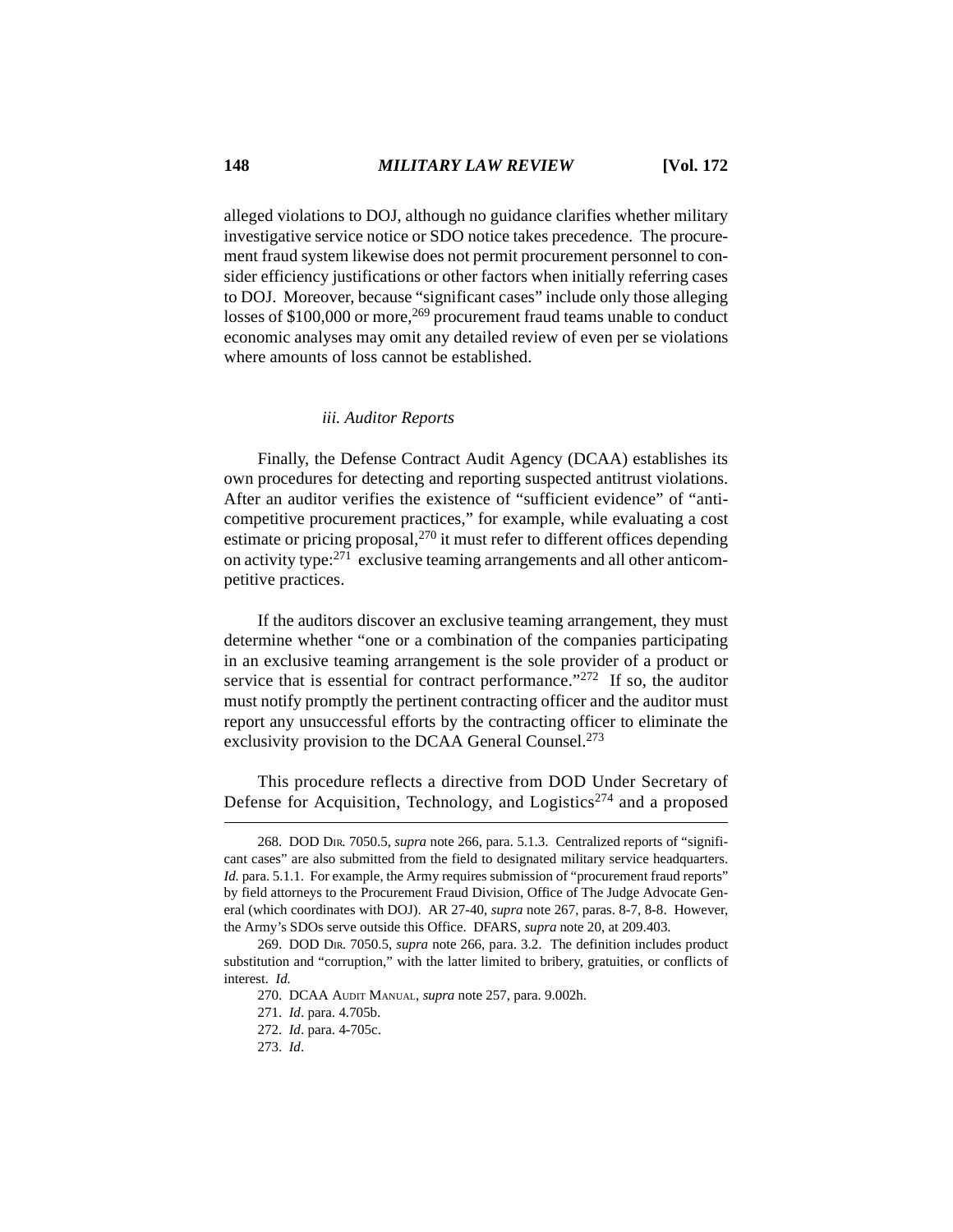alleged violations to DOJ, although no guidance clarifies whether military investigative service notice or SDO notice takes precedence. The procurement fraud system likewise does not permit procurement personnel to consider efficiency justifications or other factors when initially referring cases to DOJ. Moreover, because "significant cases" include only those alleging losses of $100,000 or more,[269] procurement fraud teams unable to conduct economic analyses may omit any detailed review of even per se violations where amounts of loss cannot be established.

#### *iii. Auditor Reports*

Finally, the Defense Contract Audit Agency (DCAA) establishes its own procedures for detecting and reporting suspected antitrust violations. After an auditor verifies the existence of "sufficient evidence" of "anticompetitive procurement practices," for example, while evaluating a cost estimate or pricing proposal,[270] it must refer to different offices depending on activity type:[271] exclusive teaming arrangements and all other anticompetitive practices.

If the auditors discover an exclusive teaming arrangement, they must determine whether "one or a combination of the companies participating in an exclusive teaming arrangement is the sole provider of a product or service that is essential for contract performance."[272] If so, the auditor must notify promptly the pertinent contracting officer and the auditor must report any unsuccessful efforts by the contracting officer to eliminate the exclusivity provision to the DCAA General Counsel.[273]

This procedure reflects a directive from DOD Under Secretary of Defense for Acquisition, Technology, and Logistics[274] and a proposed

---

268. DOD DIR. 7050.5, *supra* note 266, para. 5.1.3. Centralized reports of "significant cases" are also submitted from the field to designated military service headquarters. *Id.* para. 5.1.1. For example, the Army requires submission of "procurement fraud reports" by field attorneys to the Procurement Fraud Division, Office of The Judge Advocate General (which coordinates with DOJ). AR 27-40, *supra* note 267, paras. 8-7, 8-8. However, the Army's SDOs serve outside this Office. DFARS, *supra* note 20, at 209.403.

269. DOD DIR. 7050.5, *supra* note 266, para. 3.2. The definition includes product substitution and "corruption," with the latter limited to bribery, gratuities, or conflicts of interest. *Id.*

270. DCAA AUDIT MANUAL, *supra* note 257, para. 9.002h.

271. *Id*. para. 4.705b.

272. *Id*. para. 4-705c.

273. *Id*.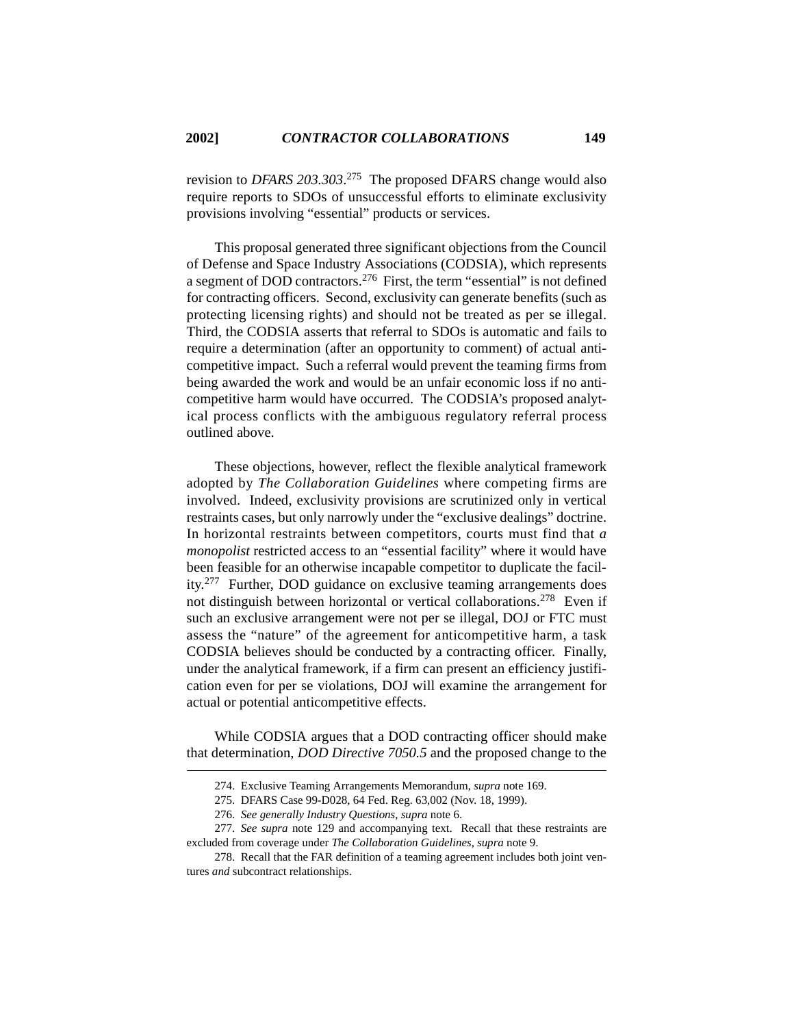revision to *DFARS 203.303*.[275] The proposed DFARS change would also require reports to SDOs of unsuccessful efforts to eliminate exclusivity provisions involving "essential" products or services.

This proposal generated three significant objections from the Council of Defense and Space Industry Associations (CODSIA), which represents a segment of DOD contractors.[276] First, the term "essential" is not defined for contracting officers. Second, exclusivity can generate benefits (such as protecting licensing rights) and should not be treated as per se illegal. Third, the CODSIA asserts that referral to SDOs is automatic and fails to require a determination (after an opportunity to comment) of actual anticompetitive impact. Such a referral would prevent the teaming firms from being awarded the work and would be an unfair economic loss if no anticompetitive harm would have occurred. The CODSIA's proposed analytical process conflicts with the ambiguous regulatory referral process outlined above.

These objections, however, reflect the flexible analytical framework adopted by *The Collaboration Guidelines* where competing firms are involved. Indeed, exclusivity provisions are scrutinized only in vertical restraints cases, but only narrowly under the "exclusive dealings" doctrine. In horizontal restraints between competitors, courts must find that *a monopolist* restricted access to an "essential facility" where it would have been feasible for an otherwise incapable competitor to duplicate the facility.[277] Further, DOD guidance on exclusive teaming arrangements does not distinguish between horizontal or vertical collaborations.[278] Even if such an exclusive arrangement were not per se illegal, DOJ or FTC must assess the "nature" of the agreement for anticompetitive harm, a task CODSIA believes should be conducted by a contracting officer. Finally, under the analytical framework, if a firm can present an efficiency justification even for per se violations, DOJ will examine the arrangement for actual or potential anticompetitive effects.

While CODSIA argues that a DOD contracting officer should make that determination, *DOD Directive 7050.5* and the proposed change to the

---

274. Exclusive Teaming Arrangements Memorandum, *supra* note 169.

275. DFARS Case 99-D028, 64 Fed. Reg. 63,002 (Nov. 18, 1999).

276. *See generally Industry Questions*, *supra* note 6.

277. *See supra* note 129 and accompanying text. Recall that these restraints are excluded from coverage under *The Collaboration Guidelines*, *supra* note 9.

278. Recall that the FAR definition of a teaming agreement includes both joint ventures *and* subcontract relationships.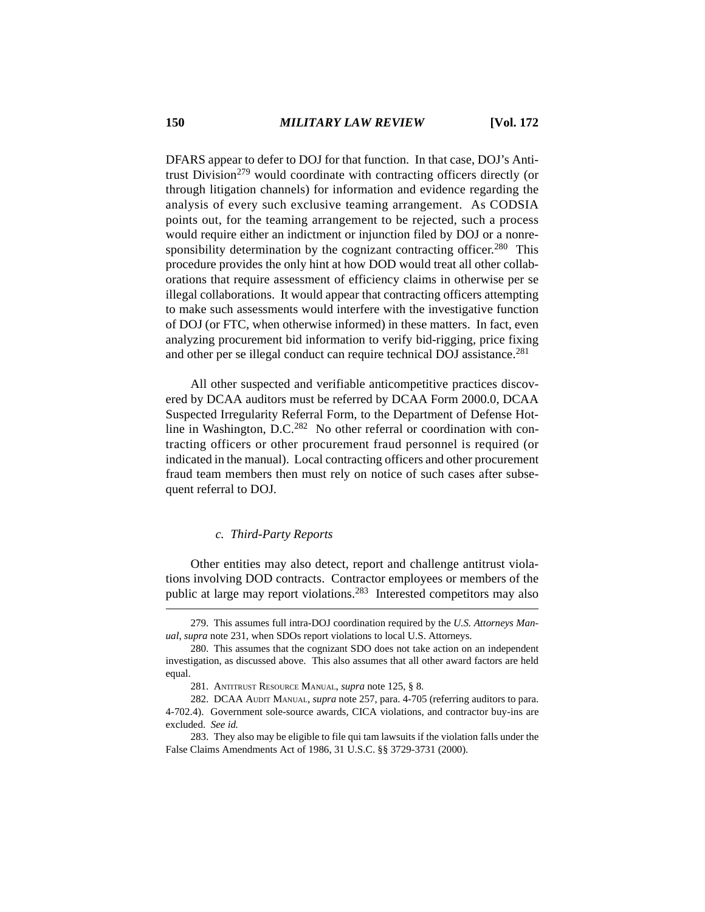DFARS appear to defer to DOJ for that function. In that case, DOJ's Antitrust Division[279] would coordinate with contracting officers directly (or through litigation channels) for information and evidence regarding the analysis of every such exclusive teaming arrangement. As CODSIA points out, for the teaming arrangement to be rejected, such a process would require either an indictment or injunction filed by DOJ or a nonresponsibility determination by the cognizant contracting officer.[280] This procedure provides the only hint at how DOD would treat all other collaborations that require assessment of efficiency claims in otherwise per se illegal collaborations. It would appear that contracting officers attempting to make such assessments would interfere with the investigative function of DOJ (or FTC, when otherwise informed) in these matters. In fact, even analyzing procurement bid information to verify bid-rigging, price fixing and other per se illegal conduct can require technical DOJ assistance.[281]

All other suspected and verifiable anticompetitive practices discovered by DCAA auditors must be referred by DCAA Form 2000.0, DCAA Suspected Irregularity Referral Form, to the Department of Defense Hotline in Washington, D.C.[282] No other referral or coordination with contracting officers or other procurement fraud personnel is required (or indicated in the manual). Local contracting officers and other procurement fraud team members then must rely on notice of such cases after subsequent referral to DOJ.

#### *c. Third-Party Reports*

Other entities may also detect, report and challenge antitrust violations involving DOD contracts. Contractor employees or members of the public at large may report violations.[283] Interested competitors may also

---

279. This assumes full intra-DOJ coordination required by the *U.S. Attorneys Manual*, *supra* note 231, when SDOs report violations to local U.S. Attorneys.

280. This assumes that the cognizant SDO does not take action on an independent investigation, as discussed above. This also assumes that all other award factors are held equal.

281. ANTITRUST RESOURCE MANUAL, *supra* note 125, § 8.

282. DCAA AUDIT MANUAL, *supra* note 257, para. 4-705 (referring auditors to para. 4-702.4). Government sole-source awards, CICA violations, and contractor buy-ins are excluded. *See id.*

283. They also may be eligible to file qui tam lawsuits if the violation falls under the False Claims Amendments Act of 1986, 31 U.S.C. §§ 3729-3731 (2000).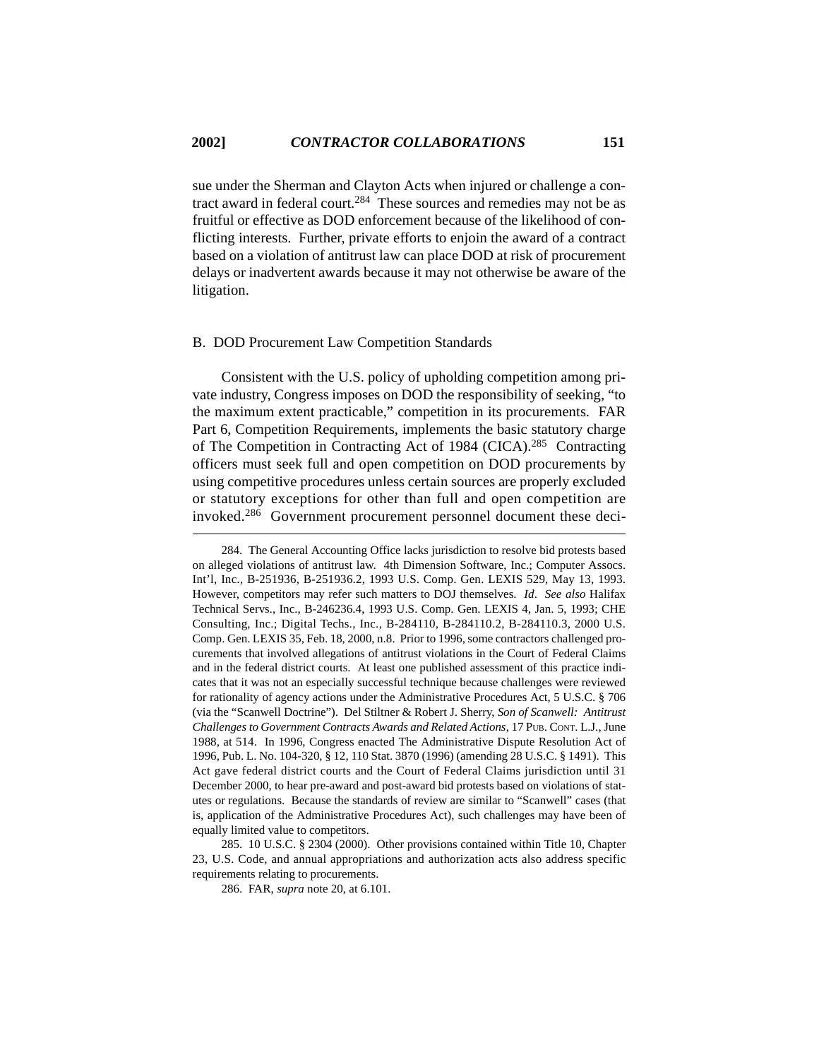sue under the Sherman and Clayton Acts when injured or challenge a contract award in federal court.[284] These sources and remedies may not be as fruitful or effective as DOD enforcement because of the likelihood of conflicting interests. Further, private efforts to enjoin the award of a contract based on a violation of antitrust law can place DOD at risk of procurement delays or inadvertent awards because it may not otherwise be aware of the litigation.

### B. DOD Procurement Law Competition Standards

Consistent with the U.S. policy of upholding competition among private industry, Congress imposes on DOD the responsibility of seeking, "to the maximum extent practicable," competition in its procurements. FAR Part 6, Competition Requirements, implements the basic statutory charge of The Competition in Contracting Act of 1984 (CICA).[285] Contracting officers must seek full and open competition on DOD procurements by using competitive procedures unless certain sources are properly excluded or statutory exceptions for other than full and open competition are invoked.[286] Government procurement personnel document these deci-

---

284. The General Accounting Office lacks jurisdiction to resolve bid protests based on alleged violations of antitrust law. 4th Dimension Software, Inc.; Computer Assocs. Int'l, Inc., B-251936, B-251936.2, 1993 U.S. Comp. Gen. LEXIS 529, May 13, 1993. However, competitors may refer such matters to DOJ themselves. *Id*. *See also* Halifax Technical Servs., Inc., B-246236.4, 1993 U.S. Comp. Gen. LEXIS 4, Jan. 5, 1993; CHE Consulting, Inc.; Digital Techs., Inc., B-284110, B-284110.2, B-284110.3, 2000 U.S. Comp. Gen. LEXIS 35, Feb. 18, 2000, n.8. Prior to 1996, some contractors challenged procurements that involved allegations of antitrust violations in the Court of Federal Claims and in the federal district courts. At least one published assessment of this practice indicates that it was not an especially successful technique because challenges were reviewed for rationality of agency actions under the Administrative Procedures Act, 5 U.S.C. § 706 (via the "Scanwell Doctrine"). Del Stiltner & Robert J. Sherry, *Son of Scanwell: Antitrust Challenges to Government Contracts Awards and Related Actions*, 17 PUB. CONT. L.J., June 1988, at 514. In 1996, Congress enacted The Administrative Dispute Resolution Act of 1996, Pub. L. No. 104-320, § 12, 110 Stat. 3870 (1996) (amending 28 U.S.C. § 1491). This Act gave federal district courts and the Court of Federal Claims jurisdiction until 31 December 2000, to hear pre-award and post-award bid protests based on violations of statutes or regulations. Because the standards of review are similar to "Scanwell" cases (that is, application of the Administrative Procedures Act), such challenges may have been of equally limited value to competitors.

285. 10 U.S.C. § 2304 (2000). Other provisions contained within Title 10, Chapter 23, U.S. Code, and annual appropriations and authorization acts also address specific requirements relating to procurements.

286. FAR, *supra* note 20, at 6.101.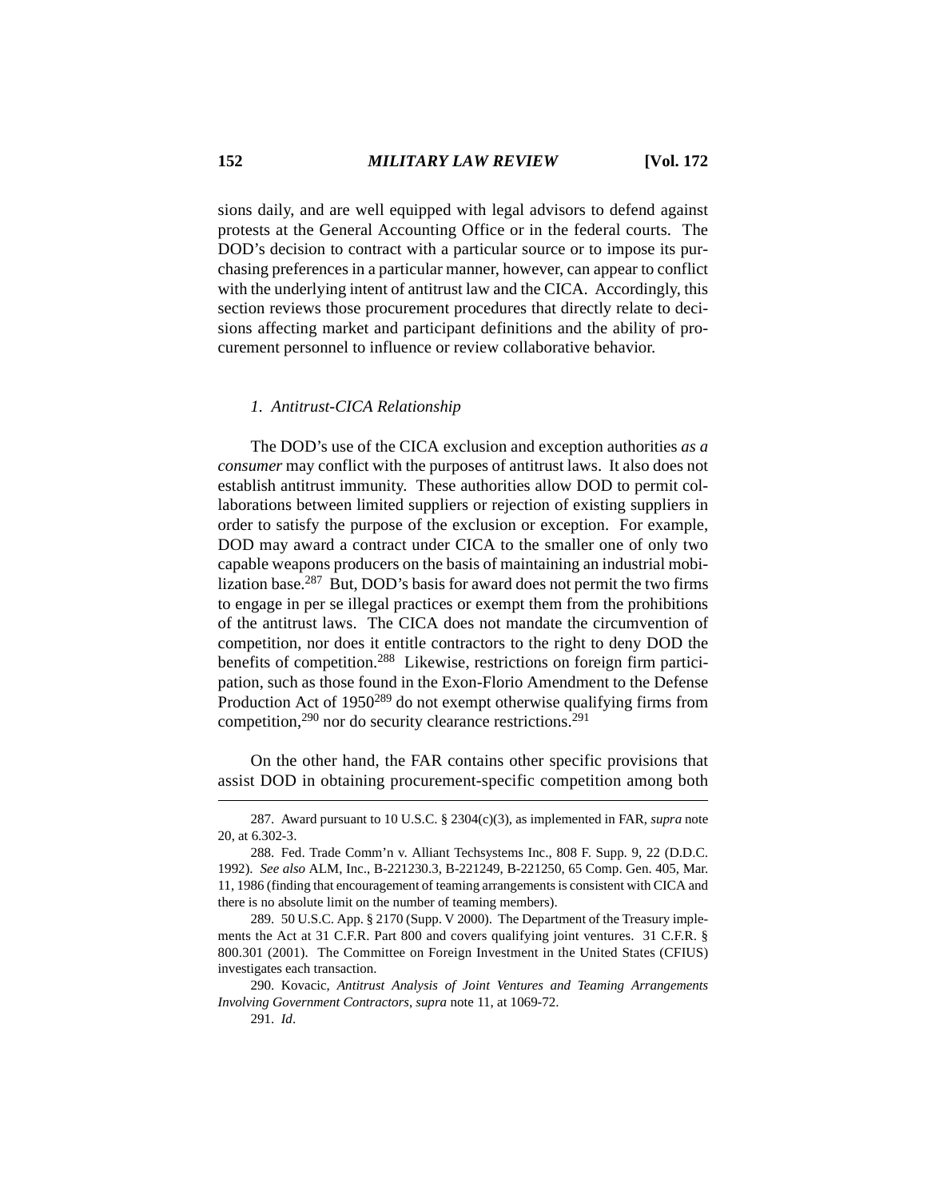sions daily, and are well equipped with legal advisors to defend against protests at the General Accounting Office or in the federal courts. The DOD's decision to contract with a particular source or to impose its purchasing preferences in a particular manner, however, can appear to conflict with the underlying intent of antitrust law and the CICA. Accordingly, this section reviews those procurement procedures that directly relate to decisions affecting market and participant definitions and the ability of procurement personnel to influence or review collaborative behavior.

### *1. Antitrust-CICA Relationship*

The DOD's use of the CICA exclusion and exception authorities *as a consumer* may conflict with the purposes of antitrust laws. It also does not establish antitrust immunity. These authorities allow DOD to permit collaborations between limited suppliers or rejection of existing suppliers in order to satisfy the purpose of the exclusion or exception. For example, DOD may award a contract under CICA to the smaller one of only two capable weapons producers on the basis of maintaining an industrial mobilization base.[287] But, DOD's basis for award does not permit the two firms to engage in per se illegal practices or exempt them from the prohibitions of the antitrust laws. The CICA does not mandate the circumvention of competition, nor does it entitle contractors to the right to deny DOD the benefits of competition.[288] Likewise, restrictions on foreign firm participation, such as those found in the Exon-Florio Amendment to the Defense Production Act of 1950[289] do not exempt otherwise qualifying firms from competition,[290] nor do security clearance restrictions.[291]

On the other hand, the FAR contains other specific provisions that assist DOD in obtaining procurement-specific competition among both

---

287. Award pursuant to 10 U.S.C. § 2304(c)(3), as implemented in FAR, *supra* note 20, at 6.302-3.

288. Fed. Trade Comm'n v. Alliant Techsystems Inc., 808 F. Supp. 9, 22 (D.D.C. 1992). *See also* ALM, Inc., B-221230.3, B-221249, B-221250, 65 Comp. Gen. 405, Mar. 11, 1986 (finding that encouragement of teaming arrangements is consistent with CICA and there is no absolute limit on the number of teaming members).

289. 50 U.S.C. App. § 2170 (Supp. V 2000). The Department of the Treasury implements the Act at 31 C.F.R. Part 800 and covers qualifying joint ventures. 31 C.F.R. § 800.301 (2001). The Committee on Foreign Investment in the United States (CFIUS) investigates each transaction.

290. Kovacic, *Antitrust Analysis of Joint Ventures and Teaming Arrangements Involving Government Contractors*, *supra* note 11, at 1069-72.

291. *Id*.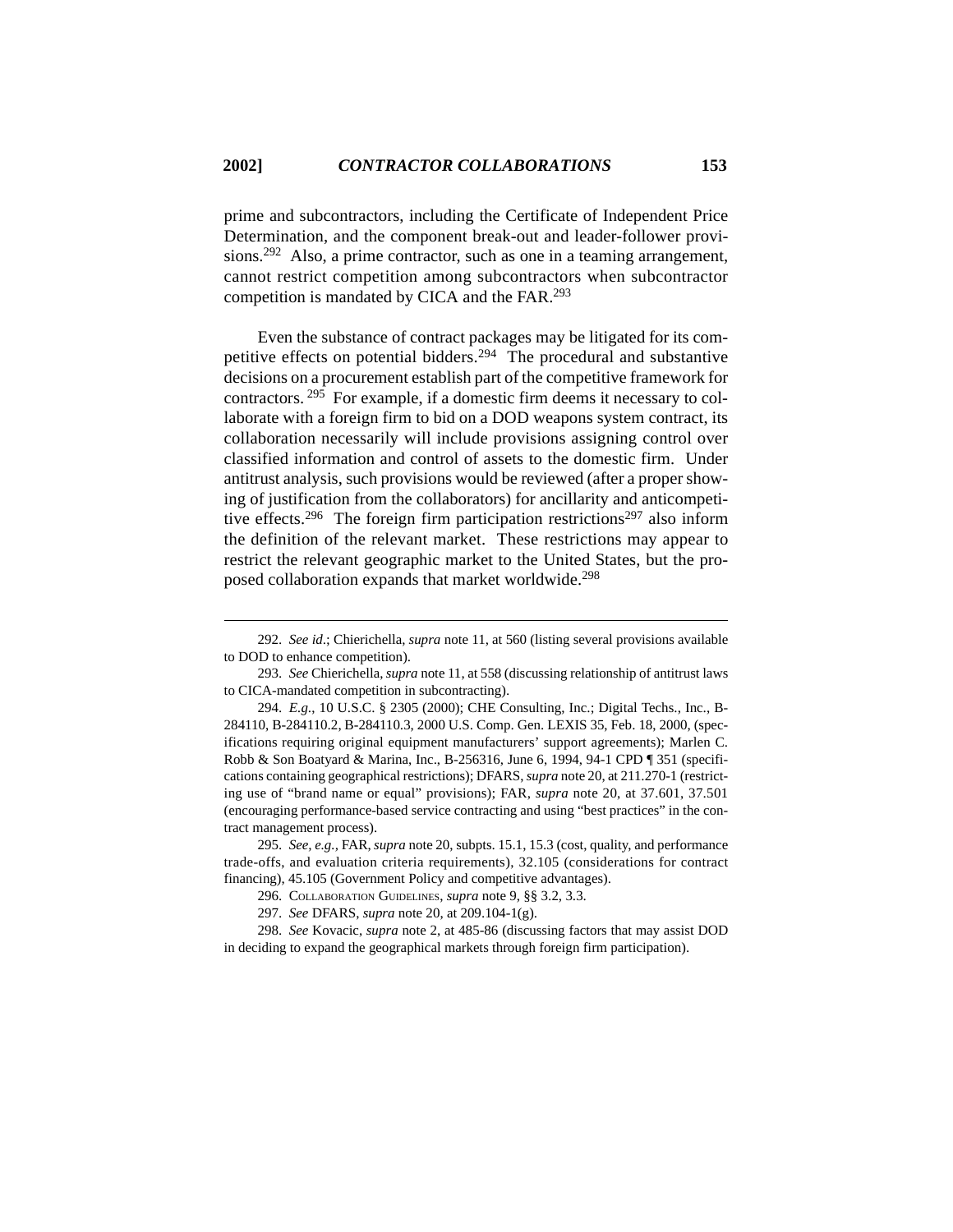prime and subcontractors, including the Certificate of Independent Price Determination, and the component break-out and leader-follower provisions.[292] Also, a prime contractor, such as one in a teaming arrangement, cannot restrict competition among subcontractors when subcontractor competition is mandated by CICA and the FAR.[293]

Even the substance of contract packages may be litigated for its competitive effects on potential bidders.[294] The procedural and substantive decisions on a procurement establish part of the competitive framework for contractors.[295] For example, if a domestic firm deems it necessary to collaborate with a foreign firm to bid on a DOD weapons system contract, its collaboration necessarily will include provisions assigning control over classified information and control of assets to the domestic firm. Under antitrust analysis, such provisions would be reviewed (after a proper showing of justification from the collaborators) for ancillarity and anticompetitive effects.[296] The foreign firm participation restrictions[297] also inform the definition of the relevant market. These restrictions may appear to restrict the relevant geographic market to the United States, but the proposed collaboration expands that market worldwide.[298]

---

292. *See id*.; Chierichella, *supra* note 11, at 560 (listing several provisions available to DOD to enhance competition).

293. *See* Chierichella, *supra* note 11, at 558 (discussing relationship of antitrust laws to CICA-mandated competition in subcontracting).

294. *E.g*., 10 U.S.C. § 2305 (2000); CHE Consulting, Inc.; Digital Techs., Inc., B-284110, B-284110.2, B-284110.3, 2000 U.S. Comp. Gen. LEXIS 35, Feb. 18, 2000, (specifications requiring original equipment manufacturers' support agreements); Marlen C. Robb & Son Boatyard & Marina, Inc., B-256316, June 6, 1994, 94-1 CPD ¶ 351 (specifications containing geographical restrictions); DFARS, *supra* note 20, at 211.270-1 (restricting use of "brand name or equal" provisions); FAR, *supra* note 20, at 37.601, 37.501 (encouraging performance-based service contracting and using "best practices" in the contract management process).

295. *See, e.g.*, FAR, *supra* note 20, subpts. 15.1, 15.3 (cost, quality, and performance trade-offs, and evaluation criteria requirements), 32.105 (considerations for contract financing), 45.105 (Government Policy and competitive advantages).

296. Collaboration Guidelines, *supra* note 9, §§ 3.2, 3.3.

297. *See* DFARS, *supra* note 20, at 209.104-1(g).

298. *See* Kovacic, *supra* note 2, at 485-86 (discussing factors that may assist DOD in deciding to expand the geographical markets through foreign firm participation).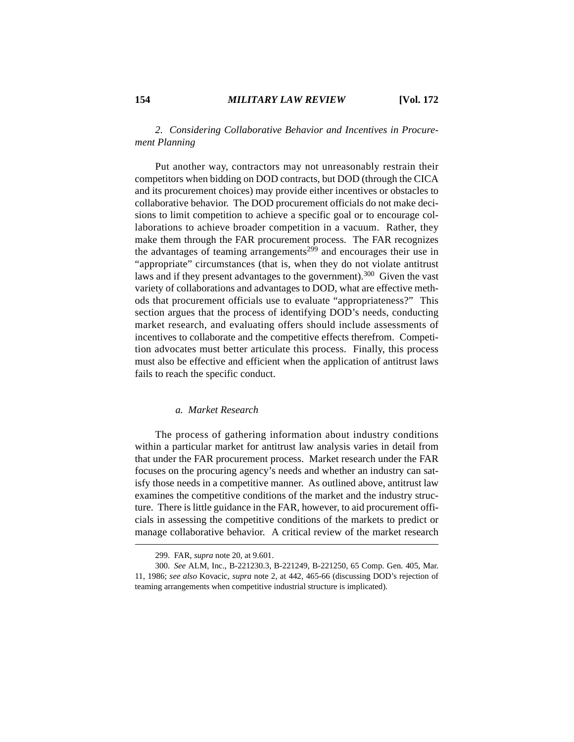### *2. Considering Collaborative Behavior and Incentives in Procurement Planning*

Put another way, contractors may not unreasonably restrain their competitors when bidding on DOD contracts, but DOD (through the CICA and its procurement choices) may provide either incentives or obstacles to collaborative behavior. The DOD procurement officials do not make decisions to limit competition to achieve a specific goal or to encourage collaborations to achieve broader competition in a vacuum. Rather, they make them through the FAR procurement process. The FAR recognizes the advantages of teaming arrangements[299] and encourages their use in "appropriate" circumstances (that is, when they do not violate antitrust laws and if they present advantages to the government).[300] Given the vast variety of collaborations and advantages to DOD, what are effective methods that procurement officials use to evaluate "appropriateness?" This section argues that the process of identifying DOD's needs, conducting market research, and evaluating offers should include assessments of incentives to collaborate and the competitive effects therefrom. Competition advocates must better articulate this process. Finally, this process must also be effective and efficient when the application of antitrust laws fails to reach the specific conduct.

#### *a. Market Research*

The process of gathering information about industry conditions within a particular market for antitrust law analysis varies in detail from that under the FAR procurement process. Market research under the FAR focuses on the procuring agency's needs and whether an industry can satisfy those needs in a competitive manner. As outlined above, antitrust law examines the competitive conditions of the market and the industry structure. There is little guidance in the FAR, however, to aid procurement officials in assessing the competitive conditions of the markets to predict or manage collaborative behavior. A critical review of the market research

---

299. FAR, *supra* note 20, at 9.601.

300. *See* ALM, Inc., B-221230.3, B-221249, B-221250, 65 Comp. Gen. 405, Mar. 11, 1986; *see also* Kovacic, *supra* note 2, at 442, 465-66 (discussing DOD's rejection of teaming arrangements when competitive industrial structure is implicated).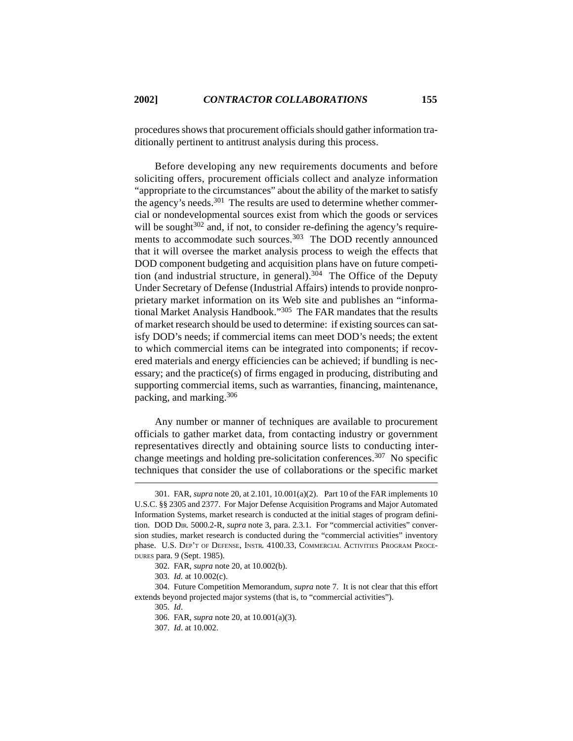procedures shows that procurement officials should gather information traditionally pertinent to antitrust analysis during this process.

Before developing any new requirements documents and before soliciting offers, procurement officials collect and analyze information "appropriate to the circumstances" about the ability of the market to satisfy the agency's needs.[301] The results are used to determine whether commercial or nondevelopmental sources exist from which the goods or services will be sought[302] and, if not, to consider re-defining the agency's requirements to accommodate such sources.[303] The DOD recently announced that it will oversee the market analysis process to weigh the effects that DOD component budgeting and acquisition plans have on future competition (and industrial structure, in general).[304] The Office of the Deputy Under Secretary of Defense (Industrial Affairs) intends to provide nonproprietary market information on its Web site and publishes an "informational Market Analysis Handbook."[305] The FAR mandates that the results of market research should be used to determine: if existing sources can satisfy DOD's needs; if commercial items can meet DOD's needs; the extent to which commercial items can be integrated into components; if recovered materials and energy efficiencies can be achieved; if bundling is necessary; and the practice(s) of firms engaged in producing, distributing and supporting commercial items, such as warranties, financing, maintenance, packing, and marking.[306]

Any number or manner of techniques are available to procurement officials to gather market data, from contacting industry or government representatives directly and obtaining source lists to conducting interchange meetings and holding pre-solicitation conferences.[307] No specific techniques that consider the use of collaborations or the specific market

---

301. FAR, *supra* note 20, at 2.101, 10.001(a)(2). Part 10 of the FAR implements 10 U.S.C. §§ 2305 and 2377. For Major Defense Acquisition Programs and Major Automated Information Systems, market research is conducted at the initial stages of program definition. DOD DIR. 5000.2-R, *supra* note 3, para. 2.3.1. For "commercial activities" conversion studies, market research is conducted during the "commercial activities" inventory phase. U.S. DEP'T OF DEFENSE, INSTR. 4100.33, COMMERCIAL ACTIVITIES PROGRAM PROCEDURES para. 9 (Sept. 1985).

302. FAR, *supra* note 20, at 10.002(b).

303. *Id.* at 10.002(c).

304. Future Competition Memorandum, *supra* note 7. It is not clear that this effort extends beyond projected major systems (that is, to "commercial activities").

305. *Id*.

306. FAR, *supra* note 20, at 10.001(a)(3).

307. *Id*. at 10.002.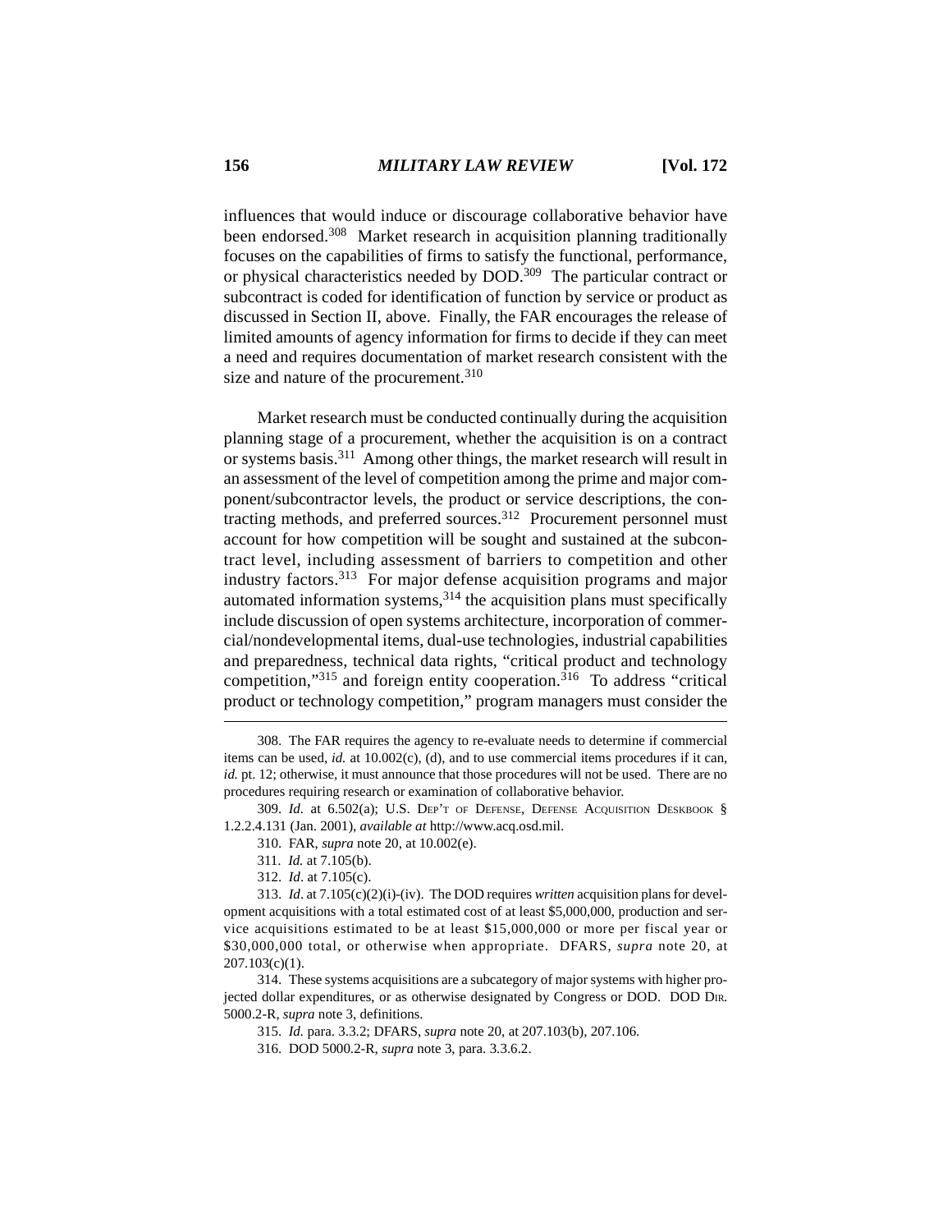influences that would induce or discourage collaborative behavior have been endorsed.[308] Market research in acquisition planning traditionally focuses on the capabilities of firms to satisfy the functional, performance, or physical characteristics needed by DOD.[309] The particular contract or subcontract is coded for identification of function by service or product as discussed in Section II, above. Finally, the FAR encourages the release of limited amounts of agency information for firms to decide if they can meet a need and requires documentation of market research consistent with the size and nature of the procurement.[310]

Market research must be conducted continually during the acquisition planning stage of a procurement, whether the acquisition is on a contract or systems basis.[311] Among other things, the market research will result in an assessment of the level of competition among the prime and major component/subcontractor levels, the product or service descriptions, the contracting methods, and preferred sources.[312] Procurement personnel must account for how competition will be sought and sustained at the subcontract level, including assessment of barriers to competition and other industry factors.[313] For major defense acquisition programs and major automated information systems,[314] the acquisition plans must specifically include discussion of open systems architecture, incorporation of commercial/nondevelopmental items, dual-use technologies, industrial capabilities and preparedness, technical data rights, "critical product and technology competition,"[315] and foreign entity cooperation.[316] To address "critical product or technology competition," program managers must consider the

---

308. The FAR requires the agency to re-evaluate needs to determine if commercial items can be used, *id.* at 10.002(c), (d), and to use commercial items procedures if it can, *id.* pt. 12; otherwise, it must announce that those procedures will not be used. There are no procedures requiring research or examination of collaborative behavior.

309. *Id.* at 6.502(a); U.S. Dep't of Defense, Defense Acquisition Deskbook § 1.2.2.4.131 (Jan. 2001), *available at* http://www.acq.osd.mil.

310. FAR, *supra* note 20, at 10.002(e).

311. *Id.* at 7.105(b).

312. *Id*. at 7.105(c).

313. *Id*. at 7.105(c)(2)(i)-(iv). The DOD requires *written* acquisition plans for development acquisitions with a total estimated cost of at least $5,000,000, production and service acquisitions estimated to be at least $15,000,000 or more per fiscal year or $30,000,000 total, or otherwise when appropriate. DFARS, *supra* note 20, at 207.103(c)(1).

314. These systems acquisitions are a subcategory of major systems with higher projected dollar expenditures, or as otherwise designated by Congress or DOD. DOD Dir. 5000.2-R, *supra* note 3, definitions.

315. *Id.* para. 3.3.2; DFARS, *supra* note 20, at 207.103(b), 207.106.

316. DOD 5000.2-R, *supra* note 3, para. 3.3.6.2.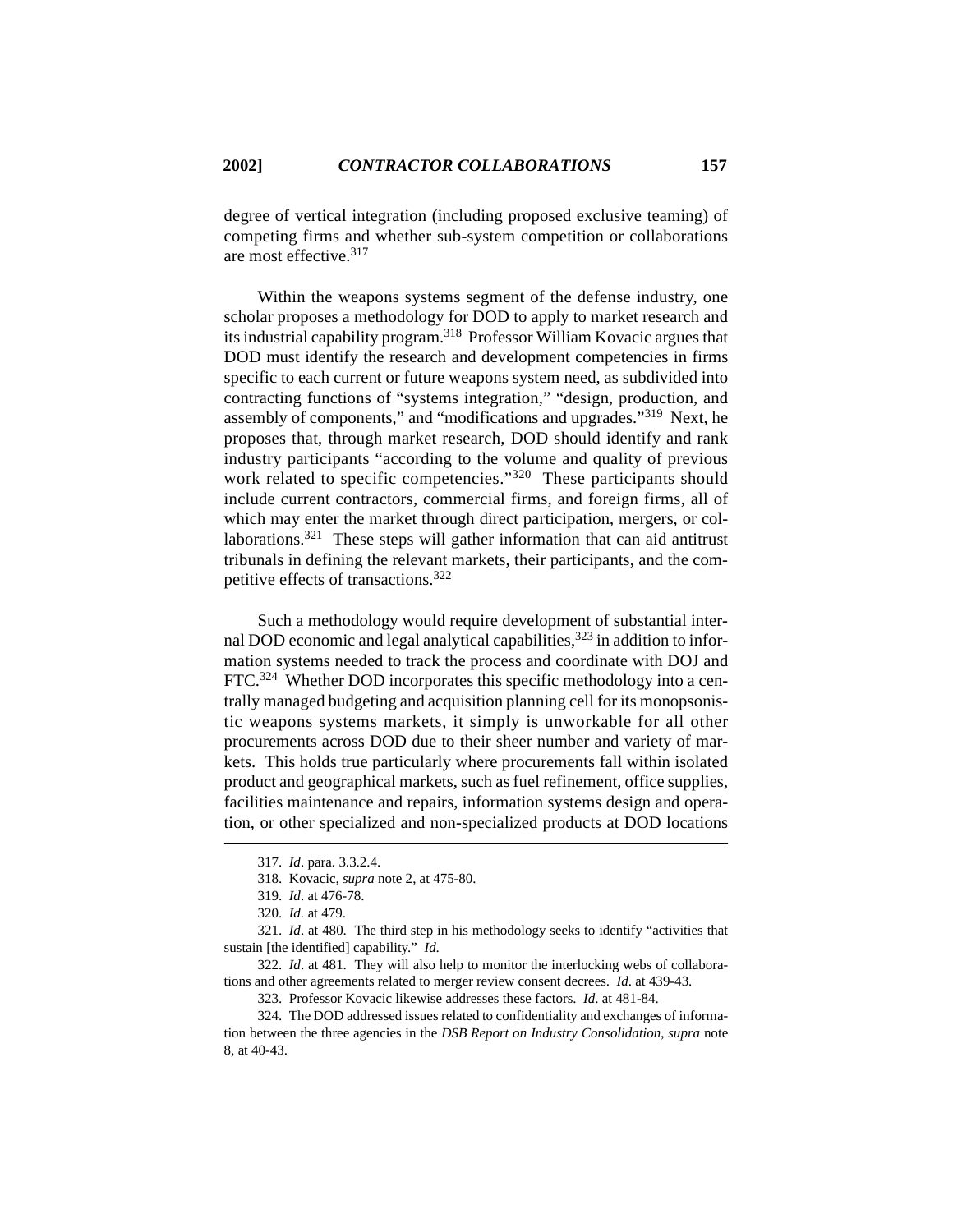degree of vertical integration (including proposed exclusive teaming) of competing firms and whether sub-system competition or collaborations are most effective.[317]

Within the weapons systems segment of the defense industry, one scholar proposes a methodology for DOD to apply to market research and its industrial capability program.[318] Professor William Kovacic argues that DOD must identify the research and development competencies in firms specific to each current or future weapons system need, as subdivided into contracting functions of "systems integration," "design, production, and assembly of components," and "modifications and upgrades."[319] Next, he proposes that, through market research, DOD should identify and rank industry participants "according to the volume and quality of previous work related to specific competencies."[320] These participants should include current contractors, commercial firms, and foreign firms, all of which may enter the market through direct participation, mergers, or collaborations.[321] These steps will gather information that can aid antitrust tribunals in defining the relevant markets, their participants, and the competitive effects of transactions.[322]

Such a methodology would require development of substantial internal DOD economic and legal analytical capabilities,[323] in addition to information systems needed to track the process and coordinate with DOJ and FTC.[324] Whether DOD incorporates this specific methodology into a centrally managed budgeting and acquisition planning cell for its monopsonistic weapons systems markets, it simply is unworkable for all other procurements across DOD due to their sheer number and variety of markets. This holds true particularly where procurements fall within isolated product and geographical markets, such as fuel refinement, office supplies, facilities maintenance and repairs, information systems design and operation, or other specialized and non-specialized products at DOD locations

---

317. *Id*. para. 3.3.2.4.

318. Kovacic, *supra* note 2, at 475-80.

319. *Id*. at 476-78.

320. *Id.* at 479.

321. *Id*. at 480. The third step in his methodology seeks to identify "activities that sustain [the identified] capability." *Id.*

322. *Id*. at 481. They will also help to monitor the interlocking webs of collaborations and other agreements related to merger review consent decrees. *Id*. at 439-43.

323. Professor Kovacic likewise addresses these factors. *Id*. at 481-84.

324. The DOD addressed issues related to confidentiality and exchanges of information between the three agencies in the *DSB Report on Industry Consolidation*, *supra* note 8, at 40-43.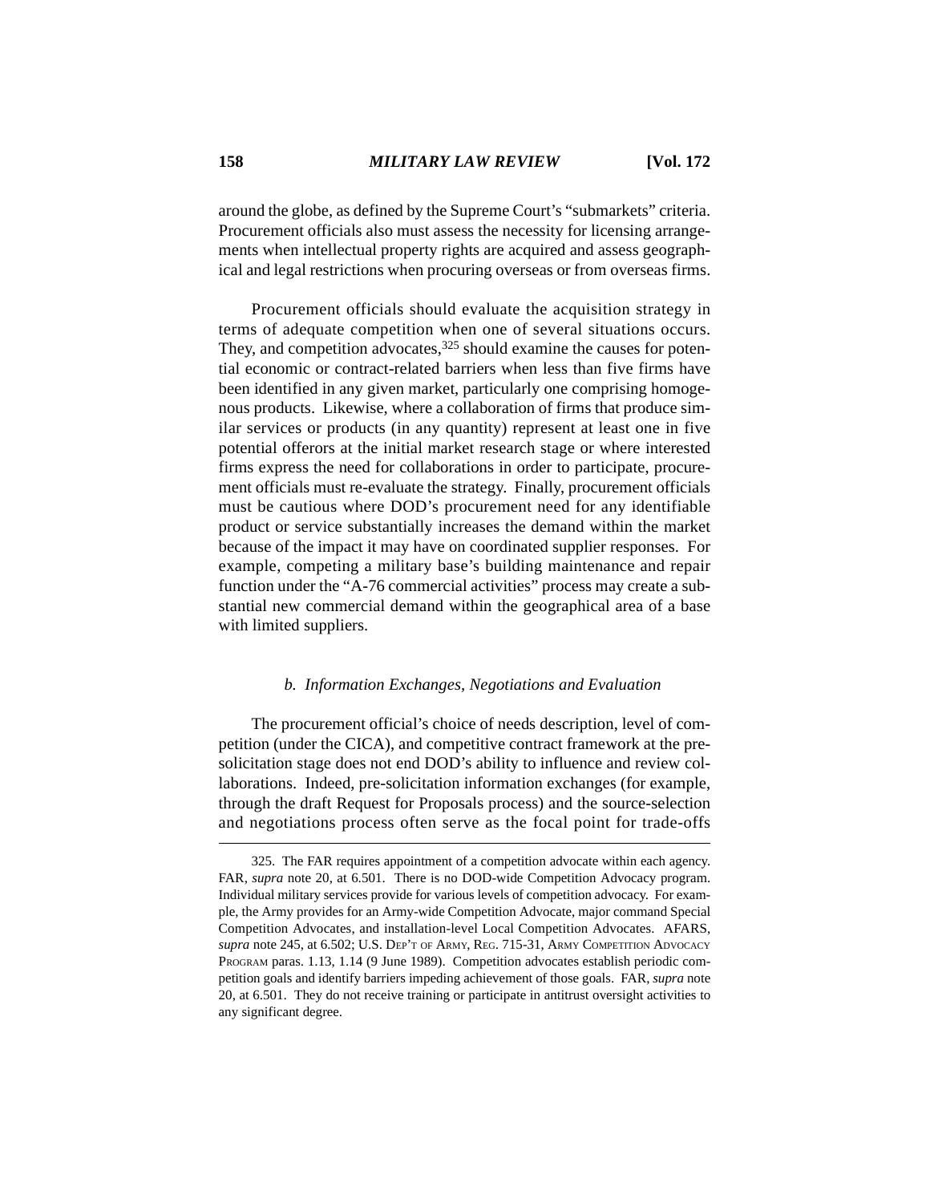around the globe, as defined by the Supreme Court's "submarkets" criteria. Procurement officials also must assess the necessity for licensing arrangements when intellectual property rights are acquired and assess geographical and legal restrictions when procuring overseas or from overseas firms.

Procurement officials should evaluate the acquisition strategy in terms of adequate competition when one of several situations occurs. They, and competition advocates,[325] should examine the causes for potential economic or contract-related barriers when less than five firms have been identified in any given market, particularly one comprising homogenous products. Likewise, where a collaboration of firms that produce similar services or products (in any quantity) represent at least one in five potential offerors at the initial market research stage or where interested firms express the need for collaborations in order to participate, procurement officials must re-evaluate the strategy. Finally, procurement officials must be cautious where DOD's procurement need for any identifiable product or service substantially increases the demand within the market because of the impact it may have on coordinated supplier responses. For example, competing a military base's building maintenance and repair function under the "A-76 commercial activities" process may create a substantial new commercial demand within the geographical area of a base with limited suppliers.

#### *b. Information Exchanges, Negotiations and Evaluation*

The procurement official's choice of needs description, level of competition (under the CICA), and competitive contract framework at the pre-solicitation stage does not end DOD's ability to influence and review collaborations. Indeed, pre-solicitation information exchanges (for example, through the draft Request for Proposals process) and the source-selection and negotiations process often serve as the focal point for trade-offs

---

325. The FAR requires appointment of a competition advocate within each agency. FAR, *supra* note 20, at 6.501. There is no DOD-wide Competition Advocacy program. Individual military services provide for various levels of competition advocacy. For example, the Army provides for an Army-wide Competition Advocate, major command Special Competition Advocates, and installation-level Local Competition Advocates. AFARS, *supra* note 245, at 6.502; U.S. DEP'T OF ARMY, REG. 715-31, ARMY COMPETITION ADVOCACY PROGRAM paras. 1.13, 1.14 (9 June 1989). Competition advocates establish periodic competition goals and identify barriers impeding achievement of those goals. FAR, *supra* note 20, at 6.501. They do not receive training or participate in antitrust oversight activities to any significant degree.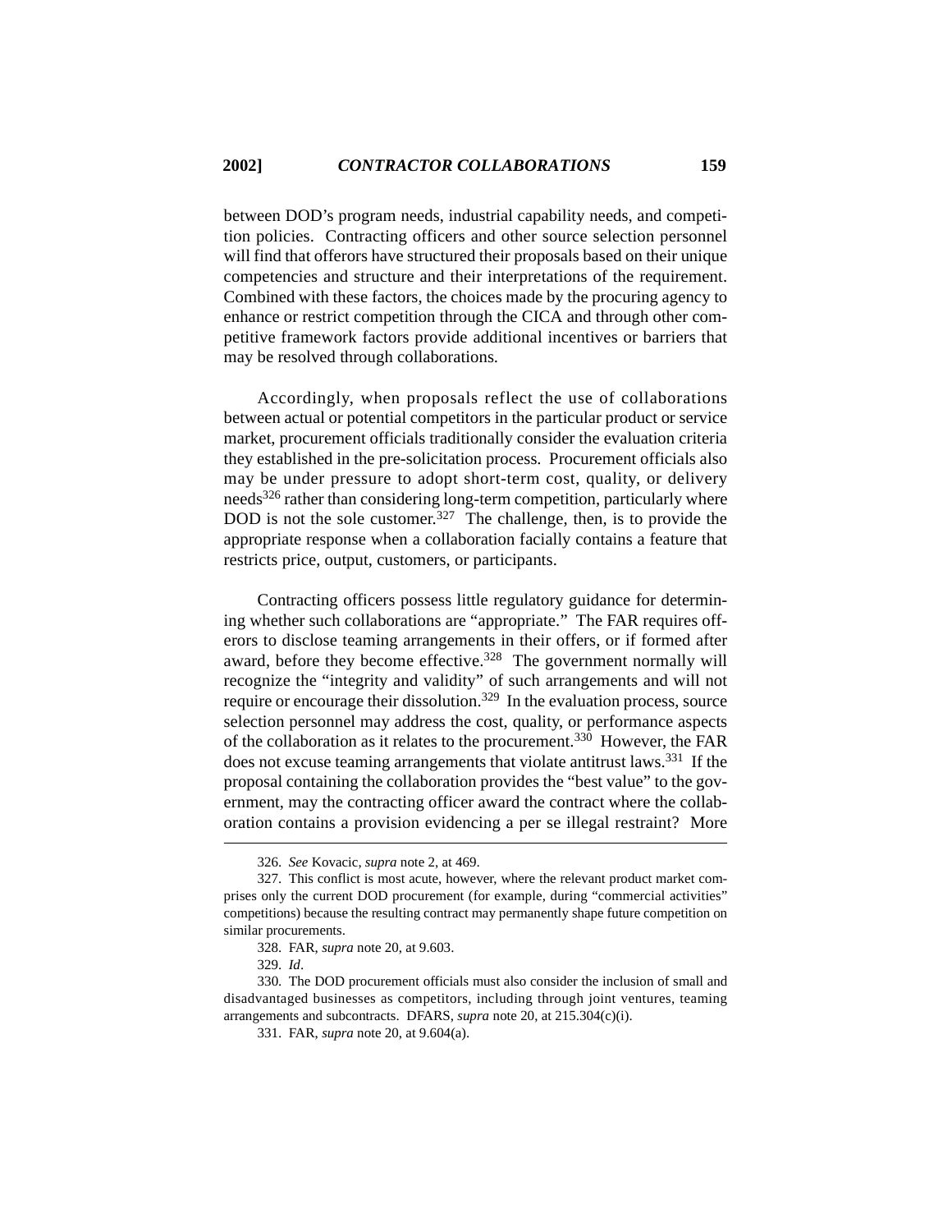between DOD's program needs, industrial capability needs, and competition policies. Contracting officers and other source selection personnel will find that offerors have structured their proposals based on their unique competencies and structure and their interpretations of the requirement. Combined with these factors, the choices made by the procuring agency to enhance or restrict competition through the CICA and through other competitive framework factors provide additional incentives or barriers that may be resolved through collaborations.

Accordingly, when proposals reflect the use of collaborations between actual or potential competitors in the particular product or service market, procurement officials traditionally consider the evaluation criteria they established in the pre-solicitation process. Procurement officials also may be under pressure to adopt short-term cost, quality, or delivery needs[326] rather than considering long-term competition, particularly where DOD is not the sole customer.[327] The challenge, then, is to provide the appropriate response when a collaboration facially contains a feature that restricts price, output, customers, or participants.

Contracting officers possess little regulatory guidance for determining whether such collaborations are "appropriate." The FAR requires offerors to disclose teaming arrangements in their offers, or if formed after award, before they become effective.[328] The government normally will recognize the "integrity and validity" of such arrangements and will not require or encourage their dissolution.[329] In the evaluation process, source selection personnel may address the cost, quality, or performance aspects of the collaboration as it relates to the procurement.[330] However, the FAR does not excuse teaming arrangements that violate antitrust laws.[331] If the proposal containing the collaboration provides the "best value" to the government, may the contracting officer award the contract where the collaboration contains a provision evidencing a per se illegal restraint? More

---

326. *See* Kovacic, *supra* note 2, at 469.

327. This conflict is most acute, however, where the relevant product market comprises only the current DOD procurement (for example, during "commercial activities" competitions) because the resulting contract may permanently shape future competition on similar procurements.

328. FAR, *supra* note 20, at 9.603.

329. *Id*.

330. The DOD procurement officials must also consider the inclusion of small and disadvantaged businesses as competitors, including through joint ventures, teaming arrangements and subcontracts. DFARS, *supra* note 20, at 215.304(c)(i).

331. FAR, *supra* note 20, at 9.604(a).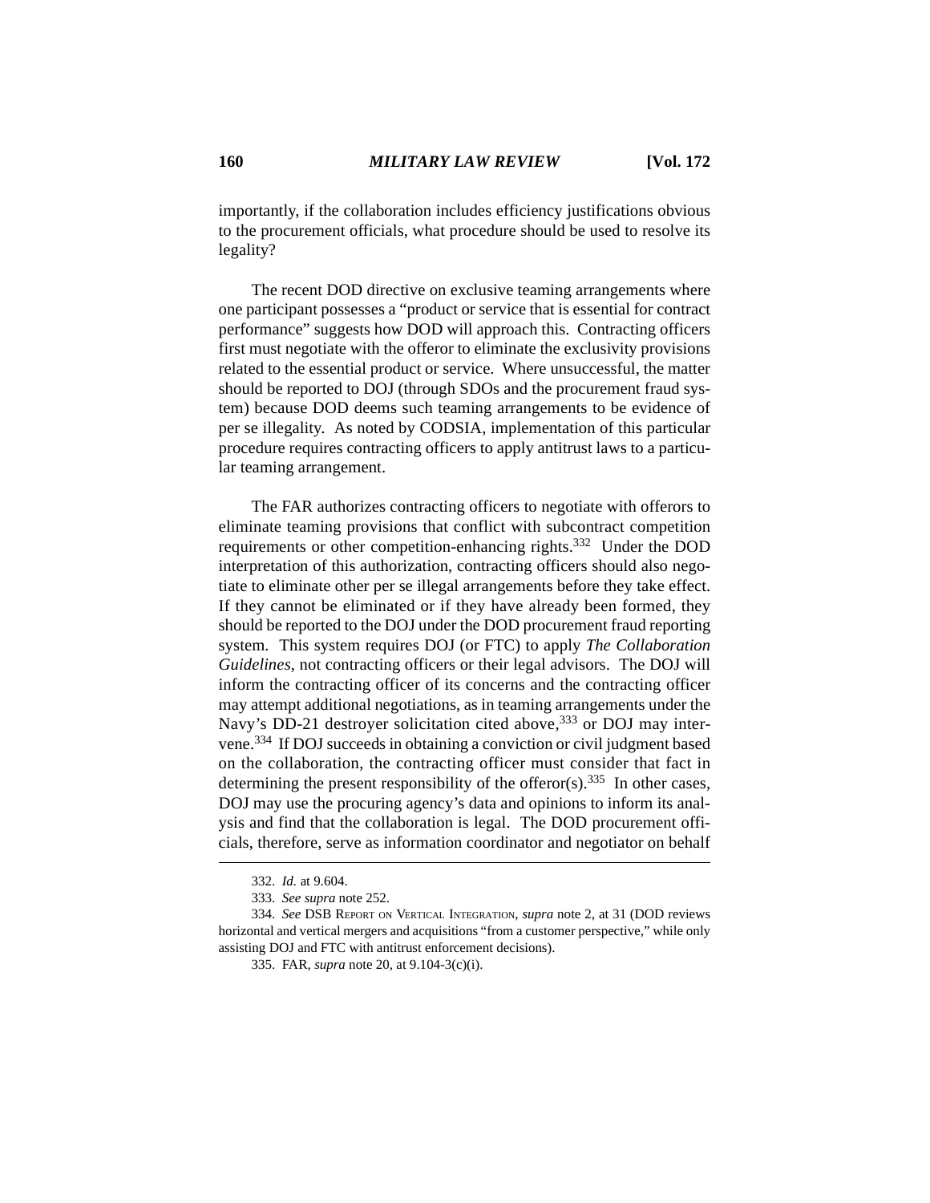importantly, if the collaboration includes efficiency justifications obvious to the procurement officials, what procedure should be used to resolve its legality?

The recent DOD directive on exclusive teaming arrangements where one participant possesses a "product or service that is essential for contract performance" suggests how DOD will approach this. Contracting officers first must negotiate with the offeror to eliminate the exclusivity provisions related to the essential product or service. Where unsuccessful, the matter should be reported to DOJ (through SDOs and the procurement fraud system) because DOD deems such teaming arrangements to be evidence of per se illegality. As noted by CODSIA, implementation of this particular procedure requires contracting officers to apply antitrust laws to a particular teaming arrangement.

The FAR authorizes contracting officers to negotiate with offerors to eliminate teaming provisions that conflict with subcontract competition requirements or other competition-enhancing rights.[332] Under the DOD interpretation of this authorization, contracting officers should also negotiate to eliminate other per se illegal arrangements before they take effect. If they cannot be eliminated or if they have already been formed, they should be reported to the DOJ under the DOD procurement fraud reporting system. This system requires DOJ (or FTC) to apply *The Collaboration Guidelines*, not contracting officers or their legal advisors. The DOJ will inform the contracting officer of its concerns and the contracting officer may attempt additional negotiations, as in teaming arrangements under the Navy's DD-21 destroyer solicitation cited above,[333] or DOJ may intervene.[334] If DOJ succeeds in obtaining a conviction or civil judgment based on the collaboration, the contracting officer must consider that fact in determining the present responsibility of the offeror(s).[335] In other cases, DOJ may use the procuring agency's data and opinions to inform its analysis and find that the collaboration is legal. The DOD procurement officials, therefore, serve as information coordinator and negotiator on behalf

---

332. *Id.* at 9.604.

333. *See supra* note 252.

334. *See* DSB Report on Vertical Integration, *supra* note 2, at 31 (DOD reviews horizontal and vertical mergers and acquisitions "from a customer perspective," while only assisting DOJ and FTC with antitrust enforcement decisions).

335. FAR, *supra* note 20, at 9.104-3(c)(i).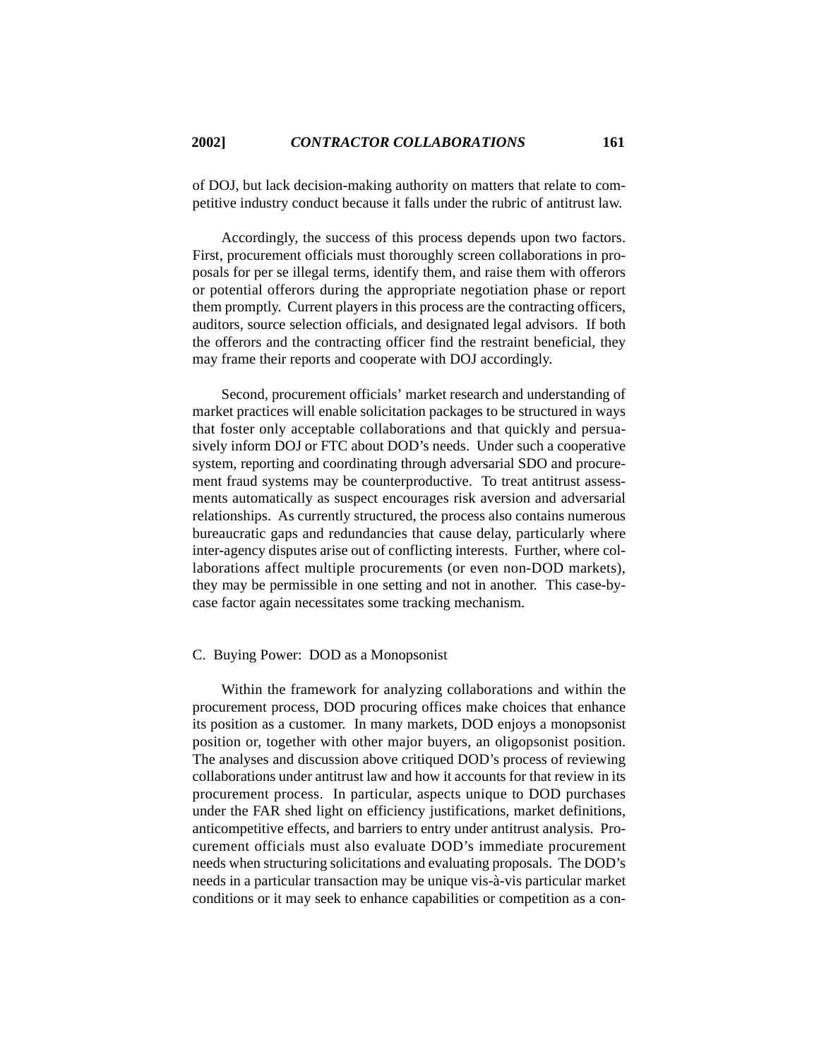of DOJ, but lack decision-making authority on matters that relate to competitive industry conduct because it falls under the rubric of antitrust law.

Accordingly, the success of this process depends upon two factors. First, procurement officials must thoroughly screen collaborations in proposals for per se illegal terms, identify them, and raise them with offerors or potential offerors during the appropriate negotiation phase or report them promptly. Current players in this process are the contracting officers, auditors, source selection officials, and designated legal advisors. If both the offerors and the contracting officer find the restraint beneficial, they may frame their reports and cooperate with DOJ accordingly.

Second, procurement officials' market research and understanding of market practices will enable solicitation packages to be structured in ways that foster only acceptable collaborations and that quickly and persuasively inform DOJ or FTC about DOD's needs. Under such a cooperative system, reporting and coordinating through adversarial SDO and procurement fraud systems may be counterproductive. To treat antitrust assessments automatically as suspect encourages risk aversion and adversarial relationships. As currently structured, the process also contains numerous bureaucratic gaps and redundancies that cause delay, particularly where inter-agency disputes arise out of conflicting interests. Further, where collaborations affect multiple procurements (or even non-DOD markets), they may be permissible in one setting and not in another. This case-by-case factor again necessitates some tracking mechanism.

### C. Buying Power: DOD as a Monopsonist

Within the framework for analyzing collaborations and within the procurement process, DOD procuring offices make choices that enhance its position as a customer. In many markets, DOD enjoys a monopsonist position or, together with other major buyers, an oligopsonist position. The analyses and discussion above critiqued DOD's process of reviewing collaborations under antitrust law and how it accounts for that review in its procurement process. In particular, aspects unique to DOD purchases under the FAR shed light on efficiency justifications, market definitions, anticompetitive effects, and barriers to entry under antitrust analysis. Procurement officials must also evaluate DOD's immediate procurement needs when structuring solicitations and evaluating proposals. The DOD's needs in a particular transaction may be unique vis-à-vis particular market conditions or it may seek to enhance capabilities or competition as a con-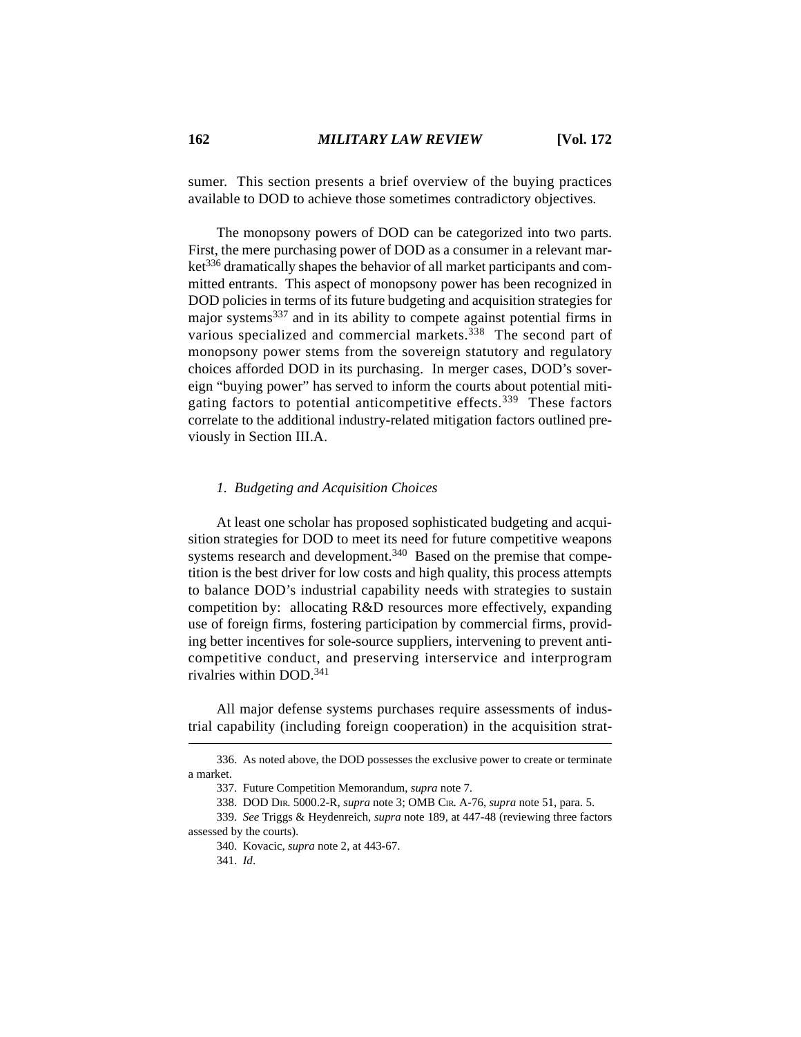sumer. This section presents a brief overview of the buying practices available to DOD to achieve those sometimes contradictory objectives.

The monopsony powers of DOD can be categorized into two parts. First, the mere purchasing power of DOD as a consumer in a relevant market[336] dramatically shapes the behavior of all market participants and committed entrants. This aspect of monopsony power has been recognized in DOD policies in terms of its future budgeting and acquisition strategies for major systems[337] and in its ability to compete against potential firms in various specialized and commercial markets.[338] The second part of monopsony power stems from the sovereign statutory and regulatory choices afforded DOD in its purchasing. In merger cases, DOD's sovereign "buying power" has served to inform the courts about potential mitigating factors to potential anticompetitive effects.[339] These factors correlate to the additional industry-related mitigation factors outlined previously in Section III.A.

*1. Budgeting and Acquisition Choices*

At least one scholar has proposed sophisticated budgeting and acquisition strategies for DOD to meet its need for future competitive weapons systems research and development.[340] Based on the premise that competition is the best driver for low costs and high quality, this process attempts to balance DOD's industrial capability needs with strategies to sustain competition by: allocating R&D resources more effectively, expanding use of foreign firms, fostering participation by commercial firms, providing better incentives for sole-source suppliers, intervening to prevent anticompetitive conduct, and preserving interservice and interprogram rivalries within DOD.[341]

All major defense systems purchases require assessments of industrial capability (including foreign cooperation) in the acquisition strat-

---

336. As noted above, the DOD possesses the exclusive power to create or terminate a market.

337. Future Competition Memorandum, *supra* note 7.

338. DOD DIR. 5000.2-R, *supra* note 3; OMB CIR. A-76, *supra* note 51, para. 5.

339. *See* Triggs & Heydenreich, *supra* note 189, at 447-48 (reviewing three factors assessed by the courts).

340. Kovacic, *supra* note 2, at 443-67.

341. *Id*.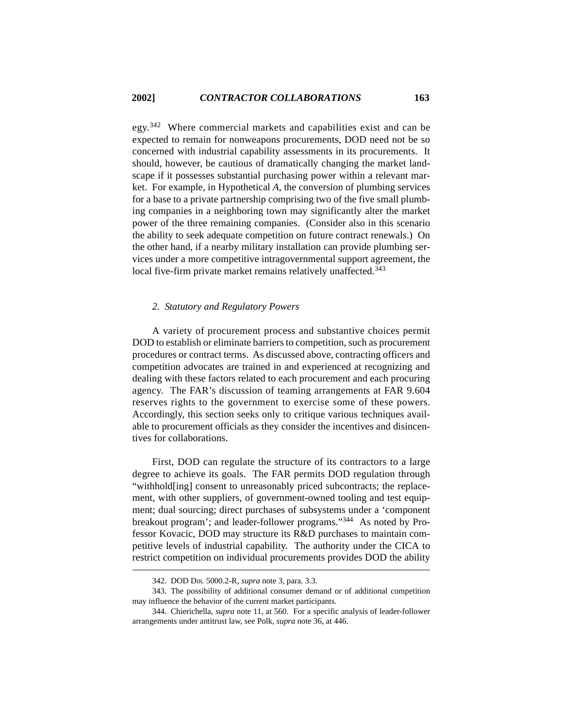egy.[342] Where commercial markets and capabilities exist and can be expected to remain for nonweapons procurements, DOD need not be so concerned with industrial capability assessments in its procurements. It should, however, be cautious of dramatically changing the market landscape if it possesses substantial purchasing power within a relevant market. For example, in Hypothetical *A*, the conversion of plumbing services for a base to a private partnership comprising two of the five small plumbing companies in a neighboring town may significantly alter the market power of the three remaining companies. (Consider also in this scenario the ability to seek adequate competition on future contract renewals.) On the other hand, if a nearby military installation can provide plumbing services under a more competitive intragovernmental support agreement, the local five-firm private market remains relatively unaffected.[343]

### *2. Statutory and Regulatory Powers*

A variety of procurement process and substantive choices permit DOD to establish or eliminate barriers to competition, such as procurement procedures or contract terms. As discussed above, contracting officers and competition advocates are trained in and experienced at recognizing and dealing with these factors related to each procurement and each procuring agency. The FAR's discussion of teaming arrangements at FAR 9.604 reserves rights to the government to exercise some of these powers. Accordingly, this section seeks only to critique various techniques available to procurement officials as they consider the incentives and disincentives for collaborations.

First, DOD can regulate the structure of its contractors to a large degree to achieve its goals. The FAR permits DOD regulation through "withhold[ing] consent to unreasonably priced subcontracts; the replacement, with other suppliers, of government-owned tooling and test equipment; dual sourcing; direct purchases of subsystems under a 'component breakout program'; and leader-follower programs."[344] As noted by Professor Kovacic, DOD may structure its R&D purchases to maintain competitive levels of industrial capability. The authority under the CICA to restrict competition on individual procurements provides DOD the ability

---

342. DOD DIR. 5000.2-R, *supra* note 3, para. 3.3.

343. The possibility of additional consumer demand or of additional competition may influence the behavior of the current market participants.

344. Chierichella, *supra* note 11, at 560. For a specific analysis of leader-follower arrangements under antitrust law, see Polk, *supra* note 36, at 446.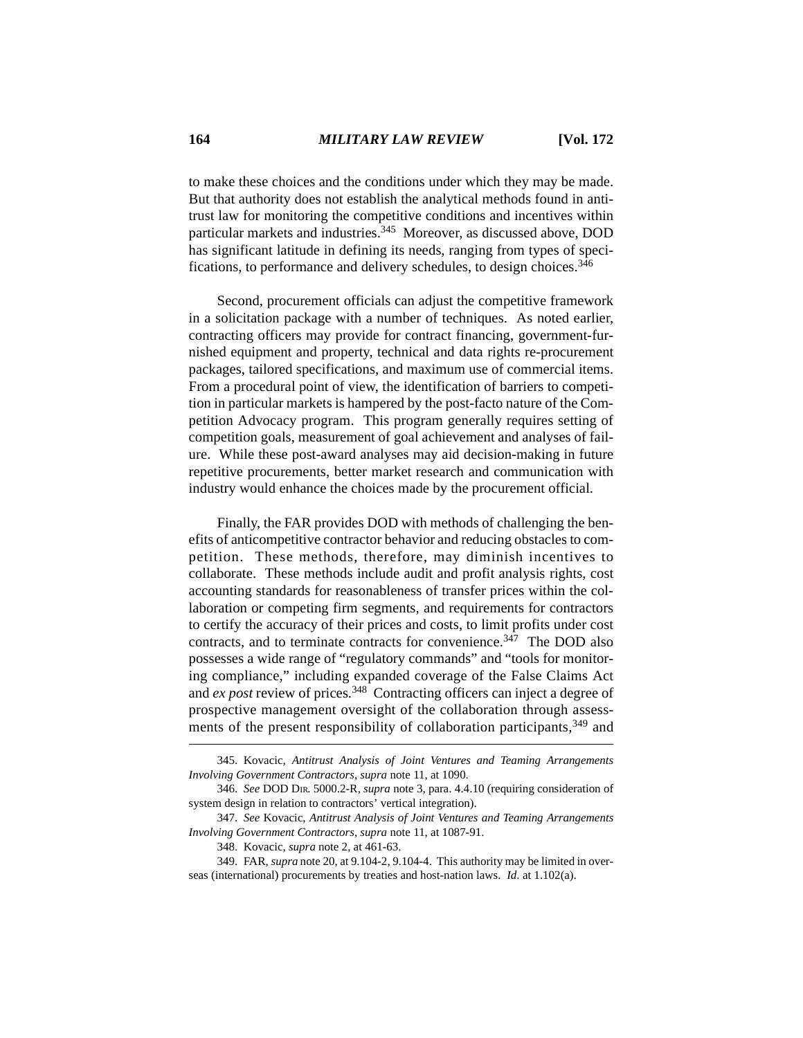to make these choices and the conditions under which they may be made. But that authority does not establish the analytical methods found in antitrust law for monitoring the competitive conditions and incentives within particular markets and industries.[345] Moreover, as discussed above, DOD has significant latitude in defining its needs, ranging from types of specifications, to performance and delivery schedules, to design choices.[346]

Second, procurement officials can adjust the competitive framework in a solicitation package with a number of techniques. As noted earlier, contracting officers may provide for contract financing, government-furnished equipment and property, technical and data rights re-procurement packages, tailored specifications, and maximum use of commercial items. From a procedural point of view, the identification of barriers to competition in particular markets is hampered by the post-facto nature of the Competition Advocacy program. This program generally requires setting of competition goals, measurement of goal achievement and analyses of failure. While these post-award analyses may aid decision-making in future repetitive procurements, better market research and communication with industry would enhance the choices made by the procurement official.

Finally, the FAR provides DOD with methods of challenging the benefits of anticompetitive contractor behavior and reducing obstacles to competition. These methods, therefore, may diminish incentives to collaborate. These methods include audit and profit analysis rights, cost accounting standards for reasonableness of transfer prices within the collaboration or competing firm segments, and requirements for contractors to certify the accuracy of their prices and costs, to limit profits under cost contracts, and to terminate contracts for convenience.[347] The DOD also possesses a wide range of "regulatory commands" and "tools for monitoring compliance," including expanded coverage of the False Claims Act and *ex post* review of prices.[348] Contracting officers can inject a degree of prospective management oversight of the collaboration through assessments of the present responsibility of collaboration participants,[349] and

---

345. Kovacic, *Antitrust Analysis of Joint Ventures and Teaming Arrangements Involving Government Contractors*, *supra* note 11, at 1090.

346. *See* DOD DIR. 5000.2-R, *supra* note 3, para. 4.4.10 (requiring consideration of system design in relation to contractors' vertical integration).

347. *See* Kovacic, *Antitrust Analysis of Joint Ventures and Teaming Arrangements Involving Government Contractors*, *supra* note 11, at 1087-91.

348. Kovacic, *supra* note 2, at 461-63.

349. FAR, *supra* note 20, at 9.104-2, 9.104-4. This authority may be limited in overseas (international) procurements by treaties and host-nation laws. *Id.* at 1.102(a).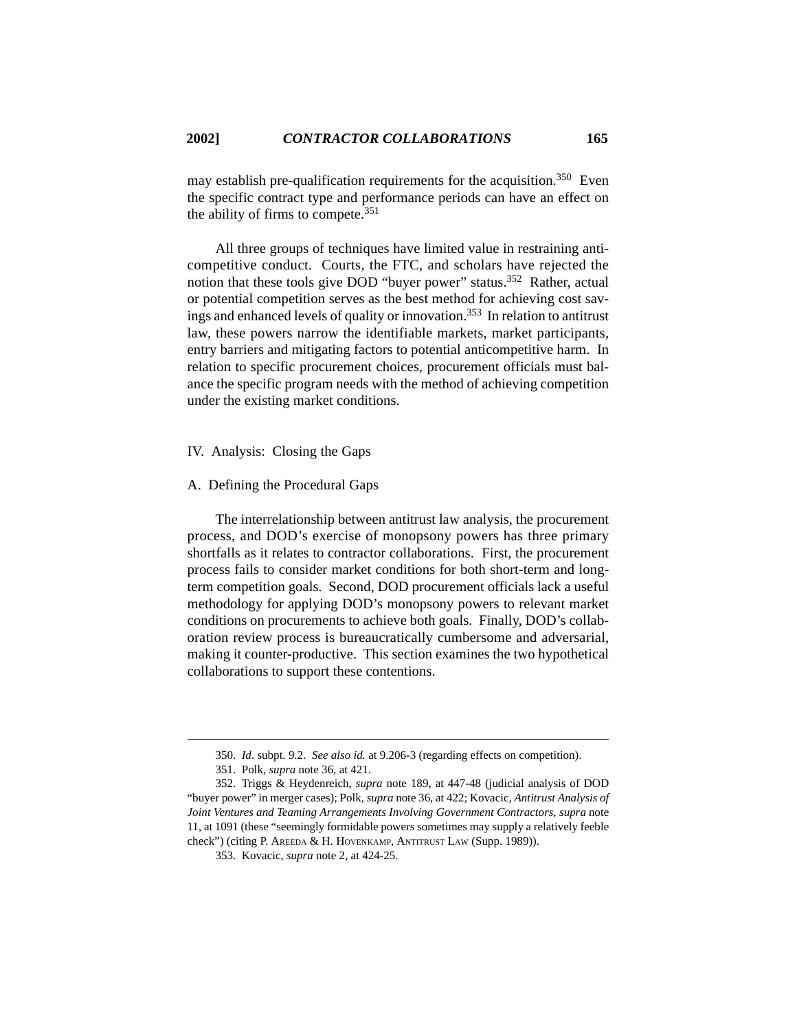may establish pre-qualification requirements for the acquisition.[350] Even the specific contract type and performance periods can have an effect on the ability of firms to compete.[351]

All three groups of techniques have limited value in restraining anticompetitive conduct. Courts, the FTC, and scholars have rejected the notion that these tools give DOD "buyer power" status.[352] Rather, actual or potential competition serves as the best method for achieving cost savings and enhanced levels of quality or innovation.[353] In relation to antitrust law, these powers narrow the identifiable markets, market participants, entry barriers and mitigating factors to potential anticompetitive harm. In relation to specific procurement choices, procurement officials must balance the specific program needs with the method of achieving competition under the existing market conditions.

## IV. Analysis: Closing the Gaps

### A. Defining the Procedural Gaps

The interrelationship between antitrust law analysis, the procurement process, and DOD's exercise of monopsony powers has three primary shortfalls as it relates to contractor collaborations. First, the procurement process fails to consider market conditions for both short-term and long-term competition goals. Second, DOD procurement officials lack a useful methodology for applying DOD's monopsony powers to relevant market conditions on procurements to achieve both goals. Finally, DOD's collaboration review process is bureaucratically cumbersome and adversarial, making it counter-productive. This section examines the two hypothetical collaborations to support these contentions.

---

350. *Id*. subpt. 9.2. *See also id.* at 9.206-3 (regarding effects on competition).

351. Polk, *supra* note 36, at 421.

352. Triggs & Heydenreich, *supra* note 189, at 447-48 (judicial analysis of DOD "buyer power" in merger cases); Polk, *supra* note 36, at 422; Kovacic, *Antitrust Analysis of Joint Ventures and Teaming Arrangements Involving Government Contractors*, *supra* note 11, at 1091 (these "seemingly formidable powers sometimes may supply a relatively feeble check") (citing P. AREEDA & H. HOVENKAMP, ANTITRUST LAW (Supp. 1989)).

353. Kovacic, *supra* note 2, at 424-25.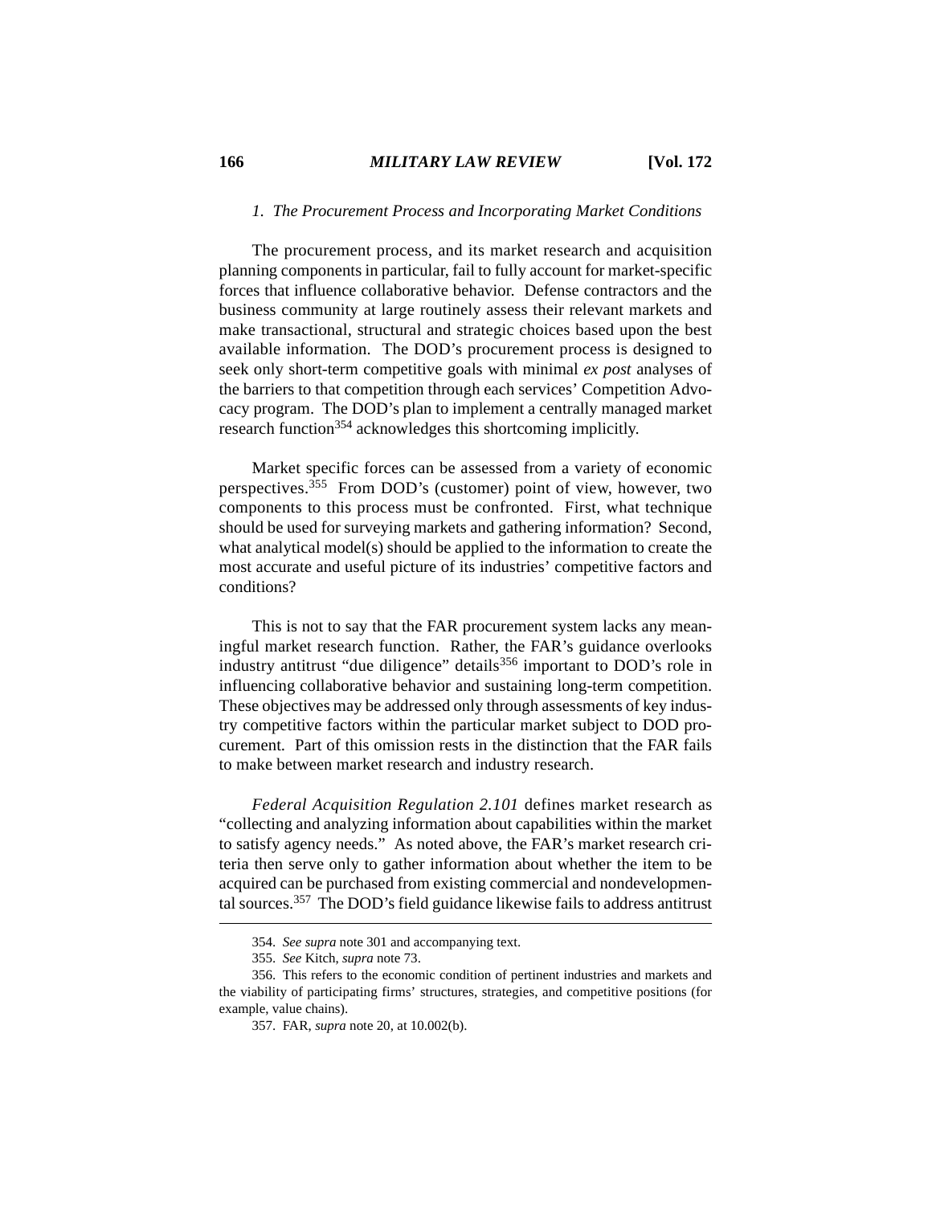### *1. The Procurement Process and Incorporating Market Conditions*

The procurement process, and its market research and acquisition planning components in particular, fail to fully account for market-specific forces that influence collaborative behavior. Defense contractors and the business community at large routinely assess their relevant markets and make transactional, structural and strategic choices based upon the best available information. The DOD's procurement process is designed to seek only short-term competitive goals with minimal *ex post* analyses of the barriers to that competition through each services' Competition Advocacy program. The DOD's plan to implement a centrally managed market research function[354] acknowledges this shortcoming implicitly.

Market specific forces can be assessed from a variety of economic perspectives.[355] From DOD's (customer) point of view, however, two components to this process must be confronted. First, what technique should be used for surveying markets and gathering information? Second, what analytical model(s) should be applied to the information to create the most accurate and useful picture of its industries' competitive factors and conditions?

This is not to say that the FAR procurement system lacks any meaningful market research function. Rather, the FAR's guidance overlooks industry antitrust "due diligence" details[356] important to DOD's role in influencing collaborative behavior and sustaining long-term competition. These objectives may be addressed only through assessments of key industry competitive factors within the particular market subject to DOD procurement. Part of this omission rests in the distinction that the FAR fails to make between market research and industry research.

*Federal Acquisition Regulation 2.101* defines market research as "collecting and analyzing information about capabilities within the market to satisfy agency needs." As noted above, the FAR's market research criteria then serve only to gather information about whether the item to be acquired can be purchased from existing commercial and nondevelopmental sources.[357] The DOD's field guidance likewise fails to address antitrust

---

354. *See supra* note 301 and accompanying text.

355. *See* Kitch, *supra* note 73.

356. This refers to the economic condition of pertinent industries and markets and the viability of participating firms' structures, strategies, and competitive positions (for example, value chains).

357. FAR, *supra* note 20, at 10.002(b).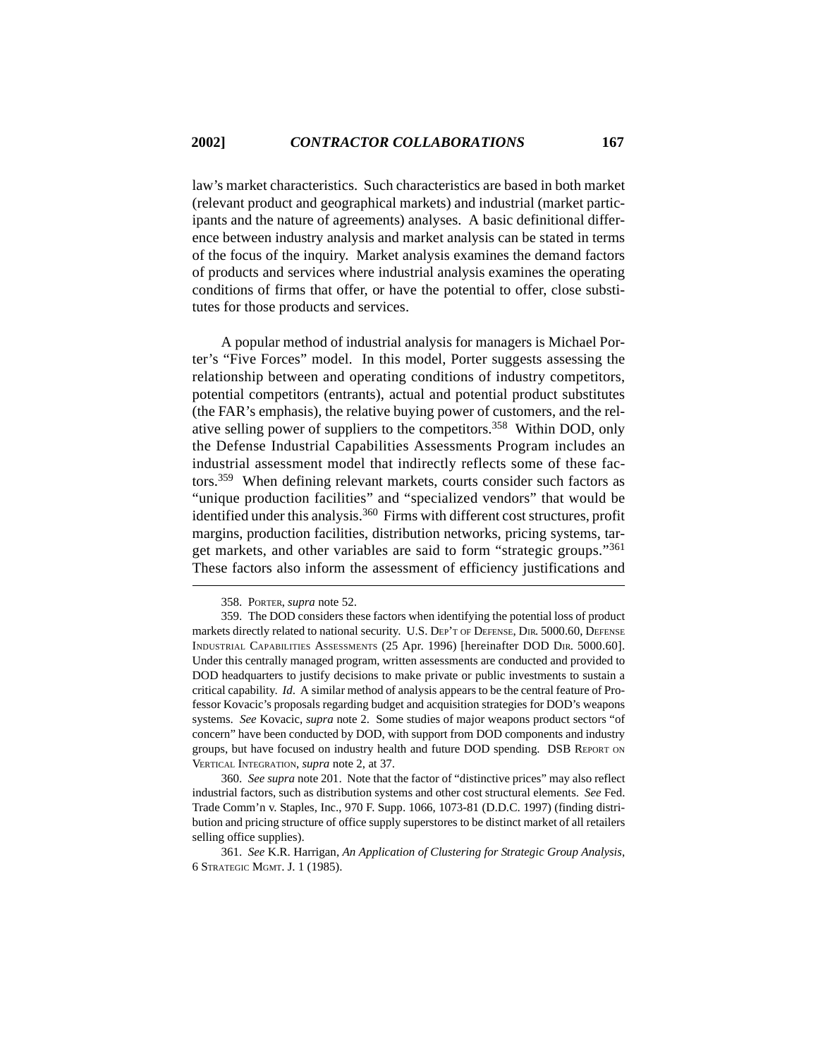law's market characteristics. Such characteristics are based in both market (relevant product and geographical markets) and industrial (market participants and the nature of agreements) analyses. A basic definitional difference between industry analysis and market analysis can be stated in terms of the focus of the inquiry. Market analysis examines the demand factors of products and services where industrial analysis examines the operating conditions of firms that offer, or have the potential to offer, close substitutes for those products and services.

A popular method of industrial analysis for managers is Michael Porter's "Five Forces" model. In this model, Porter suggests assessing the relationship between and operating conditions of industry competitors, potential competitors (entrants), actual and potential product substitutes (the FAR's emphasis), the relative buying power of customers, and the relative selling power of suppliers to the competitors.[358] Within DOD, only the Defense Industrial Capabilities Assessments Program includes an industrial assessment model that indirectly reflects some of these factors.[359] When defining relevant markets, courts consider such factors as "unique production facilities" and "specialized vendors" that would be identified under this analysis.[360] Firms with different cost structures, profit margins, production facilities, distribution networks, pricing systems, target markets, and other variables are said to form "strategic groups."[361] These factors also inform the assessment of efficiency justifications and

---

358. PORTER, *supra* note 52.

359. The DOD considers these factors when identifying the potential loss of product markets directly related to national security. U.S. DEP'T OF DEFENSE, DIR. 5000.60, DEFENSE INDUSTRIAL CAPABILITIES ASSESSMENTS (25 Apr. 1996) [hereinafter DOD DIR. 5000.60]. Under this centrally managed program, written assessments are conducted and provided to DOD headquarters to justify decisions to make private or public investments to sustain a critical capability. *Id*. A similar method of analysis appears to be the central feature of Professor Kovacic's proposals regarding budget and acquisition strategies for DOD's weapons systems. *See* Kovacic, *supra* note 2. Some studies of major weapons product sectors "of concern" have been conducted by DOD, with support from DOD components and industry groups, but have focused on industry health and future DOD spending. DSB REPORT ON VERTICAL INTEGRATION, *supra* note 2, at 37.

360. *See supra* note 201. Note that the factor of "distinctive prices" may also reflect industrial factors, such as distribution systems and other cost structural elements. *See* Fed. Trade Comm'n v. Staples, Inc., 970 F. Supp. 1066, 1073-81 (D.D.C. 1997) (finding distribution and pricing structure of office supply superstores to be distinct market of all retailers selling office supplies).

361. *See* K.R. Harrigan, *An Application of Clustering for Strategic Group Analysis*, 6 STRATEGIC MGMT. J. 1 (1985).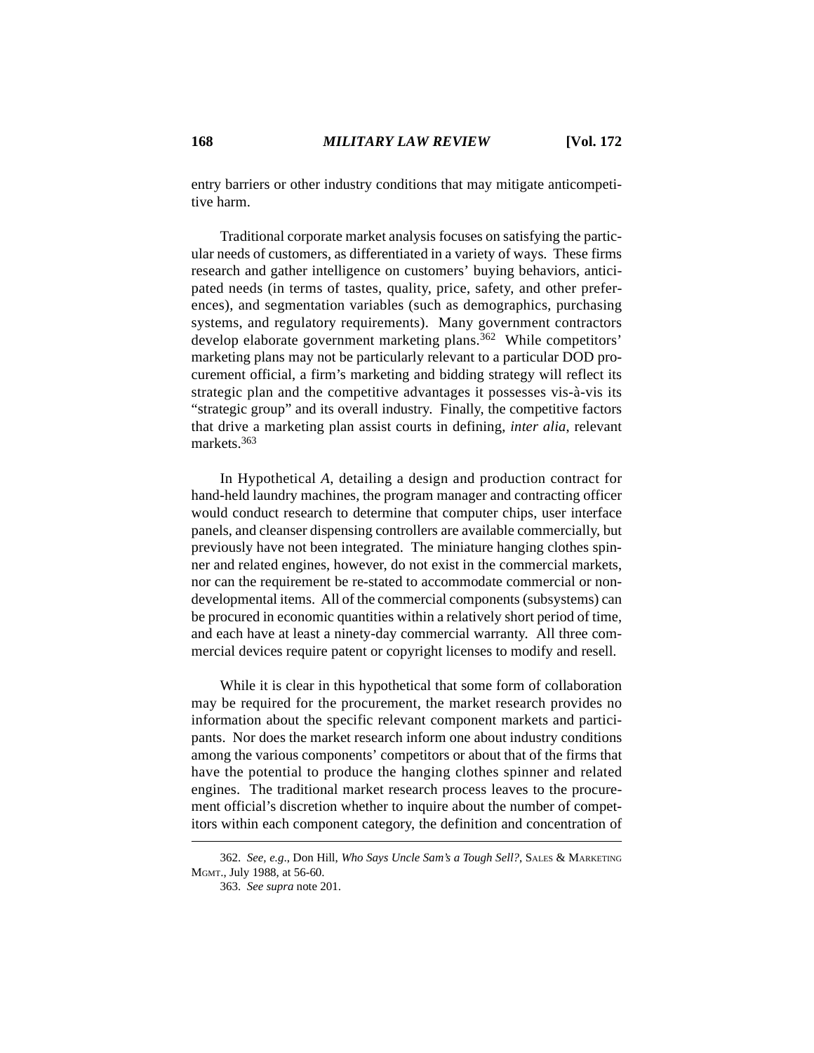entry barriers or other industry conditions that may mitigate anticompetitive harm.

Traditional corporate market analysis focuses on satisfying the particular needs of customers, as differentiated in a variety of ways. These firms research and gather intelligence on customers' buying behaviors, anticipated needs (in terms of tastes, quality, price, safety, and other preferences), and segmentation variables (such as demographics, purchasing systems, and regulatory requirements). Many government contractors develop elaborate government marketing plans.[362] While competitors' marketing plans may not be particularly relevant to a particular DOD procurement official, a firm's marketing and bidding strategy will reflect its strategic plan and the competitive advantages it possesses vis-à-vis its "strategic group" and its overall industry. Finally, the competitive factors that drive a marketing plan assist courts in defining, *inter alia*, relevant markets.[363]

In Hypothetical *A*, detailing a design and production contract for hand-held laundry machines, the program manager and contracting officer would conduct research to determine that computer chips, user interface panels, and cleanser dispensing controllers are available commercially, but previously have not been integrated. The miniature hanging clothes spinner and related engines, however, do not exist in the commercial markets, nor can the requirement be re-stated to accommodate commercial or non-developmental items. All of the commercial components (subsystems) can be procured in economic quantities within a relatively short period of time, and each have at least a ninety-day commercial warranty. All three commercial devices require patent or copyright licenses to modify and resell.

While it is clear in this hypothetical that some form of collaboration may be required for the procurement, the market research provides no information about the specific relevant component markets and participants. Nor does the market research inform one about industry conditions among the various components' competitors or about that of the firms that have the potential to produce the hanging clothes spinner and related engines. The traditional market research process leaves to the procurement official's discretion whether to inquire about the number of competitors within each component category, the definition and concentration of

---

362. *See, e.g.*, Don Hill, *Who Says Uncle Sam's a Tough Sell?*, SALES & MARKETING MGMT., July 1988, at 56-60.

363. *See supra* note 201.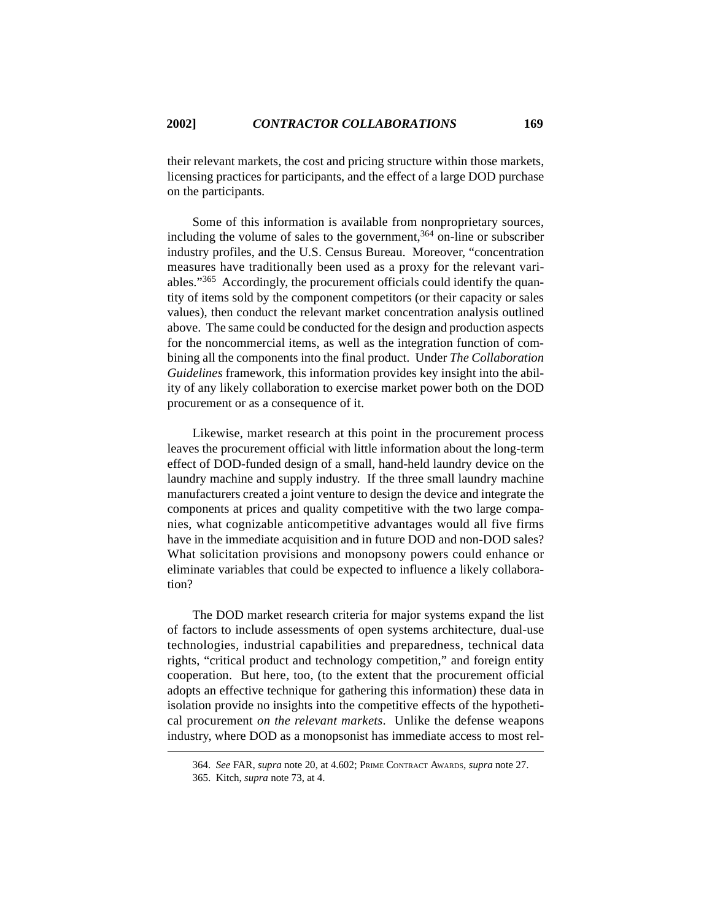their relevant markets, the cost and pricing structure within those markets, licensing practices for participants, and the effect of a large DOD purchase on the participants.

Some of this information is available from nonproprietary sources, including the volume of sales to the government,[364] on-line or subscriber industry profiles, and the U.S. Census Bureau. Moreover, "concentration measures have traditionally been used as a proxy for the relevant variables."[365] Accordingly, the procurement officials could identify the quantity of items sold by the component competitors (or their capacity or sales values), then conduct the relevant market concentration analysis outlined above. The same could be conducted for the design and production aspects for the noncommercial items, as well as the integration function of combining all the components into the final product. Under *The Collaboration Guidelines* framework, this information provides key insight into the ability of any likely collaboration to exercise market power both on the DOD procurement or as a consequence of it.

Likewise, market research at this point in the procurement process leaves the procurement official with little information about the long-term effect of DOD-funded design of a small, hand-held laundry device on the laundry machine and supply industry. If the three small laundry machine manufacturers created a joint venture to design the device and integrate the components at prices and quality competitive with the two large companies, what cognizable anticompetitive advantages would all five firms have in the immediate acquisition and in future DOD and non-DOD sales? What solicitation provisions and monopsony powers could enhance or eliminate variables that could be expected to influence a likely collaboration?

The DOD market research criteria for major systems expand the list of factors to include assessments of open systems architecture, dual-use technologies, industrial capabilities and preparedness, technical data rights, "critical product and technology competition," and foreign entity cooperation. But here, too, (to the extent that the procurement official adopts an effective technique for gathering this information) these data in isolation provide no insights into the competitive effects of the hypothetical procurement *on the relevant markets*. Unlike the defense weapons industry, where DOD as a monopsonist has immediate access to most rel-

---

364. *See* FAR, *supra* note 20, at 4.602; PRIME CONTRACT AWARDS, *supra* note 27.

365. Kitch, *supra* note 73, at 4.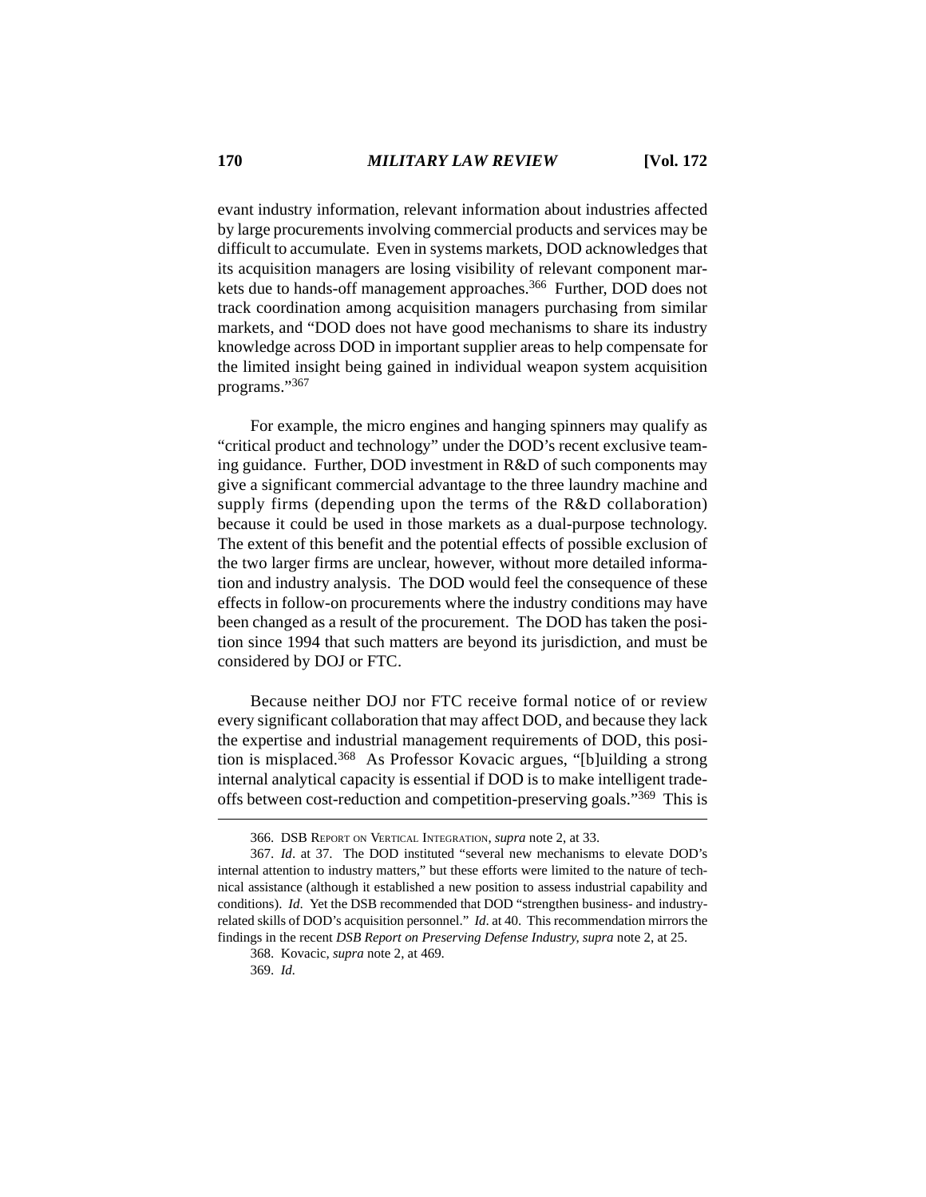evant industry information, relevant information about industries affected by large procurements involving commercial products and services may be difficult to accumulate. Even in systems markets, DOD acknowledges that its acquisition managers are losing visibility of relevant component markets due to hands-off management approaches.[366] Further, DOD does not track coordination among acquisition managers purchasing from similar markets, and "DOD does not have good mechanisms to share its industry knowledge across DOD in important supplier areas to help compensate for the limited insight being gained in individual weapon system acquisition programs."[367]

For example, the micro engines and hanging spinners may qualify as "critical product and technology" under the DOD's recent exclusive teaming guidance. Further, DOD investment in R&D of such components may give a significant commercial advantage to the three laundry machine and supply firms (depending upon the terms of the R&D collaboration) because it could be used in those markets as a dual-purpose technology. The extent of this benefit and the potential effects of possible exclusion of the two larger firms are unclear, however, without more detailed information and industry analysis. The DOD would feel the consequence of these effects in follow-on procurements where the industry conditions may have been changed as a result of the procurement. The DOD has taken the position since 1994 that such matters are beyond its jurisdiction, and must be considered by DOJ or FTC.

Because neither DOJ nor FTC receive formal notice of or review every significant collaboration that may affect DOD, and because they lack the expertise and industrial management requirements of DOD, this position is misplaced.[368] As Professor Kovacic argues, "[b]uilding a strong internal analytical capacity is essential if DOD is to make intelligent tradeoffs between cost-reduction and competition-preserving goals."[369] This is

---

366. DSB Report on Vertical Integration, *supra* note 2, at 33.

367. *Id*. at 37. The DOD instituted "several new mechanisms to elevate DOD's internal attention to industry matters," but these efforts were limited to the nature of technical assistance (although it established a new position to assess industrial capability and conditions). *Id*. Yet the DSB recommended that DOD "strengthen business- and industry-related skills of DOD's acquisition personnel." *Id*. at 40. This recommendation mirrors the findings in the recent *DSB Report on Preserving Defense Industry*, *supra* note 2, at 25.

368. Kovacic, *supra* note 2, at 469.

369. *Id*.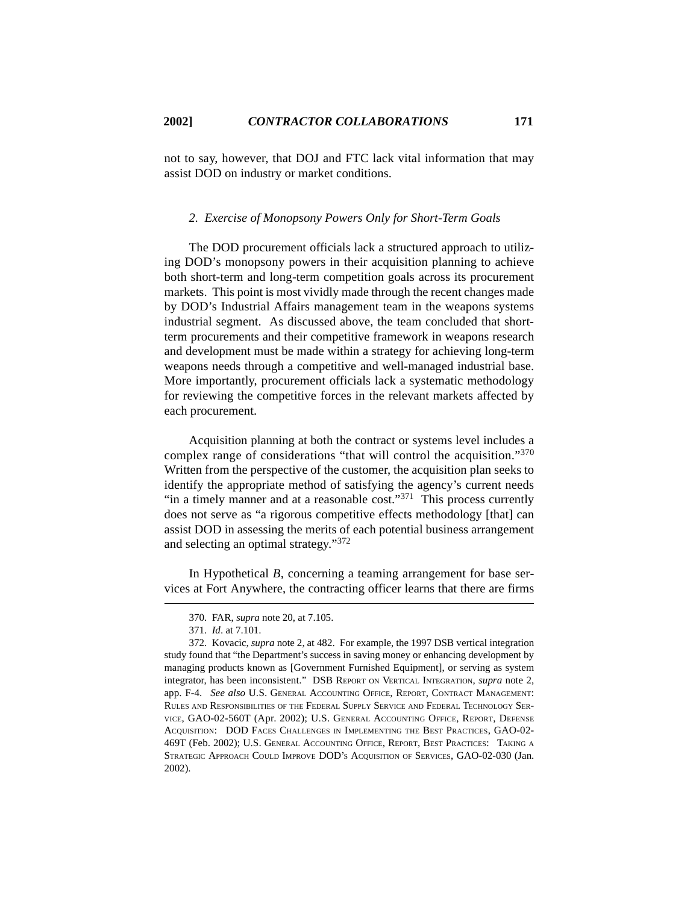not to say, however, that DOJ and FTC lack vital information that may assist DOD on industry or market conditions.

### 2. *Exercise of Monopsony Powers Only for Short-Term Goals*

The DOD procurement officials lack a structured approach to utilizing DOD's monopsony powers in their acquisition planning to achieve both short-term and long-term competition goals across its procurement markets. This point is most vividly made through the recent changes made by DOD's Industrial Affairs management team in the weapons systems industrial segment. As discussed above, the team concluded that short-term procurements and their competitive framework in weapons research and development must be made within a strategy for achieving long-term weapons needs through a competitive and well-managed industrial base. More importantly, procurement officials lack a systematic methodology for reviewing the competitive forces in the relevant markets affected by each procurement.

Acquisition planning at both the contract or systems level includes a complex range of considerations "that will control the acquisition."[370] Written from the perspective of the customer, the acquisition plan seeks to identify the appropriate method of satisfying the agency's current needs "in a timely manner and at a reasonable cost."[371] This process currently does not serve as "a rigorous competitive effects methodology [that] can assist DOD in assessing the merits of each potential business arrangement and selecting an optimal strategy."[372]

In Hypothetical *B*, concerning a teaming arrangement for base services at Fort Anywhere, the contracting officer learns that there are firms

---

370. FAR, *supra* note 20, at 7.105.

371. *Id*. at 7.101.

372. Kovacic, *supra* note 2, at 482. For example, the 1997 DSB vertical integration study found that "the Department's success in saving money or enhancing development by managing products known as [Government Furnished Equipment], or serving as system integrator, has been inconsistent." DSB Report on Vertical Integration, *supra* note 2, app. F-4. *See also* U.S. General Accounting Office, Report, Contract Management: Rules and Responsibilities of the Federal Supply Service and Federal Technology Service, GAO-02-560T (Apr. 2002); U.S. General Accounting Office, Report, Defense Acquisition: DOD Faces Challenges in Implementing the Best Practices, GAO-02-469T (Feb. 2002); U.S. General Accounting Office, Report, Best Practices: Taking a Strategic Approach Could Improve DOD's Acquisition of Services, GAO-02-030 (Jan. 2002).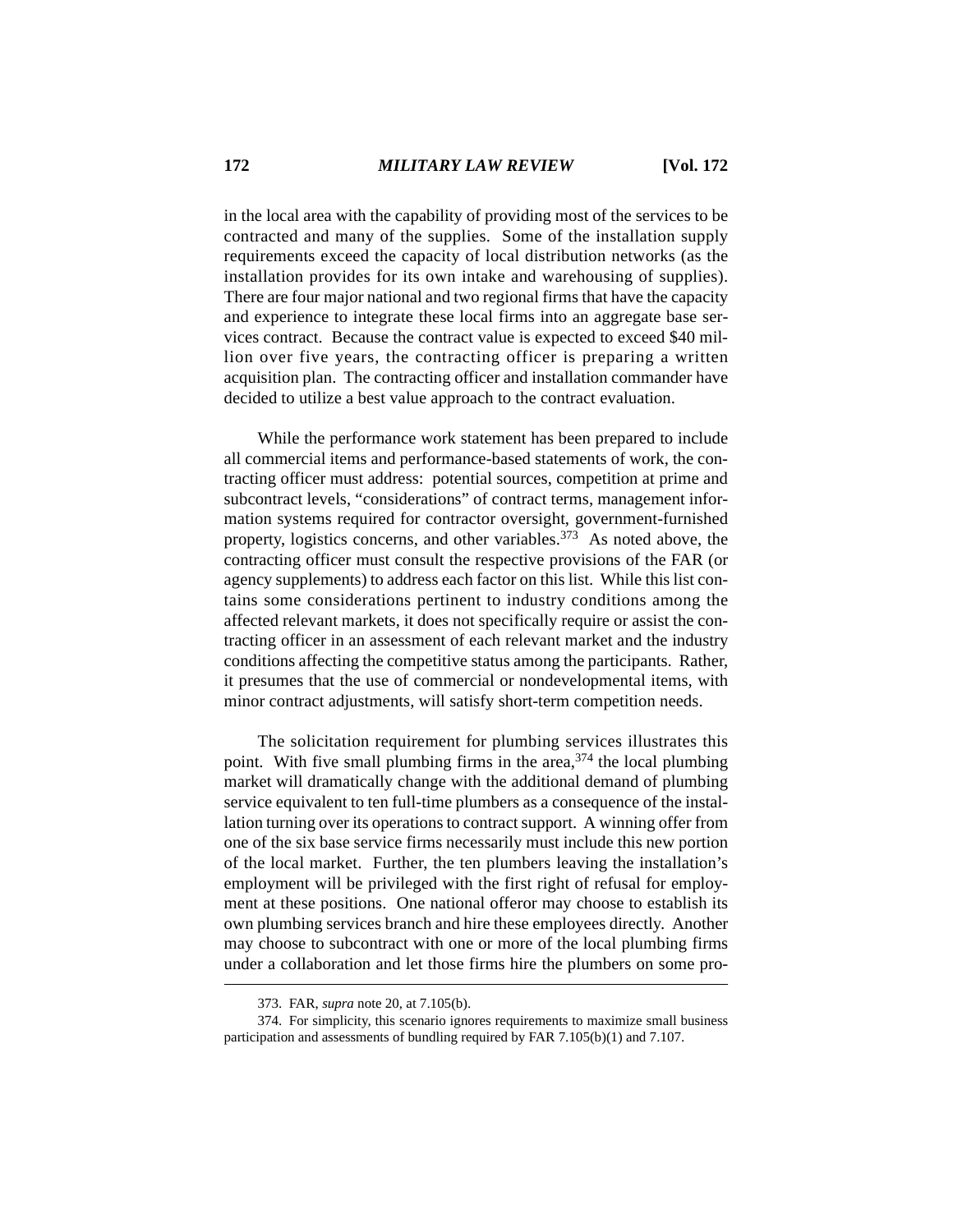in the local area with the capability of providing most of the services to be contracted and many of the supplies. Some of the installation supply requirements exceed the capacity of local distribution networks (as the installation provides for its own intake and warehousing of supplies). There are four major national and two regional firms that have the capacity and experience to integrate these local firms into an aggregate base services contract. Because the contract value is expected to exceed $40 million over five years, the contracting officer is preparing a written acquisition plan. The contracting officer and installation commander have decided to utilize a best value approach to the contract evaluation.

While the performance work statement has been prepared to include all commercial items and performance-based statements of work, the contracting officer must address: potential sources, competition at prime and subcontract levels, "considerations" of contract terms, management information systems required for contractor oversight, government-furnished property, logistics concerns, and other variables.[373] As noted above, the contracting officer must consult the respective provisions of the FAR (or agency supplements) to address each factor on this list. While this list contains some considerations pertinent to industry conditions among the affected relevant markets, it does not specifically require or assist the contracting officer in an assessment of each relevant market and the industry conditions affecting the competitive status among the participants. Rather, it presumes that the use of commercial or nondevelopmental items, with minor contract adjustments, will satisfy short-term competition needs.

The solicitation requirement for plumbing services illustrates this point. With five small plumbing firms in the area,[374] the local plumbing market will dramatically change with the additional demand of plumbing service equivalent to ten full-time plumbers as a consequence of the installation turning over its operations to contract support. A winning offer from one of the six base service firms necessarily must include this new portion of the local market. Further, the ten plumbers leaving the installation's employment will be privileged with the first right of refusal for employment at these positions. One national offeror may choose to establish its own plumbing services branch and hire these employees directly. Another may choose to subcontract with one or more of the local plumbing firms under a collaboration and let those firms hire the plumbers on some pro-

---

373. FAR, *supra* note 20, at 7.105(b).

374. For simplicity, this scenario ignores requirements to maximize small business participation and assessments of bundling required by FAR 7.105(b)(1) and 7.107.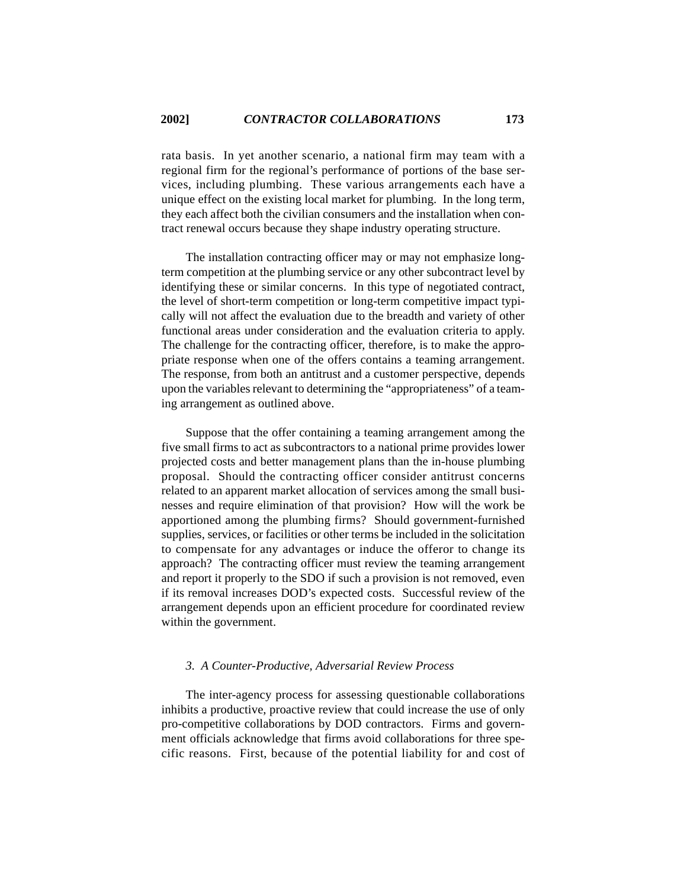rata basis. In yet another scenario, a national firm may team with a regional firm for the regional's performance of portions of the base services, including plumbing. These various arrangements each have a unique effect on the existing local market for plumbing. In the long term, they each affect both the civilian consumers and the installation when contract renewal occurs because they shape industry operating structure.

The installation contracting officer may or may not emphasize long-term competition at the plumbing service or any other subcontract level by identifying these or similar concerns. In this type of negotiated contract, the level of short-term competition or long-term competitive impact typically will not affect the evaluation due to the breadth and variety of other functional areas under consideration and the evaluation criteria to apply. The challenge for the contracting officer, therefore, is to make the appropriate response when one of the offers contains a teaming arrangement. The response, from both an antitrust and a customer perspective, depends upon the variables relevant to determining the "appropriateness" of a teaming arrangement as outlined above.

Suppose that the offer containing a teaming arrangement among the five small firms to act as subcontractors to a national prime provides lower projected costs and better management plans than the in-house plumbing proposal. Should the contracting officer consider antitrust concerns related to an apparent market allocation of services among the small businesses and require elimination of that provision? How will the work be apportioned among the plumbing firms? Should government-furnished supplies, services, or facilities or other terms be included in the solicitation to compensate for any advantages or induce the offeror to change its approach? The contracting officer must review the teaming arrangement and report it properly to the SDO if such a provision is not removed, even if its removal increases DOD's expected costs. Successful review of the arrangement depends upon an efficient procedure for coordinated review within the government.

### *3. A Counter-Productive, Adversarial Review Process*

The inter-agency process for assessing questionable collaborations inhibits a productive, proactive review that could increase the use of only pro-competitive collaborations by DOD contractors. Firms and government officials acknowledge that firms avoid collaborations for three specific reasons. First, because of the potential liability for and cost of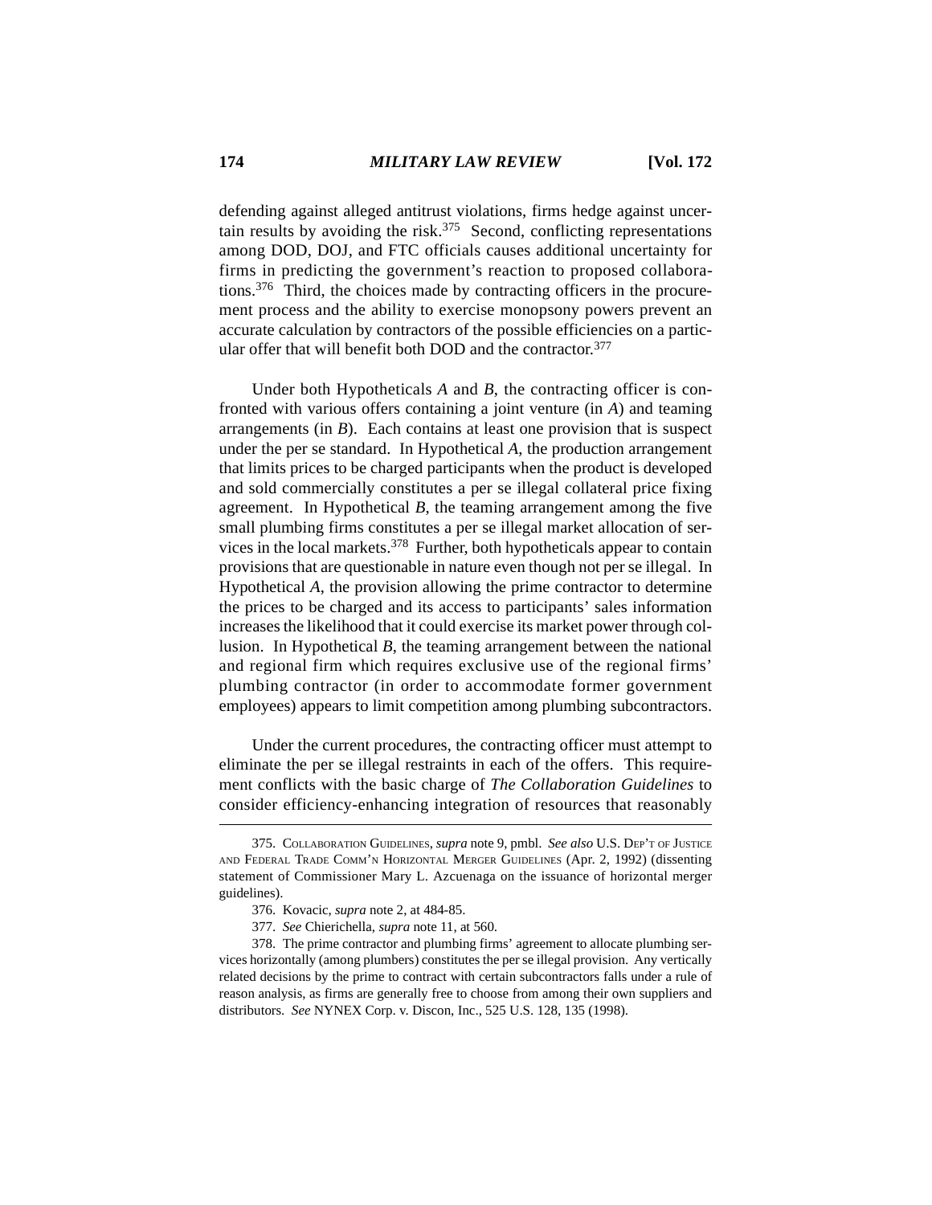defending against alleged antitrust violations, firms hedge against uncertain results by avoiding the risk.[375] Second, conflicting representations among DOD, DOJ, and FTC officials causes additional uncertainty for firms in predicting the government's reaction to proposed collaborations.[376] Third, the choices made by contracting officers in the procurement process and the ability to exercise monopsony powers prevent an accurate calculation by contractors of the possible efficiencies on a particular offer that will benefit both DOD and the contractor.[377]

Under both Hypotheticals *A* and *B*, the contracting officer is confronted with various offers containing a joint venture (in *A*) and teaming arrangements (in *B*). Each contains at least one provision that is suspect under the per se standard. In Hypothetical *A*, the production arrangement that limits prices to be charged participants when the product is developed and sold commercially constitutes a per se illegal collateral price fixing agreement. In Hypothetical *B*, the teaming arrangement among the five small plumbing firms constitutes a per se illegal market allocation of services in the local markets.[378] Further, both hypotheticals appear to contain provisions that are questionable in nature even though not per se illegal. In Hypothetical *A*, the provision allowing the prime contractor to determine the prices to be charged and its access to participants' sales information increases the likelihood that it could exercise its market power through collusion. In Hypothetical *B*, the teaming arrangement between the national and regional firm which requires exclusive use of the regional firms' plumbing contractor (in order to accommodate former government employees) appears to limit competition among plumbing subcontractors.

Under the current procedures, the contracting officer must attempt to eliminate the per se illegal restraints in each of the offers. This requirement conflicts with the basic charge of *The Collaboration Guidelines* to consider efficiency-enhancing integration of resources that reasonably

---

375. COLLABORATION GUIDELINES, *supra* note 9, pmbl. *See also* U.S. DEP'T OF JUSTICE AND FEDERAL TRADE COMM'N HORIZONTAL MERGER GUIDELINES (Apr. 2, 1992) (dissenting statement of Commissioner Mary L. Azcuenaga on the issuance of horizontal merger guidelines).

376. Kovacic, *supra* note 2, at 484-85.

377. *See* Chierichella, *supra* note 11, at 560.

378. The prime contractor and plumbing firms' agreement to allocate plumbing services horizontally (among plumbers) constitutes the per se illegal provision. Any vertically related decisions by the prime to contract with certain subcontractors falls under a rule of reason analysis, as firms are generally free to choose from among their own suppliers and distributors. *See* NYNEX Corp. v. Discon, Inc., 525 U.S. 128, 135 (1998).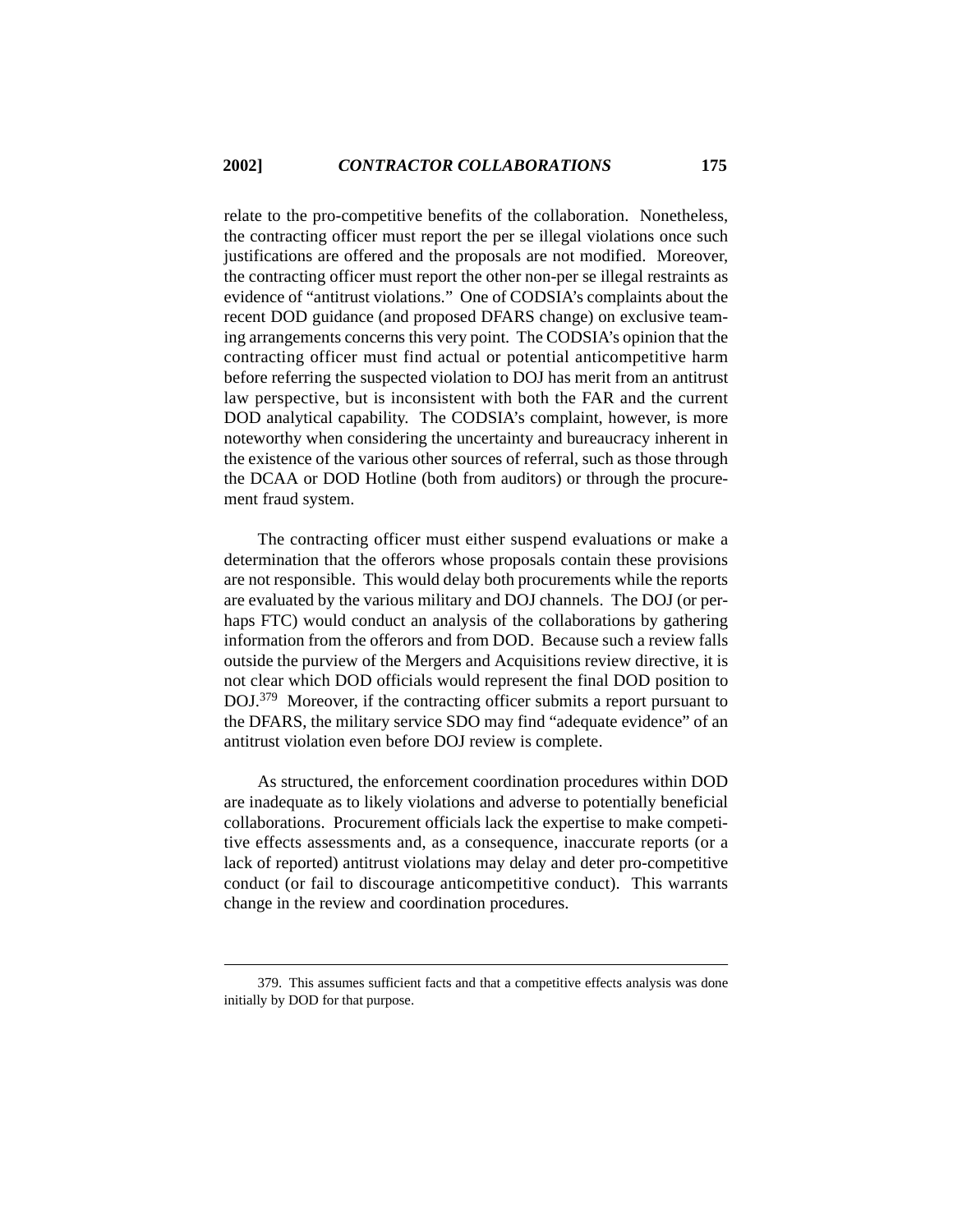relate to the pro-competitive benefits of the collaboration. Nonetheless, the contracting officer must report the per se illegal violations once such justifications are offered and the proposals are not modified. Moreover, the contracting officer must report the other non-per se illegal restraints as evidence of "antitrust violations." One of CODSIA's complaints about the recent DOD guidance (and proposed DFARS change) on exclusive teaming arrangements concerns this very point. The CODSIA's opinion that the contracting officer must find actual or potential anticompetitive harm before referring the suspected violation to DOJ has merit from an antitrust law perspective, but is inconsistent with both the FAR and the current DOD analytical capability. The CODSIA's complaint, however, is more noteworthy when considering the uncertainty and bureaucracy inherent in the existence of the various other sources of referral, such as those through the DCAA or DOD Hotline (both from auditors) or through the procurement fraud system.

The contracting officer must either suspend evaluations or make a determination that the offerors whose proposals contain these provisions are not responsible. This would delay both procurements while the reports are evaluated by the various military and DOJ channels. The DOJ (or perhaps FTC) would conduct an analysis of the collaborations by gathering information from the offerors and from DOD. Because such a review falls outside the purview of the Mergers and Acquisitions review directive, it is not clear which DOD officials would represent the final DOD position to DOJ.[379] Moreover, if the contracting officer submits a report pursuant to the DFARS, the military service SDO may find "adequate evidence" of an antitrust violation even before DOJ review is complete.

As structured, the enforcement coordination procedures within DOD are inadequate as to likely violations and adverse to potentially beneficial collaborations. Procurement officials lack the expertise to make competitive effects assessments and, as a consequence, inaccurate reports (or a lack of reported) antitrust violations may delay and deter pro-competitive conduct (or fail to discourage anticompetitive conduct). This warrants change in the review and coordination procedures.

---

379. This assumes sufficient facts and that a competitive effects analysis was done initially by DOD for that purpose.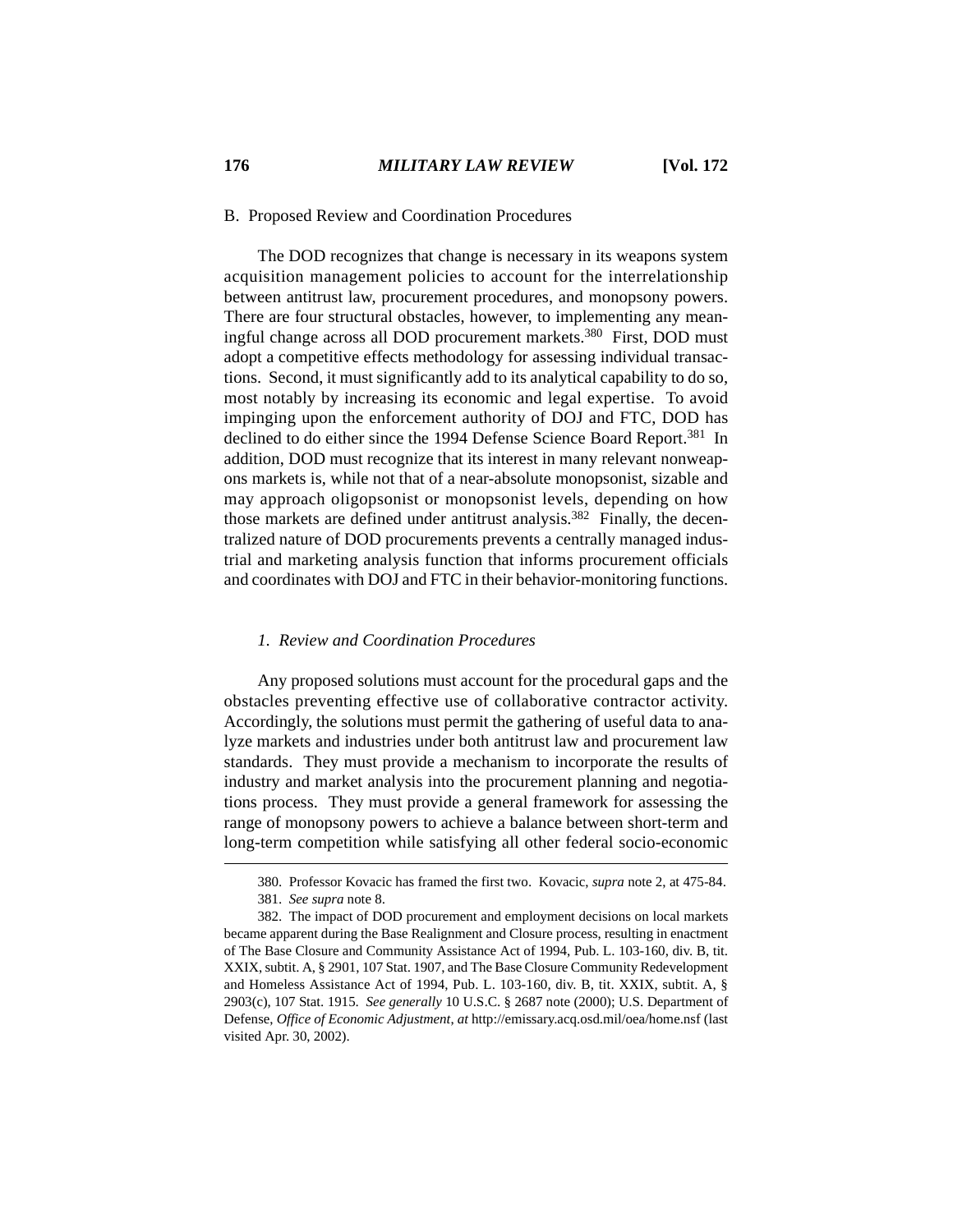## B. Proposed Review and Coordination Procedures

The DOD recognizes that change is necessary in its weapons system acquisition management policies to account for the interrelationship between antitrust law, procurement procedures, and monopsony powers. There are four structural obstacles, however, to implementing any meaningful change across all DOD procurement markets.[380] First, DOD must adopt a competitive effects methodology for assessing individual transactions. Second, it must significantly add to its analytical capability to do so, most notably by increasing its economic and legal expertise. To avoid impinging upon the enforcement authority of DOJ and FTC, DOD has declined to do either since the 1994 Defense Science Board Report.[381] In addition, DOD must recognize that its interest in many relevant nonweapons markets is, while not that of a near-absolute monopsonist, sizable and may approach oligopsonist or monopsonist levels, depending on how those markets are defined under antitrust analysis.[382] Finally, the decentralized nature of DOD procurements prevents a centrally managed industrial and marketing analysis function that informs procurement officials and coordinates with DOJ and FTC in their behavior-monitoring functions.

### *1. Review and Coordination Procedures*

Any proposed solutions must account for the procedural gaps and the obstacles preventing effective use of collaborative contractor activity. Accordingly, the solutions must permit the gathering of useful data to analyze markets and industries under both antitrust law and procurement law standards. They must provide a mechanism to incorporate the results of industry and market analysis into the procurement planning and negotiations process. They must provide a general framework for assessing the range of monopsony powers to achieve a balance between short-term and long-term competition while satisfying all other federal socio-economic

---

380. Professor Kovacic has framed the first two. Kovacic, *supra* note 2, at 475-84.

381. *See supra* note 8.

382. The impact of DOD procurement and employment decisions on local markets became apparent during the Base Realignment and Closure process, resulting in enactment of The Base Closure and Community Assistance Act of 1994, Pub. L. 103-160, div. B, tit. XXIX, subtit. A, § 2901, 107 Stat. 1907, and The Base Closure Community Redevelopment and Homeless Assistance Act of 1994, Pub. L. 103-160, div. B, tit. XXIX, subtit. A, § 2903(c), 107 Stat. 1915. *See generally* 10 U.S.C. § 2687 note (2000); U.S. Department of Defense, *Office of Economic Adjustment*, *at* http://emissary.acq.osd.mil/oea/home.nsf (last visited Apr. 30, 2002).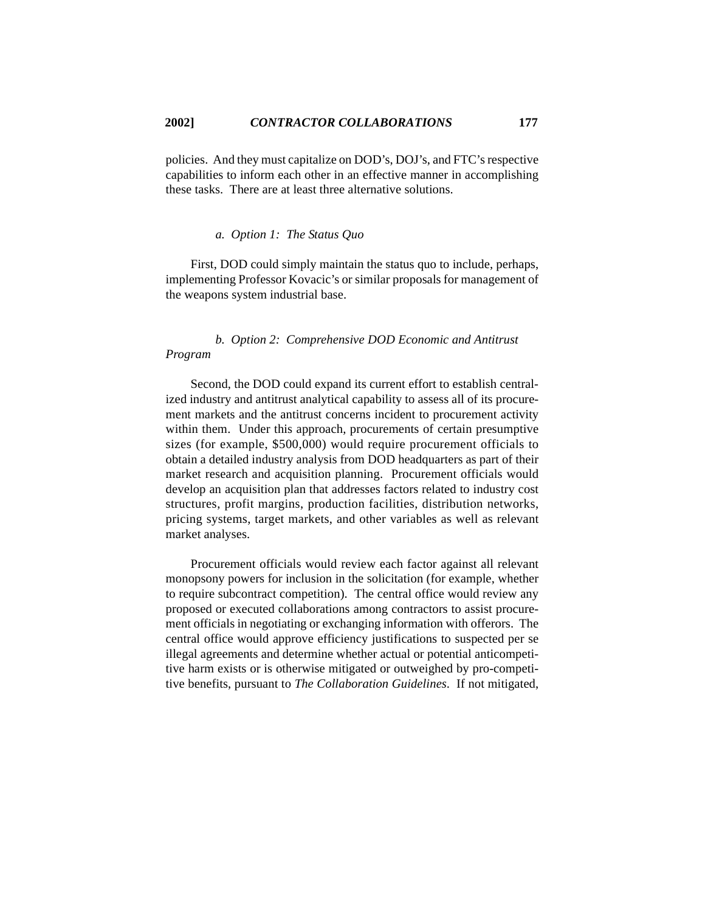policies. And they must capitalize on DOD's, DOJ's, and FTC's respective capabilities to inform each other in an effective manner in accomplishing these tasks. There are at least three alternative solutions.

#### *a. Option 1: The Status Quo*

First, DOD could simply maintain the status quo to include, perhaps, implementing Professor Kovacic's or similar proposals for management of the weapons system industrial base.

#### *b. Option 2: Comprehensive DOD Economic and Antitrust Program*

Second, the DOD could expand its current effort to establish centralized industry and antitrust analytical capability to assess all of its procurement markets and the antitrust concerns incident to procurement activity within them. Under this approach, procurements of certain presumptive sizes (for example, $500,000) would require procurement officials to obtain a detailed industry analysis from DOD headquarters as part of their market research and acquisition planning. Procurement officials would develop an acquisition plan that addresses factors related to industry cost structures, profit margins, production facilities, distribution networks, pricing systems, target markets, and other variables as well as relevant market analyses.

Procurement officials would review each factor against all relevant monopsony powers for inclusion in the solicitation (for example, whether to require subcontract competition). The central office would review any proposed or executed collaborations among contractors to assist procurement officials in negotiating or exchanging information with offerors. The central office would approve efficiency justifications to suspected per se illegal agreements and determine whether actual or potential anticompetitive harm exists or is otherwise mitigated or outweighed by pro-competitive benefits, pursuant to *The Collaboration Guidelines.* If not mitigated,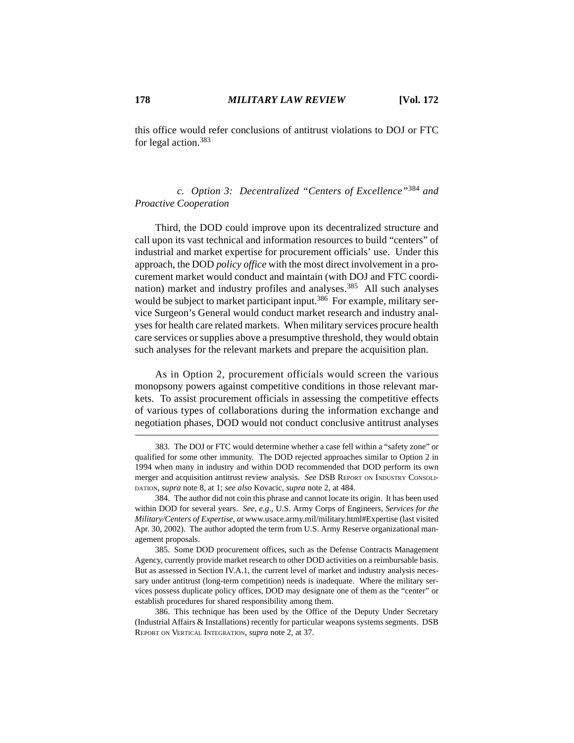this office would refer conclusions of antitrust violations to DOJ or FTC for legal action.[383]

*c. Option 3: Decentralized "Centers of Excellence"[384] and Proactive Cooperation*

Third, the DOD could improve upon its decentralized structure and call upon its vast technical and information resources to build "centers" of industrial and market expertise for procurement officials' use. Under this approach, the DOD *policy office* with the most direct involvement in a procurement market would conduct and maintain (with DOJ and FTC coordination) market and industry profiles and analyses.[385] All such analyses would be subject to market participant input.[386] For example, military service Surgeon's General would conduct market research and industry analyses for health care related markets. When military services procure health care services or supplies above a presumptive threshold, they would obtain such analyses for the relevant markets and prepare the acquisition plan.

As in Option 2, procurement officials would screen the various monopsony powers against competitive conditions in those relevant markets. To assist procurement officials in assessing the competitive effects of various types of collaborations during the information exchange and negotiation phases, DOD would not conduct conclusive antitrust analyses

---

383. The DOJ or FTC would determine whether a case fell within a "safety zone" or qualified for some other immunity. The DOD rejected approaches similar to Option 2 in 1994 when many in industry and within DOD recommended that DOD perform its own merger and acquisition antitrust review analysis. *See* DSB Report on Industry Consolidation, *supra* note 8, at 1; *see also* Kovacic, *supra* note 2, at 484.

384. The author did not coin this phrase and cannot locate its origin. It has been used within DOD for several years. *See, e.g.*, U.S. Army Corps of Engineers, *Services for the Military/Centers of Expertise*, *at* www.usace.army.mil/military.html#Expertise (last visited Apr. 30, 2002). The author adopted the term from U.S. Army Reserve organizational management proposals.

385. Some DOD procurement offices, such as the Defense Contracts Management Agency, currently provide market research to other DOD activities on a reimbursable basis. But as assessed in Section IV.A.1, the current level of market and industry analysis necessary under antitrust (long-term competition) needs is inadequate. Where the military services possess duplicate policy offices, DOD may designate one of them as the "center" or establish procedures for shared responsibility among them.

386. This technique has been used by the Office of the Deputy Under Secretary (Industrial Affairs & Installations) recently for particular weapons systems segments. DSB Report on Vertical Integration, *supra* note 2, at 37.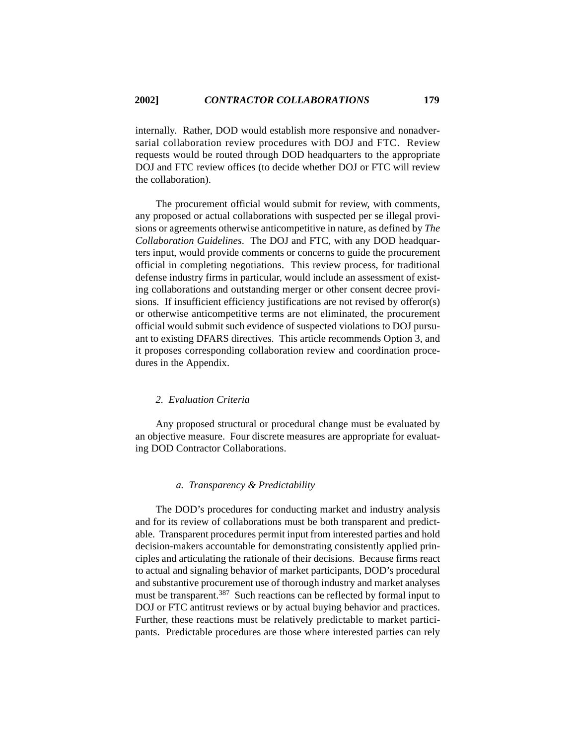internally. Rather, DOD would establish more responsive and nonadversarial collaboration review procedures with DOJ and FTC. Review requests would be routed through DOD headquarters to the appropriate DOJ and FTC review offices (to decide whether DOJ or FTC will review the collaboration).

The procurement official would submit for review, with comments, any proposed or actual collaborations with suspected per se illegal provisions or agreements otherwise anticompetitive in nature, as defined by *The Collaboration Guidelines*. The DOJ and FTC, with any DOD headquarters input, would provide comments or concerns to guide the procurement official in completing negotiations. This review process, for traditional defense industry firms in particular, would include an assessment of existing collaborations and outstanding merger or other consent decree provisions. If insufficient efficiency justifications are not revised by offeror(s) or otherwise anticompetitive terms are not eliminated, the procurement official would submit such evidence of suspected violations to DOJ pursuant to existing DFARS directives. This article recommends Option 3, and it proposes corresponding collaboration review and coordination procedures in the Appendix.

### *2. Evaluation Criteria*

Any proposed structural or procedural change must be evaluated by an objective measure. Four discrete measures are appropriate for evaluating DOD Contractor Collaborations.

#### *a. Transparency & Predictability*

The DOD's procedures for conducting market and industry analysis and for its review of collaborations must be both transparent and predictable. Transparent procedures permit input from interested parties and hold decision-makers accountable for demonstrating consistently applied principles and articulating the rationale of their decisions. Because firms react to actual and signaling behavior of market participants, DOD's procedural and substantive procurement use of thorough industry and market analyses must be transparent.[387] Such reactions can be reflected by formal input to DOJ or FTC antitrust reviews or by actual buying behavior and practices. Further, these reactions must be relatively predictable to market participants. Predictable procedures are those where interested parties can rely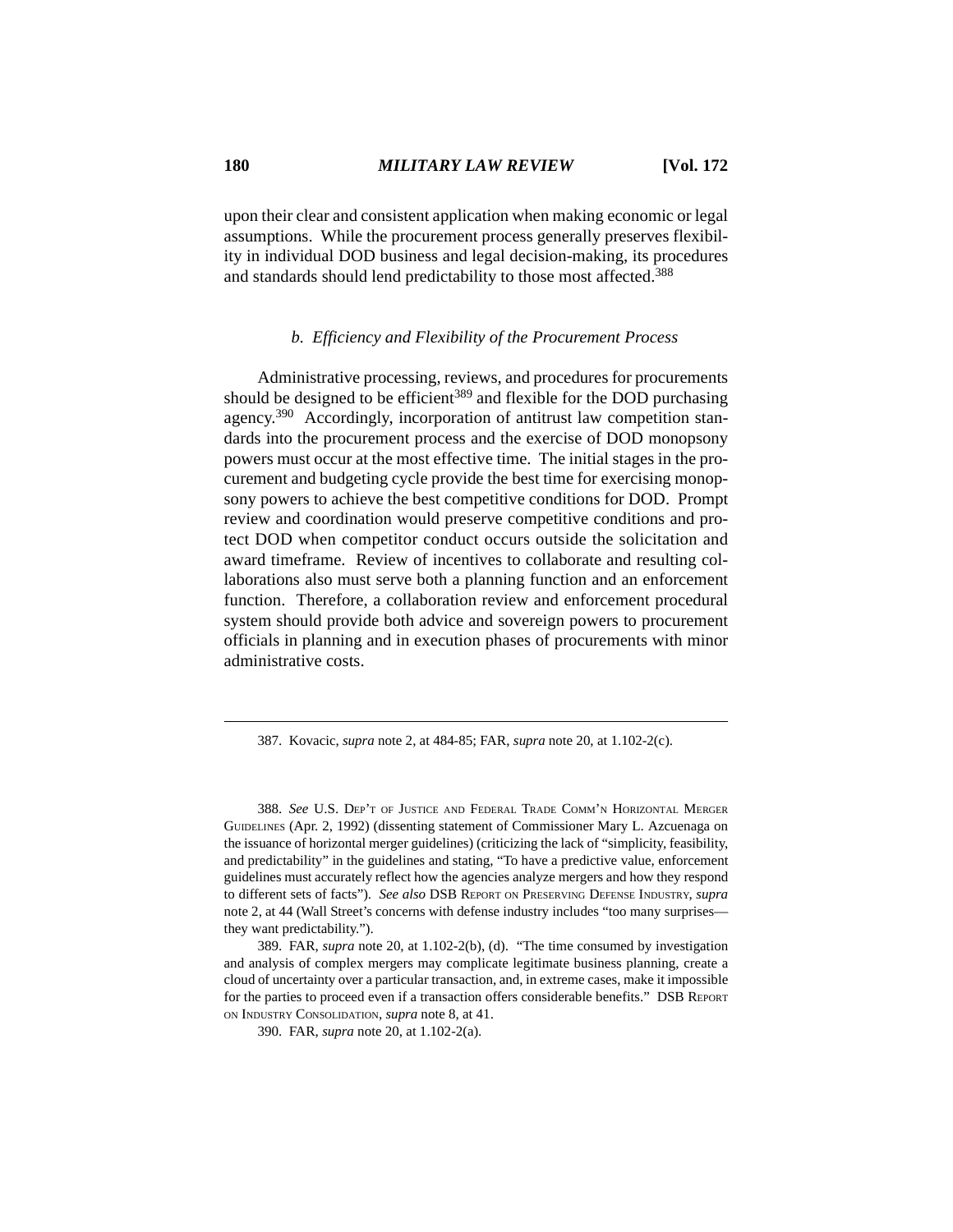upon their clear and consistent application when making economic or legal assumptions. While the procurement process generally preserves flexibility in individual DOD business and legal decision-making, its procedures and standards should lend predictability to those most affected.[388]

#### *b. Efficiency and Flexibility of the Procurement Process*

Administrative processing, reviews, and procedures for procurements should be designed to be efficient[389] and flexible for the DOD purchasing agency.[390] Accordingly, incorporation of antitrust law competition standards into the procurement process and the exercise of DOD monopsony powers must occur at the most effective time. The initial stages in the procurement and budgeting cycle provide the best time for exercising monopsony powers to achieve the best competitive conditions for DOD. Prompt review and coordination would preserve competitive conditions and protect DOD when competitor conduct occurs outside the solicitation and award timeframe. Review of incentives to collaborate and resulting collaborations also must serve both a planning function and an enforcement function. Therefore, a collaboration review and enforcement procedural system should provide both advice and sovereign powers to procurement officials in planning and in execution phases of procurements with minor administrative costs.

---

387. Kovacic, *supra* note 2, at 484-85; FAR, *supra* note 20, at 1.102-2(c).

388. *See* U.S. Dep't of Justice and Federal Trade Comm'n Horizontal Merger Guidelines (Apr. 2, 1992) (dissenting statement of Commissioner Mary L. Azcuenaga on the issuance of horizontal merger guidelines) (criticizing the lack of "simplicity, feasibility, and predictability" in the guidelines and stating, "To have a predictive value, enforcement guidelines must accurately reflect how the agencies analyze mergers and how they respond to different sets of facts"). *See also* DSB Report on Preserving Defense Industry, *supra* note 2, at 44 (Wall Street's concerns with defense industry includes "too many surprises—they want predictability.").

389. FAR, *supra* note 20, at 1.102-2(b), (d). "The time consumed by investigation and analysis of complex mergers may complicate legitimate business planning, create a cloud of uncertainty over a particular transaction, and, in extreme cases, make it impossible for the parties to proceed even if a transaction offers considerable benefits." DSB Report on Industry Consolidation, *supra* note 8, at 41.

390. FAR, *supra* note 20, at 1.102-2(a).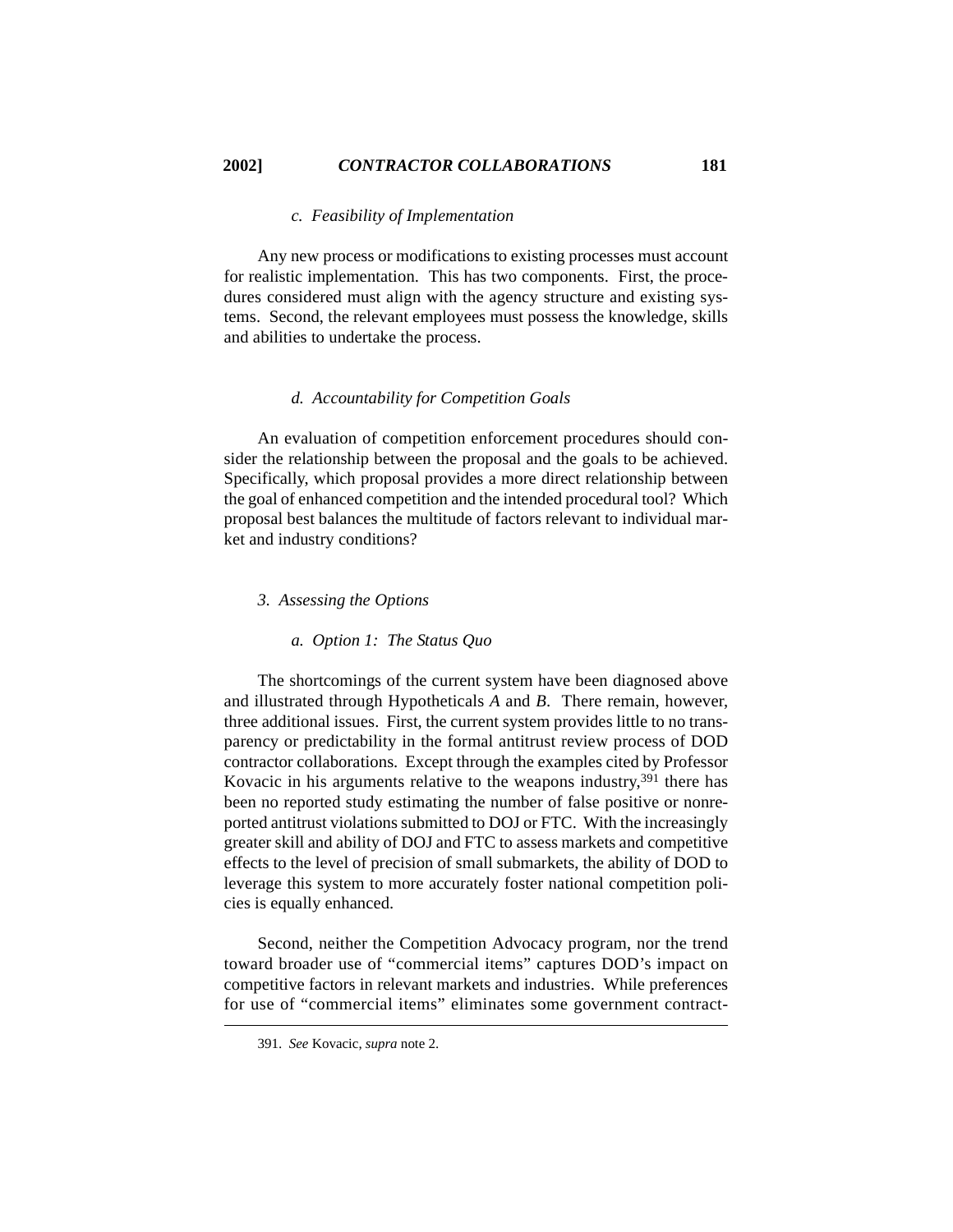#### *c. Feasibility of Implementation*

Any new process or modifications to existing processes must account for realistic implementation. This has two components. First, the procedures considered must align with the agency structure and existing systems. Second, the relevant employees must possess the knowledge, skills and abilities to undertake the process.

#### *d. Accountability for Competition Goals*

An evaluation of competition enforcement procedures should consider the relationship between the proposal and the goals to be achieved. Specifically, which proposal provides a more direct relationship between the goal of enhanced competition and the intended procedural tool? Which proposal best balances the multitude of factors relevant to individual market and industry conditions?

### *3. Assessing the Options*

#### *a. Option 1: The Status Quo*

The shortcomings of the current system have been diagnosed above and illustrated through Hypotheticals *A* and *B*. There remain, however, three additional issues. First, the current system provides little to no transparency or predictability in the formal antitrust review process of DOD contractor collaborations. Except through the examples cited by Professor Kovacic in his arguments relative to the weapons industry,[391] there has been no reported study estimating the number of false positive or nonreported antitrust violations submitted to DOJ or FTC. With the increasingly greater skill and ability of DOJ and FTC to assess markets and competitive effects to the level of precision of small submarkets, the ability of DOD to leverage this system to more accurately foster national competition policies is equally enhanced.

Second, neither the Competition Advocacy program, nor the trend toward broader use of "commercial items" captures DOD's impact on competitive factors in relevant markets and industries. While preferences for use of "commercial items" eliminates some government contract-

---

391. *See* Kovacic, *supra* note 2.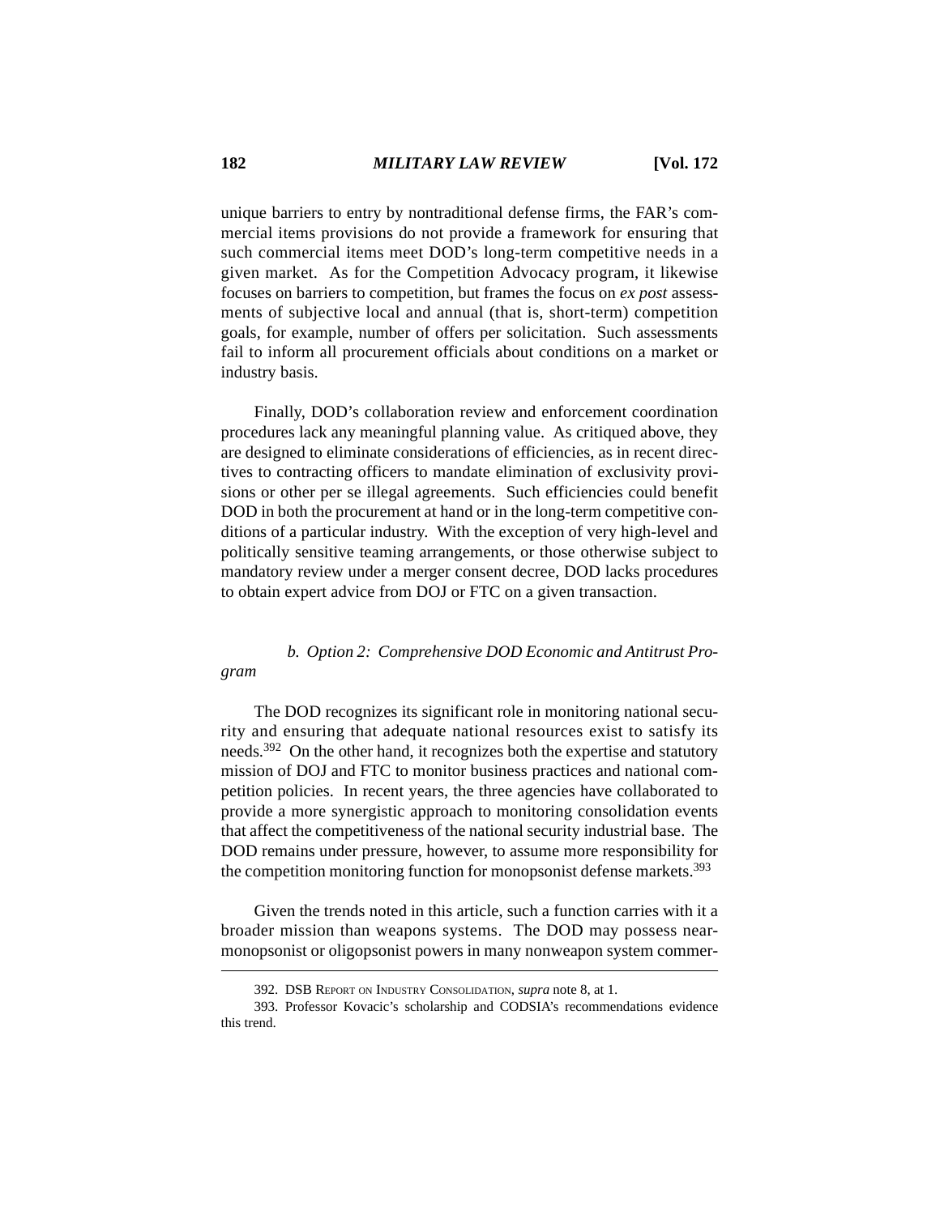unique barriers to entry by nontraditional defense firms, the FAR's commercial items provisions do not provide a framework for ensuring that such commercial items meet DOD's long-term competitive needs in a given market. As for the Competition Advocacy program, it likewise focuses on barriers to competition, but frames the focus on *ex post* assessments of subjective local and annual (that is, short-term) competition goals, for example, number of offers per solicitation. Such assessments fail to inform all procurement officials about conditions on a market or industry basis.

Finally, DOD's collaboration review and enforcement coordination procedures lack any meaningful planning value. As critiqued above, they are designed to eliminate considerations of efficiencies, as in recent directives to contracting officers to mandate elimination of exclusivity provisions or other per se illegal agreements. Such efficiencies could benefit DOD in both the procurement at hand or in the long-term competitive conditions of a particular industry. With the exception of very high-level and politically sensitive teaming arrangements, or those otherwise subject to mandatory review under a merger consent decree, DOD lacks procedures to obtain expert advice from DOJ or FTC on a given transaction.

*b. Option 2: Comprehensive DOD Economic and Antitrust Program*

The DOD recognizes its significant role in monitoring national security and ensuring that adequate national resources exist to satisfy its needs.[392] On the other hand, it recognizes both the expertise and statutory mission of DOJ and FTC to monitor business practices and national competition policies. In recent years, the three agencies have collaborated to provide a more synergistic approach to monitoring consolidation events that affect the competitiveness of the national security industrial base. The DOD remains under pressure, however, to assume more responsibility for the competition monitoring function for monopsonist defense markets.[393]

Given the trends noted in this article, such a function carries with it a broader mission than weapons systems. The DOD may possess near-monopsonist or oligopsonist powers in many nonweapon system commer-

---

392. DSB REPORT ON INDUSTRY CONSOLIDATION, *supra* note 8, at 1.

393. Professor Kovacic's scholarship and CODSIA's recommendations evidence this trend.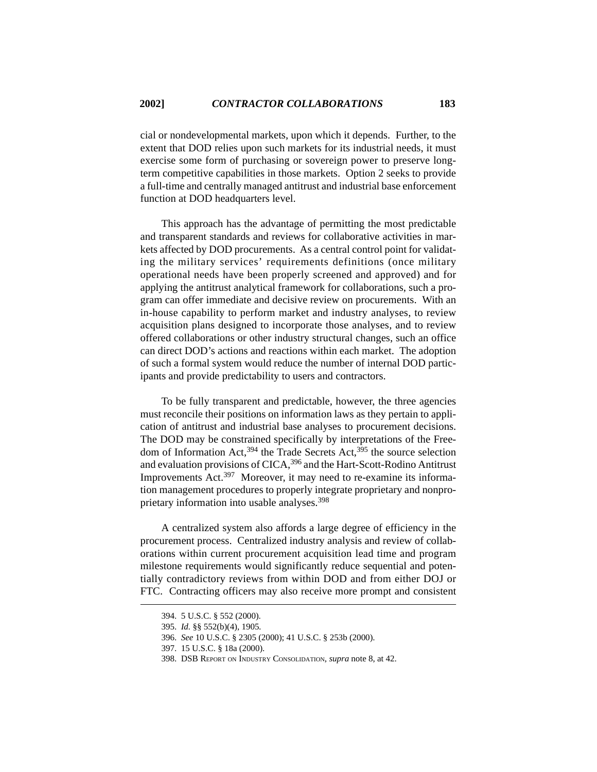cial or nondevelopmental markets, upon which it depends. Further, to the extent that DOD relies upon such markets for its industrial needs, it must exercise some form of purchasing or sovereign power to preserve long-term competitive capabilities in those markets. Option 2 seeks to provide a full-time and centrally managed antitrust and industrial base enforcement function at DOD headquarters level.

This approach has the advantage of permitting the most predictable and transparent standards and reviews for collaborative activities in markets affected by DOD procurements. As a central control point for validating the military services' requirements definitions (once military operational needs have been properly screened and approved) and for applying the antitrust analytical framework for collaborations, such a program can offer immediate and decisive review on procurements. With an in-house capability to perform market and industry analyses, to review acquisition plans designed to incorporate those analyses, and to review offered collaborations or other industry structural changes, such an office can direct DOD's actions and reactions within each market. The adoption of such a formal system would reduce the number of internal DOD participants and provide predictability to users and contractors.

To be fully transparent and predictable, however, the three agencies must reconcile their positions on information laws as they pertain to application of antitrust and industrial base analyses to procurement decisions. The DOD may be constrained specifically by interpretations of the Freedom of Information Act,[394] the Trade Secrets Act,[395] the source selection and evaluation provisions of CICA,[396] and the Hart-Scott-Rodino Antitrust Improvements Act.[397] Moreover, it may need to re-examine its information management procedures to properly integrate proprietary and nonproprietary information into usable analyses.[398]

A centralized system also affords a large degree of efficiency in the procurement process. Centralized industry analysis and review of collaborations within current procurement acquisition lead time and program milestone requirements would significantly reduce sequential and potentially contradictory reviews from within DOD and from either DOJ or FTC. Contracting officers may also receive more prompt and consistent

---

394. 5 U.S.C. § 552 (2000).

395. *Id.* §§ 552(b)(4), 1905.

396. *See* 10 U.S.C. § 2305 (2000); 41 U.S.C. § 253b (2000).

397. 15 U.S.C. § 18a (2000).

398. DSB Report on Industry Consolidation, *supra* note 8, at 42.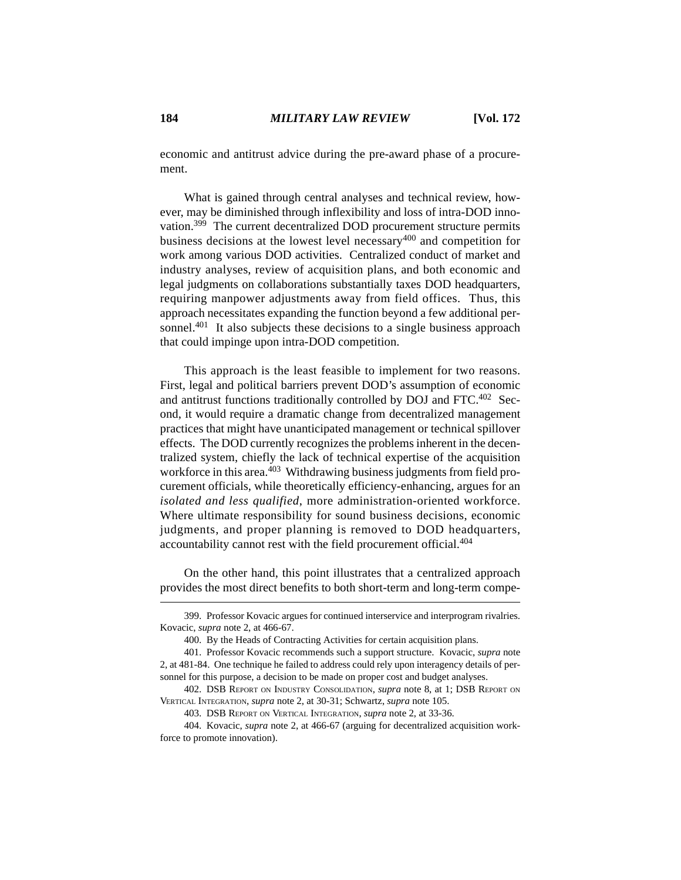economic and antitrust advice during the pre-award phase of a procurement.

What is gained through central analyses and technical review, however, may be diminished through inflexibility and loss of intra-DOD innovation.[399] The current decentralized DOD procurement structure permits business decisions at the lowest level necessary[400] and competition for work among various DOD activities. Centralized conduct of market and industry analyses, review of acquisition plans, and both economic and legal judgments on collaborations substantially taxes DOD headquarters, requiring manpower adjustments away from field offices. Thus, this approach necessitates expanding the function beyond a few additional personnel.[401] It also subjects these decisions to a single business approach that could impinge upon intra-DOD competition.

This approach is the least feasible to implement for two reasons. First, legal and political barriers prevent DOD's assumption of economic and antitrust functions traditionally controlled by DOJ and FTC.[402] Second, it would require a dramatic change from decentralized management practices that might have unanticipated management or technical spillover effects. The DOD currently recognizes the problems inherent in the decentralized system, chiefly the lack of technical expertise of the acquisition workforce in this area.[403] Withdrawing business judgments from field procurement officials, while theoretically efficiency-enhancing, argues for an *isolated and less qualified*, more administration-oriented workforce. Where ultimate responsibility for sound business decisions, economic judgments, and proper planning is removed to DOD headquarters, accountability cannot rest with the field procurement official.[404]

On the other hand, this point illustrates that a centralized approach provides the most direct benefits to both short-term and long-term compe-

---

399. Professor Kovacic argues for continued interservice and interprogram rivalries. Kovacic, *supra* note 2, at 466-67.

400. By the Heads of Contracting Activities for certain acquisition plans.

401. Professor Kovacic recommends such a support structure. Kovacic, *supra* note 2, at 481-84. One technique he failed to address could rely upon interagency details of personnel for this purpose, a decision to be made on proper cost and budget analyses.

402. DSB Report on Industry Consolidation, *supra* note 8, at 1; DSB Report on Vertical Integration, *supra* note 2, at 30-31; Schwartz, *supra* note 105.

403. DSB Report on Vertical Integration, *supra* note 2, at 33-36.

404. Kovacic, *supra* note 2, at 466-67 (arguing for decentralized acquisition workforce to promote innovation).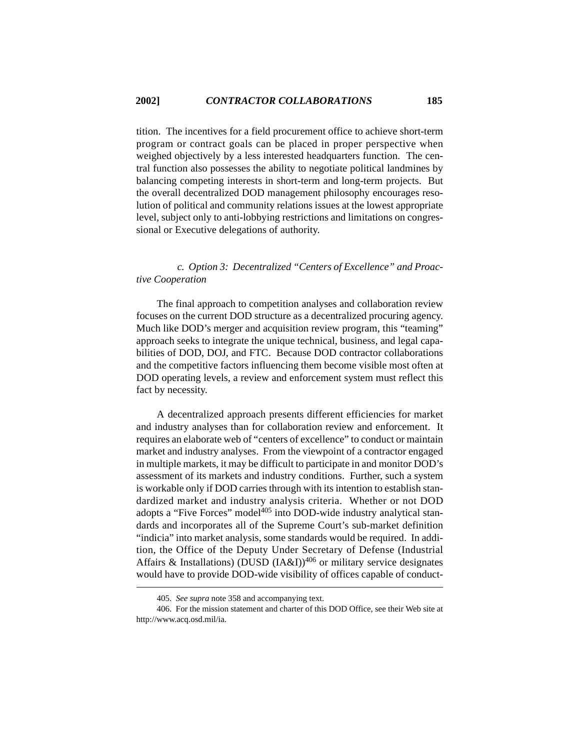tition. The incentives for a field procurement office to achieve short-term program or contract goals can be placed in proper perspective when weighed objectively by a less interested headquarters function. The central function also possesses the ability to negotiate political landmines by balancing competing interests in short-term and long-term projects. But the overall decentralized DOD management philosophy encourages resolution of political and community relations issues at the lowest appropriate level, subject only to anti-lobbying restrictions and limitations on congressional or Executive delegations of authority.

*c. Option 3: Decentralized "Centers of Excellence" and Proactive Cooperation*

The final approach to competition analyses and collaboration review focuses on the current DOD structure as a decentralized procuring agency. Much like DOD's merger and acquisition review program, this "teaming" approach seeks to integrate the unique technical, business, and legal capabilities of DOD, DOJ, and FTC. Because DOD contractor collaborations and the competitive factors influencing them become visible most often at DOD operating levels, a review and enforcement system must reflect this fact by necessity.

A decentralized approach presents different efficiencies for market and industry analyses than for collaboration review and enforcement. It requires an elaborate web of "centers of excellence" to conduct or maintain market and industry analyses. From the viewpoint of a contractor engaged in multiple markets, it may be difficult to participate in and monitor DOD's assessment of its markets and industry conditions. Further, such a system is workable only if DOD carries through with its intention to establish standardized market and industry analysis criteria. Whether or not DOD adopts a "Five Forces" model[405] into DOD-wide industry analytical standards and incorporates all of the Supreme Court's sub-market definition "indicia" into market analysis, some standards would be required. In addition, the Office of the Deputy Under Secretary of Defense (Industrial Affairs & Installations) (DUSD (IA&I))[406] or military service designates would have to provide DOD-wide visibility of offices capable of conduct-

405. *See supra* note 358 and accompanying text.

406. For the mission statement and charter of this DOD Office, see their Web site at http://www.acq.osd.mil/ia.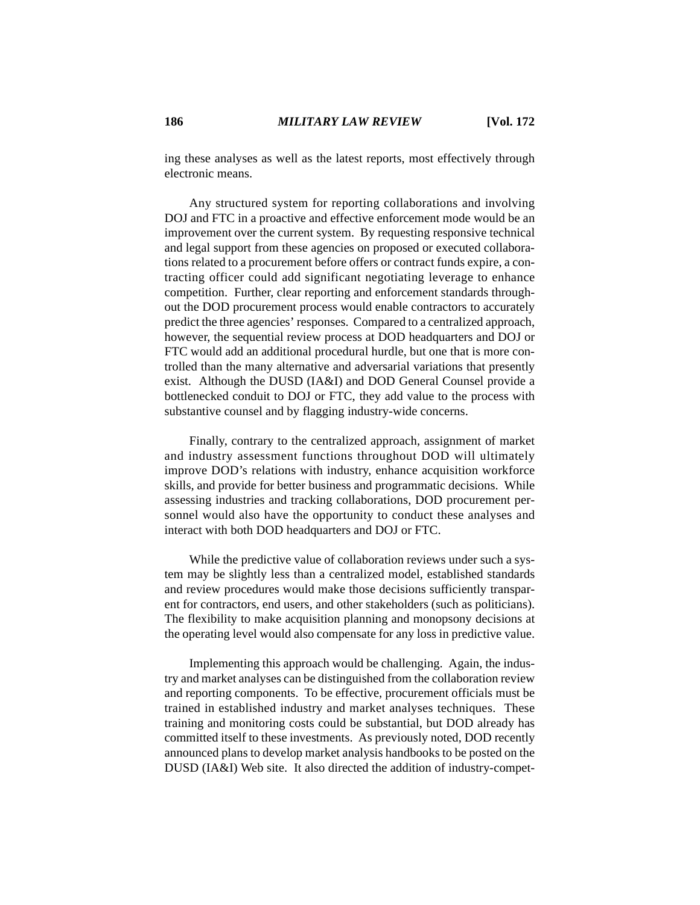ing these analyses as well as the latest reports, most effectively through electronic means.

Any structured system for reporting collaborations and involving DOJ and FTC in a proactive and effective enforcement mode would be an improvement over the current system. By requesting responsive technical and legal support from these agencies on proposed or executed collaborations related to a procurement before offers or contract funds expire, a contracting officer could add significant negotiating leverage to enhance competition. Further, clear reporting and enforcement standards throughout the DOD procurement process would enable contractors to accurately predict the three agencies' responses. Compared to a centralized approach, however, the sequential review process at DOD headquarters and DOJ or FTC would add an additional procedural hurdle, but one that is more controlled than the many alternative and adversarial variations that presently exist. Although the DUSD (IA&I) and DOD General Counsel provide a bottlenecked conduit to DOJ or FTC, they add value to the process with substantive counsel and by flagging industry-wide concerns.

Finally, contrary to the centralized approach, assignment of market and industry assessment functions throughout DOD will ultimately improve DOD's relations with industry, enhance acquisition workforce skills, and provide for better business and programmatic decisions. While assessing industries and tracking collaborations, DOD procurement personnel would also have the opportunity to conduct these analyses and interact with both DOD headquarters and DOJ or FTC.

While the predictive value of collaboration reviews under such a system may be slightly less than a centralized model, established standards and review procedures would make those decisions sufficiently transparent for contractors, end users, and other stakeholders (such as politicians). The flexibility to make acquisition planning and monopsony decisions at the operating level would also compensate for any loss in predictive value.

Implementing this approach would be challenging. Again, the industry and market analyses can be distinguished from the collaboration review and reporting components. To be effective, procurement officials must be trained in established industry and market analyses techniques. These training and monitoring costs could be substantial, but DOD already has committed itself to these investments. As previously noted, DOD recently announced plans to develop market analysis handbooks to be posted on the DUSD (IA&I) Web site. It also directed the addition of industry-compet-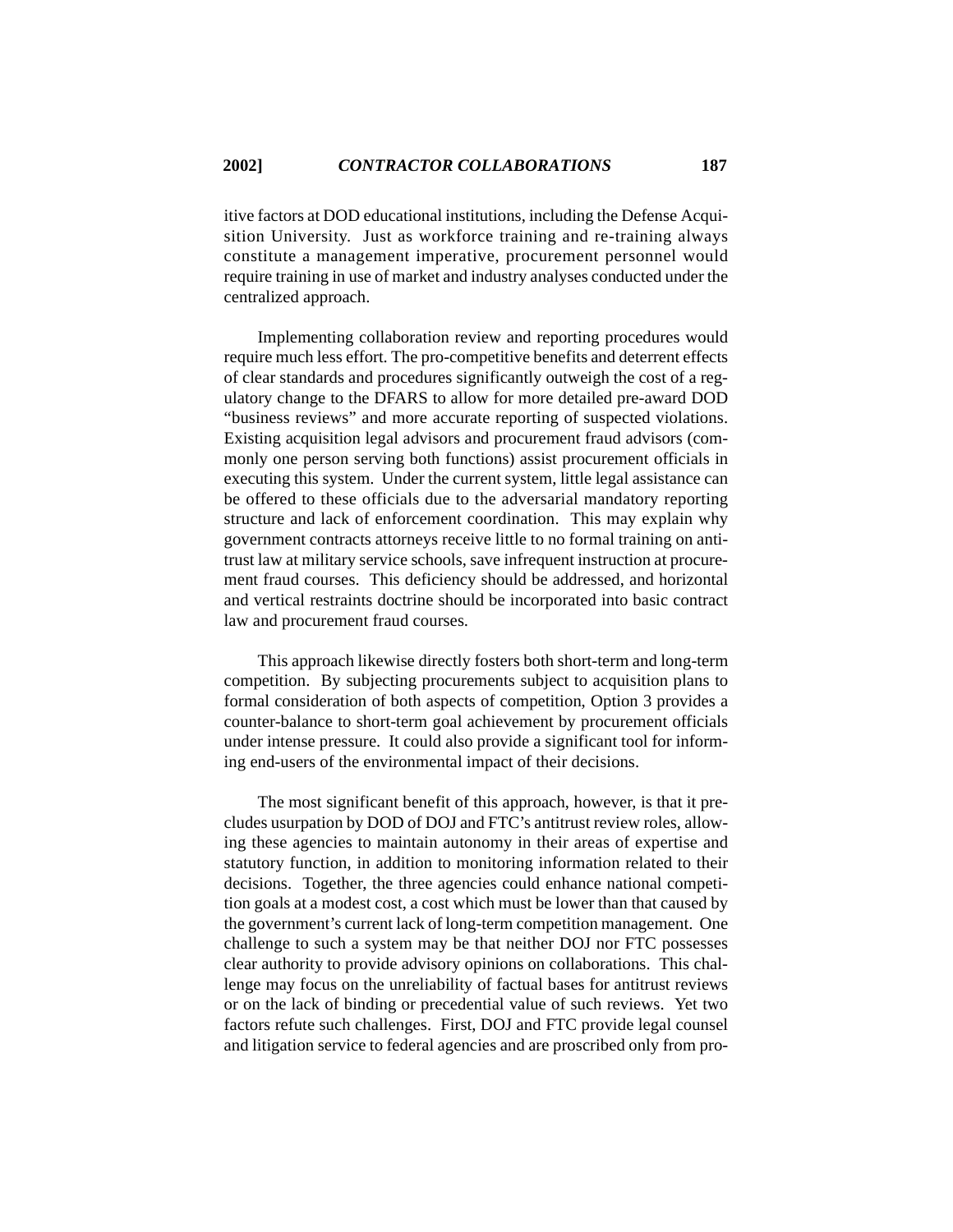itive factors at DOD educational institutions, including the Defense Acquisition University. Just as workforce training and re-training always constitute a management imperative, procurement personnel would require training in use of market and industry analyses conducted under the centralized approach.

Implementing collaboration review and reporting procedures would require much less effort. The pro-competitive benefits and deterrent effects of clear standards and procedures significantly outweigh the cost of a regulatory change to the DFARS to allow for more detailed pre-award DOD "business reviews" and more accurate reporting of suspected violations. Existing acquisition legal advisors and procurement fraud advisors (commonly one person serving both functions) assist procurement officials in executing this system. Under the current system, little legal assistance can be offered to these officials due to the adversarial mandatory reporting structure and lack of enforcement coordination. This may explain why government contracts attorneys receive little to no formal training on antitrust law at military service schools, save infrequent instruction at procurement fraud courses. This deficiency should be addressed, and horizontal and vertical restraints doctrine should be incorporated into basic contract law and procurement fraud courses.

This approach likewise directly fosters both short-term and long-term competition. By subjecting procurements subject to acquisition plans to formal consideration of both aspects of competition, Option 3 provides a counter-balance to short-term goal achievement by procurement officials under intense pressure. It could also provide a significant tool for informing end-users of the environmental impact of their decisions.

The most significant benefit of this approach, however, is that it precludes usurpation by DOD of DOJ and FTC's antitrust review roles, allowing these agencies to maintain autonomy in their areas of expertise and statutory function, in addition to monitoring information related to their decisions. Together, the three agencies could enhance national competition goals at a modest cost, a cost which must be lower than that caused by the government's current lack of long-term competition management. One challenge to such a system may be that neither DOJ nor FTC possesses clear authority to provide advisory opinions on collaborations. This challenge may focus on the unreliability of factual bases for antitrust reviews or on the lack of binding or precedential value of such reviews. Yet two factors refute such challenges. First, DOJ and FTC provide legal counsel and litigation service to federal agencies and are proscribed only from pro-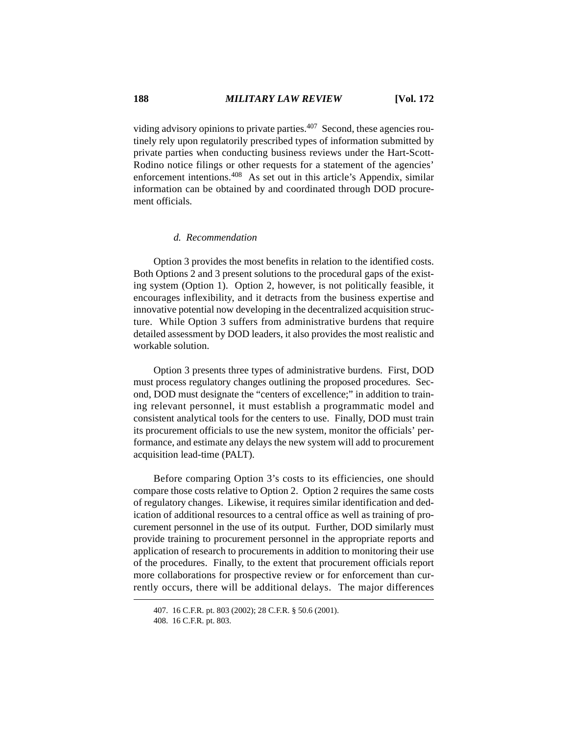viding advisory opinions to private parties.[407] Second, these agencies routinely rely upon regulatorily prescribed types of information submitted by private parties when conducting business reviews under the Hart-Scott-Rodino notice filings or other requests for a statement of the agencies' enforcement intentions.[408] As set out in this article's Appendix, similar information can be obtained by and coordinated through DOD procurement officials.

*d. Recommendation*

Option 3 provides the most benefits in relation to the identified costs. Both Options 2 and 3 present solutions to the procedural gaps of the existing system (Option 1). Option 2, however, is not politically feasible, it encourages inflexibility, and it detracts from the business expertise and innovative potential now developing in the decentralized acquisition structure. While Option 3 suffers from administrative burdens that require detailed assessment by DOD leaders, it also provides the most realistic and workable solution.

Option 3 presents three types of administrative burdens. First, DOD must process regulatory changes outlining the proposed procedures. Second, DOD must designate the "centers of excellence;" in addition to training relevant personnel, it must establish a programmatic model and consistent analytical tools for the centers to use. Finally, DOD must train its procurement officials to use the new system, monitor the officials' performance, and estimate any delays the new system will add to procurement acquisition lead-time (PALT).

Before comparing Option 3's costs to its efficiencies, one should compare those costs relative to Option 2. Option 2 requires the same costs of regulatory changes. Likewise, it requires similar identification and dedication of additional resources to a central office as well as training of procurement personnel in the use of its output. Further, DOD similarly must provide training to procurement personnel in the appropriate reports and application of research to procurements in addition to monitoring their use of the procedures. Finally, to the extent that procurement officials report more collaborations for prospective review or for enforcement than currently occurs, there will be additional delays. The major differences

407. 16 C.F.R. pt. 803 (2002); 28 C.F.R. § 50.6 (2001).

408. 16 C.F.R. pt. 803.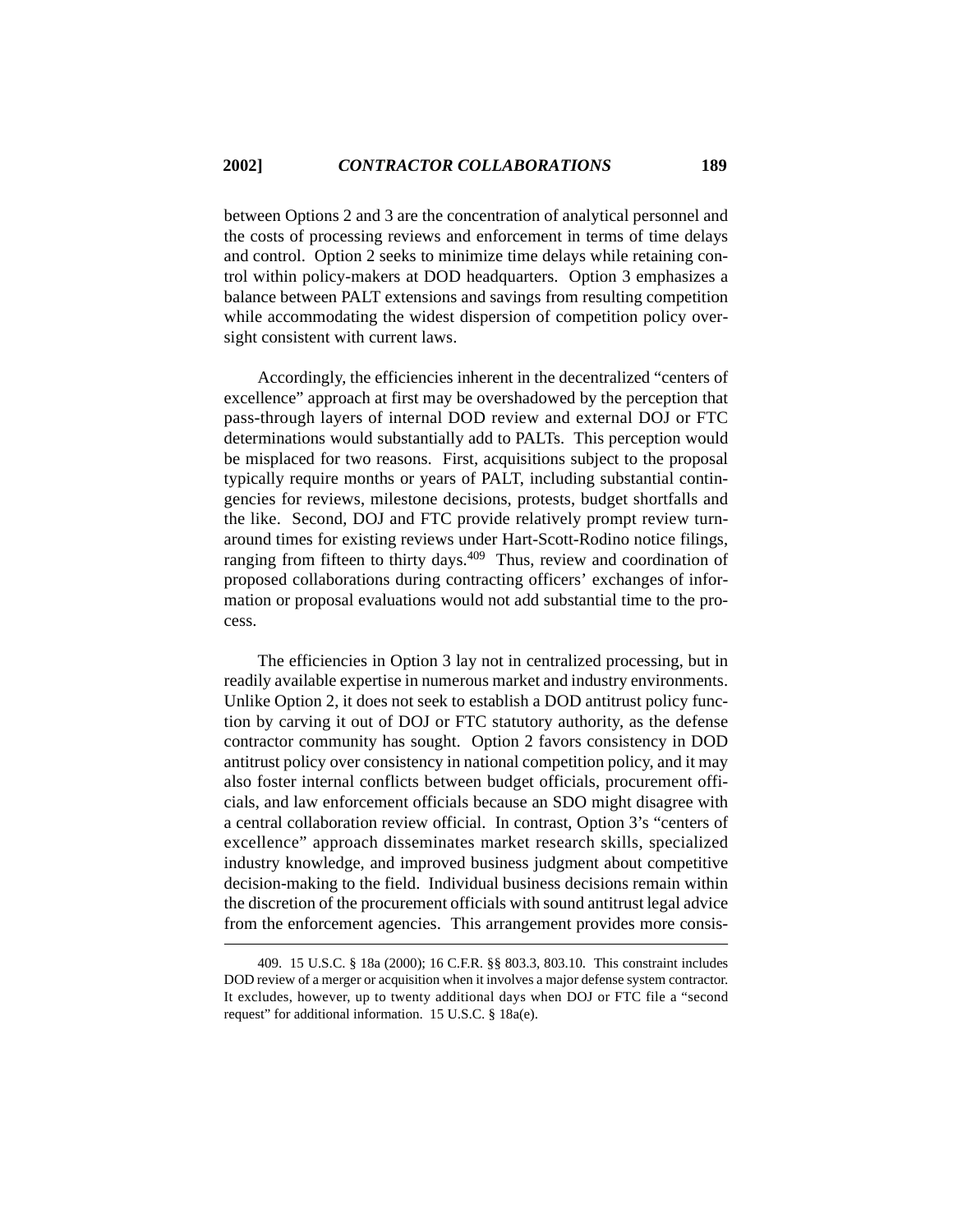between Options 2 and 3 are the concentration of analytical personnel and the costs of processing reviews and enforcement in terms of time delays and control. Option 2 seeks to minimize time delays while retaining control within policy-makers at DOD headquarters. Option 3 emphasizes a balance between PALT extensions and savings from resulting competition while accommodating the widest dispersion of competition policy oversight consistent with current laws.

Accordingly, the efficiencies inherent in the decentralized "centers of excellence" approach at first may be overshadowed by the perception that pass-through layers of internal DOD review and external DOJ or FTC determinations would substantially add to PALTs. This perception would be misplaced for two reasons. First, acquisitions subject to the proposal typically require months or years of PALT, including substantial contingencies for reviews, milestone decisions, protests, budget shortfalls and the like. Second, DOJ and FTC provide relatively prompt review turnaround times for existing reviews under Hart-Scott-Rodino notice filings, ranging from fifteen to thirty days.[409] Thus, review and coordination of proposed collaborations during contracting officers' exchanges of information or proposal evaluations would not add substantial time to the process.

The efficiencies in Option 3 lay not in centralized processing, but in readily available expertise in numerous market and industry environments. Unlike Option 2, it does not seek to establish a DOD antitrust policy function by carving it out of DOJ or FTC statutory authority, as the defense contractor community has sought. Option 2 favors consistency in DOD antitrust policy over consistency in national competition policy, and it may also foster internal conflicts between budget officials, procurement officials, and law enforcement officials because an SDO might disagree with a central collaboration review official. In contrast, Option 3's "centers of excellence" approach disseminates market research skills, specialized industry knowledge, and improved business judgment about competitive decision-making to the field. Individual business decisions remain within the discretion of the procurement officials with sound antitrust legal advice from the enforcement agencies. This arrangement provides more consis-

---

409. 15 U.S.C. § 18a (2000); 16 C.F.R. §§ 803.3, 803.10. This constraint includes DOD review of a merger or acquisition when it involves a major defense system contractor. It excludes, however, up to twenty additional days when DOJ or FTC file a "second request" for additional information. 15 U.S.C. § 18a(e).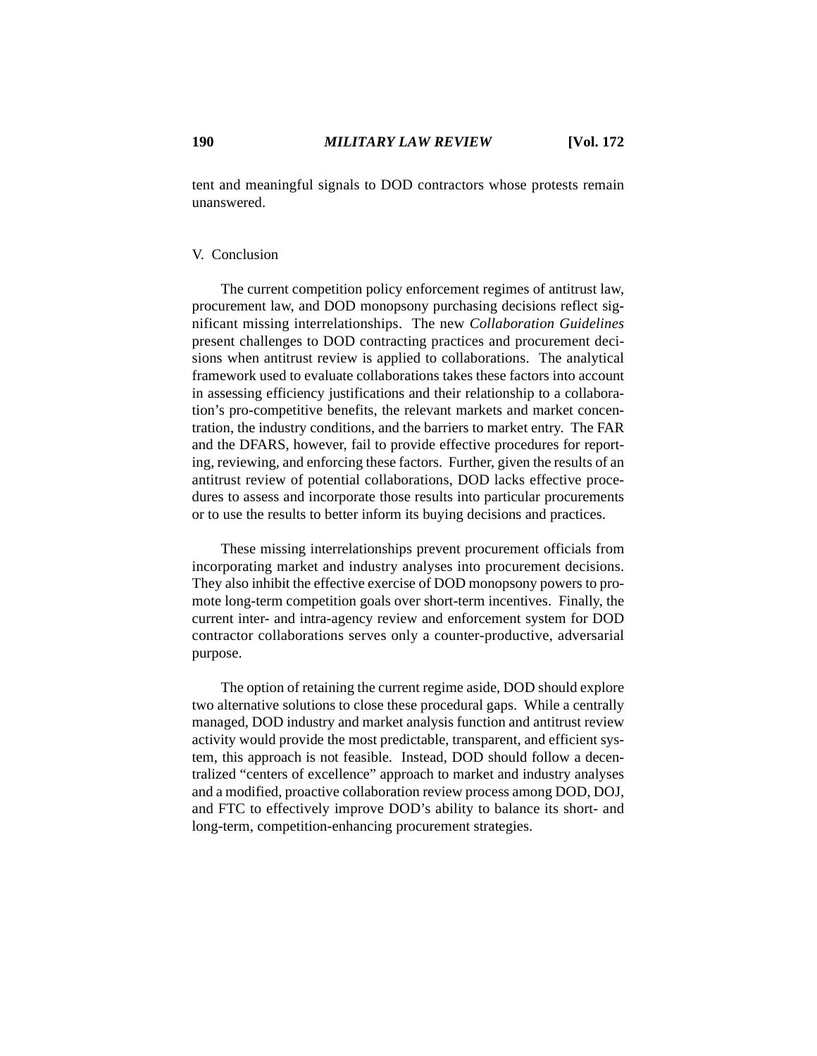tent and meaningful signals to DOD contractors whose protests remain unanswered.

## V. Conclusion

The current competition policy enforcement regimes of antitrust law, procurement law, and DOD monopsony purchasing decisions reflect significant missing interrelationships. The new *Collaboration Guidelines* present challenges to DOD contracting practices and procurement decisions when antitrust review is applied to collaborations. The analytical framework used to evaluate collaborations takes these factors into account in assessing efficiency justifications and their relationship to a collaboration's pro-competitive benefits, the relevant markets and market concentration, the industry conditions, and the barriers to market entry. The FAR and the DFARS, however, fail to provide effective procedures for reporting, reviewing, and enforcing these factors. Further, given the results of an antitrust review of potential collaborations, DOD lacks effective procedures to assess and incorporate those results into particular procurements or to use the results to better inform its buying decisions and practices.

These missing interrelationships prevent procurement officials from incorporating market and industry analyses into procurement decisions. They also inhibit the effective exercise of DOD monopsony powers to promote long-term competition goals over short-term incentives. Finally, the current inter- and intra-agency review and enforcement system for DOD contractor collaborations serves only a counter-productive, adversarial purpose.

The option of retaining the current regime aside, DOD should explore two alternative solutions to close these procedural gaps. While a centrally managed, DOD industry and market analysis function and antitrust review activity would provide the most predictable, transparent, and efficient system, this approach is not feasible. Instead, DOD should follow a decentralized "centers of excellence" approach to market and industry analyses and a modified, proactive collaboration review process among DOD, DOJ, and FTC to effectively improve DOD's ability to balance its short- and long-term, competition-enhancing procurement strategies.